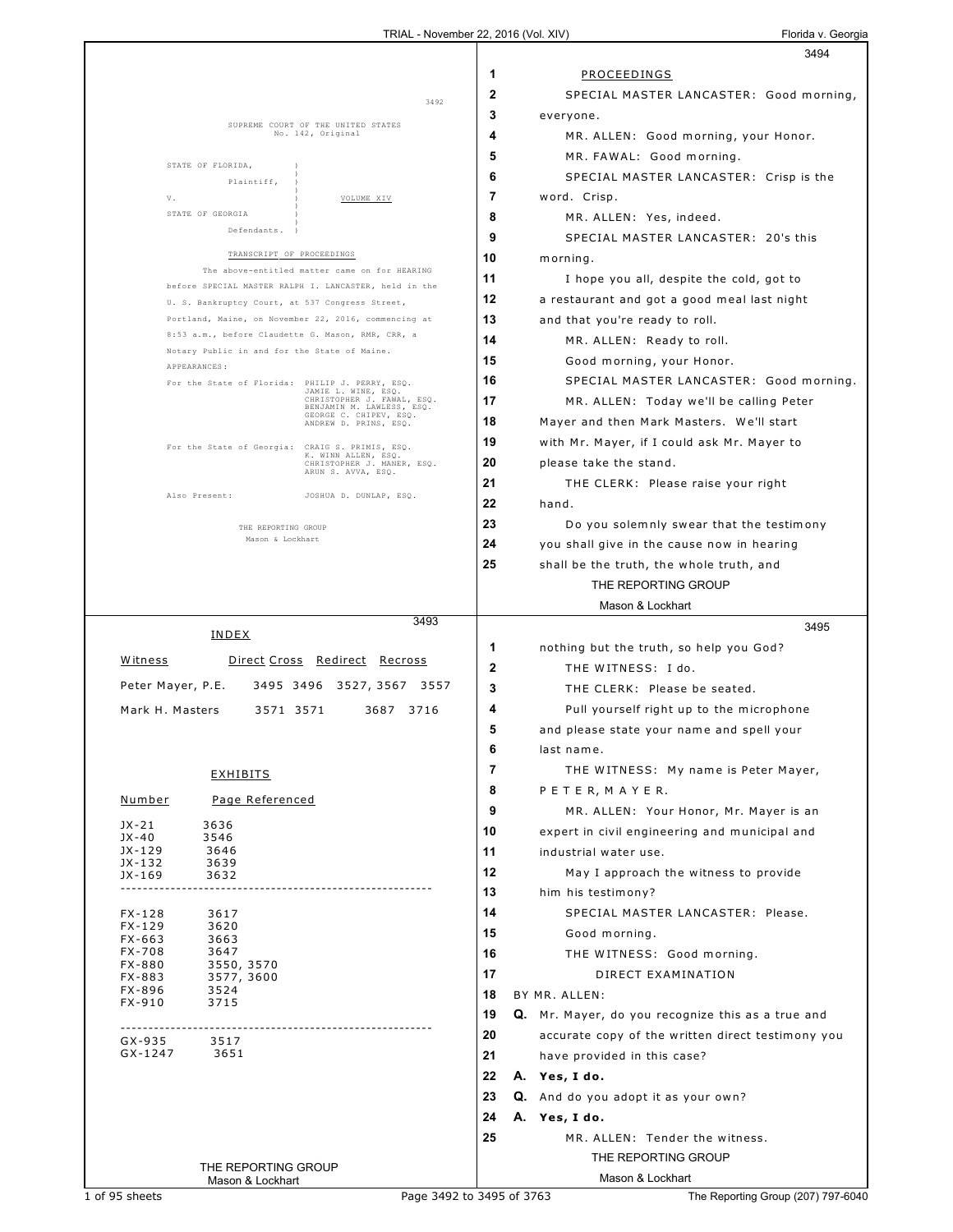SUPREME COURT OF THE UNITED STATES
No. 142, Original

STATE OF FLORIDA,
Plaintiff,

V. VOLUME XIV

STATE OF GEORGIA
Defendants.

TRANSCRIPT OF PROCEEDINGS

The above-entitled matter came on for HEARING before SPECIAL MASTER RALPH I. LANCASTER, held in the U. S. Bankruptcy Court, at 537 Congress Street, Portland, Maine, on November 22, 2016, commencing at 8:53 a.m., before Claudette G. Mason, RMR, CRR, a Notary Public in and for the State of Maine.

APPEARANCES:

For the State of Florida: PHILIP J. PERRY, ESQ.
JAMIE L. WINE, ESQ.
CHRISTOPHER J. FAWAL, ESQ.
BENJAMIN M. LAWLESS, ESQ.
GEORGE C. CHIPEV, ESQ.
ANDREW D. PRINS, ESQ.

For the State of Georgia: CRAIG S. PRIMIS, ESQ.
K. WINN ALLEN, ESQ.
CHRISTOPHER J. MANER, ESQ.
ARUN S. AVVA, ESQ.

Also Present: JOSHUA D. DUNLAP, ESQ.

THE REPORTING GROUP
Mason & Lockhart

## INDEX

| Witness | Direct | Cross | Redirect | Recross |
|---|---|---|---|---|
| Peter Mayer, P.E. | 3495 | 3496 | 3527, 3567 | 3557 |
| Mark H. Masters | 3571 | 3571 | 3687 | 3716 |

## EXHIBITS

| Number | Page Referenced |
|---|---|
| JX-21 | 3636 |
| JX-40 | 3546 |
| JX-129 | 3646 |
| JX-132 | 3639 |
| JX-169 | 3632 |
| FX-128 | 3617 |
| FX-129 | 3620 |
| FX-663 | 3663 |
| FX-708 | 3647 |
| FX-880 | 3550, 3570 |
| FX-883 | 3577, 3600 |
| FX-896 | 3524 |
| FX-910 | 3715 |
| GX-935 | 3517 |
| GX-1247 | 3651 |

PROCEEDINGS

1 PROCEEDINGS
2 SPECIAL MASTER LANCASTER: Good morning,
3 everyone.
4 MR. ALLEN: Good morning, your Honor.
5 MR. FAWAL: Good morning.
6 SPECIAL MASTER LANCASTER: Crisp is the
7 word. Crisp.
8 MR. ALLEN: Yes, indeed.
9 SPECIAL MASTER LANCASTER: 20's this
10 morning.
11 I hope you all, despite the cold, got to
12 a restaurant and got a good meal last night
13 and that you're ready to roll.
14 MR. ALLEN: Ready to roll.
15 Good morning, your Honor.
16 SPECIAL MASTER LANCASTER: Good morning.
17 MR. ALLEN: Today we'll be calling Peter
18 Mayer and then Mark Masters. We'll start
19 with Mr. Mayer, if I could ask Mr. Mayer to
20 please take the stand.
21 THE CLERK: Please raise your right
22 hand.
23 Do you solemnly swear that the testimony
24 you shall give in the cause now in hearing
25 shall be the truth, the whole truth, and

1 nothing but the truth, so help you God?
2 THE WITNESS: I do.
3 THE CLERK: Please be seated.
4 Pull yourself right up to the microphone
5 and please state your name and spell your
6 last name.
7 THE WITNESS: My name is Peter Mayer,
8 P E T E R, M A Y E R.
9 MR. ALLEN: Your Honor, Mr. Mayer is an
10 expert in civil engineering and municipal and
11 industrial water use.
12 May I approach the witness to provide
13 him his testimony?
14 SPECIAL MASTER LANCASTER: Please.
15 Good morning.
16 THE WITNESS: Good morning.
17 DIRECT EXAMINATION
18 BY MR. ALLEN:
19 Q. Mr. Mayer, do you recognize this as a true and
20 accurate copy of the written direct testimony you
21 have provided in this case?
22 A. **Yes, I do.**
23 Q. And do you adopt it as your own?
24 A. **Yes, I do.**
25 MR. ALLEN: Tender the witness.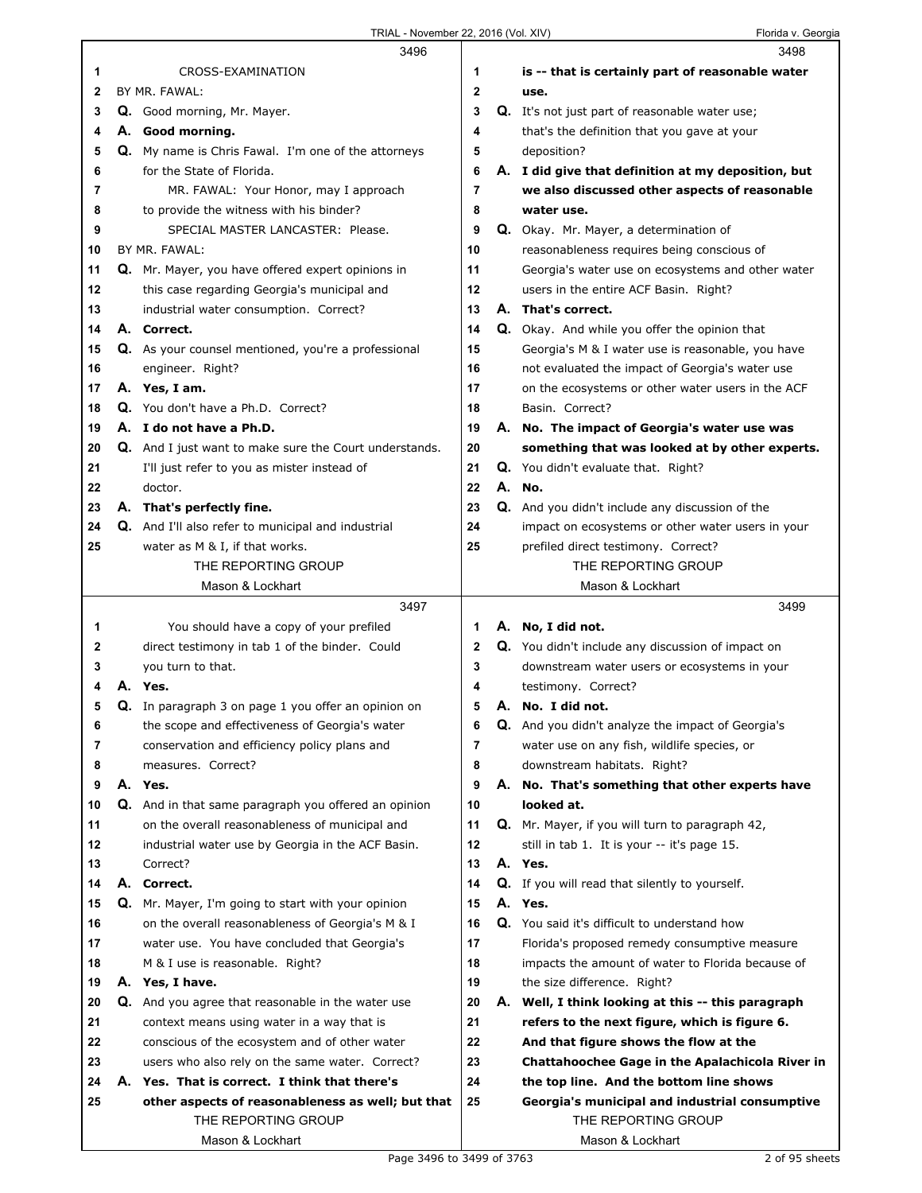CROSS-EXAMINATION

BY MR. FAWAL:

**Q.** Good morning, Mr. Mayer.

**A. Good morning.**

**Q.** My name is Chris Fawal. I'm one of the attorneys for the State of Florida.

MR. FAWAL: Your Honor, may I approach to provide the witness with his binder?

SPECIAL MASTER LANCASTER: Please.

BY MR. FAWAL:

**Q.** Mr. Mayer, you have offered expert opinions in this case regarding Georgia's municipal and industrial water consumption. Correct?

**A. Correct.**

**Q.** As your counsel mentioned, you're a professional engineer. Right?

**A. Yes, I am.**

**Q.** You don't have a Ph.D. Correct?

**A. I do not have a Ph.D.**

**Q.** And I just want to make sure the Court understands. I'll just refer to you as mister instead of doctor.

**A. That's perfectly fine.**

**Q.** And I'll also refer to municipal and industrial water as M & I, if that works.

You should have a copy of your prefiled direct testimony in tab 1 of the binder. Could you turn to that.

**A. Yes.**

**Q.** In paragraph 3 on page 1 you offer an opinion on the scope and effectiveness of Georgia's water conservation and efficiency policy plans and measures. Correct?

**A. Yes.**

**Q.** And in that same paragraph you offered an opinion on the overall reasonableness of municipal and industrial water use by Georgia in the ACF Basin. Correct?

**A. Correct.**

**Q.** Mr. Mayer, I'm going to start with your opinion on the overall reasonableness of Georgia's M & I water use. You have concluded that Georgia's M & I use is reasonable. Right?

**A. Yes, I have.**

**Q.** And you agree that reasonable in the water use context means using water in a way that is conscious of the ecosystem and of other water users who also rely on the same water. Correct?

**A. Yes. That is correct. I think that there's other aspects of reasonableness as well; but that is -- that is certainly part of reasonable water use.**

**Q.** It's not just part of reasonable water use; that's the definition that you gave at your deposition?

**A. I did give that definition at my deposition, but we also discussed other aspects of reasonable water use.**

**Q.** Okay. Mr. Mayer, a determination of reasonableness requires being conscious of Georgia's water use on ecosystems and other water users in the entire ACF Basin. Right?

**A. That's correct.**

**Q.** Okay. And while you offer the opinion that Georgia's M & I water use is reasonable, you have not evaluated the impact of Georgia's water use on the ecosystems or other water users in the ACF Basin. Correct?

**A. No. The impact of Georgia's water use was something that was looked at by other experts.**

**Q.** You didn't evaluate that. Right?

**A. No.**

**Q.** And you didn't include any discussion of the impact on ecosystems or other water users in your prefiled direct testimony. Correct?

**A. No, I did not.**

**Q.** You didn't include any discussion of impact on downstream water users or ecosystems in your testimony. Correct?

**A. No. I did not.**

**Q.** And you didn't analyze the impact of Georgia's water use on any fish, wildlife species, or downstream habitats. Right?

**A. No. That's something that other experts have looked at.**

**Q.** Mr. Mayer, if you will turn to paragraph 42, still in tab 1. It is your -- it's page 15.

**A. Yes.**

**Q.** If you will read that silently to yourself.

**A. Yes.**

**Q.** You said it's difficult to understand how Florida's proposed remedy consumptive measure impacts the amount of water to Florida because of the size difference. Right?

**A. Well, I think looking at this -- this paragraph refers to the next figure, which is figure 6. And that figure shows the flow at the Chattahoochee Gage in the Apalachicola River in the top line. And the bottom line shows Georgia's municipal and industrial consumptive**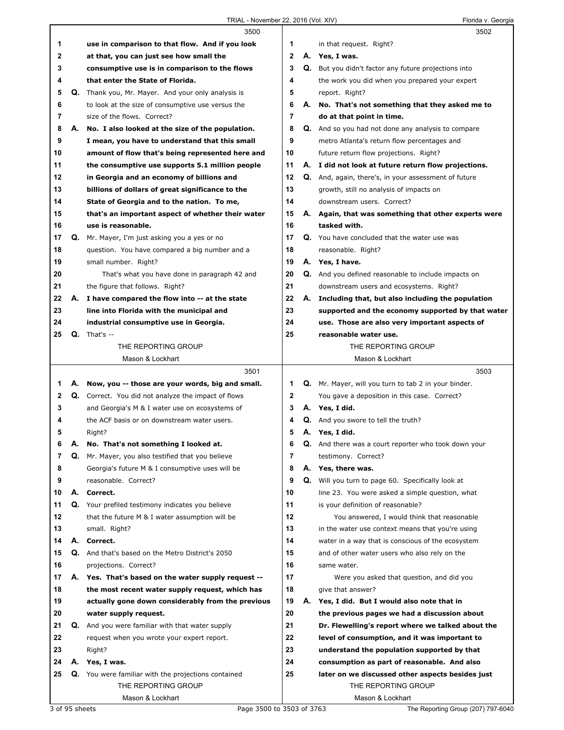**3500**

1 use in comparison to that flow. And if you look
2 at that, you can just see how small the
3 consumptive use is in comparison to the flows
4 that enter the State of Florida.
5 Q. Thank you, Mr. Mayer. And your only analysis is
6 to look at the size of consumptive use versus the
7 size of the flows. Correct?
8 A. No. I also looked at the size of the population.
9 I mean, you have to understand that this small
10 amount of flow that's being represented here and
11 the consumptive use supports 5.1 million people
12 in Georgia and an economy of billions and
13 billions of dollars of great significance to the
14 State of Georgia and to the nation. To me,
15 that's an important aspect of whether their water
16 use is reasonable.
17 Q. Mr. Mayer, I'm just asking you a yes or no
18 question. You have compared a big number and a
19 small number. Right?
20 That's what you have done in paragraph 42 and
21 the figure that follows. Right?
22 A. I have compared the flow into -- at the state
23 line into Florida with the municipal and
24 industrial consumptive use in Georgia.
25 Q. That's --

**3501**

1 A. Now, you -- those are your words, big and small.
2 Q. Correct. You did not analyze the impact of flows
3 and Georgia's M & I water use on ecosystems of
4 the ACF basis or on downstream water users.
5 Right?
6 A. No. That's not something I looked at.
7 Q. Mr. Mayer, you also testified that you believe
8 Georgia's future M & I consumptive uses will be
9 reasonable. Correct?
10 A. Correct.
11 Q. Your prefiled testimony indicates you believe
12 that the future M & I water assumption will be
13 small. Right?
14 A. Correct.
15 Q. And that's based on the Metro District's 2050
16 projections. Correct?
17 A. Yes. That's based on the water supply request --
18 the most recent water supply request, which has
19 actually gone down considerably from the previous
20 water supply request.
21 Q. And you were familiar with that water supply
22 request when you wrote your expert report.
23 Right?
24 A. Yes, I was.
25 Q. You were familiar with the projections contained

**3502**

1 in that request. Right?
2 A. Yes, I was.
3 Q. But you didn't factor any future projections into
4 the work you did when you prepared your expert
5 report. Right?
6 A. No. That's not something that they asked me to
7 do at that point in time.
8 Q. And so you had not done any analysis to compare
9 metro Atlanta's return flow percentages and
10 future return flow projections. Right?
11 A. I did not look at future return flow projections.
12 Q. And, again, there's, in your assessment of future
13 growth, still no analysis of impacts on
14 downstream users. Correct?
15 A. Again, that was something that other experts were
16 tasked with.
17 Q. You have concluded that the water use was
18 reasonable. Right?
19 A. Yes, I have.
20 Q. And you defined reasonable to include impacts on
21 downstream users and ecosystems. Right?
22 A. Including that, but also including the population
23 supported and the economy supported by that water
24 use. Those are also very important aspects of
25 reasonable water use.

**3503**

1 Q. Mr. Mayer, will you turn to tab 2 in your binder.
2 You gave a deposition in this case. Correct?
3 A. Yes, I did.
4 Q. And you swore to tell the truth?
5 A. Yes, I did.
6 Q. And there was a court reporter who took down your
7 testimony. Correct?
8 A. Yes, there was.
9 Q. Will you turn to page 60. Specifically look at
10 line 23. You were asked a simple question, what
11 is your definition of reasonable?
12 You answered, I would think that reasonable
13 in the water use context means that you're using
14 water in a way that is conscious of the ecosystem
15 and of other water users who also rely on the
16 same water.
17 Were you asked that question, and did you
18 give that answer?
19 A. Yes, I did. But I would also note that in
20 the previous pages we had a discussion about
21 Dr. Flewelling's report where we talked about the
22 level of consumption, and it was important to
23 understand the population supported by that
24 consumption as part of reasonable. And also
25 later on we discussed other aspects besides just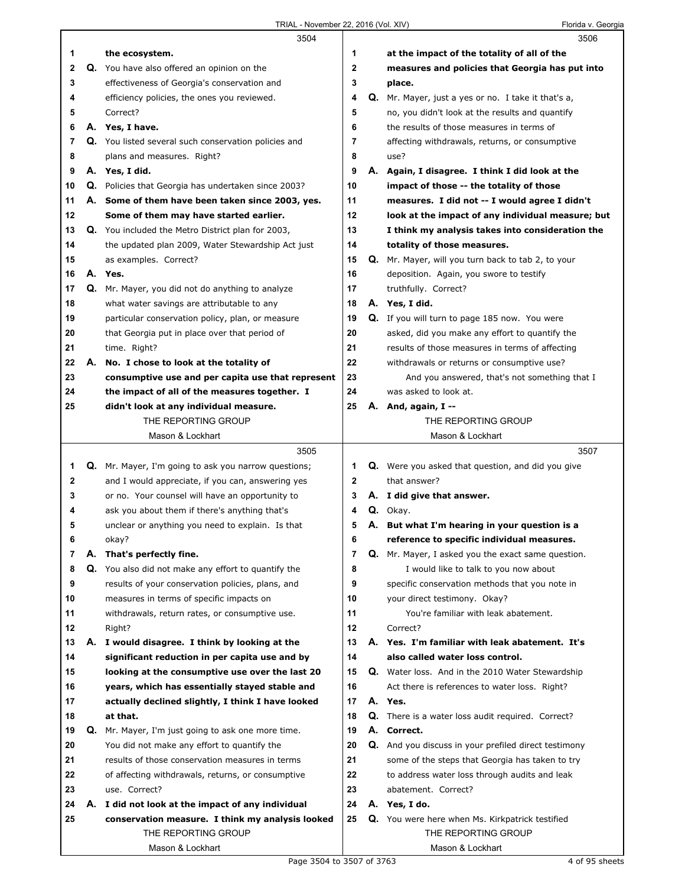**3504**

1 the ecosystem.

2 Q. You have also offered an opinion on the

3 effectiveness of Georgia's conservation and

4 efficiency policies, the ones you reviewed.

5 Correct?

6 A. **Yes, I have.**

7 Q. You listed several such conservation policies and

8 plans and measures. Right?

9 A. **Yes, I did.**

10 Q. Policies that Georgia has undertaken since 2003?

11 A. **Some of them have been taken since 2003, yes.**

12 **Some of them may have started earlier.**

13 Q. You included the Metro District plan for 2003,

14 the updated plan 2009, Water Stewardship Act just

15 as examples. Correct?

16 A. **Yes.**

17 Q. Mr. Mayer, you did not do anything to analyze

18 what water savings are attributable to any

19 particular conservation policy, plan, or measure

20 that Georgia put in place over that period of

21 time. Right?

22 A. **No. I chose to look at the totality of**

23 **consumptive use and per capita use that represent**

24 **the impact of all of the measures together. I**

25 **didn't look at any individual measure.**

**3505**

1 Q. Mr. Mayer, I'm going to ask you narrow questions;

2 and I would appreciate, if you can, answering yes

3 or no. Your counsel will have an opportunity to

4 ask you about them if there's anything that's

5 unclear or anything you need to explain. Is that

6 okay?

7 A. **That's perfectly fine.**

8 Q. You also did not make any effort to quantify the

9 results of your conservation policies, plans, and

10 measures in terms of specific impacts on

11 withdrawals, return rates, or consumptive use.

12 Right?

13 A. **I would disagree. I think by looking at the**

14 **significant reduction in per capita use and by**

15 **looking at the consumptive use over the last 20**

16 **years, which has essentially stayed stable and**

17 **actually declined slightly, I think I have looked**

18 **at that.**

19 Q. Mr. Mayer, I'm just going to ask one more time.

20 You did not make any effort to quantify the

21 results of those conservation measures in terms

22 of affecting withdrawals, returns, or consumptive

23 use. Correct?

24 A. **I did not look at the impact of any individual**

25 **conservation measure. I think my analysis looked**

**3506**

1 **at the impact of the totality of all of the**

2 **measures and policies that Georgia has put into**

3 **place.**

4 Q. Mr. Mayer, just a yes or no. I take it that's a,

5 no, you didn't look at the results and quantify

6 the results of those measures in terms of

7 affecting withdrawals, returns, or consumptive

8 use?

9 A. **Again, I disagree. I think I did look at the**

10 **impact of those -- the totality of those**

11 **measures. I did not -- I would agree I didn't**

12 **look at the impact of any individual measure; but**

13 **I think my analysis takes into consideration the**

14 **totality of those measures.**

15 Q. Mr. Mayer, will you turn back to tab 2, to your

16 deposition. Again, you swore to testify

17 truthfully. Correct?

18 A. **Yes, I did.**

19 Q. If you will turn to page 185 now. You were

20 asked, did you make any effort to quantify the

21 results of those measures in terms of affecting

22 withdrawals or returns or consumptive use?

23 And you answered, that's not something that I

24 was asked to look at.

25 A. **And, again, I --**

**3507**

1 Q. Were you asked that question, and did you give

2 that answer?

3 A. **I did give that answer.**

4 Q. Okay.

5 A. **But what I'm hearing in your question is a**

6 **reference to specific individual measures.**

7 Q. Mr. Mayer, I asked you the exact same question.

8 I would like to talk to you now about

9 specific conservation methods that you note in

10 your direct testimony. Okay?

11 You're familiar with leak abatement.

12 Correct?

13 A. **Yes. I'm familiar with leak abatement. It's**

14 **also called water loss control.**

15 Q. Water loss. And in the 2010 Water Stewardship

16 Act there is references to water loss. Right?

17 A. **Yes.**

18 Q. There is a water loss audit required. Correct?

19 A. **Correct.**

20 Q. And you discuss in your prefiled direct testimony

21 some of the steps that Georgia has taken to try

22 to address water loss through audits and leak

23 abatement. Correct?

24 A. **Yes, I do.**

25 Q. You were here when Ms. Kirkpatrick testified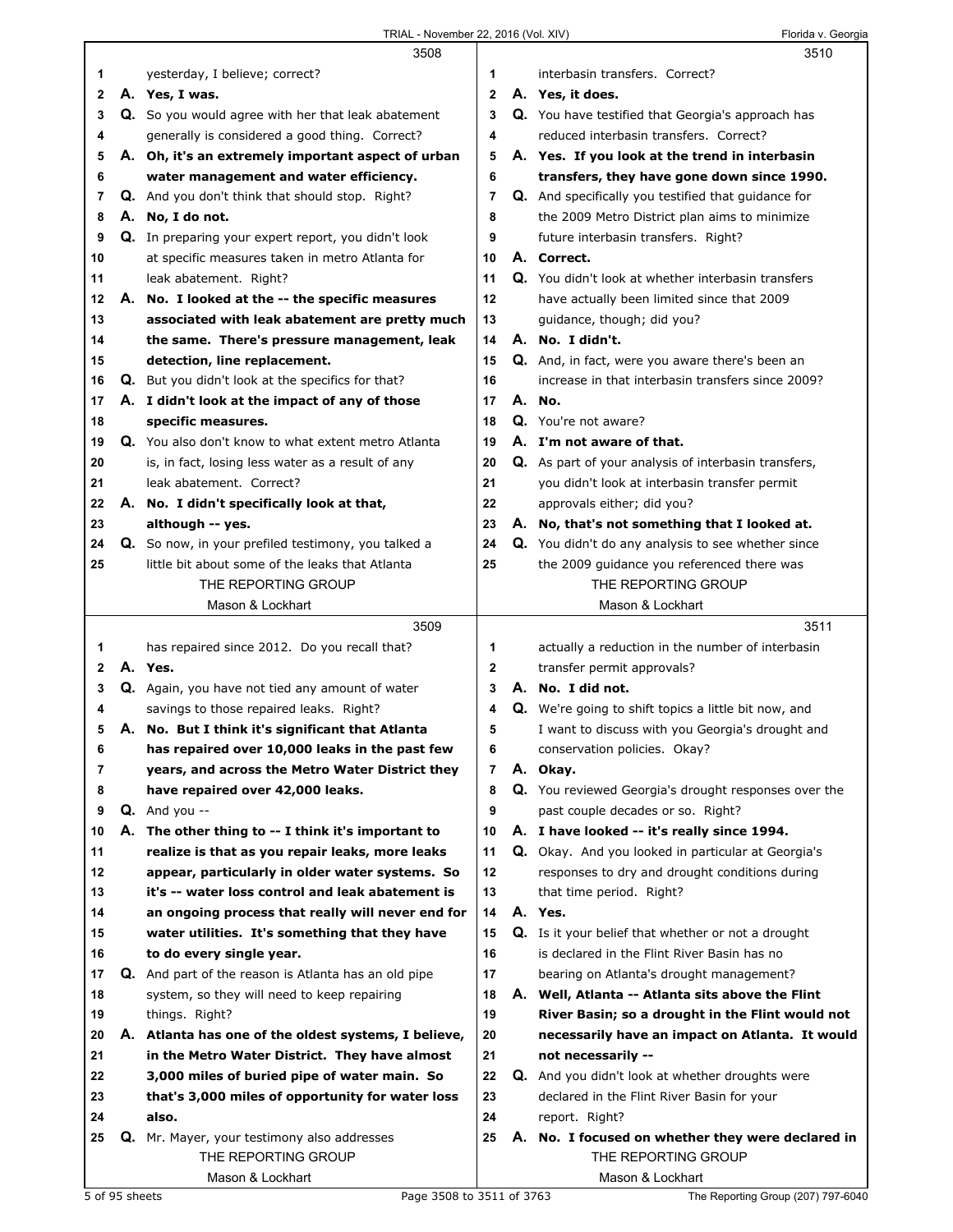**3508**

1 yesterday, I believe; correct?
2 **A. Yes, I was.**
3 Q. So you would agree with her that leak abatement
4 generally is considered a good thing. Correct?
5 **A. Oh, it's an extremely important aspect of urban**
6 **water management and water efficiency.**
7 Q. And you don't think that should stop. Right?
8 **A. No, I do not.**
9 Q. In preparing your expert report, you didn't look
10 at specific measures taken in metro Atlanta for
11 leak abatement. Right?
12 **A. No. I looked at the -- the specific measures**
13 **associated with leak abatement are pretty much**
14 **the same. There's pressure management, leak**
15 **detection, line replacement.**
16 Q. But you didn't look at the specifics for that?
17 **A. I didn't look at the impact of any of those**
18 **specific measures.**
19 Q. You also don't know to what extent metro Atlanta
20 is, in fact, losing less water as a result of any
21 leak abatement. Correct?
22 **A. No. I didn't specifically look at that,**
23 **although -- yes.**
24 Q. So now, in your prefiled testimony, you talked a
25 little bit about some of the leaks that Atlanta

**3509**

1 has repaired since 2012. Do you recall that?
2 **A. Yes.**
3 Q. Again, you have not tied any amount of water
4 savings to those repaired leaks. Right?
5 **A. No. But I think it's significant that Atlanta**
6 **has repaired over 10,000 leaks in the past few**
7 **years, and across the Metro Water District they**
8 **have repaired over 42,000 leaks.**
9 Q. And you --
10 **A. The other thing to -- I think it's important to**
11 **realize is that as you repair leaks, more leaks**
12 **appear, particularly in older water systems. So**
13 **it's -- water loss control and leak abatement is**
14 **an ongoing process that really will never end for**
15 **water utilities. It's something that they have**
16 **to do every single year.**
17 Q. And part of the reason is Atlanta has an old pipe
18 system, so they will need to keep repairing
19 things. Right?
20 **A. Atlanta has one of the oldest systems, I believe,**
21 **in the Metro Water District. They have almost**
22 **3,000 miles of buried pipe of water main. So**
23 **that's 3,000 miles of opportunity for water loss**
24 **also.**
25 Q. Mr. Mayer, your testimony also addresses

**3510**

1 interbasin transfers. Correct?
2 **A. Yes, it does.**
3 Q. You have testified that Georgia's approach has
4 reduced interbasin transfers. Correct?
5 **A. Yes. If you look at the trend in interbasin**
6 **transfers, they have gone down since 1990.**
7 Q. And specifically you testified that guidance for
8 the 2009 Metro District plan aims to minimize
9 future interbasin transfers. Right?
10 **A. Correct.**
11 Q. You didn't look at whether interbasin transfers
12 have actually been limited since that 2009
13 guidance, though; did you?
14 **A. No. I didn't.**
15 Q. And, in fact, were you aware there's been an
16 increase in that interbasin transfers since 2009?
17 **A. No.**
18 Q. You're not aware?
19 **A. I'm not aware of that.**
20 Q. As part of your analysis of interbasin transfers,
21 you didn't look at interbasin transfer permit
22 approvals either; did you?
23 **A. No, that's not something that I looked at.**
24 Q. You didn't do any analysis to see whether since
25 the 2009 guidance you referenced there was

**3511**

1 actually a reduction in the number of interbasin
2 transfer permit approvals?
3 **A. No. I did not.**
4 Q. We're going to shift topics a little bit now, and
5 I want to discuss with you Georgia's drought and
6 conservation policies. Okay?
7 **A. Okay.**
8 Q. You reviewed Georgia's drought responses over the
9 past couple decades or so. Right?
10 **A. I have looked -- it's really since 1994.**
11 Q. Okay. And you looked in particular at Georgia's
12 responses to dry and drought conditions during
13 that time period. Right?
14 **A. Yes.**
15 Q. Is it your belief that whether or not a drought
16 is declared in the Flint River Basin has no
17 bearing on Atlanta's drought management?
18 **A. Well, Atlanta -- Atlanta sits above the Flint**
19 **River Basin; so a drought in the Flint would not**
20 **necessarily have an impact on Atlanta. It would**
21 **not necessarily --**
22 Q. And you didn't look at whether droughts were
23 declared in the Flint River Basin for your
24 report. Right?
25 **A. No. I focused on whether they were declared in**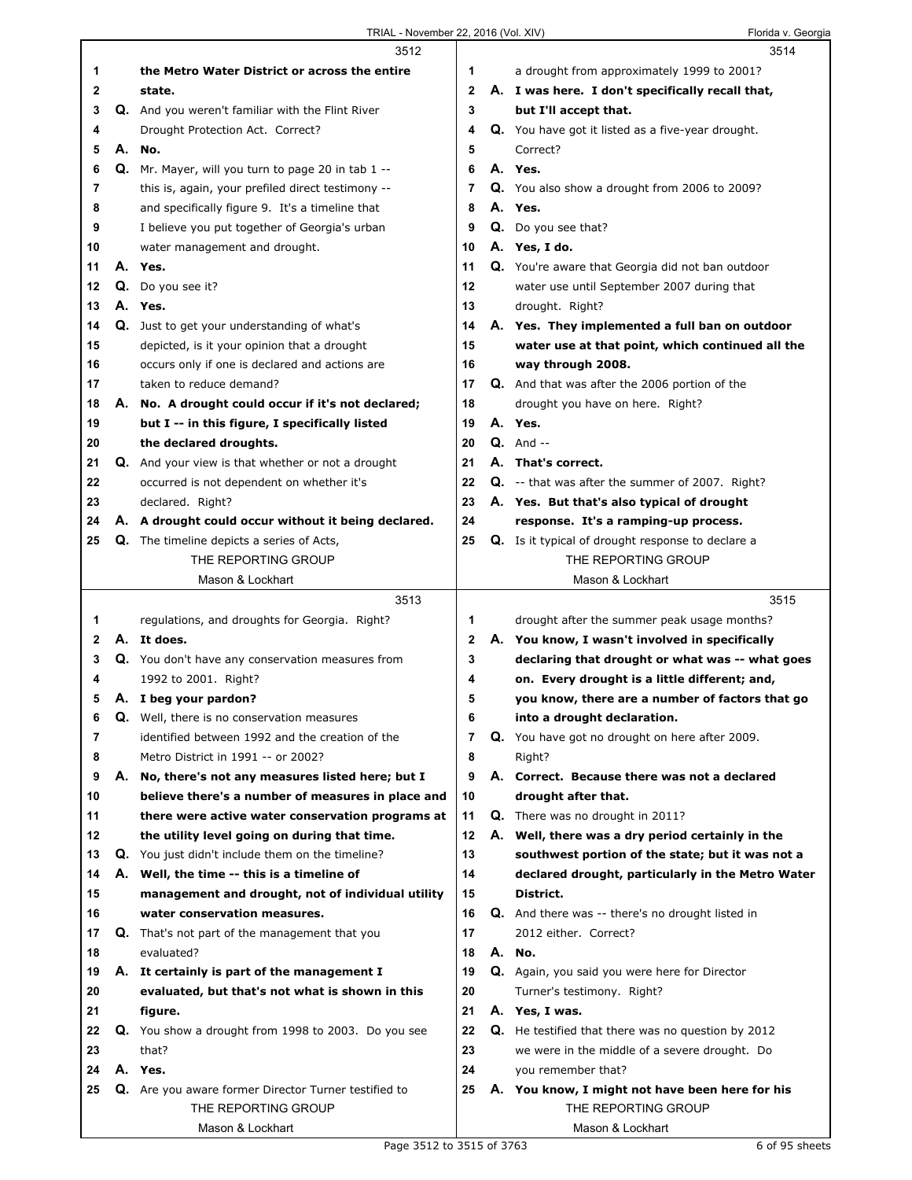3512

1 the Metro Water District or across the entire
2 state.
3 Q. And you weren't familiar with the Flint River
4 Drought Protection Act. Correct?
5 A. No.
6 Q. Mr. Mayer, will you turn to page 20 in tab 1 --
7 this is, again, your prefiled direct testimony --
8 and specifically figure 9. It's a timeline that
9 I believe you put together of Georgia's urban
10 water management and drought.
11 A. Yes.
12 Q. Do you see it?
13 A. Yes.
14 Q. Just to get your understanding of what's
15 depicted, is it your opinion that a drought
16 occurs only if one is declared and actions are
17 taken to reduce demand?
18 A. No. A drought could occur if it's not declared;
19 but I -- in this figure, I specifically listed
20 the declared droughts.
21 Q. And your view is that whether or not a drought
22 occurred is not dependent on whether it's
23 declared. Right?
24 A. A drought could occur without it being declared.
25 Q. The timeline depicts a series of Acts,

3513

1 regulations, and droughts for Georgia. Right?
2 A. It does.
3 Q. You don't have any conservation measures from
4 1992 to 2001. Right?
5 A. I beg your pardon?
6 Q. Well, there is no conservation measures
7 identified between 1992 and the creation of the
8 Metro District in 1991 -- or 2002?
9 A. No, there's not any measures listed here; but I
10 believe there's a number of measures in place and
11 there were active water conservation programs at
12 the utility level going on during that time.
13 Q. You just didn't include them on the timeline?
14 A. Well, the time -- this is a timeline of
15 management and drought, not of individual utility
16 water conservation measures.
17 Q. That's not part of the management that you
18 evaluated?
19 A. It certainly is part of the management I
20 evaluated, but that's not what is shown in this
21 figure.
22 Q. You show a drought from 1998 to 2003. Do you see
23 that?
24 A. Yes.
25 Q. Are you aware former Director Turner testified to

3514

1 a drought from approximately 1999 to 2001?
2 A. I was here. I don't specifically recall that,
3 but I'll accept that.
4 Q. You have got it listed as a five-year drought.
5 Correct?
6 A. Yes.
7 Q. You also show a drought from 2006 to 2009?
8 A. Yes.
9 Q. Do you see that?
10 A. Yes, I do.
11 Q. You're aware that Georgia did not ban outdoor
12 water use until September 2007 during that
13 drought. Right?
14 A. Yes. They implemented a full ban on outdoor
15 water use at that point, which continued all the
16 way through 2008.
17 Q. And that was after the 2006 portion of the
18 drought you have on here. Right?
19 A. Yes.
20 Q. And --
21 A. That's correct.
22 Q. -- that was after the summer of 2007. Right?
23 A. Yes. But that's also typical of drought
24 response. It's a ramping-up process.
25 Q. Is it typical of drought response to declare a

3515

1 drought after the summer peak usage months?
2 A. You know, I wasn't involved in specifically
3 declaring that drought or what was -- what goes
4 on. Every drought is a little different; and,
5 you know, there are a number of factors that go
6 into a drought declaration.
7 Q. You have got no drought on here after 2009.
8 Right?
9 A. Correct. Because there was not a declared
10 drought after that.
11 Q. There was no drought in 2011?
12 A. Well, there was a dry period certainly in the
13 southwest portion of the state; but it was not a
14 declared drought, particularly in the Metro Water
15 District.
16 Q. And there was -- there's no drought listed in
17 2012 either. Correct?
18 A. No.
19 Q. Again, you said you were here for Director
20 Turner's testimony. Right?
21 A. Yes, I was.
22 Q. He testified that there was no question by 2012
23 we were in the middle of a severe drought. Do
24 you remember that?
25 A. You know, I might not have been here for his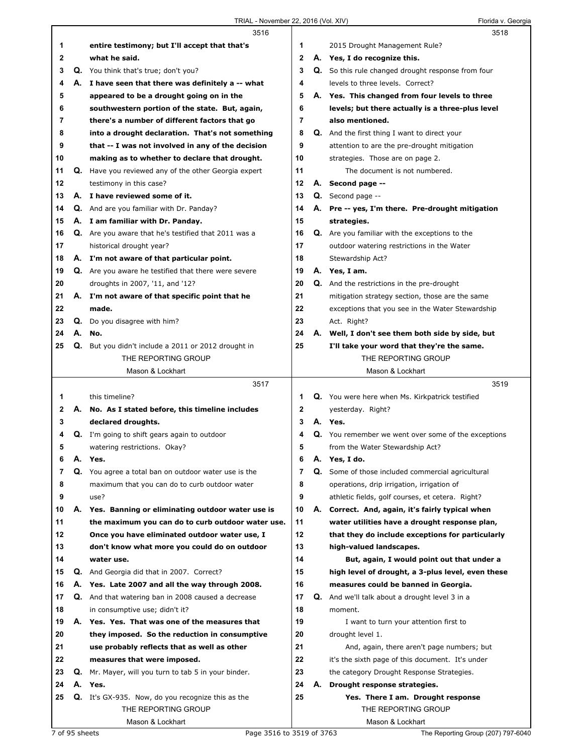**3516**

1 entire testimony; but I'll accept that that's
2 what he said.
3 Q. You think that's true; don't you?
4 A. I have seen that there was definitely a -- what
5 appeared to be a drought going on in the
6 southwestern portion of the state. But, again,
7 there's a number of different factors that go
8 into a drought declaration. That's not something
9 that -- I was not involved in any of the decision
10 making as to whether to declare that drought.
11 Q. Have you reviewed any of the other Georgia expert
12 testimony in this case?
13 A. I have reviewed some of it.
14 Q. And are you familiar with Dr. Panday?
15 A. I am familiar with Dr. Panday.
16 Q. Are you aware that he's testified that 2011 was a
17 historical drought year?
18 A. I'm not aware of that particular point.
19 Q. Are you aware he testified that there were severe
20 droughts in 2007, '11, and '12?
21 A. I'm not aware of that specific point that he
22 made.
23 Q. Do you disagree with him?
24 A. No.
25 Q. But you didn't include a 2011 or 2012 drought in

**3517**

1 this timeline?
2 A. No. As I stated before, this timeline includes
3 declared droughts.
4 Q. I'm going to shift gears again to outdoor
5 watering restrictions. Okay?
6 A. Yes.
7 Q. You agree a total ban on outdoor water use is the
8 maximum that you can do to curb outdoor water
9 use?
10 A. Yes. Banning or eliminating outdoor water use is
11 the maximum you can do to curb outdoor water use.
12 Once you have eliminated outdoor water use, I
13 don't know what more you could do on outdoor
14 water use.
15 Q. And Georgia did that in 2007. Correct?
16 A. Yes. Late 2007 and all the way through 2008.
17 Q. And that watering ban in 2008 caused a decrease
18 in consumptive use; didn't it?
19 A. Yes. Yes. That was one of the measures that
20 they imposed. So the reduction in consumptive
21 use probably reflects that as well as other
22 measures that were imposed.
23 Q. Mr. Mayer, will you turn to tab 5 in your binder.
24 A. Yes.
25 Q. It's GX-935. Now, do you recognize this as the

**3518**

1 2015 Drought Management Rule?
2 A. Yes, I do recognize this.
3 Q. So this rule changed drought response from four
4 levels to three levels. Correct?
5 A. Yes. This changed from four levels to three
6 levels; but there actually is a three-plus level
7 also mentioned.
8 Q. And the first thing I want to direct your
9 attention to are the pre-drought mitigation
10 strategies. Those are on page 2.
11 The document is not numbered.
12 A. Second page --
13 Q. Second page --
14 A. Pre -- yes, I'm there. Pre-drought mitigation
15 strategies.
16 Q. Are you familiar with the exceptions to the
17 outdoor watering restrictions in the Water
18 Stewardship Act?
19 A. Yes, I am.
20 Q. And the restrictions in the pre-drought
21 mitigation strategy section, those are the same
22 exceptions that you see in the Water Stewardship
23 Act. Right?
24 A. Well, I don't see them both side by side, but
25 I'll take your word that they're the same.

**3519**

1 Q. You were here when Ms. Kirkpatrick testified
2 yesterday. Right?
3 A. Yes.
4 Q. You remember we went over some of the exceptions
5 from the Water Stewardship Act?
6 A. Yes, I do.
7 Q. Some of those included commercial agricultural
8 operations, drip irrigation, irrigation of
9 athletic fields, golf courses, et cetera. Right?
10 A. Correct. And, again, it's fairly typical when
11 water utilities have a drought response plan,
12 that they do include exceptions for particularly
13 high-valued landscapes.
14 But, again, I would point out that under a
15 high level of drought, a 3-plus level, even these
16 measures could be banned in Georgia.
17 Q. And we'll talk about a drought level 3 in a
18 moment.
19 I want to turn your attention first to
20 drought level 1.
21 And, again, there aren't page numbers; but
22 it's the sixth page of this document. It's under
23 the category Drought Response Strategies.
24 A. Drought response strategies.
25 Yes. There I am. Drought response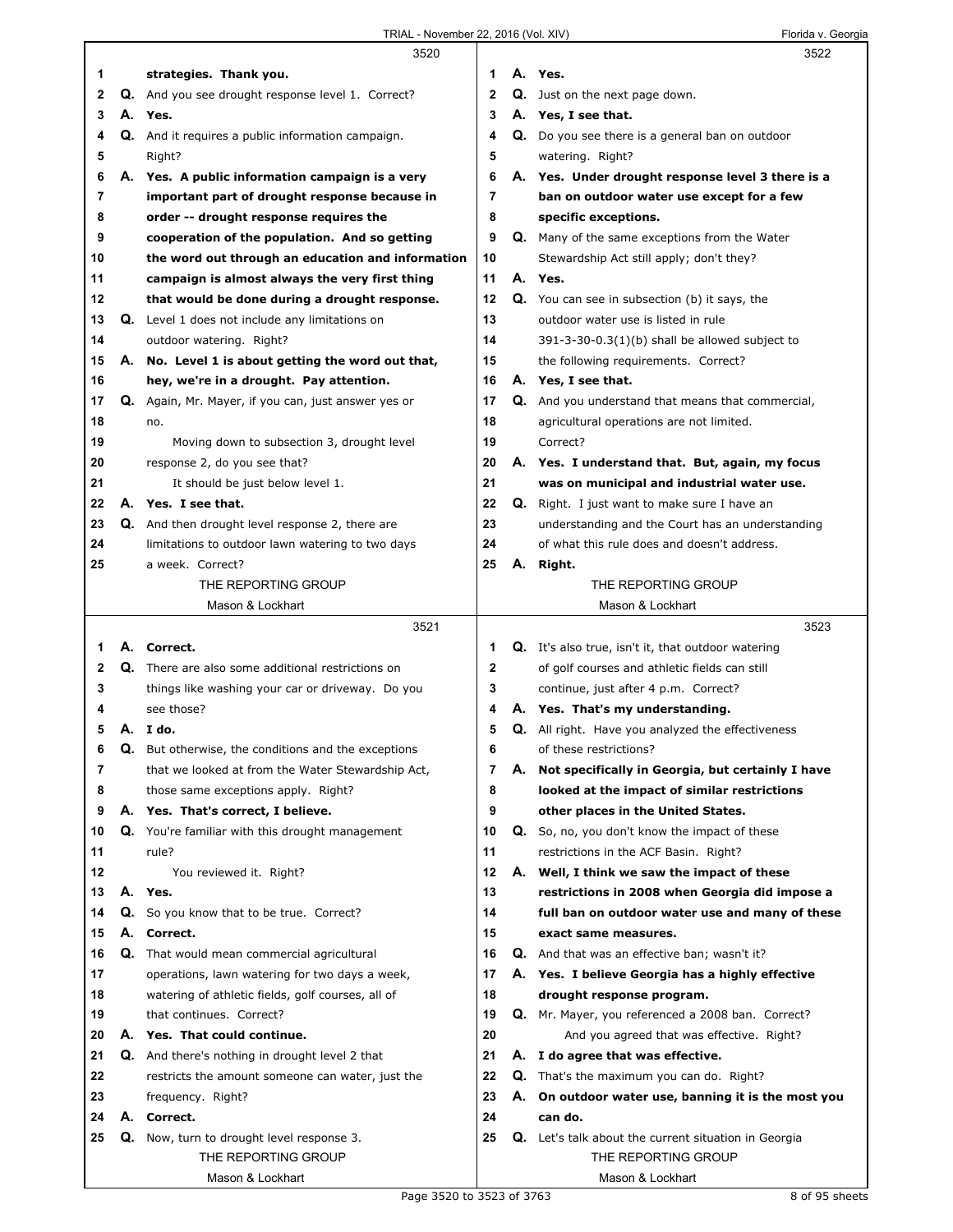**3520**

1 strategies. Thank you.
2 Q. And you see drought response level 1. Correct?
3 A. **Yes.**
4 Q. And it requires a public information campaign.
5 Right?
6 A. **Yes. A public information campaign is a very**
7 **important part of drought response because in**
8 **order -- drought response requires the**
9 **cooperation of the population. And so getting**
10 **the word out through an education and information**
11 **campaign is almost always the very first thing**
12 **that would be done during a drought response.**
13 Q. Level 1 does not include any limitations on
14 outdoor watering. Right?
15 A. **No. Level 1 is about getting the word out that,**
16 **hey, we're in a drought. Pay attention.**
17 Q. Again, Mr. Mayer, if you can, just answer yes or
18 no.
19 Moving down to subsection 3, drought level
20 response 2, do you see that?
21 It should be just below level 1.
22 A. **Yes. I see that.**
23 Q. And then drought level response 2, there are
24 limitations to outdoor lawn watering to two days
25 a week. Correct?

**3521**

1 A. **Correct.**
2 Q. There are also some additional restrictions on
3 things like washing your car or driveway. Do you
4 see those?
5 A. **I do.**
6 Q. But otherwise, the conditions and the exceptions
7 that we looked at from the Water Stewardship Act,
8 those same exceptions apply. Right?
9 A. **Yes. That's correct, I believe.**
10 Q. You're familiar with this drought management
11 rule?
12 You reviewed it. Right?
13 A. **Yes.**
14 Q. So you know that to be true. Correct?
15 A. **Correct.**
16 Q. That would mean commercial agricultural
17 operations, lawn watering for two days a week,
18 watering of athletic fields, golf courses, all of
19 that continues. Correct?
20 A. **Yes. That could continue.**
21 Q. And there's nothing in drought level 2 that
22 restricts the amount someone can water, just the
23 frequency. Right?
24 A. **Correct.**
25 Q. Now, turn to drought level response 3.

**3522**

1 A. **Yes.**
2 Q. Just on the next page down.
3 A. **Yes, I see that.**
4 Q. Do you see there is a general ban on outdoor
5 watering. Right?
6 A. **Yes. Under drought response level 3 there is a**
7 **ban on outdoor water use except for a few**
8 **specific exceptions.**
9 Q. Many of the same exceptions from the Water
10 Stewardship Act still apply; don't they?
11 A. **Yes.**
12 Q. You can see in subsection (b) it says, the
13 outdoor water use is listed in rule
14 391-3-30-0.3(1)(b) shall be allowed subject to
15 the following requirements. Correct?
16 A. **Yes, I see that.**
17 Q. And you understand that means that commercial,
18 agricultural operations are not limited.
19 Correct?
20 A. **Yes. I understand that. But, again, my focus**
21 **was on municipal and industrial water use.**
22 Q. Right. I just want to make sure I have an
23 understanding and the Court has an understanding
24 of what this rule does and doesn't address.
25 A. **Right.**

**3523**

1 Q. It's also true, isn't it, that outdoor watering
2 of golf courses and athletic fields can still
3 continue, just after 4 p.m. Correct?
4 A. **Yes. That's my understanding.**
5 Q. All right. Have you analyzed the effectiveness
6 of these restrictions?
7 A. **Not specifically in Georgia, but certainly I have**
8 **looked at the impact of similar restrictions**
9 **other places in the United States.**
10 Q. So, no, you don't know the impact of these
11 restrictions in the ACF Basin. Right?
12 A. **Well, I think we saw the impact of these**
13 **restrictions in 2008 when Georgia did impose a**
14 **full ban on outdoor water use and many of these**
15 **exact same measures.**
16 Q. And that was an effective ban; wasn't it?
17 A. **Yes. I believe Georgia has a highly effective**
18 **drought response program.**
19 Q. Mr. Mayer, you referenced a 2008 ban. Correct?
20 And you agreed that was effective. Right?
21 A. **I do agree that was effective.**
22 Q. That's the maximum you can do. Right?
23 A. **On outdoor water use, banning it is the most you**
24 **can do.**
25 Q. Let's talk about the current situation in Georgia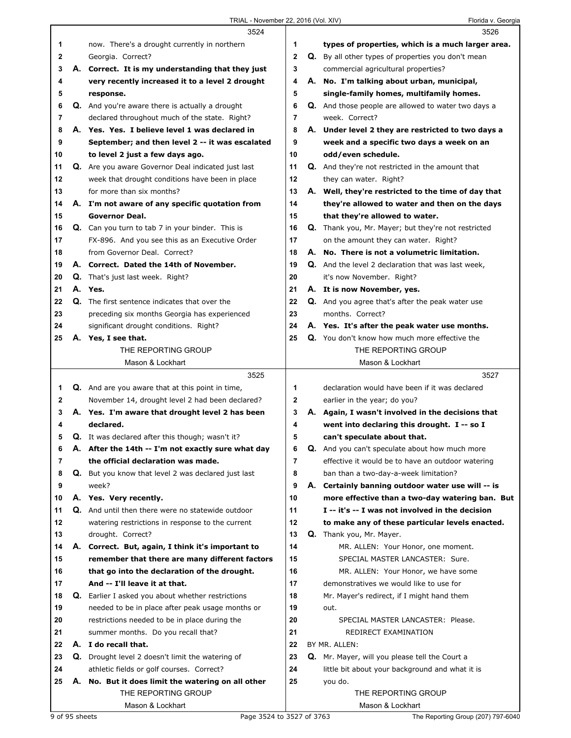3524

now. There's a drought currently in northern Georgia. Correct?

**A. Correct. It is my understanding that they just very recently increased it to a level 2 drought response.**

**Q.** And you're aware there is actually a drought declared throughout much of the state. Right?

**A. Yes. Yes. I believe level 1 was declared in September; and then level 2 -- it was escalated to level 2 just a few days ago.**

**Q.** Are you aware Governor Deal indicated just last week that drought conditions have been in place for more than six months?

**A. I'm not aware of any specific quotation from Governor Deal.**

**Q.** Can you turn to tab 7 in your binder. This is FX-896. And you see this as an Executive Order from Governor Deal. Correct?

**A. Correct. Dated the 14th of November.**

**Q.** That's just last week. Right?

**A. Yes.**

**Q.** The first sentence indicates that over the preceding six months Georgia has experienced significant drought conditions. Right?

**A. Yes, I see that.**

3525

**Q.** And are you aware that at this point in time, November 14, drought level 2 had been declared?

**A. Yes. I'm aware that drought level 2 has been declared.**

**Q.** It was declared after this though; wasn't it?

**A. After the 14th -- I'm not exactly sure what day the official declaration was made.**

**Q.** But you know that level 2 was declared just last week?

**A. Yes. Very recently.**

**Q.** And until then there were no statewide outdoor watering restrictions in response to the current drought. Correct?

**A. Correct. But, again, I think it's important to remember that there are many different factors that go into the declaration of the drought. And -- I'll leave it at that.**

**Q.** Earlier I asked you about whether restrictions needed to be in place after peak usage months or restrictions needed to be in place during the summer months. Do you recall that?

**A. I do recall that.**

**Q.** Drought level 2 doesn't limit the watering of athletic fields or golf courses. Correct?

**A. No. But it does limit the watering on all other**

3526

**types of properties, which is a much larger area.**

**Q.** By all other types of properties you don't mean commercial agricultural properties?

**A. No. I'm talking about urban, municipal, single-family homes, multifamily homes.**

**Q.** And those people are allowed to water two days a week. Correct?

**A. Under level 2 they are restricted to two days a week and a specific two days a week on an odd/even schedule.**

**Q.** And they're not restricted in the amount that they can water. Right?

**A. Well, they're restricted to the time of day that they're allowed to water and then on the days that they're allowed to water.**

**Q.** Thank you, Mr. Mayer; but they're not restricted on the amount they can water. Right?

**A. No. There is not a volumetric limitation.**

**Q.** And the level 2 declaration that was last week, it's now November. Right?

**A. It is now November, yes.**

**Q.** And you agree that's after the peak water use months. Correct?

**A. Yes. It's after the peak water use months.**

**Q.** You don't know how much more effective the

3527

declaration would have been if it was declared earlier in the year; do you?

**A. Again, I wasn't involved in the decisions that went into declaring this drought. I -- so I can't speculate about that.**

**Q.** And you can't speculate about how much more effective it would be to have an outdoor watering ban than a two-day-a-week limitation?

**A. Certainly banning outdoor water use will -- is more effective than a two-day watering ban. But I -- it's -- I was not involved in the decision to make any of these particular levels enacted.**

**Q.** Thank you, Mr. Mayer.

MR. ALLEN: Your Honor, one moment.

SPECIAL MASTER LANCASTER: Sure.

MR. ALLEN: Your Honor, we have some demonstratives we would like to use for Mr. Mayer's redirect, if I might hand them out.

SPECIAL MASTER LANCASTER: Please.

REDIRECT EXAMINATION

BY MR. ALLEN:

**Q.** Mr. Mayer, will you please tell the Court a little bit about your background and what it is you do.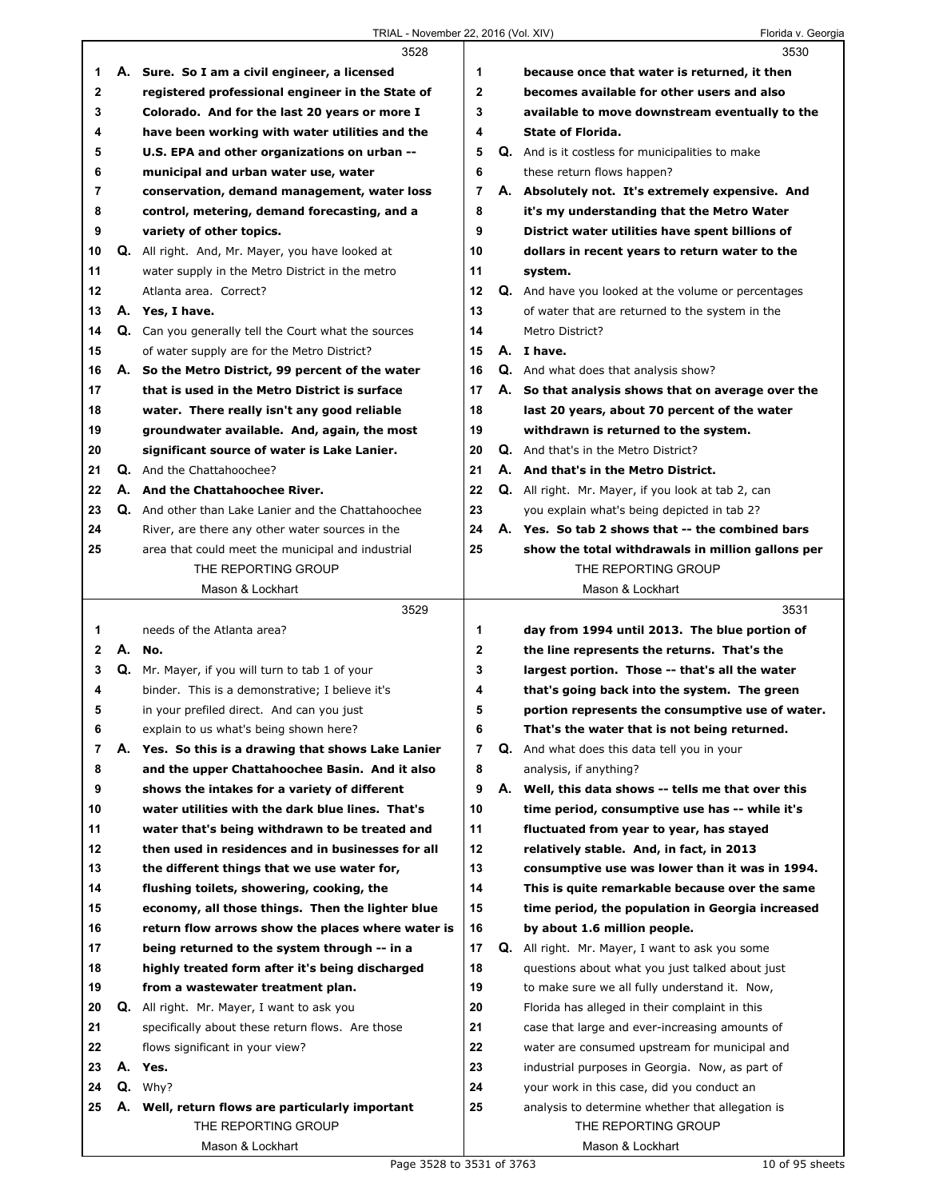3528

1 A. **Sure. So I am a civil engineer, a licensed**
2 **registered professional engineer in the State of**
3 **Colorado. And for the last 20 years or more I**
4 **have been working with water utilities and the**
5 **U.S. EPA and other organizations on urban --**
6 **municipal and urban water use, water**
7 **conservation, demand management, water loss**
8 **control, metering, demand forecasting, and a**
9 **variety of other topics.**
10 Q. All right. And, Mr. Mayer, you have looked at
11 water supply in the Metro District in the metro
12 Atlanta area. Correct?
13 A. **Yes, I have.**
14 Q. Can you generally tell the Court what the sources
15 of water supply are for the Metro District?
16 A. **So the Metro District, 99 percent of the water**
17 **that is used in the Metro District is surface**
18 **water. There really isn't any good reliable**
19 **groundwater available. And, again, the most**
20 **significant source of water is Lake Lanier.**
21 Q. And the Chattahoochee?
22 A. **And the Chattahoochee River.**
23 Q. And other than Lake Lanier and the Chattahoochee
24 River, are there any other water sources in the
25 area that could meet the municipal and industrial

3529

1 needs of the Atlanta area?
2 A. **No.**
3 Q. Mr. Mayer, if you will turn to tab 1 of your
4 binder. This is a demonstrative; I believe it's
5 in your prefiled direct. And can you just
6 explain to us what's being shown here?
7 A. **Yes. So this is a drawing that shows Lake Lanier**
8 **and the upper Chattahoochee Basin. And it also**
9 **shows the intakes for a variety of different**
10 **water utilities with the dark blue lines. That's**
11 **water that's being withdrawn to be treated and**
12 **then used in residences and in businesses for all**
13 **the different things that we use water for,**
14 **flushing toilets, showering, cooking, the**
15 **economy, all those things. Then the lighter blue**
16 **return flow arrows show the places where water is**
17 **being returned to the system through -- in a**
18 **highly treated form after it's being discharged**
19 **from a wastewater treatment plan.**
20 Q. All right. Mr. Mayer, I want to ask you
21 specifically about these return flows. Are those
22 flows significant in your view?
23 A. **Yes.**
24 Q. Why?
25 A. **Well, return flows are particularly important**

3530

1 **because once that water is returned, it then**
2 **becomes available for other users and also**
3 **available to move downstream eventually to the**
4 **State of Florida.**
5 Q. And is it costless for municipalities to make
6 these return flows happen?
7 A. **Absolutely not. It's extremely expensive. And**
8 **it's my understanding that the Metro Water**
9 **District water utilities have spent billions of**
10 **dollars in recent years to return water to the**
11 **system.**
12 Q. And have you looked at the volume or percentages
13 of water that are returned to the system in the
14 Metro District?
15 A. **I have.**
16 Q. And what does that analysis show?
17 A. **So that analysis shows that on average over the**
18 **last 20 years, about 70 percent of the water**
19 **withdrawn is returned to the system.**
20 Q. And that's in the Metro District?
21 A. **And that's in the Metro District.**
22 Q. All right. Mr. Mayer, if you look at tab 2, can
23 you explain what's being depicted in tab 2?
24 A. **Yes. So tab 2 shows that -- the combined bars**
25 **show the total withdrawals in million gallons per**

3531

1 **day from 1994 until 2013. The blue portion of**
2 **the line represents the returns. That's the**
3 **largest portion. Those -- that's all the water**
4 **that's going back into the system. The green**
5 **portion represents the consumptive use of water.**
6 **That's the water that is not being returned.**
7 Q. And what does this data tell you in your
8 analysis, if anything?
9 A. **Well, this data shows -- tells me that over this**
10 **time period, consumptive use has -- while it's**
11 **fluctuated from year to year, has stayed**
12 **relatively stable. And, in fact, in 2013**
13 **consumptive use was lower than it was in 1994.**
14 **This is quite remarkable because over the same**
15 **time period, the population in Georgia increased**
16 **by about 1.6 million people.**
17 Q. All right. Mr. Mayer, I want to ask you some
18 questions about what you just talked about just
19 to make sure we all fully understand it. Now,
20 Florida has alleged in their complaint in this
21 case that large and ever-increasing amounts of
22 water are consumed upstream for municipal and
23 industrial purposes in Georgia. Now, as part of
24 your work in this case, did you conduct an
25 analysis to determine whether that allegation is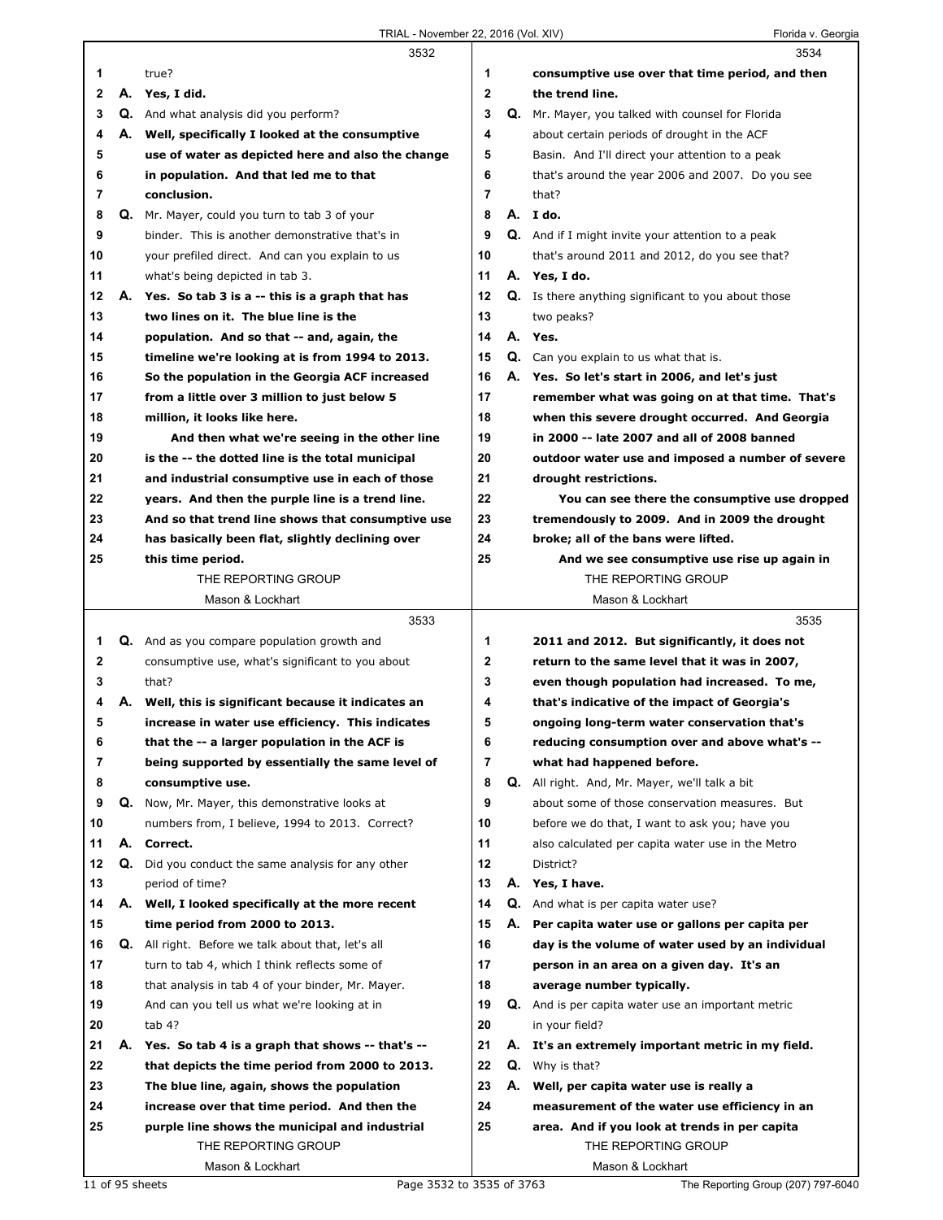3532

true?

**A.** **Yes, I did.**

**Q.** And what analysis did you perform?

**A.** **Well, specifically I looked at the consumptive use of water as depicted here and also the change in population. And that led me to that conclusion.**

**Q.** Mr. Mayer, could you turn to tab 3 of your binder. This is another demonstrative that's in your prefiled direct. And can you explain to us what's being depicted in tab 3.

**A.** **Yes. So tab 3 is a -- this is a graph that has two lines on it. The blue line is the population. And so that -- and, again, the timeline we're looking at is from 1994 to 2013. So the population in the Georgia ACF increased from a little over 3 million to just below 5 million, it looks like here.**

**And then what we're seeing in the other line is the -- the dotted line is the total municipal and industrial consumptive use in each of those years. And then the purple line is a trend line. And so that trend line shows that consumptive use has basically been flat, slightly declining over this time period.**

3533

**Q.** And as you compare population growth and consumptive use, what's significant to you about that?

**A.** **Well, this is significant because it indicates an increase in water use efficiency. This indicates that the -- a larger population in the ACF is being supported by essentially the same level of consumptive use.**

**Q.** Now, Mr. Mayer, this demonstrative looks at numbers from, I believe, 1994 to 2013. Correct?

**A.** **Correct.**

**Q.** Did you conduct the same analysis for any other period of time?

**A.** **Well, I looked specifically at the more recent time period from 2000 to 2013.**

**Q.** All right. Before we talk about that, let's all turn to tab 4, which I think reflects some of that analysis in tab 4 of your binder, Mr. Mayer. And can you tell us what we're looking at in tab 4?

**A.** **Yes. So tab 4 is a graph that shows -- that's -- that depicts the time period from 2000 to 2013. The blue line, again, shows the population increase over that time period. And then the purple line shows the municipal and industrial consumptive use over that time period, and then the trend line.**

3534

**Q.** Mr. Mayer, you talked with counsel for Florida about certain periods of drought in the ACF Basin. And I'll direct your attention to a peak that's around the year 2006 and 2007. Do you see that?

**A.** **I do.**

**Q.** And if I might invite your attention to a peak that's around 2011 and 2012, do you see that?

**A.** **Yes, I do.**

**Q.** Is there anything significant to you about those two peaks?

**A.** **Yes.**

**Q.** Can you explain to us what that is.

**A.** **Yes. So let's start in 2006, and let's just remember what was going on at that time. That's when this severe drought occurred. And Georgia in 2000 -- late 2007 and all of 2008 banned outdoor water use and imposed a number of severe drought restrictions.**

**You can see there the consumptive use dropped tremendously to 2009. And in 2009 the drought broke; all of the bans were lifted.**

**And we see consumptive use rise up again in 2011 and 2012. But significantly, it does not return to the same level that it was in 2007, even though population had increased. To me, that's indicative of the impact of Georgia's ongoing long-term water conservation that's reducing consumption over and above what's -- what had happened before.**

3535

**Q.** All right. And, Mr. Mayer, we'll talk a bit about some of those conservation measures. But before we do that, I want to ask you; have you also calculated per capita water use in the Metro District?

**A.** **Yes, I have.**

**Q.** And what is per capita water use?

**A.** **Per capita water use or gallons per capita per day is the volume of water used by an individual person in an area on a given day. It's an average number typically.**

**Q.** And is per capita water use an important metric in your field?

**A.** **It's an extremely important metric in my field.**

**Q.** Why is that?

**A.** **Well, per capita water use is really a measurement of the water use efficiency in an area. And if you look at trends in per capita**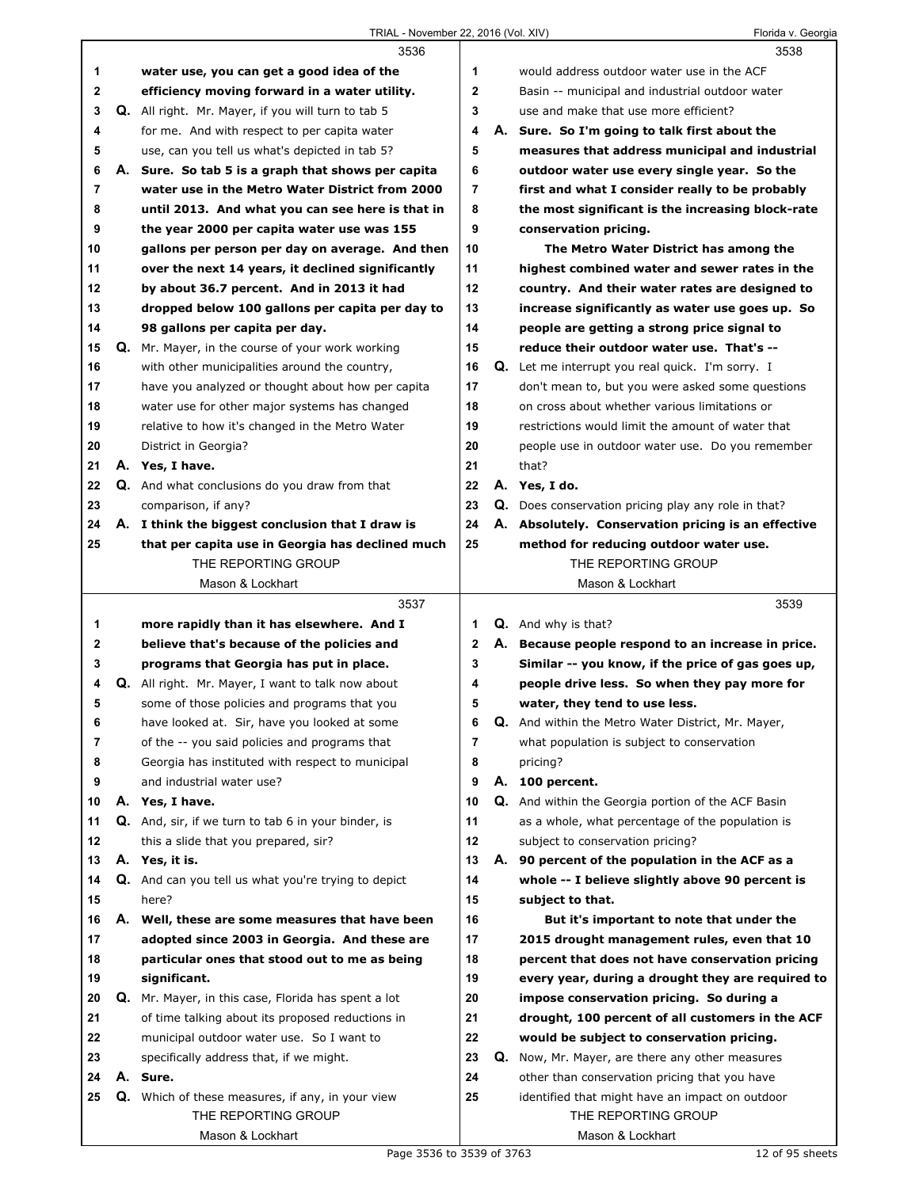3536

1 water use, you can get a good idea of the
2 efficiency moving forward in a water utility.
3 Q. All right. Mr. Mayer, if you will turn to tab 5
4 for me. And with respect to per capita water
5 use, can you tell us what's depicted in tab 5?
6 A. Sure. So tab 5 is a graph that shows per capita
7 water use in the Metro Water District from 2000
8 until 2013. And what you can see here is that in
9 the year 2000 per capita water use was 155
10 gallons per person per day on average. And then
11 over the next 14 years, it declined significantly
12 by about 36.7 percent. And in 2013 it had
13 dropped below 100 gallons per capita per day to
14 98 gallons per capita per day.
15 Q. Mr. Mayer, in the course of your work working
16 with other municipalities around the country,
17 have you analyzed or thought about how per capita
18 water use for other major systems has changed
19 relative to how it's changed in the Metro Water
20 District in Georgia?
21 A. Yes, I have.
22 Q. And what conclusions do you draw from that
23 comparison, if any?
24 A. I think the biggest conclusion that I draw is
25 that per capita use in Georgia has declined much

3537

1 more rapidly than it has elsewhere. And I
2 believe that's because of the policies and
3 programs that Georgia has put in place.
4 Q. All right. Mr. Mayer, I want to talk now about
5 some of those policies and programs that you
6 have looked at. Sir, have you looked at some
7 of the -- you said policies and programs that
8 Georgia has instituted with respect to municipal
9 and industrial water use?
10 A. Yes, I have.
11 Q. And, sir, if we turn to tab 6 in your binder, is
12 this a slide that you prepared, sir?
13 A. Yes, it is.
14 Q. And can you tell us what you're trying to depict
15 here?
16 A. Well, these are some measures that have been
17 adopted since 2003 in Georgia. And these are
18 particular ones that stood out to me as being
19 significant.
20 Q. Mr. Mayer, in this case, Florida has spent a lot
21 of time talking about its proposed reductions in
22 municipal outdoor water use. So I want to
23 specifically address that, if we might.
24 A. Sure.
25 Q. Which of these measures, if any, in your view

3538

1 would address outdoor water use in the ACF
2 Basin -- municipal and industrial outdoor water
3 use and make that use more efficient?
4 A. Sure. So I'm going to talk first about the
5 measures that address municipal and industrial
6 outdoor water use every single year. So the
7 first and what I consider really to be probably
8 the most significant is the increasing block-rate
9 conservation pricing.
10 The Metro Water District has among the
11 highest combined water and sewer rates in the
12 country. And their water rates are designed to
13 increase significantly as water use goes up. So
14 people are getting a strong price signal to
15 reduce their outdoor water use. That's --
16 Q. Let me interrupt you real quick. I'm sorry. I
17 don't mean to, but you were asked some questions
18 on cross about whether various limitations or
19 restrictions would limit the amount of water that
20 people use in outdoor water use. Do you remember
21 that?
22 A. Yes, I do.
23 Q. Does conservation pricing play any role in that?
24 A. Absolutely. Conservation pricing is an effective
25 method for reducing outdoor water use.

3539

1 Q. And why is that?
2 A. Because people respond to an increase in price.
3 Similar -- you know, if the price of gas goes up,
4 people drive less. So when they pay more for
5 water, they tend to use less.
6 Q. And within the Metro Water District, Mr. Mayer,
7 what population is subject to conservation
8 pricing?
9 A. 100 percent.
10 Q. And within the Georgia portion of the ACF Basin
11 as a whole, what percentage of the population is
12 subject to conservation pricing?
13 A. 90 percent of the population in the ACF as a
14 whole -- I believe slightly above 90 percent is
15 subject to that.
16 But it's important to note that under the
17 2015 drought management rules, even that 10
18 percent that does not have conservation pricing
19 every year, during a drought they are required to
20 impose conservation pricing. So during a
21 drought, 100 percent of all customers in the ACF
22 would be subject to conservation pricing.
23 Q. Now, Mr. Mayer, are there any other measures
24 other than conservation pricing that you have
25 identified that might have an impact on outdoor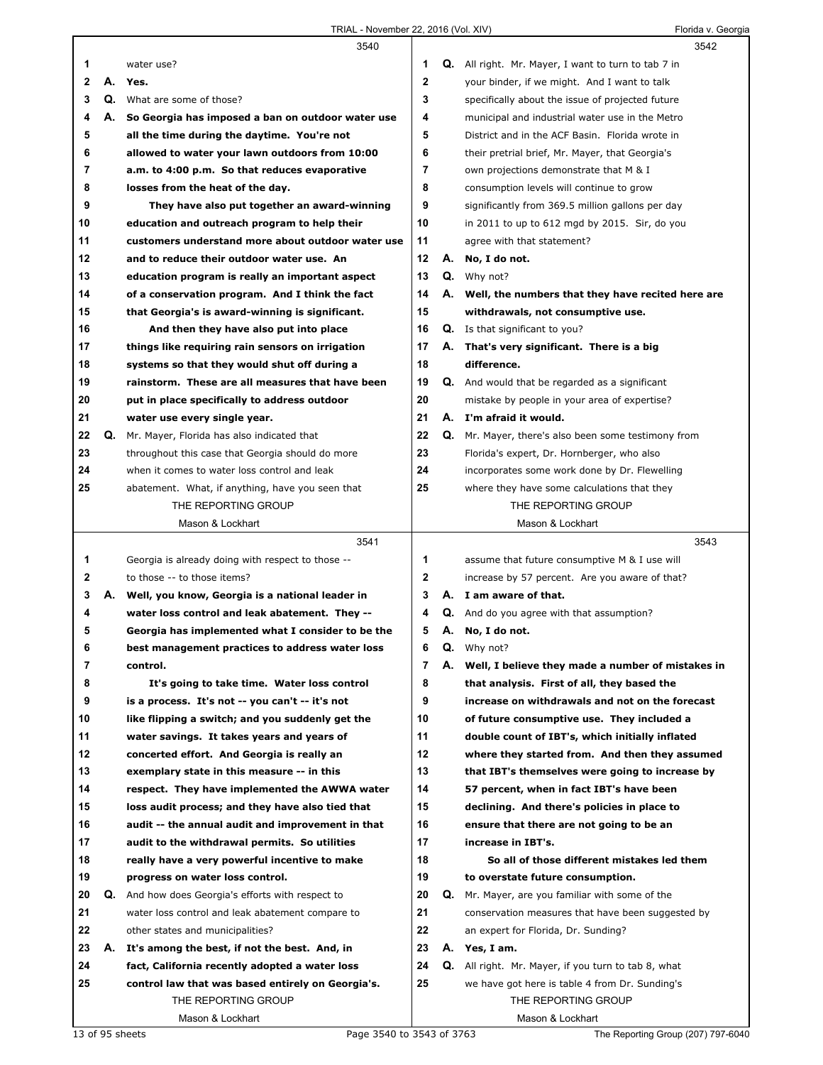**Page 3540**

1 water use?

2 **A. Yes.**

3 **Q.** What are some of those?

4 **A. So Georgia has imposed a ban on outdoor water use**
5 **all the time during the daytime. You're not**
6 **allowed to water your lawn outdoors from 10:00**
7 **a.m. to 4:00 p.m. So that reduces evaporative**
8 **losses from the heat of the day.**
9 **They have also put together an award-winning**
10 **education and outreach program to help their**
11 **customers understand more about outdoor water use**
12 **and to reduce their outdoor water use. An**
13 **education program is really an important aspect**
14 **of a conservation program. And I think the fact**
15 **that Georgia's is award-winning is significant.**
16 **And then they have also put into place**
17 **things like requiring rain sensors on irrigation**
18 **systems so that they would shut off during a**
19 **rainstorm. These are all measures that have been**
20 **put in place specifically to address outdoor**
21 **water use every single year.**

22 **Q.** Mr. Mayer, Florida has also indicated that
23 throughout this case that Georgia should do more
24 when it comes to water loss control and leak
25 abatement. What, if anything, have you seen that

**Page 3541**

1 Georgia is already doing with respect to those --
2 to those -- to those items?

3 **A. Well, you know, Georgia is a national leader in**
4 **water loss control and leak abatement. They --**
5 **Georgia has implemented what I consider to be the**
6 **best management practices to address water loss**
7 **control.**
8 **It's going to take time. Water loss control**
9 **is a process. It's not -- you can't -- it's not**
10 **like flipping a switch; and you suddenly get the**
11 **water savings. It takes years and years of**
12 **concerted effort. And Georgia is really an**
13 **exemplary state in this measure -- in this**
14 **respect. They have implemented the AWWA water**
15 **loss audit process; and they have also tied that**
16 **audit -- the annual audit and improvement in that**
17 **audit to the withdrawal permits. So utilities**
18 **really have a very powerful incentive to make**
19 **progress on water loss control.**

20 **Q.** And how does Georgia's efforts with respect to
21 water loss control and leak abatement compare to
22 other states and municipalities?

23 **A. It's among the best, if not the best. And, in**
24 **fact, California recently adopted a water loss**
25 **control law that was based entirely on Georgia's.**

**Page 3542**

1 **Q.** All right. Mr. Mayer, I want to turn to tab 7 in
2 your binder, if we might. And I want to talk
3 specifically about the issue of projected future
4 municipal and industrial water use in the Metro
5 District and in the ACF Basin. Florida wrote in
6 their pretrial brief, Mr. Mayer, that Georgia's
7 own projections demonstrate that M & I
8 consumption levels will continue to grow
9 significantly from 369.5 million gallons per day
10 in 2011 to up to 612 mgd by 2015. Sir, do you
11 agree with that statement?

12 **A. No, I do not.**

13 **Q.** Why not?

14 **A. Well, the numbers that they have recited here are**
15 **withdrawals, not consumptive use.**

16 **Q.** Is that significant to you?

17 **A. That's very significant. There is a big**
18 **difference.**

19 **Q.** And would that be regarded as a significant
20 mistake by people in your area of expertise?

21 **A. I'm afraid it would.**

22 **Q.** Mr. Mayer, there's also been some testimony from
23 Florida's expert, Dr. Hornberger, who also
24 incorporates some work done by Dr. Flewelling
25 where they have some calculations that they

**Page 3543**

1 assume that future consumptive M & I use will
2 increase by 57 percent. Are you aware of that?

3 **A. I am aware of that.**

4 **Q.** And do you agree with that assumption?

5 **A. No, I do not.**

6 **Q.** Why not?

7 **A. Well, I believe they made a number of mistakes in**
8 **that analysis. First of all, they based the**
9 **increase on withdrawals and not on the forecast**
10 **of future consumptive use. They included a**
11 **double count of IBT's, which initially inflated**
12 **where they started from. And then they assumed**
13 **that IBT's themselves were going to increase by**
14 **57 percent, when in fact IBT's have been**
15 **declining. And there's policies in place to**
16 **ensure that there are not going to be an**
17 **increase in IBT's.**
18 **So all of those different mistakes led them**
19 **to overstate future consumption.**

20 **Q.** Mr. Mayer, are you familiar with some of the
21 conservation measures that have been suggested by
22 an expert for Florida, Dr. Sunding?

23 **A. Yes, I am.**

24 **Q.** All right. Mr. Mayer, if you turn to tab 8, what
25 we have got here is table 4 from Dr. Sunding's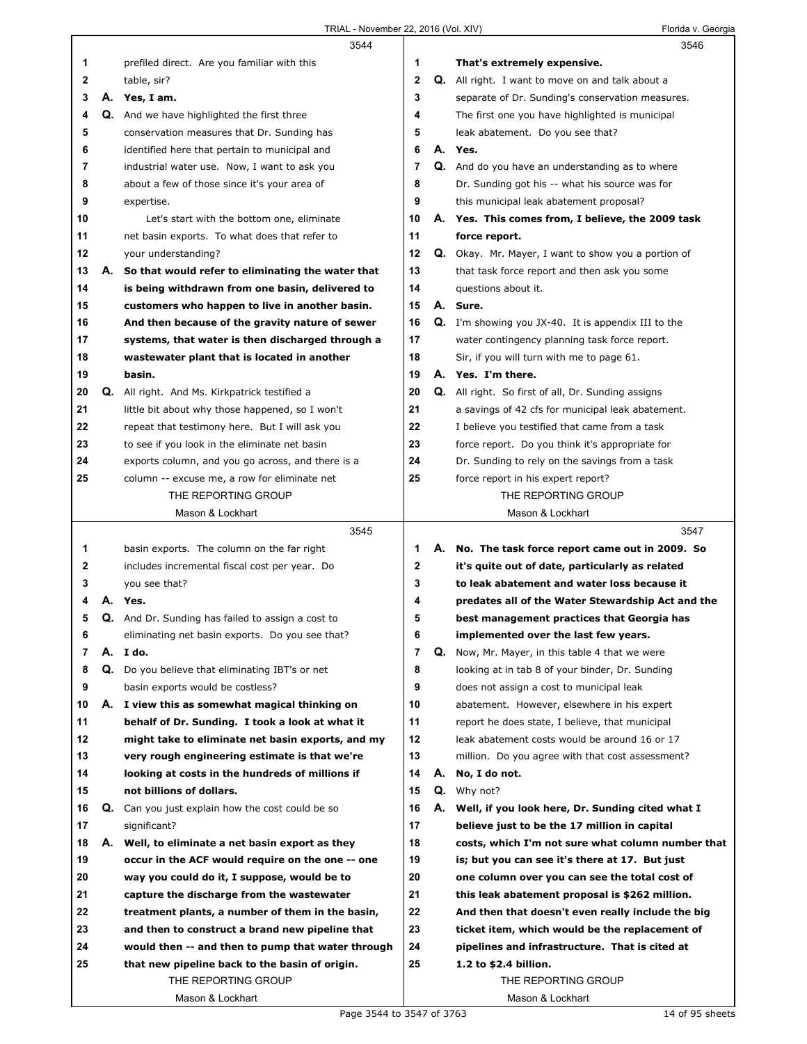**3544**

1 prefiled direct. Are you familiar with this
2 table, sir?
3 **A. Yes, I am.**
4 **Q.** And we have highlighted the first three
5 conservation measures that Dr. Sunding has
6 identified here that pertain to municipal and
7 industrial water use. Now, I want to ask you
8 about a few of those since it's your area of
9 expertise.
10 Let's start with the bottom one, eliminate
11 net basin exports. To what does that refer to
12 your understanding?
13 **A. So that would refer to eliminating the water that**
14 **is being withdrawn from one basin, delivered to**
15 **customers who happen to live in another basin.**
16 **And then because of the gravity nature of sewer**
17 **systems, that water is then discharged through a**
18 **wastewater plant that is located in another**
19 **basin.**
20 **Q.** All right. And Ms. Kirkpatrick testified a
21 little bit about why those happened, so I won't
22 repeat that testimony here. But I will ask you
23 to see if you look in the eliminate net basin
24 exports column, and you go across, and there is a
25 column -- excuse me, a row for eliminate net

THE REPORTING GROUP
Mason & Lockhart

**3545**

1 basin exports. The column on the far right
2 includes incremental fiscal cost per year. Do
3 you see that?
4 **A. Yes.**
5 **Q.** And Dr. Sunding has failed to assign a cost to
6 eliminating net basin exports. Do you see that?
7 **A. I do.**
8 **Q.** Do you believe that eliminating IBT's or net
9 basin exports would be costless?
10 **A. I view this as somewhat magical thinking on**
11 **behalf of Dr. Sunding. I took a look at what it**
12 **might take to eliminate net basin exports, and my**
13 **very rough engineering estimate is that we're**
14 **looking at costs in the hundreds of millions if**
15 **not billions of dollars.**
16 **Q.** Can you just explain how the cost could be so
17 significant?
18 **A. Well, to eliminate a net basin export as they**
19 **occur in the ACF would require on the one -- one**
20 **way you could do it, I suppose, would be to**
21 **capture the discharge from the wastewater**
22 **treatment plants, a number of them in the basin,**
23 **and then to construct a brand new pipeline that**
24 **would then -- and then to pump that water through**
25 **that new pipeline back to the basin of origin.**

THE REPORTING GROUP
Mason & Lockhart

**3546**

1 **That's extremely expensive.**
2 **Q.** All right. I want to move on and talk about a
3 separate of Dr. Sunding's conservation measures.
4 The first one you have highlighted is municipal
5 leak abatement. Do you see that?
6 **A. Yes.**
7 **Q.** And do you have an understanding as to where
8 Dr. Sunding got his -- what his source was for
9 this municipal leak abatement proposal?
10 **A. Yes. This comes from, I believe, the 2009 task**
11 **force report.**
12 **Q.** Okay. Mr. Mayer, I want to show you a portion of
13 that task force report and then ask you some
14 questions about it.
15 **A. Sure.**
16 **Q.** I'm showing you JX-40. It is appendix III to the
17 water contingency planning task force report.
18 Sir, if you will turn with me to page 61.
19 **A. Yes. I'm there.**
20 **Q.** All right. So first of all, Dr. Sunding assigns
21 a savings of 42 cfs for municipal leak abatement.
22 I believe you testified that came from a task
23 force report. Do you think it's appropriate for
24 Dr. Sunding to rely on the savings from a task
25 force report in his expert report?

THE REPORTING GROUP
Mason & Lockhart

**3547**

1 **A. No. The task force report came out in 2009. So**
2 **it's quite out of date, particularly as related**
3 **to leak abatement and water loss because it**
4 **predates all of the Water Stewardship Act and the**
5 **best management practices that Georgia has**
6 **implemented over the last few years.**
7 **Q.** Now, Mr. Mayer, in this table 4 that we were
8 looking at in tab 8 of your binder, Dr. Sunding
9 does not assign a cost to municipal leak
10 abatement. However, elsewhere in his expert
11 report he does state, I believe, that municipal
12 leak abatement costs would be around 16 or 17
13 million. Do you agree with that cost assessment?
14 **A. No, I do not.**
15 **Q.** Why not?
16 **A. Well, if you look here, Dr. Sunding cited what I**
17 **believe just to be the 17 million in capital**
18 **costs, which I'm not sure what column number that**
19 **is; but you can see it's there at 17. But just**
20 **one column over you can see the total cost of**
21 **this leak abatement proposal is $262 million.**
22 **And then that doesn't even really include the big**
23 **ticket item, which would be the replacement of**
24 **pipelines and infrastructure. That is cited at**
25 **1.2 to $2.4 billion.**

THE REPORTING GROUP
Mason & Lockhart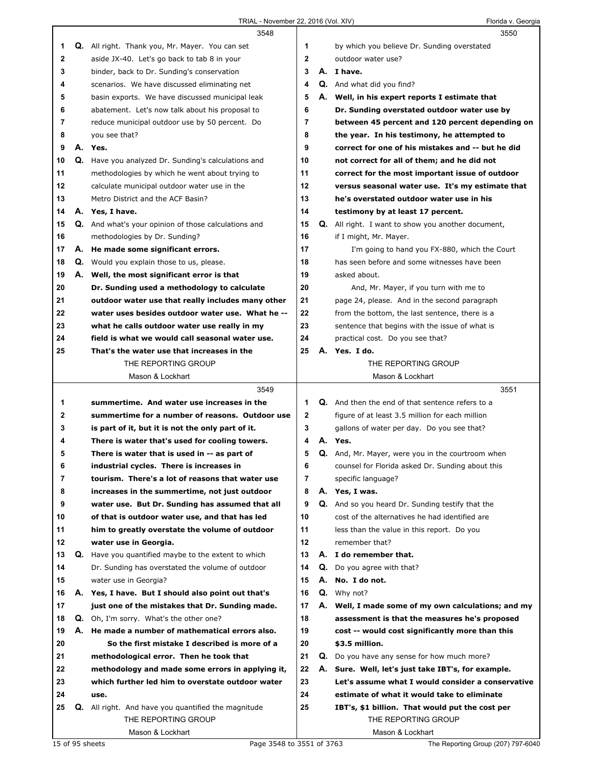3548

Q. All right. Thank you, Mr. Mayer. You can set aside JX-40. Let's go back to tab 8 in your binder, back to Dr. Sunding's conservation scenarios. We have discussed eliminating net basin exports. We have discussed municipal leak abatement. Let's now talk about his proposal to reduce municipal outdoor use by 50 percent. Do you see that?

A. **Yes.**

Q. Have you analyzed Dr. Sunding's calculations and methodologies by which he went about trying to calculate municipal outdoor water use in the Metro District and the ACF Basin?

A. **Yes, I have.**

Q. And what's your opinion of those calculations and methodologies by Dr. Sunding?

A. **He made some significant errors.**

Q. Would you explain those to us, please.

A. **Well, the most significant error is that Dr. Sunding used a methodology to calculate outdoor water use that really includes many other water uses besides outdoor water use. What he -- what he calls outdoor water use really in my field is what we would call seasonal water use. That's the water use that increases in the**

3549

**summertime. And water use increases in the summertime for a number of reasons. Outdoor use is part of it, but it is not the only part of it. There is water that's used for cooling towers. There is water that is used in -- as part of industrial cycles. There is increases in tourism. There's a lot of reasons that water use increases in the summertime, not just outdoor water use. But Dr. Sunding has assumed that all of that is outdoor water use, and that has led him to greatly overstate the volume of outdoor water use in Georgia.**

Q. Have you quantified maybe to the extent to which Dr. Sunding has overstated the volume of outdoor water use in Georgia?

A. **Yes, I have. But I should also point out that's just one of the mistakes that Dr. Sunding made.**

Q. Oh, I'm sorry. What's the other one?

A. **He made a number of mathematical errors also.**

**So the first mistake I described is more of a methodological error. Then he took that methodology and made some errors in applying it, which further led him to overstate outdoor water use.**

Q. All right. And have you quantified the magnitude

3550

by which you believe Dr. Sunding overstated outdoor water use?

A. **I have.**

Q. And what did you find?

A. **Well, in his expert reports I estimate that Dr. Sunding overstated outdoor water use by between 45 percent and 120 percent depending on the year. In his testimony, he attempted to correct for one of his mistakes and -- but he did not correct for all of them; and he did not correct for the most important issue of outdoor versus seasonal water use. It's my estimate that he's overstated outdoor water use in his testimony by at least 17 percent.**

Q. All right. I want to show you another document, if I might, Mr. Mayer.

I'm going to hand you FX-880, which the Court has seen before and some witnesses have been asked about.

And, Mr. Mayer, if you turn with me to page 24, please. And in the second paragraph from the bottom, the last sentence, there is a sentence that begins with the issue of what is practical cost. Do you see that?

A. **Yes. I do.**

3551

Q. And then the end of that sentence refers to a figure of at least 3.5 million for each million gallons of water per day. Do you see that?

A. **Yes.**

Q. And, Mr. Mayer, were you in the courtroom when counsel for Florida asked Dr. Sunding about this specific language?

A. **Yes, I was.**

Q. And so you heard Dr. Sunding testify that the cost of the alternatives he had identified are less than the value in this report. Do you remember that?

A. **I do remember that.**

Q. Do you agree with that?

A. **No. I do not.**

Q. Why not?

A. **Well, I made some of my own calculations; and my assessment is that the measures he's proposed cost -- would cost significantly more than this $3.5 million.**

Q. Do you have any sense for how much more?

A. **Sure. Well, let's just take IBT's, for example. Let's assume what I would consider a conservative estimate of what it would take to eliminate IBT's, $1 billion. That would put the cost per**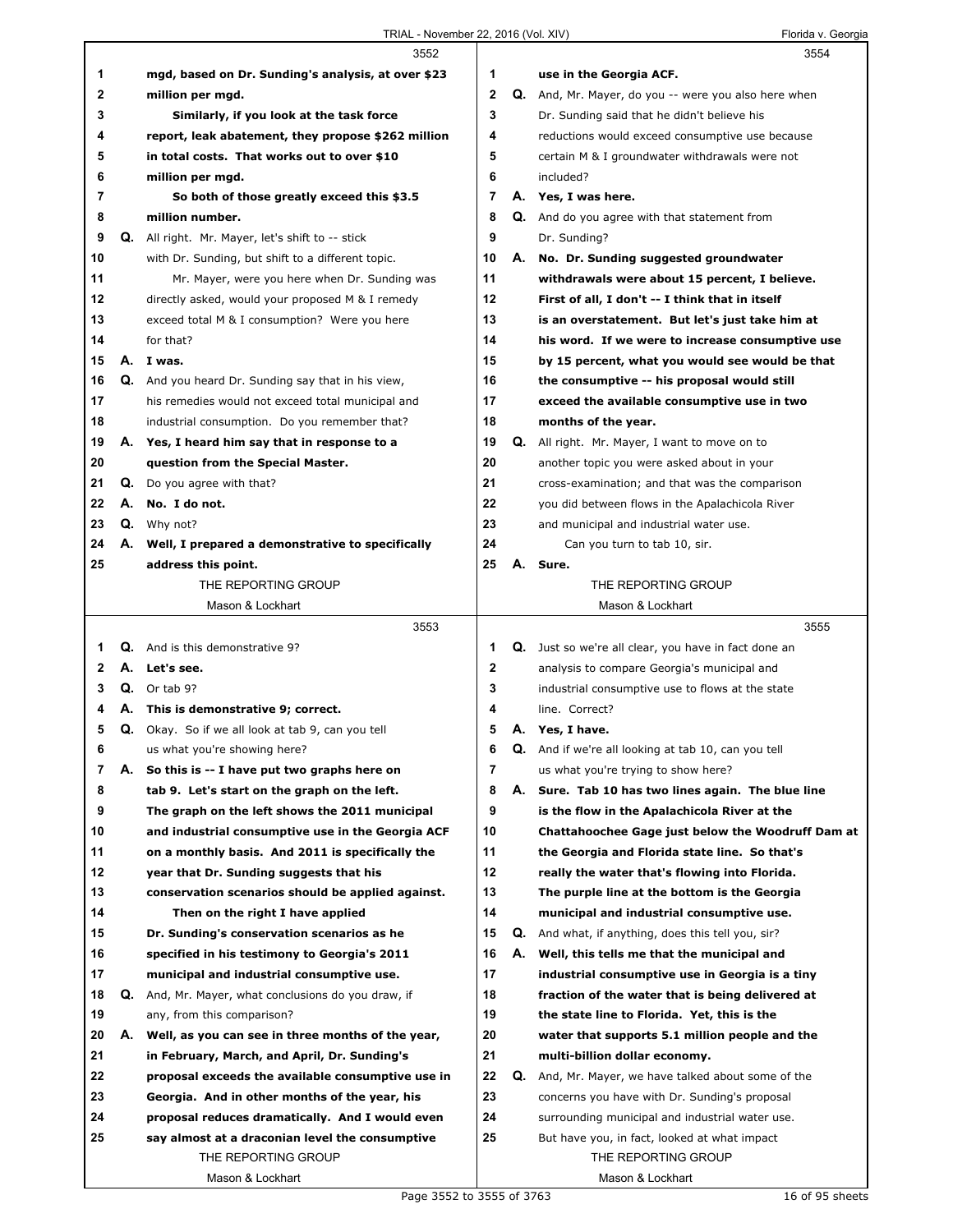**3552**

1 mgd, based on Dr. Sunding's analysis, at over $23
2 million per mgd.
3 Similarly, if you look at the task force
4 report, leak abatement, they propose $262 million
5 in total costs. That works out to over $10
6 million per mgd.
7 So both of those greatly exceed this $3.5
8 million number.
9 Q. All right. Mr. Mayer, let's shift to -- stick
10 with Dr. Sunding, but shift to a different topic.
11 Mr. Mayer, were you here when Dr. Sunding was
12 directly asked, would your proposed M & I remedy
13 exceed total M & I consumption? Were you here
14 for that?
15 A. I was.
16 Q. And you heard Dr. Sunding say that in his view,
17 his remedies would not exceed total municipal and
18 industrial consumption. Do you remember that?
19 A. Yes, I heard him say that in response to a
20 question from the Special Master.
21 Q. Do you agree with that?
22 A. No. I do not.
23 Q. Why not?
24 A. Well, I prepared a demonstrative to specifically
25 address this point.

**3553**

1 Q. And is this demonstrative 9?
2 A. Let's see.
3 Q. Or tab 9?
4 A. This is demonstrative 9; correct.
5 Q. Okay. So if we all look at tab 9, can you tell
6 us what you're showing here?
7 A. So this is -- I have put two graphs here on
8 tab 9. Let's start on the graph on the left.
9 The graph on the left shows the 2011 municipal
10 and industrial consumptive use in the Georgia ACF
11 on a monthly basis. And 2011 is specifically the
12 year that Dr. Sunding suggests that his
13 conservation scenarios should be applied against.
14 Then on the right I have applied
15 Dr. Sunding's conservation scenarios as he
16 specified in his testimony to Georgia's 2011
17 municipal and industrial consumptive use.
18 Q. And, Mr. Mayer, what conclusions do you draw, if
19 any, from this comparison?
20 A. Well, as you can see in three months of the year,
21 in February, March, and April, Dr. Sunding's
22 proposal exceeds the available consumptive use in
23 Georgia. And in other months of the year, his
24 proposal reduces dramatically. And I would even
25 say almost at a draconian level the consumptive

**3554**

1 use in the Georgia ACF.
2 Q. And, Mr. Mayer, do you -- were you also here when
3 Dr. Sunding said that he didn't believe his
4 reductions would exceed consumptive use because
5 certain M & I groundwater withdrawals were not
6 included?
7 A. Yes, I was here.
8 Q. And do you agree with that statement from
9 Dr. Sunding?
10 A. No. Dr. Sunding suggested groundwater
11 withdrawals were about 15 percent, I believe.
12 First of all, I don't -- I think that in itself
13 is an overstatement. But let's just take him at
14 his word. If we were to increase consumptive use
15 by 15 percent, what you would see would be that
16 the consumptive -- his proposal would still
17 exceed the available consumptive use in two
18 months of the year.
19 Q. All right. Mr. Mayer, I want to move on to
20 another topic you were asked about in your
21 cross-examination; and that was the comparison
22 you did between flows in the Apalachicola River
23 and municipal and industrial water use.
24 Can you turn to tab 10, sir.
25 A. Sure.

**3555**

1 Q. Just so we're all clear, you have in fact done an
2 analysis to compare Georgia's municipal and
3 industrial consumptive use to flows at the state
4 line. Correct?
5 A. Yes, I have.
6 Q. And if we're all looking at tab 10, can you tell
7 us what you're trying to show here?
8 A. Sure. Tab 10 has two lines again. The blue line
9 is the flow in the Apalachicola River at the
10 Chattahoochee Gage just below the Woodruff Dam at
11 the Georgia and Florida state line. So that's
12 really the water that's flowing into Florida.
13 The purple line at the bottom is the Georgia
14 municipal and industrial consumptive use.
15 Q. And what, if anything, does this tell you, sir?
16 A. Well, this tells me that the municipal and
17 industrial consumptive use in Georgia is a tiny
18 fraction of the water that is being delivered at
19 the state line to Florida. Yet, this is the
20 water that supports 5.1 million people and the
21 multi-billion dollar economy.
22 Q. And, Mr. Mayer, we have talked about some of the
23 concerns you have with Dr. Sunding's proposal
24 surrounding municipal and industrial water use.
25 But have you, in fact, looked at what impact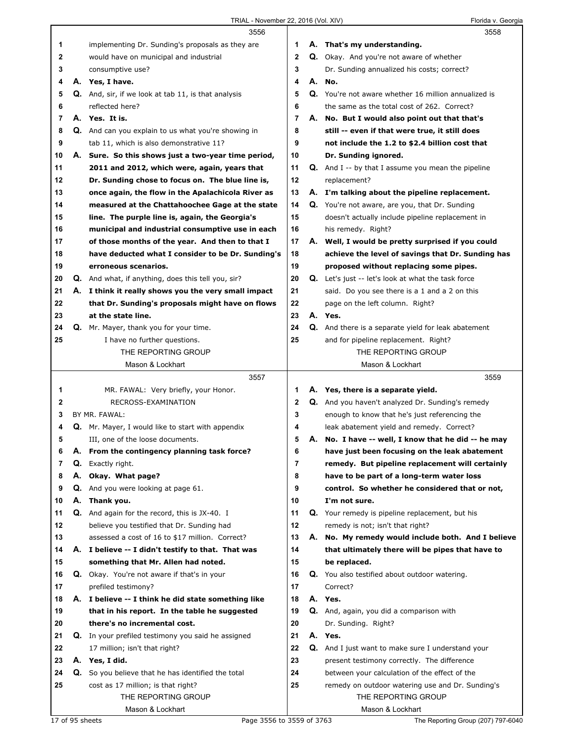**3556**

1 implementing Dr. Sunding's proposals as they are
2 would have on municipal and industrial
3 consumptive use?
4 **A. Yes, I have.**
5 **Q.** And, sir, if we look at tab 11, is that analysis
6 reflected here?
7 **A. Yes. It is.**
8 **Q.** And can you explain to us what you're showing in
9 tab 11, which is also demonstrative 11?
10 **A. Sure. So this shows just a two-year time period,**
11 **2011 and 2012, which were, again, years that**
12 **Dr. Sunding chose to focus on. The blue line is,**
13 **once again, the flow in the Apalachicola River as**
14 **measured at the Chattahoochee Gage at the state**
15 **line. The purple line is, again, the Georgia's**
16 **municipal and industrial consumptive use in each**
17 **of those months of the year. And then to that I**
18 **have deducted what I consider to be Dr. Sunding's**
19 **erroneous scenarios.**
20 **Q.** And what, if anything, does this tell you, sir?
21 **A. I think it really shows you the very small impact**
22 **that Dr. Sunding's proposals might have on flows**
23 **at the state line.**
24 **Q.** Mr. Mayer, thank you for your time.
25 I have no further questions.

**3557**

1 MR. FAWAL: Very briefly, your Honor.
2 RECROSS-EXAMINATION
3 BY MR. FAWAL:
4 **Q.** Mr. Mayer, I would like to start with appendix
5 III, one of the loose documents.
6 **A. From the contingency planning task force?**
7 **Q.** Exactly right.
8 **A. Okay. What page?**
9 **Q.** And you were looking at page 61.
10 **A. Thank you.**
11 **Q.** And again for the record, this is JX-40. I
12 believe you testified that Dr. Sunding had
13 assessed a cost of 16 to $17 million. Correct?
14 **A. I believe -- I didn't testify to that. That was**
15 **something that Mr. Allen had noted.**
16 **Q.** Okay. You're not aware if that's in your
17 prefiled testimony?
18 **A. I believe -- I think he did state something like**
19 **that in his report. In the table he suggested**
20 **there's no incremental cost.**
21 **Q.** In your prefiled testimony you said he assigned
22 17 million; isn't that right?
23 **A. Yes, I did.**
24 **Q.** So you believe that he has identified the total
25 cost as 17 million; is that right?

**3558**

1 **A. That's my understanding.**
2 **Q.** Okay. And you're not aware of whether
3 Dr. Sunding annualized his costs; correct?
4 **A. No.**
5 **Q.** You're not aware whether 16 million annualized is
6 the same as the total cost of 262. Correct?
7 **A. No. But I would also point out that that's**
8 **still -- even if that were true, it still does**
9 **not include the 1.2 to $2.4 billion cost that**
10 **Dr. Sunding ignored.**
11 **Q.** And I -- by that I assume you mean the pipeline
12 replacement?
13 **A. I'm talking about the pipeline replacement.**
14 **Q.** You're not aware, are you, that Dr. Sunding
15 doesn't actually include pipeline replacement in
16 his remedy. Right?
17 **A. Well, I would be pretty surprised if you could**
18 **achieve the level of savings that Dr. Sunding has**
19 **proposed without replacing some pipes.**
20 **Q.** Let's just -- let's look at what the task force
21 said. Do you see there is a 1 and a 2 on this
22 page on the left column. Right?
23 **A. Yes.**
24 **Q.** And there is a separate yield for leak abatement
25 and for pipeline replacement. Right?

**3559**

1 **A. Yes, there is a separate yield.**
2 **Q.** And you haven't analyzed Dr. Sunding's remedy
3 enough to know that he's just referencing the
4 leak abatement yield and remedy. Correct?
5 **A. No. I have -- well, I know that he did -- he may**
6 **have just been focusing on the leak abatement**
7 **remedy. But pipeline replacement will certainly**
8 **have to be part of a long-term water loss**
9 **control. So whether he considered that or not,**
10 **I'm not sure.**
11 **Q.** Your remedy is pipeline replacement, but his
12 remedy is not; isn't that right?
13 **A. No. My remedy would include both. And I believe**
14 **that ultimately there will be pipes that have to**
15 **be replaced.**
16 **Q.** You also testified about outdoor watering.
17 Correct?
18 **A. Yes.**
19 **Q.** And, again, you did a comparison with
20 Dr. Sunding. Right?
21 **A. Yes.**
22 **Q.** And I just want to make sure I understand your
23 present testimony correctly. The difference
24 between your calculation of the effect of the
25 remedy on outdoor watering use and Dr. Sunding's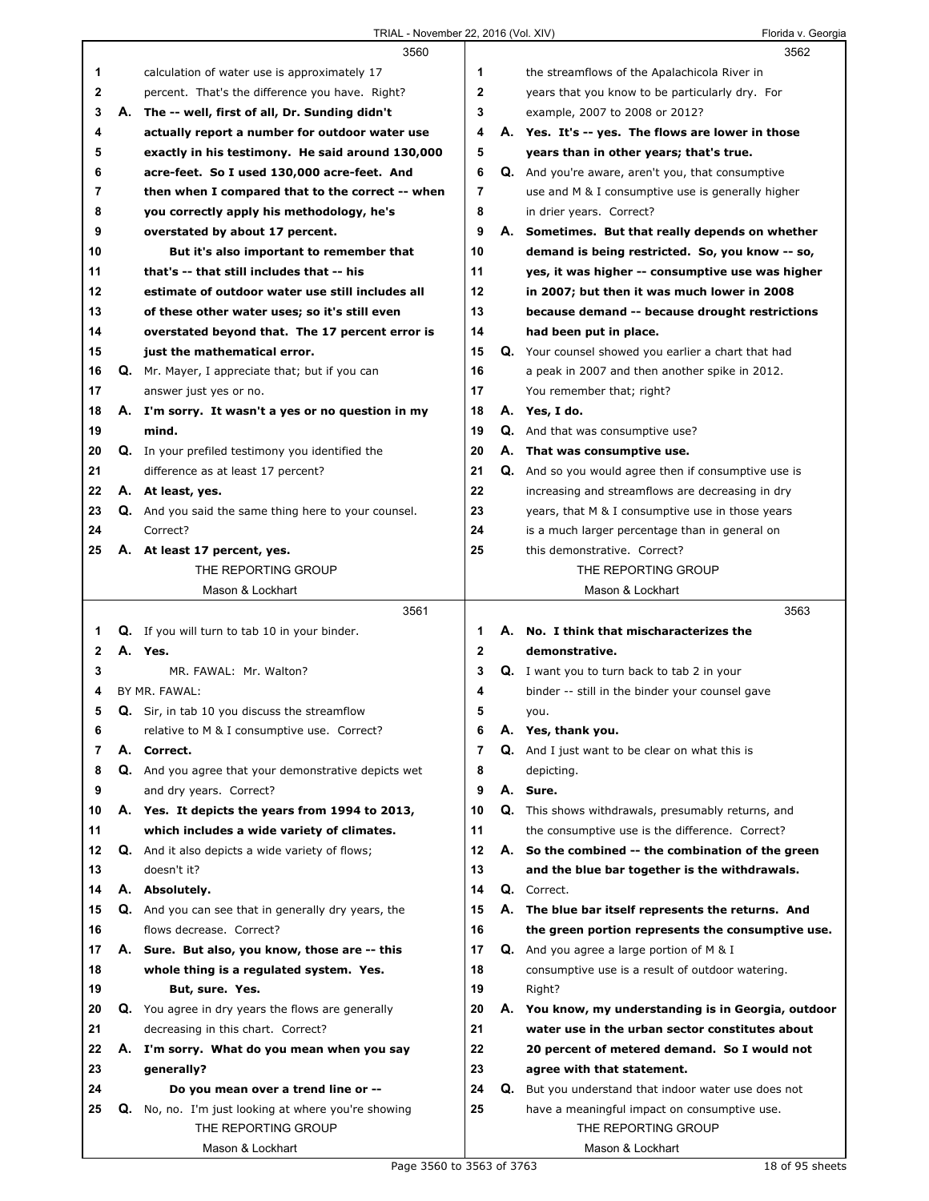calculation of water use is approximately 17 percent. That's the difference you have. Right?

**A. The -- well, first of all, Dr. Sunding didn't actually report a number for outdoor water use exactly in his testimony. He said around 130,000 acre-feet. So I used 130,000 acre-feet. And then when I compared that to the correct -- when you correctly apply his methodology, he's overstated by about 17 percent.**

**But it's also important to remember that that's -- that still includes that -- his estimate of outdoor water use still includes all of these other water uses; so it's still even overstated beyond that. The 17 percent error is just the mathematical error.**

Q. Mr. Mayer, I appreciate that; but if you can answer just yes or no.

**A. I'm sorry. It wasn't a yes or no question in my mind.**

Q. In your prefiled testimony you identified the difference as at least 17 percent?

**A. At least, yes.**

Q. And you said the same thing here to your counsel. Correct?

**A. At least 17 percent, yes.**

Q. If you will turn to tab 10 in your binder.

**A. Yes.**

MR. FAWAL: Mr. Walton?

BY MR. FAWAL:

Q. Sir, in tab 10 you discuss the streamflow relative to M & I consumptive use. Correct?

**A. Correct.**

Q. And you agree that your demonstrative depicts wet and dry years. Correct?

**A. Yes. It depicts the years from 1994 to 2013, which includes a wide variety of climates.**

Q. And it also depicts a wide variety of flows; doesn't it?

**A. Absolutely.**

Q. And you can see that in generally dry years, the flows decrease. Correct?

**A. Sure. But also, you know, those are -- this whole thing is a regulated system. Yes.**

**But, sure. Yes.**

Q. You agree in dry years the flows are generally decreasing in this chart. Correct?

**A. I'm sorry. What do you mean when you say generally?**

**Do you mean over a trend line or --**

Q. No, no. I'm just looking at where you're showing the streamflows of the Apalachicola River in years that you know to be particularly dry. For example, 2007 to 2008 or 2012?

**A. Yes. It's -- yes. The flows are lower in those years than in other years; that's true.**

Q. And you're aware, aren't you, that consumptive use and M & I consumptive use is generally higher in drier years. Correct?

**A. Sometimes. But that really depends on whether demand is being restricted. So, you know -- so, yes, it was higher -- consumptive use was higher in 2007; but then it was much lower in 2008 because demand -- because drought restrictions had been put in place.**

Q. Your counsel showed you earlier a chart that had a peak in 2007 and then another spike in 2012. You remember that; right?

**A. Yes, I do.**

Q. And that was consumptive use?

**A. That was consumptive use.**

Q. And so you would agree then if consumptive use is increasing and streamflows are decreasing in dry years, that M & I consumptive use in those years is a much larger percentage than in general on this demonstrative. Correct?

**A. No. I think that mischaracterizes the demonstrative.**

Q. I want you to turn back to tab 2 in your binder -- still in the binder your counsel gave you.

**A. Yes, thank you.**

Q. And I just want to be clear on what this is depicting.

**A. Sure.**

Q. This shows withdrawals, presumably returns, and the consumptive use is the difference. Correct?

**A. So the combined -- the combination of the green and the blue bar together is the withdrawals.**

Q. Correct.

**A. The blue bar itself represents the returns. And the green portion represents the consumptive use.**

Q. And you agree a large portion of M & I consumptive use is a result of outdoor watering. Right?

**A. You know, my understanding is in Georgia, outdoor water use in the urban sector constitutes about 20 percent of metered demand. So I would not agree with that statement.**

Q. But you understand that indoor water use does not have a meaningful impact on consumptive use.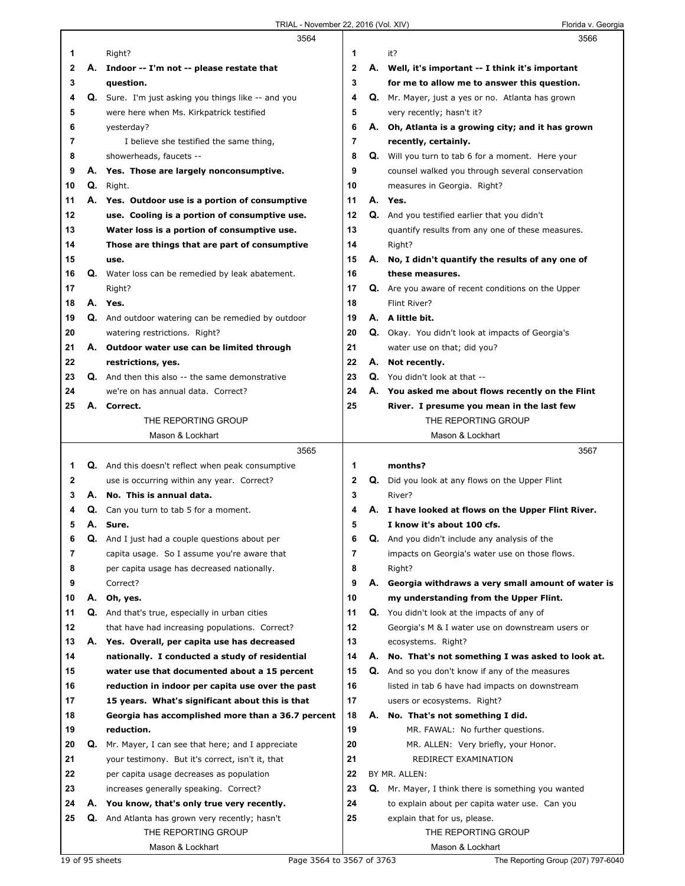## Page 3564

1 Right?

2 **A. Indoor -- I'm not -- please restate that**
3 **question.**

4 Q. Sure. I'm just asking you things like -- and you
5 were here when Ms. Kirkpatrick testified
6 yesterday?
7 I believe she testified the same thing,
8 showerheads, faucets --

9 **A. Yes. Those are largely nonconsumptive.**

10 Q. Right.

11 **A. Yes. Outdoor use is a portion of consumptive**
12 **use. Cooling is a portion of consumptive use.**
13 **Water loss is a portion of consumptive use.**
14 **Those are things that are part of consumptive**
15 **use.**

16 Q. Water loss can be remedied by leak abatement.
17 Right?

18 **A. Yes.**

19 Q. And outdoor watering can be remedied by outdoor
20 watering restrictions. Right?

21 **A. Outdoor water use can be limited through**
22 **restrictions, yes.**

23 Q. And then this also -- the same demonstrative
24 we're on has annual data. Correct?

25 **A. Correct.**

## Page 3565

1 Q. And this doesn't reflect when peak consumptive
2 use is occurring within any year. Correct?

3 **A. No. This is annual data.**

4 Q. Can you turn to tab 5 for a moment.

5 **A. Sure.**

6 Q. And I just had a couple questions about per
7 capita usage. So I assume you're aware that
8 per capita usage has decreased nationally.
9 Correct?

10 **A. Oh, yes.**

11 Q. And that's true, especially in urban cities
12 that have had increasing populations. Correct?

13 **A. Yes. Overall, per capita use has decreased**
14 **nationally. I conducted a study of residential**
15 **water use that documented about a 15 percent**
16 **reduction in indoor per capita use over the past**
17 **15 years. What's significant about this is that**
18 **Georgia has accomplished more than a 36.7 percent**
19 **reduction.**

20 Q. Mr. Mayer, I can see that here; and I appreciate
21 your testimony. But it's correct, isn't it, that
22 per capita usage decreases as population
23 increases generally speaking. Correct?

24 **A. You know, that's only true very recently.**

25 Q. And Atlanta has grown very recently; hasn't

## Page 3566

1 it?

2 **A. Well, it's important -- I think it's important**
3 **for me to allow me to answer this question.**

4 Q. Mr. Mayer, just a yes or no. Atlanta has grown
5 very recently; hasn't it?

6 **A. Oh, Atlanta is a growing city; and it has grown**
7 **recently, certainly.**

8 Q. Will you turn to tab 6 for a moment. Here your
9 counsel walked you through several conservation
10 measures in Georgia. Right?

11 **A. Yes.**

12 Q. And you testified earlier that you didn't
13 quantify results from any one of these measures.
14 Right?

15 **A. No, I didn't quantify the results of any one of**
16 **these measures.**

17 Q. Are you aware of recent conditions on the Upper
18 Flint River?

19 **A. A little bit.**

20 Q. Okay. You didn't look at impacts of Georgia's
21 water use on that; did you?

22 **A. Not recently.**

23 Q. You didn't look at that --

24 **A. You asked me about flows recently on the Flint**
25 **River. I presume you mean in the last few**

## Page 3567

1 **months?**

2 Q. Did you look at any flows on the Upper Flint
3 River?

4 **A. I have looked at flows on the Upper Flint River.**
5 **I know it's about 100 cfs.**

6 Q. And you didn't include any analysis of the
7 impacts on Georgia's water use on those flows.
8 Right?

9 **A. Georgia withdraws a very small amount of water is**
10 **my understanding from the Upper Flint.**

11 Q. You didn't look at the impacts of any of
12 Georgia's M & I water use on downstream users or
13 ecosystems. Right?

14 **A. No. That's not something I was asked to look at.**

15 Q. And so you don't know if any of the measures
16 listed in tab 6 have had impacts on downstream
17 users or ecosystems. Right?

18 **A. No. That's not something I did.**

19 MR. FAWAL: No further questions.

20 MR. ALLEN: Very briefly, your Honor.

21 REDIRECT EXAMINATION

22 BY MR. ALLEN:

23 Q. Mr. Mayer, I think there is something you wanted
24 to explain about per capita water use. Can you
25 explain that for us, please.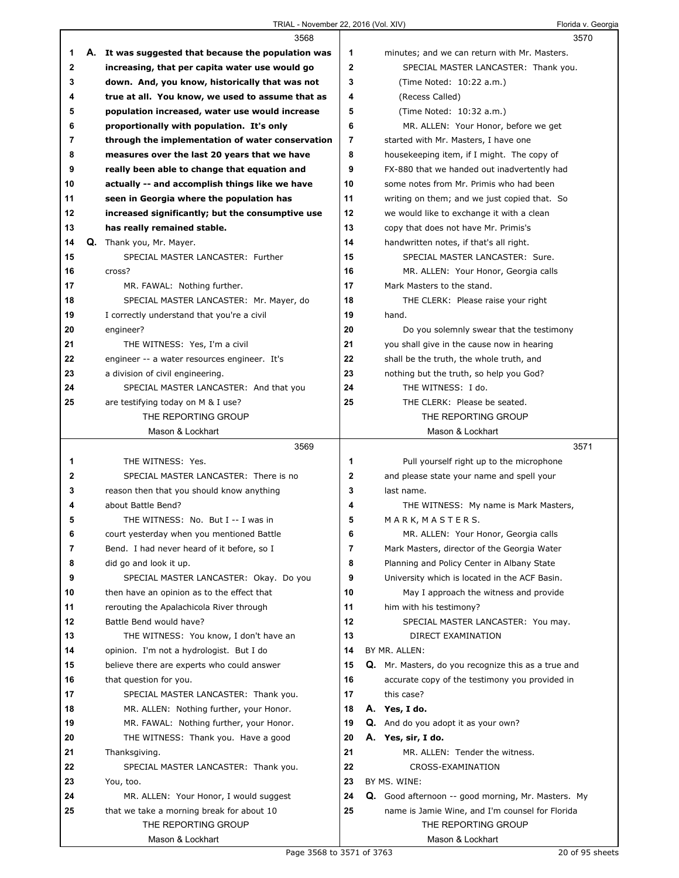**3568**

A. **It was suggested that because the population was increasing, that per capita water use would go down. And, you know, historically that was not true at all. You know, we used to assume that as population increased, water use would increase proportionally with population. It's only through the implementation of water conservation measures over the last 20 years that we have really been able to change that equation and actually -- and accomplish things like we have seen in Georgia where the population has increased significantly; but the consumptive use has really remained stable.**

Q. Thank you, Mr. Mayer.

SPECIAL MASTER LANCASTER: Further cross?

MR. FAWAL: Nothing further.

SPECIAL MASTER LANCASTER: Mr. Mayer, do I correctly understand that you're a civil engineer?

THE WITNESS: Yes, I'm a civil engineer -- a water resources engineer. It's a division of civil engineering.

SPECIAL MASTER LANCASTER: And that you are testifying today on M & I use?

**3569**

THE WITNESS: Yes.

SPECIAL MASTER LANCASTER: There is no reason then that you should know anything about Battle Bend?

THE WITNESS: No. But I -- I was in court yesterday when you mentioned Battle Bend. I had never heard of it before, so I did go and look it up.

SPECIAL MASTER LANCASTER: Okay. Do you then have an opinion as to the effect that rerouting the Apalachicola River through Battle Bend would have?

THE WITNESS: You know, I don't have an opinion. I'm not a hydrologist. But I do believe there are experts who could answer that question for you.

SPECIAL MASTER LANCASTER: Thank you.

MR. ALLEN: Nothing further, your Honor.

MR. FAWAL: Nothing further, your Honor.

THE WITNESS: Thank you. Have a good Thanksgiving.

SPECIAL MASTER LANCASTER: Thank you. You, too.

MR. ALLEN: Your Honor, I would suggest that we take a morning break for about 10

**3570**

minutes; and we can return with Mr. Masters.

SPECIAL MASTER LANCASTER: Thank you.

(Time Noted: 10:22 a.m.)

(Recess Called)

(Time Noted: 10:32 a.m.)

MR. ALLEN: Your Honor, before we get started with Mr. Masters, I have one housekeeping item, if I might. The copy of FX-880 that we handed out inadvertently had some notes from Mr. Primis who had been writing on them; and we just copied that. So we would like to exchange it with a clean copy that does not have Mr. Primis's handwritten notes, if that's all right.

SPECIAL MASTER LANCASTER: Sure.

MR. ALLEN: Your Honor, Georgia calls Mark Masters to the stand.

THE CLERK: Please raise your right hand.

Do you solemnly swear that the testimony you shall give in the cause now in hearing shall be the truth, the whole truth, and nothing but the truth, so help you God?

THE WITNESS: I do.

THE CLERK: Please be seated.

**3571**

Pull yourself right up to the microphone and please state your name and spell your last name.

THE WITNESS: My name is Mark Masters, M A R K, M A S T E R S.

MR. ALLEN: Your Honor, Georgia calls Mark Masters, director of the Georgia Water Planning and Policy Center in Albany State University which is located in the ACF Basin.

May I approach the witness and provide him with his testimony?

SPECIAL MASTER LANCASTER: You may.

DIRECT EXAMINATION

BY MR. ALLEN:

Q. Mr. Masters, do you recognize this as a true and accurate copy of the testimony you provided in this case?

A. **Yes, I do.**

Q. And do you adopt it as your own?

A. **Yes, sir, I do.**

MR. ALLEN: Tender the witness.

CROSS-EXAMINATION

BY MS. WINE:

Q. Good afternoon -- good morning, Mr. Masters. My name is Jamie Wine, and I'm counsel for Florida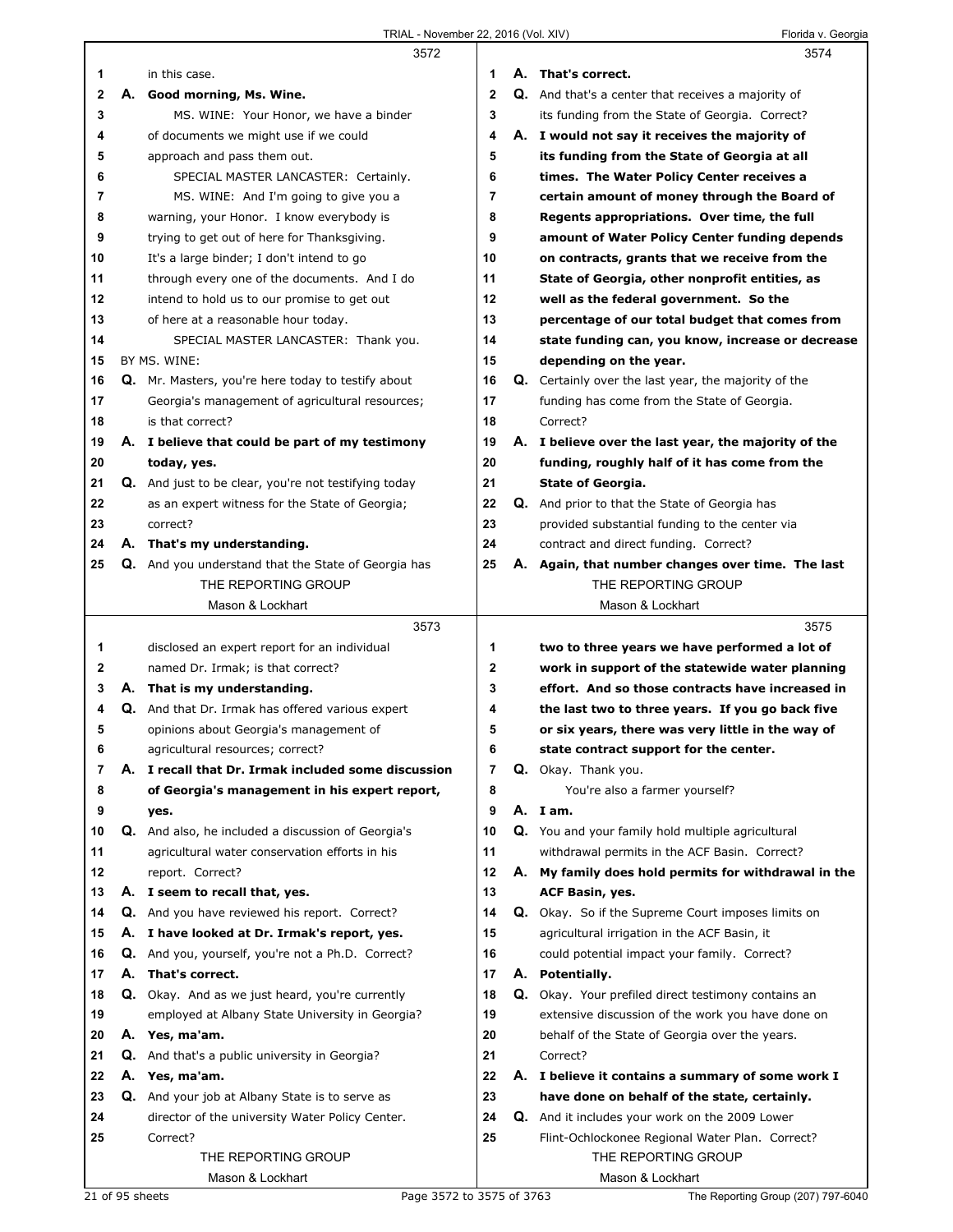in this case.

**A. Good morning, Ms. Wine.**

MS. WINE: Your Honor, we have a binder of documents we might use if we could approach and pass them out.

SPECIAL MASTER LANCASTER: Certainly.

MS. WINE: And I'm going to give you a warning, your Honor. I know everybody is trying to get out of here for Thanksgiving. It's a large binder; I don't intend to go through every one of the documents. And I do intend to hold us to our promise to get out of here at a reasonable hour today.

SPECIAL MASTER LANCASTER: Thank you.

BY MS. WINE:

**Q.** Mr. Masters, you're here today to testify about Georgia's management of agricultural resources; is that correct?

**A. I believe that could be part of my testimony today, yes.**

**Q.** And just to be clear, you're not testifying today as an expert witness for the State of Georgia; correct?

**A. That's my understanding.**

**Q.** And you understand that the State of Georgia has disclosed an expert report for an individual named Dr. Irmak; is that correct?

**A. That is my understanding.**

**Q.** And that Dr. Irmak has offered various expert opinions about Georgia's management of agricultural resources; correct?

**A. I recall that Dr. Irmak included some discussion of Georgia's management in his expert report, yes.**

**Q.** And also, he included a discussion of Georgia's agricultural water conservation efforts in his report. Correct?

**A. I seem to recall that, yes.**

**Q.** And you have reviewed his report. Correct?

**A. I have looked at Dr. Irmak's report, yes.**

**Q.** And you, yourself, you're not a Ph.D. Correct?

**A. That's correct.**

**Q.** Okay. And as we just heard, you're currently employed at Albany State University in Georgia?

**A. Yes, ma'am.**

**Q.** And that's a public university in Georgia?

**A. Yes, ma'am.**

**Q.** And your job at Albany State is to serve as director of the university Water Policy Center. Correct?

**A. That's correct.**

**Q.** And that's a center that receives a majority of its funding from the State of Georgia. Correct?

**A. I would not say it receives the majority of its funding from the State of Georgia at all times. The Water Policy Center receives a certain amount of money through the Board of Regents appropriations. Over time, the full amount of Water Policy Center funding depends on contracts, grants that we receive from the State of Georgia, other nonprofit entities, as well as the federal government. So the percentage of our total budget that comes from state funding can, you know, increase or decrease depending on the year.**

**Q.** Certainly over the last year, the majority of the funding has come from the State of Georgia. Correct?

**A. I believe over the last year, the majority of the funding, roughly half of it has come from the State of Georgia.**

**Q.** And prior to that the State of Georgia has provided substantial funding to the center via contract and direct funding. Correct?

**A. Again, that number changes over time. The last two to three years we have performed a lot of work in support of the statewide water planning effort. And so those contracts have increased in the last two to three years. If you go back five or six years, there was very little in the way of state contract support for the center.**

**Q.** Okay. Thank you.

You're also a farmer yourself?

**A. I am.**

**Q.** You and your family hold multiple agricultural withdrawal permits in the ACF Basin. Correct?

**A. My family does hold permits for withdrawal in the ACF Basin, yes.**

**Q.** Okay. So if the Supreme Court imposes limits on agricultural irrigation in the ACF Basin, it could potential impact your family. Correct?

**A. Potentially.**

**Q.** Okay. Your prefiled direct testimony contains an extensive discussion of the work you have done on behalf of the State of Georgia over the years. Correct?

**A. I believe it contains a summary of some work I have done on behalf of the state, certainly.**

**Q.** And it includes your work on the 2009 Lower Flint-Ochlockonee Regional Water Plan. Correct?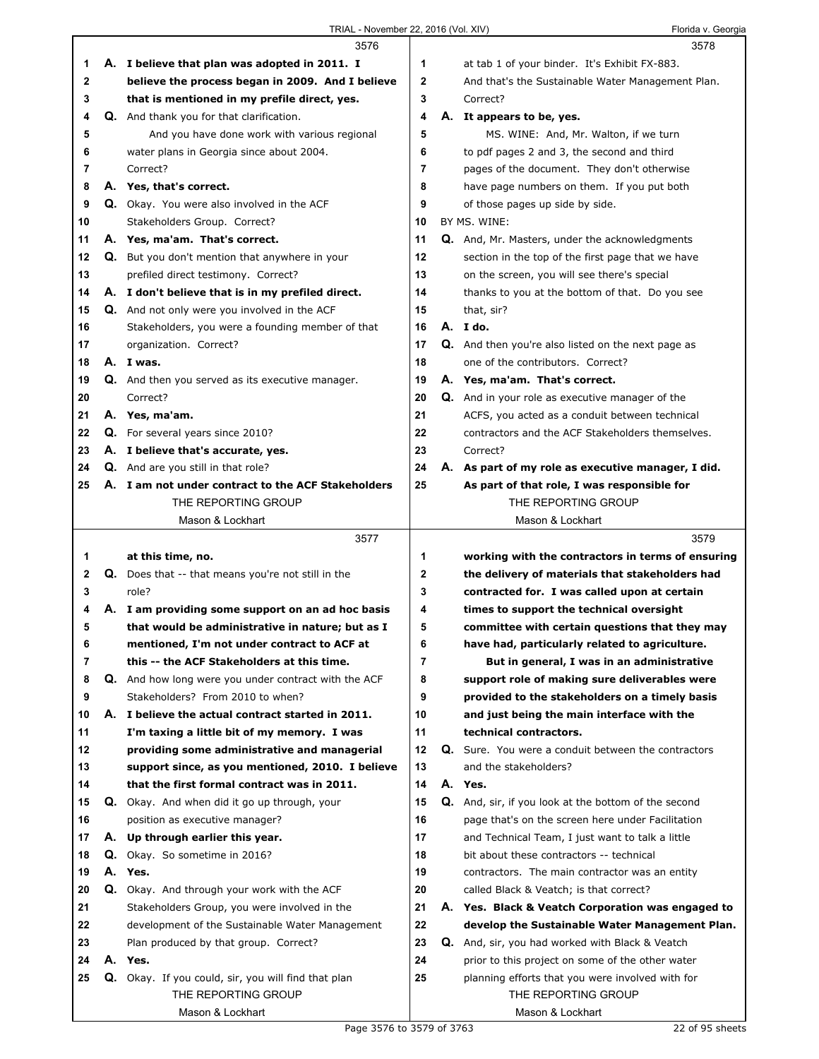3576

1 A. **I believe that plan was adopted in 2011. I**
2 **believe the process began in 2009. And I believe**
3 **that is mentioned in my prefile direct, yes.**
4 Q. And thank you for that clarification.
5 And you have done work with various regional
6 water plans in Georgia since about 2004.
7 Correct?
8 A. **Yes, that's correct.**
9 Q. Okay. You were also involved in the ACF
10 Stakeholders Group. Correct?
11 A. **Yes, ma'am. That's correct.**
12 Q. But you don't mention that anywhere in your
13 prefiled direct testimony. Correct?
14 A. **I don't believe that is in my prefiled direct.**
15 Q. And not only were you involved in the ACF
16 Stakeholders, you were a founding member of that
17 organization. Correct?
18 A. **I was.**
19 Q. And then you served as its executive manager.
20 Correct?
21 A. **Yes, ma'am.**
22 Q. For several years since 2010?
23 A. **I believe that's accurate, yes.**
24 Q. And are you still in that role?
25 A. **I am not under contract to the ACF Stakeholders**

3577

1 **at this time, no.**
2 Q. Does that -- that means you're not still in the
3 role?
4 A. **I am providing some support on an ad hoc basis**
5 **that would be administrative in nature; but as I**
6 **mentioned, I'm not under contract to ACF at**
7 **this -- the ACF Stakeholders at this time.**
8 Q. And how long were you under contract with the ACF
9 Stakeholders? From 2010 to when?
10 A. **I believe the actual contract started in 2011.**
11 **I'm taxing a little bit of my memory. I was**
12 **providing some administrative and managerial**
13 **support since, as you mentioned, 2010. I believe**
14 **that the first formal contract was in 2011.**
15 Q. Okay. And when did it go up through, your
16 position as executive manager?
17 A. **Up through earlier this year.**
18 Q. Okay. So sometime in 2016?
19 A. **Yes.**
20 Q. Okay. And through your work with the ACF
21 Stakeholders Group, you were involved in the
22 development of the Sustainable Water Management
23 Plan produced by that group. Correct?
24 A. **Yes.**
25 Q. Okay. If you could, sir, you will find that plan

3578

1 at tab 1 of your binder. It's Exhibit FX-883.
2 And that's the Sustainable Water Management Plan.
3 Correct?
4 A. **It appears to be, yes.**
5 MS. WINE: And, Mr. Walton, if we turn
6 to pdf pages 2 and 3, the second and third
7 pages of the document. They don't otherwise
8 have page numbers on them. If you put both
9 of those pages up side by side.
10 BY MS. WINE:
11 Q. And, Mr. Masters, under the acknowledgments
12 section in the top of the first page that we have
13 on the screen, you will see there's special
14 thanks to you at the bottom of that. Do you see
15 that, sir?
16 A. **I do.**
17 Q. And then you're also listed on the next page as
18 one of the contributors. Correct?
19 A. **Yes, ma'am. That's correct.**
20 Q. And in your role as executive manager of the
21 ACFS, you acted as a conduit between technical
22 contractors and the ACF Stakeholders themselves.
23 Correct?
24 A. **As part of my role as executive manager, I did.**
25 **As part of that role, I was responsible for**

3579

1 **working with the contractors in terms of ensuring**
2 **the delivery of materials that stakeholders had**
3 **contracted for. I was called upon at certain**
4 **times to support the technical oversight**
5 **committee with certain questions that they may**
6 **have had, particularly related to agriculture.**
7 **But in general, I was in an administrative**
8 **support role of making sure deliverables were**
9 **provided to the stakeholders on a timely basis**
10 **and just being the main interface with the**
11 **technical contractors.**
12 Q. Sure. You were a conduit between the contractors
13 and the stakeholders?
14 A. **Yes.**
15 Q. And, sir, if you look at the bottom of the second
16 page that's on the screen here under Facilitation
17 and Technical Team, I just want to talk a little
18 bit about these contractors -- technical
19 contractors. The main contractor was an entity
20 called Black & Veatch; is that correct?
21 A. **Yes. Black & Veatch Corporation was engaged to**
22 **develop the Sustainable Water Management Plan.**
23 Q. And, sir, you had worked with Black & Veatch
24 prior to this project on some of the other water
25 planning efforts that you were involved with for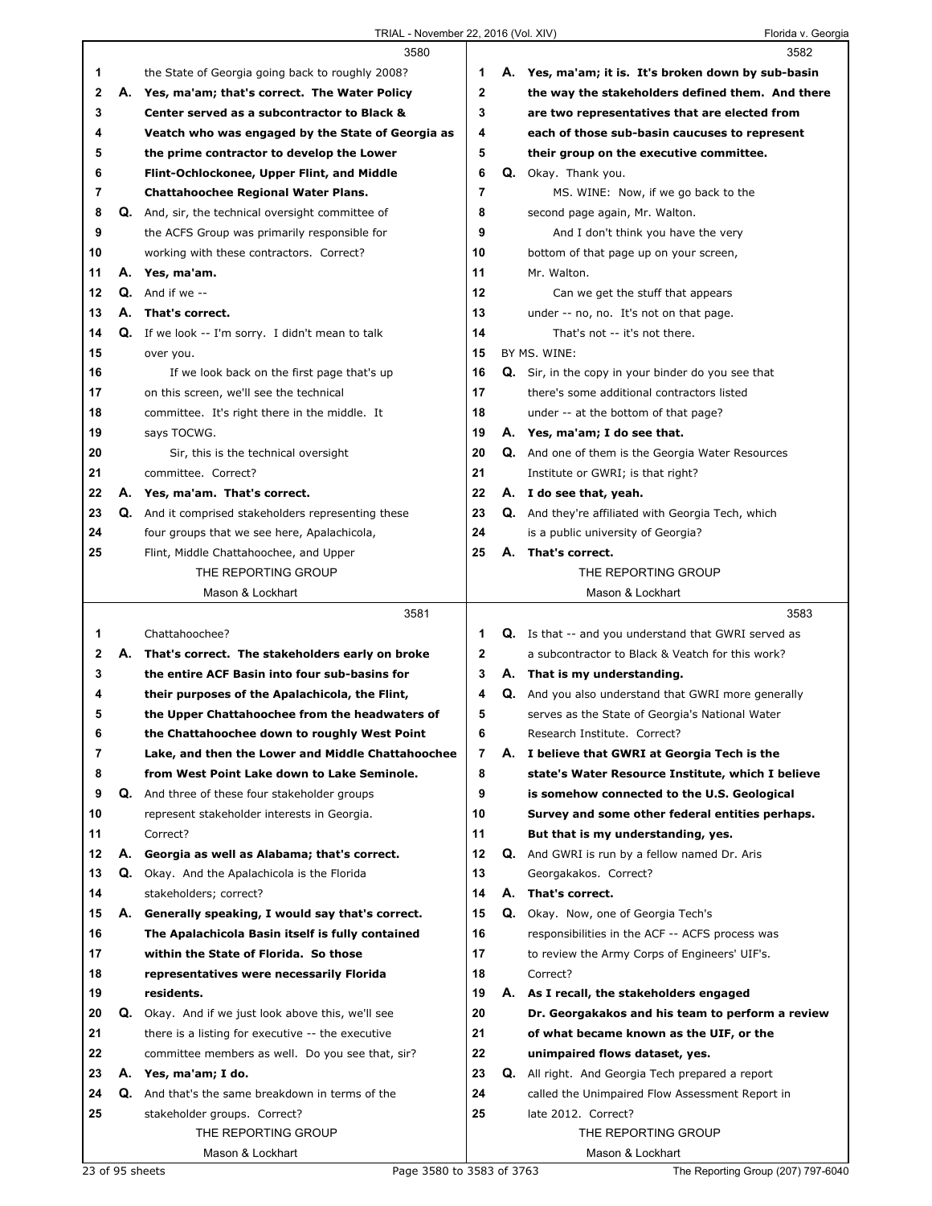3580

1 the State of Georgia going back to roughly 2008?
2 A. **Yes, ma'am; that's correct. The Water Policy**
3 **Center served as a subcontractor to Black &**
4 **Veatch who was engaged by the State of Georgia as**
5 **the prime contractor to develop the Lower**
6 **Flint-Ochlockonee, Upper Flint, and Middle**
7 **Chattahoochee Regional Water Plans.**
8 Q. And, sir, the technical oversight committee of
9 the ACFS Group was primarily responsible for
10 working with these contractors. Correct?
11 A. **Yes, ma'am.**
12 Q. And if we --
13 A. **That's correct.**
14 Q. If we look -- I'm sorry. I didn't mean to talk
15 over you.
16 If we look back on the first page that's up
17 on this screen, we'll see the technical
18 committee. It's right there in the middle. It
19 says TOCWG.
20 Sir, this is the technical oversight
21 committee. Correct?
22 A. **Yes, ma'am. That's correct.**
23 Q. And it comprised stakeholders representing these
24 four groups that we see here, Apalachicola,
25 Flint, Middle Chattahoochee, and Upper

3581

1 Chattahoochee?
2 A. **That's correct. The stakeholders early on broke**
3 **the entire ACF Basin into four sub-basins for**
4 **their purposes of the Apalachicola, the Flint,**
5 **the Upper Chattahoochee from the headwaters of**
6 **the Chattahoochee down to roughly West Point**
7 **Lake, and then the Lower and Middle Chattahoochee**
8 **from West Point Lake down to Lake Seminole.**
9 Q. And three of these four stakeholder groups
10 represent stakeholder interests in Georgia.
11 Correct?
12 A. **Georgia as well as Alabama; that's correct.**
13 Q. Okay. And the Apalachicola is the Florida
14 stakeholders; correct?
15 A. **Generally speaking, I would say that's correct.**
16 **The Apalachicola Basin itself is fully contained**
17 **within the State of Florida. So those**
18 **representatives were necessarily Florida**
19 **residents.**
20 Q. Okay. And if we just look above this, we'll see
21 there is a listing for executive -- the executive
22 committee members as well. Do you see that, sir?
23 A. **Yes, ma'am; I do.**
24 Q. And that's the same breakdown in terms of the
25 stakeholder groups. Correct?

3582

1 A. **Yes, ma'am; it is. It's broken down by sub-basin**
2 **the way the stakeholders defined them. And there**
3 **are two representatives that are elected from**
4 **each of those sub-basin caucuses to represent**
5 **their group on the executive committee.**
6 Q. Okay. Thank you.
7 MS. WINE: Now, if we go back to the
8 second page again, Mr. Walton.
9 And I don't think you have the very
10 bottom of that page up on your screen,
11 Mr. Walton.
12 Can we get the stuff that appears
13 under -- no, no. It's not on that page.
14 That's not -- it's not there.
15 BY MS. WINE:
16 Q. Sir, in the copy in your binder do you see that
17 there's some additional contractors listed
18 under -- at the bottom of that page?
19 A. **Yes, ma'am; I do see that.**
20 Q. And one of them is the Georgia Water Resources
21 Institute or GWRI; is that right?
22 A. **I do see that, yeah.**
23 Q. And they're affiliated with Georgia Tech, which
24 is a public university of Georgia?
25 A. **That's correct.**

3583

1 Q. Is that -- and you understand that GWRI served as
2 a subcontractor to Black & Veatch for this work?
3 A. **That is my understanding.**
4 Q. And you also understand that GWRI more generally
5 serves as the State of Georgia's National Water
6 Research Institute. Correct?
7 A. **I believe that GWRI at Georgia Tech is the**
8 **state's Water Resource Institute, which I believe**
9 **is somehow connected to the U.S. Geological**
10 **Survey and some other federal entities perhaps.**
11 **But that is my understanding, yes.**
12 Q. And GWRI is run by a fellow named Dr. Aris
13 Georgakakos. Correct?
14 A. **That's correct.**
15 Q. Okay. Now, one of Georgia Tech's
16 responsibilities in the ACF -- ACFS process was
17 to review the Army Corps of Engineers' UIF's.
18 Correct?
19 A. **As I recall, the stakeholders engaged**
20 **Dr. Georgakakos and his team to perform a review**
21 **of what became known as the UIF, or the**
22 **unimpaired flows dataset, yes.**
23 Q. All right. And Georgia Tech prepared a report
24 called the Unimpaired Flow Assessment Report in
25 late 2012. Correct?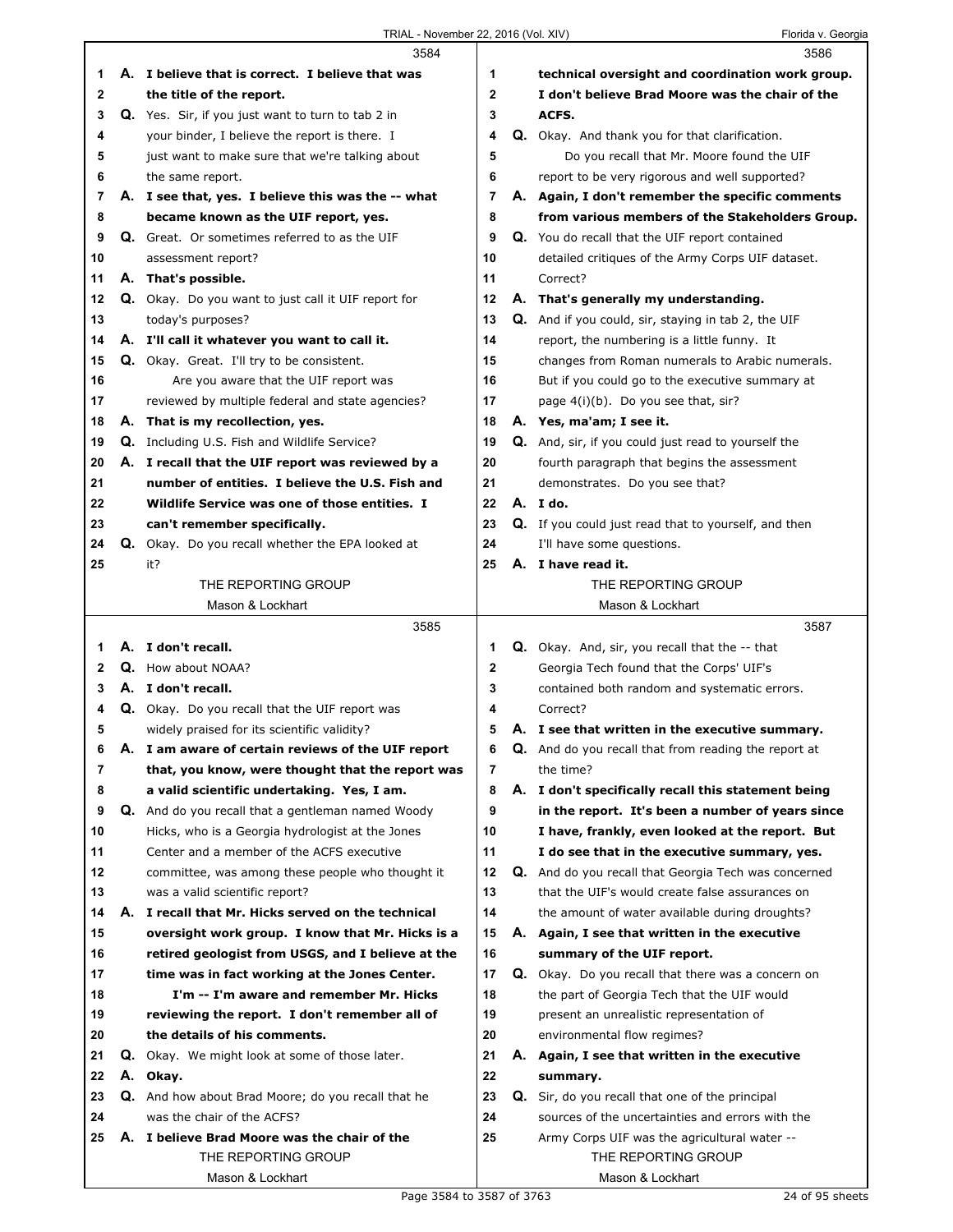3584

1 **A. I believe that is correct. I believe that was**
2 **the title of the report.**
3 **Q.** Yes. Sir, if you just want to turn to tab 2 in
4 your binder, I believe the report is there. I
5 just want to make sure that we're talking about
6 the same report.
7 **A. I see that, yes. I believe this was the -- what**
8 **became known as the UIF report, yes.**
9 **Q.** Great. Or sometimes referred to as the UIF
10 assessment report?
11 **A. That's possible.**
12 **Q.** Okay. Do you want to just call it UIF report for
13 today's purposes?
14 **A. I'll call it whatever you want to call it.**
15 **Q.** Okay. Great. I'll try to be consistent.
16 Are you aware that the UIF report was
17 reviewed by multiple federal and state agencies?
18 **A. That is my recollection, yes.**
19 **Q.** Including U.S. Fish and Wildlife Service?
20 **A. I recall that the UIF report was reviewed by a**
21 **number of entities. I believe the U.S. Fish and**
22 **Wildlife Service was one of those entities. I**
23 **can't remember specifically.**
24 **Q.** Okay. Do you recall whether the EPA looked at
25 it?

3585

1 **A. I don't recall.**
2 **Q.** How about NOAA?
3 **A. I don't recall.**
4 **Q.** Okay. Do you recall that the UIF report was
5 widely praised for its scientific validity?
6 **A. I am aware of certain reviews of the UIF report**
7 **that, you know, were thought that the report was**
8 **a valid scientific undertaking. Yes, I am.**
9 **Q.** And do you recall that a gentleman named Woody
10 Hicks, who is a Georgia hydrologist at the Jones
11 Center and a member of the ACFS executive
12 committee, was among these people who thought it
13 was a valid scientific report?
14 **A. I recall that Mr. Hicks served on the technical**
15 **oversight work group. I know that Mr. Hicks is a**
16 **retired geologist from USGS, and I believe at the**
17 **time was in fact working at the Jones Center.**
18 **I'm -- I'm aware and remember Mr. Hicks**
19 **reviewing the report. I don't remember all of**
20 **the details of his comments.**
21 **Q.** Okay. We might look at some of those later.
22 **A. Okay.**
23 **Q.** And how about Brad Moore; do you recall that he
24 was the chair of the ACFS?
25 **A. I believe Brad Moore was the chair of the**

3586

1 **technical oversight and coordination work group.**
2 **I don't believe Brad Moore was the chair of the**
3 **ACFS.**
4 **Q.** Okay. And thank you for that clarification.
5 Do you recall that Mr. Moore found the UIF
6 report to be very rigorous and well supported?
7 **A. Again, I don't remember the specific comments**
8 **from various members of the Stakeholders Group.**
9 **Q.** You do recall that the UIF report contained
10 detailed critiques of the Army Corps UIF dataset.
11 Correct?
12 **A. That's generally my understanding.**
13 **Q.** And if you could, sir, staying in tab 2, the UIF
14 report, the numbering is a little funny. It
15 changes from Roman numerals to Arabic numerals.
16 But if you could go to the executive summary at
17 page 4(i)(b). Do you see that, sir?
18 **A. Yes, ma'am; I see it.**
19 **Q.** And, sir, if you could just read to yourself the
20 fourth paragraph that begins the assessment
21 demonstrates. Do you see that?
22 **A. I do.**
23 **Q.** If you could just read that to yourself, and then
24 I'll have some questions.
25 **A. I have read it.**

3587

1 **Q.** Okay. And, sir, you recall that the -- that
2 Georgia Tech found that the Corps' UIF's
3 contained both random and systematic errors.
4 Correct?
5 **A. I see that written in the executive summary.**
6 **Q.** And do you recall that from reading the report at
7 the time?
8 **A. I don't specifically recall this statement being**
9 **in the report. It's been a number of years since**
10 **I have, frankly, even looked at the report. But**
11 **I do see that in the executive summary, yes.**
12 **Q.** And do you recall that Georgia Tech was concerned
13 that the UIF's would create false assurances on
14 the amount of water available during droughts?
15 **A. Again, I see that written in the executive**
16 **summary of the UIF report.**
17 **Q.** Okay. Do you recall that there was a concern on
18 the part of Georgia Tech that the UIF would
19 present an unrealistic representation of
20 environmental flow regimes?
21 **A. Again, I see that written in the executive**
22 **summary.**
23 **Q.** Sir, do you recall that one of the principal
24 sources of the uncertainties and errors with the
25 Army Corps UIF was the agricultural water --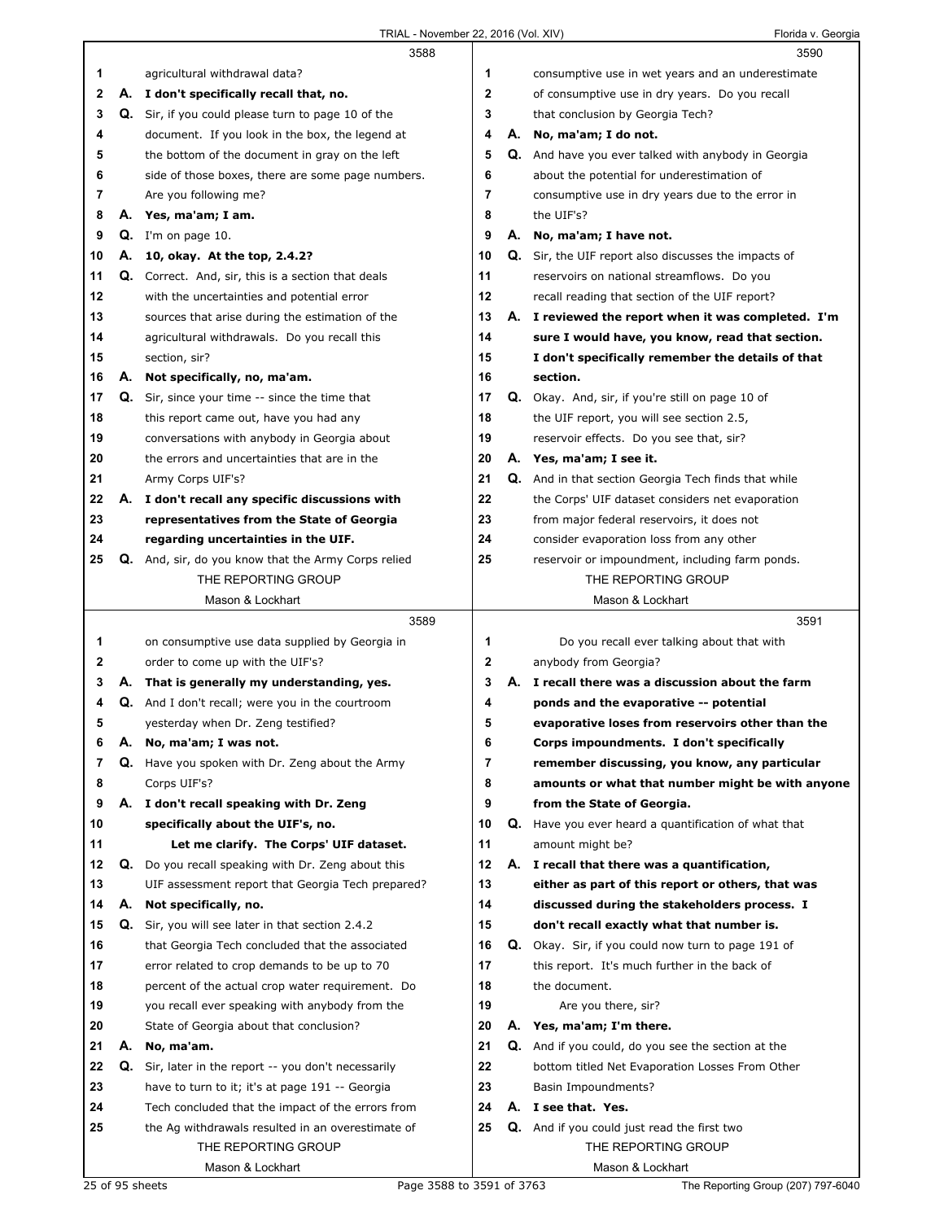**3588**

1 agricultural withdrawal data?
2 **A. I don't specifically recall that, no.**
3 Q. Sir, if you could please turn to page 10 of the
4 document. If you look in the box, the legend at
5 the bottom of the document in gray on the left
6 side of those boxes, there are some page numbers.
7 Are you following me?
8 **A. Yes, ma'am; I am.**
9 Q. I'm on page 10.
10 **A. 10, okay. At the top, 2.4.2?**
11 Q. Correct. And, sir, this is a section that deals
12 with the uncertainties and potential error
13 sources that arise during the estimation of the
14 agricultural withdrawals. Do you recall this
15 section, sir?
16 **A. Not specifically, no, ma'am.**
17 Q. Sir, since your time -- since the time that
18 this report came out, have you had any
19 conversations with anybody in Georgia about
20 the errors and uncertainties that are in the
21 Army Corps UIF's?
22 **A. I don't recall any specific discussions with**
23 **representatives from the State of Georgia**
24 **regarding uncertainties in the UIF.**
25 Q. And, sir, do you know that the Army Corps relied

**3589**

1 on consumptive use data supplied by Georgia in
2 order to come up with the UIF's?
3 **A. That is generally my understanding, yes.**
4 Q. And I don't recall; were you in the courtroom
5 yesterday when Dr. Zeng testified?
6 **A. No, ma'am; I was not.**
7 Q. Have you spoken with Dr. Zeng about the Army
8 Corps UIF's?
9 **A. I don't recall speaking with Dr. Zeng**
10 **specifically about the UIF's, no.**
11 **Let me clarify. The Corps' UIF dataset.**
12 Q. Do you recall speaking with Dr. Zeng about this
13 UIF assessment report that Georgia Tech prepared?
14 **A. Not specifically, no.**
15 Q. Sir, you will see later in that section 2.4.2
16 that Georgia Tech concluded that the associated
17 error related to crop demands to be up to 70
18 percent of the actual crop water requirement. Do
19 you recall ever speaking with anybody from the
20 State of Georgia about that conclusion?
21 **A. No, ma'am.**
22 Q. Sir, later in the report -- you don't necessarily
23 have to turn to it; it's at page 191 -- Georgia
24 Tech concluded that the impact of the errors from
25 the Ag withdrawals resulted in an overestimate of

**3590**

1 consumptive use in wet years and an underestimate
2 of consumptive use in dry years. Do you recall
3 that conclusion by Georgia Tech?
4 **A. No, ma'am; I do not.**
5 Q. And have you ever talked with anybody in Georgia
6 about the potential for underestimation of
7 consumptive use in dry years due to the error in
8 the UIF's?
9 **A. No, ma'am; I have not.**
10 Q. Sir, the UIF report also discusses the impacts of
11 reservoirs on national streamflows. Do you
12 recall reading that section of the UIF report?
13 **A. I reviewed the report when it was completed. I'm**
14 **sure I would have, you know, read that section.**
15 **I don't specifically remember the details of that**
16 **section.**
17 Q. Okay. And, sir, if you're still on page 10 of
18 the UIF report, you will see section 2.5,
19 reservoir effects. Do you see that, sir?
20 **A. Yes, ma'am; I see it.**
21 Q. And in that section Georgia Tech finds that while
22 the Corps' UIF dataset considers net evaporation
23 from major federal reservoirs, it does not
24 consider evaporation loss from any other
25 reservoir or impoundment, including farm ponds.

**3591**

1 Do you recall ever talking about that with
2 anybody from Georgia?
3 **A. I recall there was a discussion about the farm**
4 **ponds and the evaporative -- potential**
5 **evaporative loses from reservoirs other than the**
6 **Corps impoundments. I don't specifically**
7 **remember discussing, you know, any particular**
8 **amounts or what that number might be with anyone**
9 **from the State of Georgia.**
10 Q. Have you ever heard a quantification of what that
11 amount might be?
12 **A. I recall that there was a quantification,**
13 **either as part of this report or others, that was**
14 **discussed during the stakeholders process. I**
15 **don't recall exactly what that number is.**
16 Q. Okay. Sir, if you could now turn to page 191 of
17 this report. It's much further in the back of
18 the document.
19 Are you there, sir?
20 **A. Yes, ma'am; I'm there.**
21 Q. And if you could, do you see the section at the
22 bottom titled Net Evaporation Losses From Other
23 Basin Impoundments?
24 **A. I see that. Yes.**
25 Q. And if you could just read the first two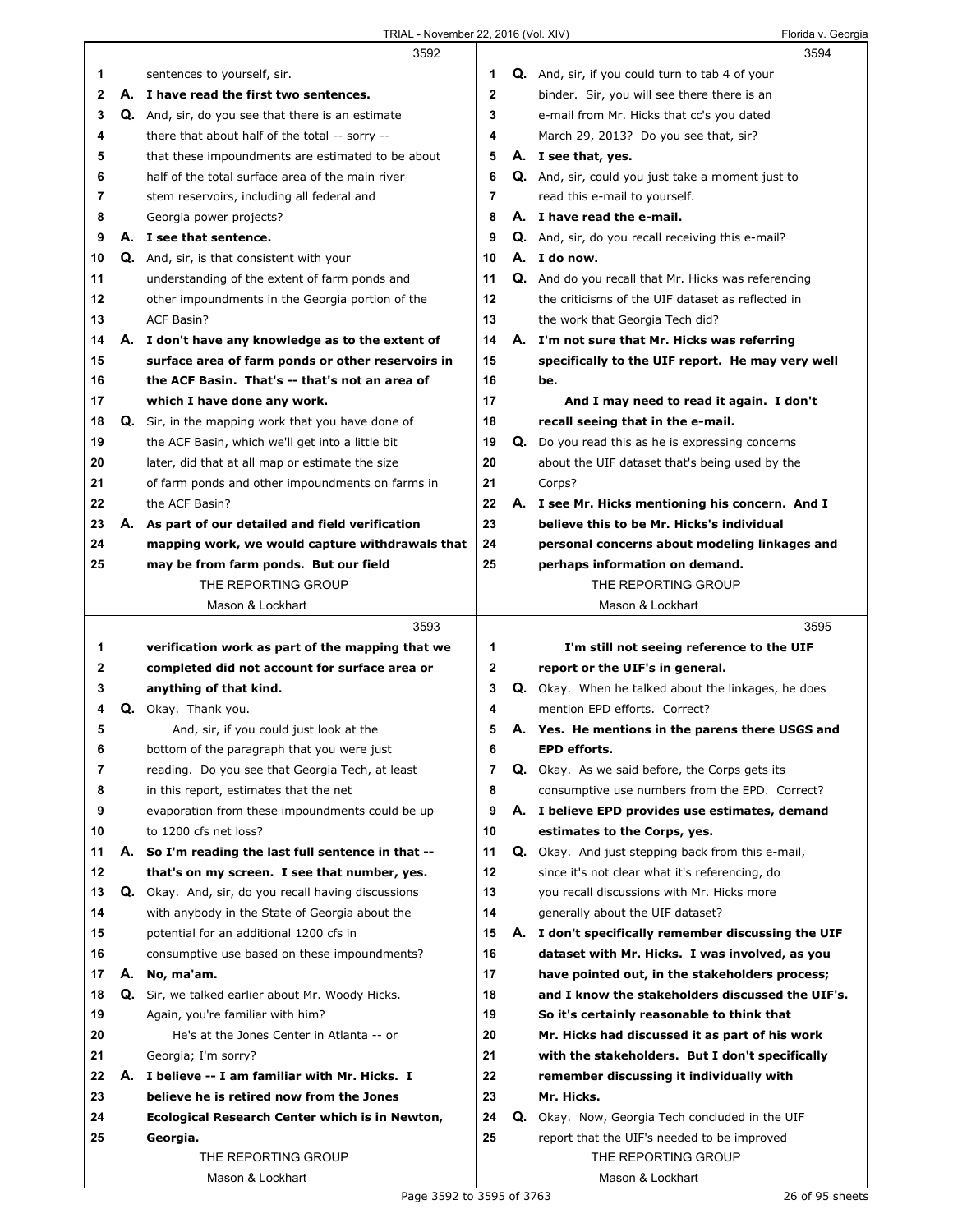3592

1 sentences to yourself, sir.
2 **A. I have read the first two sentences.**
3 **Q.** And, sir, do you see that there is an estimate
4 there that about half of the total -- sorry --
5 that these impoundments are estimated to be about
6 half of the total surface area of the main river
7 stem reservoirs, including all federal and
8 Georgia power projects?
9 **A. I see that sentence.**
10 **Q.** And, sir, is that consistent with your
11 understanding of the extent of farm ponds and
12 other impoundments in the Georgia portion of the
13 ACF Basin?
14 **A. I don't have any knowledge as to the extent of**
15 **surface area of farm ponds or other reservoirs in**
16 **the ACF Basin. That's -- that's not an area of**
17 **which I have done any work.**
18 **Q.** Sir, in the mapping work that you have done of
19 the ACF Basin, which we'll get into a little bit
20 later, did that at all map or estimate the size
21 of farm ponds and other impoundments on farms in
22 the ACF Basin?
23 **A. As part of our detailed and field verification**
24 **mapping work, we would capture withdrawals that**
25 **may be from farm ponds. But our field**

3593

1 **verification work as part of the mapping that we**
2 **completed did not account for surface area or**
3 **anything of that kind.**
4 **Q.** Okay. Thank you.
5 And, sir, if you could just look at the
6 bottom of the paragraph that you were just
7 reading. Do you see that Georgia Tech, at least
8 in this report, estimates that the net
9 evaporation from these impoundments could be up
10 to 1200 cfs net loss?
11 **A. So I'm reading the last full sentence in that --**
12 **that's on my screen. I see that number, yes.**
13 **Q.** Okay. And, sir, do you recall having discussions
14 with anybody in the State of Georgia about the
15 potential for an additional 1200 cfs in
16 consumptive use based on these impoundments?
17 **A. No, ma'am.**
18 **Q.** Sir, we talked earlier about Mr. Woody Hicks.
19 Again, you're familiar with him?
20 He's at the Jones Center in Atlanta -- or
21 Georgia; I'm sorry?
22 **A. I believe -- I am familiar with Mr. Hicks. I**
23 **believe he is retired now from the Jones**
24 **Ecological Research Center which is in Newton,**
25 **Georgia.**

3594

1 **Q.** And, sir, if you could turn to tab 4 of your
2 binder. Sir, you will see there there is an
3 e-mail from Mr. Hicks that cc's you dated
4 March 29, 2013? Do you see that, sir?
5 **A. I see that, yes.**
6 **Q.** And, sir, could you just take a moment just to
7 read this e-mail to yourself.
8 **A. I have read the e-mail.**
9 **Q.** And, sir, do you recall receiving this e-mail?
10 **A. I do now.**
11 **Q.** And do you recall that Mr. Hicks was referencing
12 the criticisms of the UIF dataset as reflected in
13 the work that Georgia Tech did?
14 **A. I'm not sure that Mr. Hicks was referring**
15 **specifically to the UIF report. He may very well**
16 **be.**
17 **And I may need to read it again. I don't**
18 **recall seeing that in the e-mail.**
19 **Q.** Do you read this as he is expressing concerns
20 about the UIF dataset that's being used by the
21 Corps?
22 **A. I see Mr. Hicks mentioning his concern. And I**
23 **believe this to be Mr. Hicks's individual**
24 **personal concerns about modeling linkages and**
25 **perhaps information on demand.**

3595

1 **I'm still not seeing reference to the UIF**
2 **report or the UIF's in general.**
3 **Q.** Okay. When he talked about the linkages, he does
4 mention EPD efforts. Correct?
5 **A. Yes. He mentions in the parens there USGS and**
6 **EPD efforts.**
7 **Q.** Okay. As we said before, the Corps gets its
8 consumptive use numbers from the EPD. Correct?
9 **A. I believe EPD provides use estimates, demand**
10 **estimates to the Corps, yes.**
11 **Q.** Okay. And just stepping back from this e-mail,
12 since it's not clear what it's referencing, do
13 you recall discussions with Mr. Hicks more
14 generally about the UIF dataset?
15 **A. I don't specifically remember discussing the UIF**
16 **dataset with Mr. Hicks. I was involved, as you**
17 **have pointed out, in the stakeholders process;**
18 **and I know the stakeholders discussed the UIF's.**
19 **So it's certainly reasonable to think that**
20 **Mr. Hicks had discussed it as part of his work**
21 **with the stakeholders. But I don't specifically**
22 **remember discussing it individually with**
23 **Mr. Hicks.**
24 **Q.** Okay. Now, Georgia Tech concluded in the UIF
25 report that the UIF's needed to be improved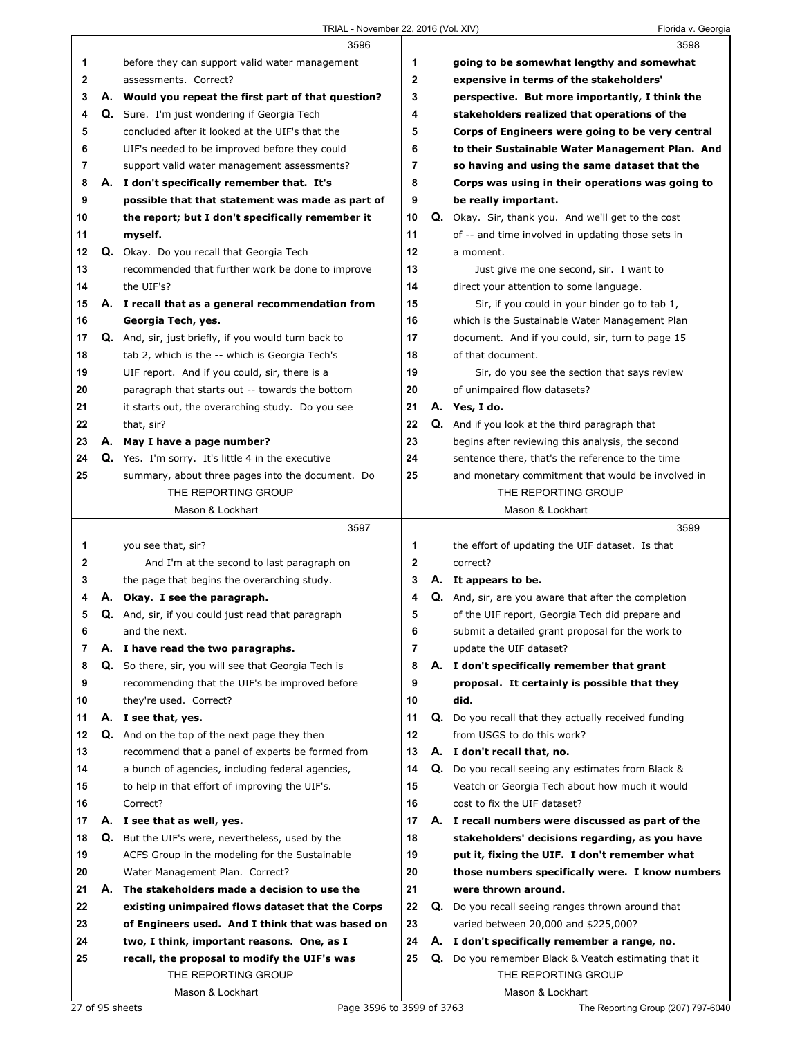3596

1 before they can support valid water management
2 assessments. Correct?
3 A. **Would you repeat the first part of that question?**
4 Q. Sure. I'm just wondering if Georgia Tech
5 concluded after it looked at the UIF's that the
6 UIF's needed to be improved before they could
7 support valid water management assessments?
8 A. **I don't specifically remember that. It's**
9 **possible that that statement was made as part of**
10 **the report; but I don't specifically remember it**
11 **myself.**
12 Q. Okay. Do you recall that Georgia Tech
13 recommended that further work be done to improve
14 the UIF's?
15 A. **I recall that as a general recommendation from**
16 **Georgia Tech, yes.**
17 Q. And, sir, just briefly, if you would turn back to
18 tab 2, which is the -- which is Georgia Tech's
19 UIF report. And if you could, sir, there is a
20 paragraph that starts out -- towards the bottom
21 it starts out, the overarching study. Do you see
22 that, sir?
23 A. **May I have a page number?**
24 Q. Yes. I'm sorry. It's little 4 in the executive
25 summary, about three pages into the document. Do

3597

1 you see that, sir?
2 And I'm at the second to last paragraph on
3 the page that begins the overarching study.
4 A. **Okay. I see the paragraph.**
5 Q. And, sir, if you could just read that paragraph
6 and the next.
7 A. **I have read the two paragraphs.**
8 Q. So there, sir, you will see that Georgia Tech is
9 recommending that the UIF's be improved before
10 they're used. Correct?
11 A. **I see that, yes.**
12 Q. And on the top of the next page they then
13 recommend that a panel of experts be formed from
14 a bunch of agencies, including federal agencies,
15 to help in that effort of improving the UIF's.
16 Correct?
17 A. **I see that as well, yes.**
18 Q. But the UIF's were, nevertheless, used by the
19 ACFS Group in the modeling for the Sustainable
20 Water Management Plan. Correct?
21 A. **The stakeholders made a decision to use the**
22 **existing unimpaired flows dataset that the Corps**
23 **of Engineers used. And I think that was based on**
24 **two, I think, important reasons. One, as I**
25 **recall, the proposal to modify the UIF's was**

3598

1 **going to be somewhat lengthy and somewhat**
2 **expensive in terms of the stakeholders'**
3 **perspective. But more importantly, I think the**
4 **stakeholders realized that operations of the**
5 **Corps of Engineers were going to be very central**
6 **to their Sustainable Water Management Plan. And**
7 **so having and using the same dataset that the**
8 **Corps was using in their operations was going to**
9 **be really important.**
10 Q. Okay. Sir, thank you. And we'll get to the cost
11 of -- and time involved in updating those sets in
12 a moment.
13 Just give me one second, sir. I want to
14 direct your attention to some language.
15 Sir, if you could in your binder go to tab 1,
16 which is the Sustainable Water Management Plan
17 document. And if you could, sir, turn to page 15
18 of that document.
19 Sir, do you see the section that says review
20 of unimpaired flow datasets?
21 A. **Yes, I do.**
22 Q. And if you look at the third paragraph that
23 begins after reviewing this analysis, the second
24 sentence there, that's the reference to the time
25 and monetary commitment that would be involved in

3599

1 the effort of updating the UIF dataset. Is that
2 correct?
3 A. **It appears to be.**
4 Q. And, sir, are you aware that after the completion
5 of the UIF report, Georgia Tech did prepare and
6 submit a detailed grant proposal for the work to
7 update the UIF dataset?
8 A. **I don't specifically remember that grant**
9 **proposal. It certainly is possible that they**
10 **did.**
11 Q. Do you recall that they actually received funding
12 from USGS to do this work?
13 A. **I don't recall that, no.**
14 Q. Do you recall seeing any estimates from Black &
15 Veatch or Georgia Tech about how much it would
16 cost to fix the UIF dataset?
17 A. **I recall numbers were discussed as part of the**
18 **stakeholders' decisions regarding, as you have**
19 **put it, fixing the UIF. I don't remember what**
20 **those numbers specifically were. I know numbers**
21 **were thrown around.**
22 Q. Do you recall seeing ranges thrown around that
23 varied between 20,000 and $225,000?
24 A. **I don't specifically remember a range, no.**
25 Q. Do you remember Black & Veatch estimating that it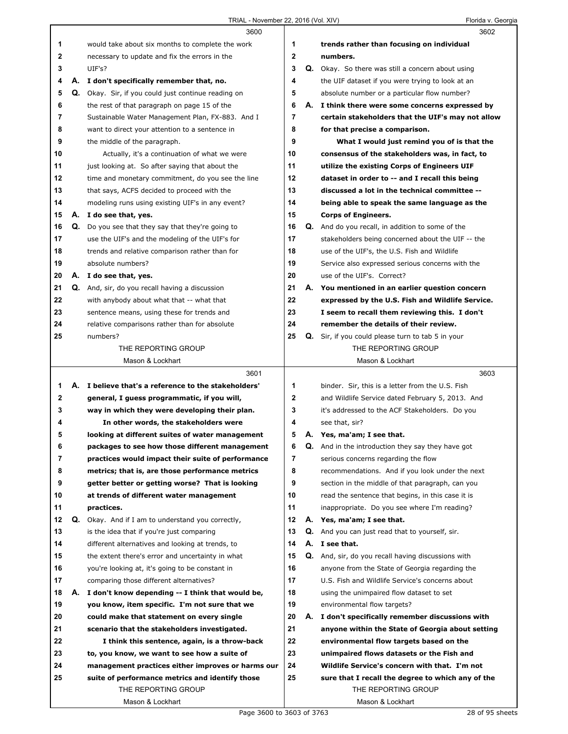3600

1 would take about six months to complete the work
2 necessary to update and fix the errors in the
3 UIF's?
4 **A. I don't specifically remember that, no.**
5 **Q.** Okay. Sir, if you could just continue reading on
6 the rest of that paragraph on page 15 of the
7 Sustainable Water Management Plan, FX-883. And I
8 want to direct your attention to a sentence in
9 the middle of the paragraph.
10 Actually, it's a continuation of what we were
11 just looking at. So after saying that about the
12 time and monetary commitment, do you see the line
13 that says, ACFS decided to proceed with the
14 modeling runs using existing UIF's in any event?
15 **A. I do see that, yes.**
16 **Q.** Do you see that they say that they're going to
17 use the UIF's and the modeling of the UIF's for
18 trends and relative comparison rather than for
19 absolute numbers?
20 **A. I do see that, yes.**
21 **Q.** And, sir, do you recall having a discussion
22 with anybody about what that -- what that
23 sentence means, using these for trends and
24 relative comparisons rather than for absolute
25 numbers?

3601

1 **A. I believe that's a reference to the stakeholders'**
2 **general, I guess programmatic, if you will,**
3 **way in which they were developing their plan.**
4 **In other words, the stakeholders were**
5 **looking at different suites of water management**
6 **packages to see how those different management**
7 **practices would impact their suite of performance**
8 **metrics; that is, are those performance metrics**
9 **getter better or getting worse? That is looking**
10 **at trends of different water management**
11 **practices.**
12 **Q.** Okay. And if I am to understand you correctly,
13 is the idea that if you're just comparing
14 different alternatives and looking at trends, to
15 the extent there's error and uncertainty in what
16 you're looking at, it's going to be constant in
17 comparing those different alternatives?
18 **A. I don't know depending -- I think that would be,**
19 **you know, item specific. I'm not sure that we**
20 **could make that statement on every single**
21 **scenario that the stakeholders investigated.**
22 **I think this sentence, again, is a throw-back**
23 **to, you know, we want to see how a suite of**
24 **management practices either improves or harms our**
25 **suite of performance metrics and identify those**

3602

1 **trends rather than focusing on individual**
2 **numbers.**
3 **Q.** Okay. So there was still a concern about using
4 the UIF dataset if you were trying to look at an
5 absolute number or a particular flow number?
6 **A. I think there were some concerns expressed by**
7 **certain stakeholders that the UIF's may not allow**
8 **for that precise a comparison.**
9 **What I would just remind you of is that the**
10 **consensus of the stakeholders was, in fact, to**
11 **utilize the existing Corps of Engineers UIF**
12 **dataset in order to -- and I recall this being**
13 **discussed a lot in the technical committee --**
14 **being able to speak the same language as the**
15 **Corps of Engineers.**
16 **Q.** And do you recall, in addition to some of the
17 stakeholders being concerned about the UIF -- the
18 use of the UIF's, the U.S. Fish and Wildlife
19 Service also expressed serious concerns with the
20 use of the UIF's. Correct?
21 **A. You mentioned in an earlier question concern**
22 **expressed by the U.S. Fish and Wildlife Service.**
23 **I seem to recall them reviewing this. I don't**
24 **remember the details of their review.**
25 **Q.** Sir, if you could please turn to tab 5 in your

3603

1 binder. Sir, this is a letter from the U.S. Fish
2 and Wildlife Service dated February 5, 2013. And
3 it's addressed to the ACF Stakeholders. Do you
4 see that, sir?
5 **A. Yes, ma'am; I see that.**
6 **Q.** And in the introduction they say they have got
7 serious concerns regarding the flow
8 recommendations. And if you look under the next
9 section in the middle of that paragraph, can you
10 read the sentence that begins, in this case it is
11 inappropriate. Do you see where I'm reading?
12 **A. Yes, ma'am; I see that.**
13 **Q.** And you can just read that to yourself, sir.
14 **A. I see that.**
15 **Q.** And, sir, do you recall having discussions with
16 anyone from the State of Georgia regarding the
17 U.S. Fish and Wildlife Service's concerns about
18 using the unimpaired flow dataset to set
19 environmental flow targets?
20 **A. I don't specifically remember discussions with**
21 **anyone within the State of Georgia about setting**
22 **environmental flow targets based on the**
23 **unimpaired flows datasets or the Fish and**
24 **Wildlife Service's concern with that. I'm not**
25 **sure that I recall the degree to which any of the**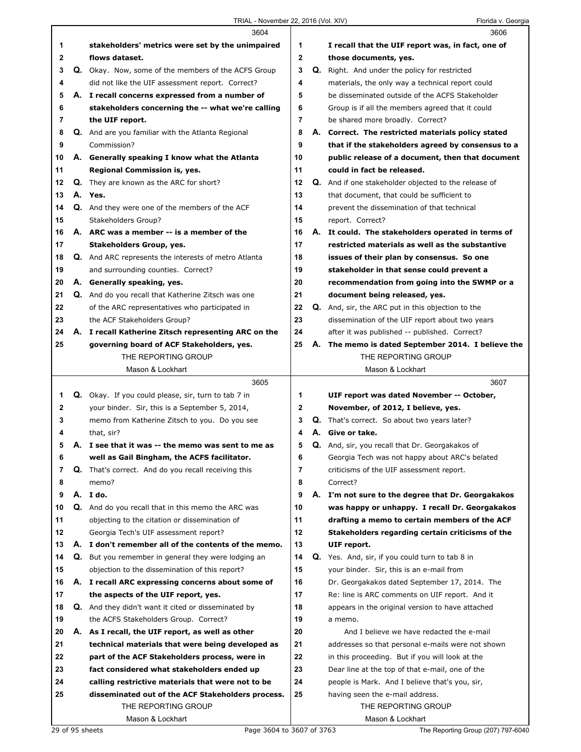**3604**

1 stakeholders' metrics were set by the unimpaired
2 flows dataset.
3 Q. Okay. Now, some of the members of the ACFS Group
4 did not like the UIF assessment report. Correct?
5 A. **I recall concerns expressed from a number of**
6 **stakeholders concerning the -- what we're calling**
7 **the UIF report.**
8 Q. And are you familiar with the Atlanta Regional
9 Commission?
10 A. **Generally speaking I know what the Atlanta**
11 **Regional Commission is, yes.**
12 Q. They are known as the ARC for short?
13 A. **Yes.**
14 Q. And they were one of the members of the ACF
15 Stakeholders Group?
16 A. **ARC was a member -- is a member of the**
17 **Stakeholders Group, yes.**
18 Q. And ARC represents the interests of metro Atlanta
19 and surrounding counties. Correct?
20 A. **Generally speaking, yes.**
21 Q. And do you recall that Katherine Zitsch was one
22 of the ARC representatives who participated in
23 the ACF Stakeholders Group?
24 A. **I recall Katherine Zitsch representing ARC on the**
25 **governing board of ACF Stakeholders, yes.**

**3605**

1 Q. Okay. If you could please, sir, turn to tab 7 in
2 your binder. Sir, this is a September 5, 2014,
3 memo from Katherine Zitsch to you. Do you see
4 that, sir?
5 A. **I see that it was -- the memo was sent to me as**
6 **well as Gail Bingham, the ACFS facilitator.**
7 Q. That's correct. And do you recall receiving this
8 memo?
9 A. **I do.**
10 Q. And do you recall that in this memo the ARC was
11 objecting to the citation or dissemination of
12 Georgia Tech's UIF assessment report?
13 A. **I don't remember all of the contents of the memo.**
14 Q. But you remember in general they were lodging an
15 objection to the dissemination of this report?
16 A. **I recall ARC expressing concerns about some of**
17 **the aspects of the UIF report, yes.**
18 Q. And they didn't want it cited or disseminated by
19 the ACFS Stakeholders Group. Correct?
20 A. **As I recall, the UIF report, as well as other**
21 **technical materials that were being developed as**
22 **part of the ACF Stakeholders process, were in**
23 **fact considered what stakeholders ended up**
24 **calling restrictive materials that were not to be**
25 **disseminated out of the ACF Stakeholders process.**

**3606**

1 **I recall that the UIF report was, in fact, one of**
2 **those documents, yes.**
3 Q. Right. And under the policy for restricted
4 materials, the only way a technical report could
5 be disseminated outside of the ACFS Stakeholder
6 Group is if all the members agreed that it could
7 be shared more broadly. Correct?
8 A. **Correct. The restricted materials policy stated**
9 **that if the stakeholders agreed by consensus to a**
10 **public release of a document, then that document**
11 **could in fact be released.**
12 Q. And if one stakeholder objected to the release of
13 that document, that could be sufficient to
14 prevent the dissemination of that technical
15 report. Correct?
16 A. **It could. The stakeholders operated in terms of**
17 **restricted materials as well as the substantive**
18 **issues of their plan by consensus. So one**
19 **stakeholder in that sense could prevent a**
20 **recommendation from going into the SWMP or a**
21 **document being released, yes.**
22 Q. And, sir, the ARC put in this objection to the
23 dissemination of the UIF report about two years
24 after it was published -- published. Correct?
25 A. **The memo is dated September 2014. I believe the**

**3607**

1 **UIF report was dated November -- October,**
2 **November, of 2012, I believe, yes.**
3 Q. That's correct. So about two years later?
4 A. **Give or take.**
5 Q. And, sir, you recall that Dr. Georgakakos of
6 Georgia Tech was not happy about ARC's belated
7 criticisms of the UIF assessment report.
8 Correct?
9 A. **I'm not sure to the degree that Dr. Georgakakos**
10 **was happy or unhappy. I recall Dr. Georgakakos**
11 **drafting a memo to certain members of the ACF**
12 **Stakeholders regarding certain criticisms of the**
13 **UIF report.**
14 Q. Yes. And, sir, if you could turn to tab 8 in
15 your binder. Sir, this is an e-mail from
16 Dr. Georgakakos dated September 17, 2014. The
17 Re: line is ARC comments on UIF report. And it
18 appears in the original version to have attached
19 a memo.
20 And I believe we have redacted the e-mail
21 addresses so that personal e-mails were not shown
22 in this proceeding. But if you will look at the
23 Dear line at the top of that e-mail, one of the
24 people is Mark. And I believe that's you, sir,
25 having seen the e-mail address.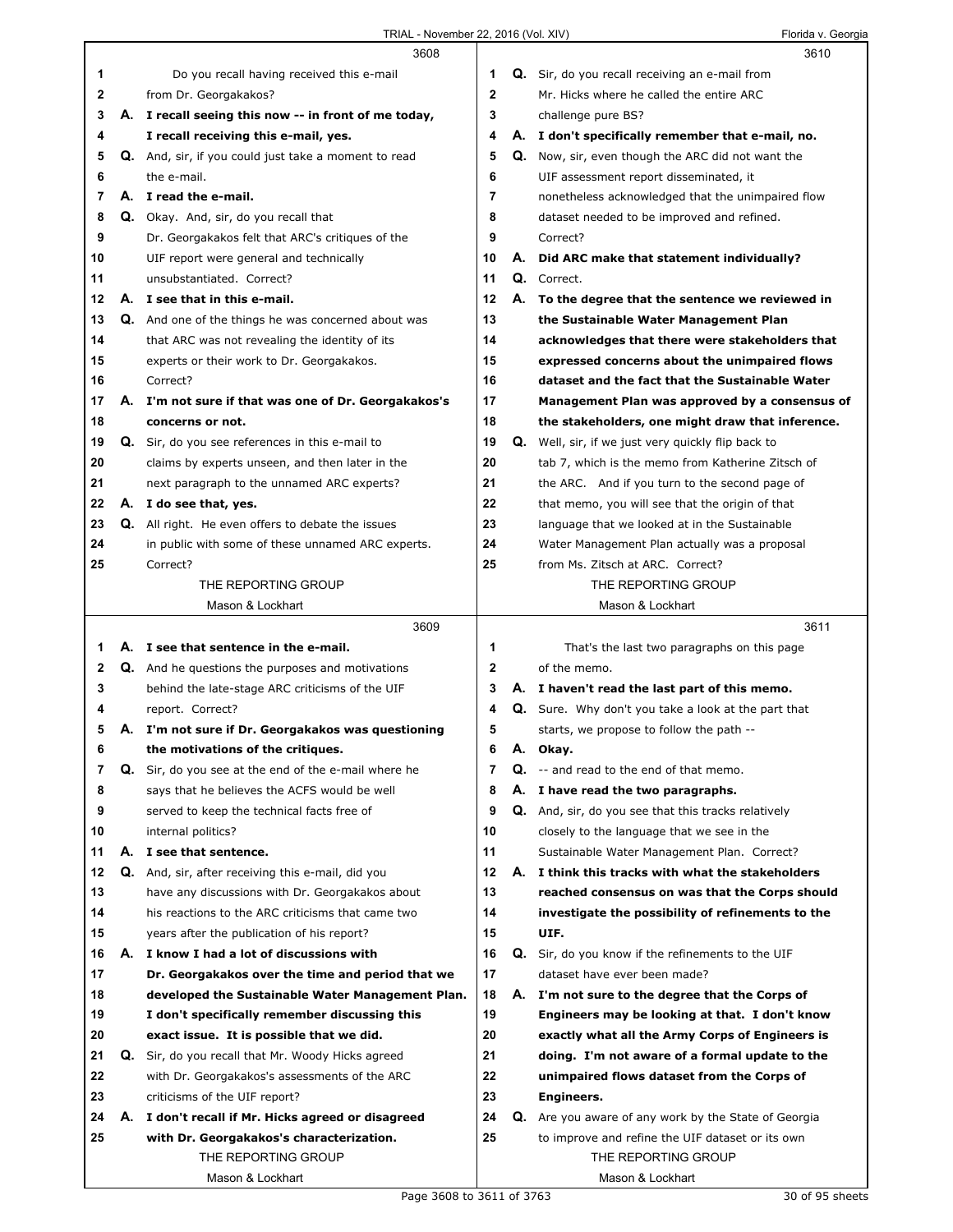3608

1 Do you recall having received this e-mail
2 from Dr. Georgakakos?
3 **A. I recall seeing this now -- in front of me today,**
4 **I recall receiving this e-mail, yes.**
5 **Q.** And, sir, if you could just take a moment to read
6 the e-mail.
7 **A. I read the e-mail.**
8 **Q.** Okay. And, sir, do you recall that
9 Dr. Georgakakos felt that ARC's critiques of the
10 UIF report were general and technically
11 unsubstantiated. Correct?
12 **A. I see that in this e-mail.**
13 **Q.** And one of the things he was concerned about was
14 that ARC was not revealing the identity of its
15 experts or their work to Dr. Georgakakos.
16 Correct?
17 **A. I'm not sure if that was one of Dr. Georgakakos's**
18 **concerns or not.**
19 **Q.** Sir, do you see references in this e-mail to
20 claims by experts unseen, and then later in the
21 next paragraph to the unnamed ARC experts?
22 **A. I do see that, yes.**
23 **Q.** All right. He even offers to debate the issues
24 in public with some of these unnamed ARC experts.
25 Correct?

3609

1 **A. I see that sentence in the e-mail.**
2 **Q.** And he questions the purposes and motivations
3 behind the late-stage ARC criticisms of the UIF
4 report. Correct?
5 **A. I'm not sure if Dr. Georgakakos was questioning**
6 **the motivations of the critiques.**
7 **Q.** Sir, do you see at the end of the e-mail where he
8 says that he believes the ACFS would be well
9 served to keep the technical facts free of
10 internal politics?
11 **A. I see that sentence.**
12 **Q.** And, sir, after receiving this e-mail, did you
13 have any discussions with Dr. Georgakakos about
14 his reactions to the ARC criticisms that came two
15 years after the publication of his report?
16 **A. I know I had a lot of discussions with**
17 **Dr. Georgakakos over the time and period that we**
18 **developed the Sustainable Water Management Plan.**
19 **I don't specifically remember discussing this**
20 **exact issue. It is possible that we did.**
21 **Q.** Sir, do you recall that Mr. Woody Hicks agreed
22 with Dr. Georgakakos's assessments of the ARC
23 criticisms of the UIF report?
24 **A. I don't recall if Mr. Hicks agreed or disagreed**
25 **with Dr. Georgakakos's characterization.**

3610

1 **Q.** Sir, do you recall receiving an e-mail from
2 Mr. Hicks where he called the entire ARC
3 challenge pure BS?
4 **A. I don't specifically remember that e-mail, no.**
5 **Q.** Now, sir, even though the ARC did not want the
6 UIF assessment report disseminated, it
7 nonetheless acknowledged that the unimpaired flow
8 dataset needed to be improved and refined.
9 Correct?
10 **A. Did ARC make that statement individually?**
11 **Q.** Correct.
12 **A. To the degree that the sentence we reviewed in**
13 **the Sustainable Water Management Plan**
14 **acknowledges that there were stakeholders that**
15 **expressed concerns about the unimpaired flows**
16 **dataset and the fact that the Sustainable Water**
17 **Management Plan was approved by a consensus of**
18 **the stakeholders, one might draw that inference.**
19 **Q.** Well, sir, if we just very quickly flip back to
20 tab 7, which is the memo from Katherine Zitsch of
21 the ARC. And if you turn to the second page of
22 that memo, you will see that the origin of that
23 language that we looked at in the Sustainable
24 Water Management Plan actually was a proposal
25 from Ms. Zitsch at ARC. Correct?

3611

1 That's the last two paragraphs on this page
2 of the memo.
3 **A. I haven't read the last part of this memo.**
4 **Q.** Sure. Why don't you take a look at the part that
5 starts, we propose to follow the path --
6 **A. Okay.**
7 **Q.** -- and read to the end of that memo.
8 **A. I have read the two paragraphs.**
9 **Q.** And, sir, do you see that this tracks relatively
10 closely to the language that we see in the
11 Sustainable Water Management Plan. Correct?
12 **A. I think this tracks with what the stakeholders**
13 **reached consensus on was that the Corps should**
14 **investigate the possibility of refinements to the**
15 **UIF.**
16 **Q.** Sir, do you know if the refinements to the UIF
17 dataset have ever been made?
18 **A. I'm not sure to the degree that the Corps of**
19 **Engineers may be looking at that. I don't know**
20 **exactly what all the Army Corps of Engineers is**
21 **doing. I'm not aware of a formal update to the**
22 **unimpaired flows dataset from the Corps of**
23 **Engineers.**
24 **Q.** Are you aware of any work by the State of Georgia
25 to improve and refine the UIF dataset or its own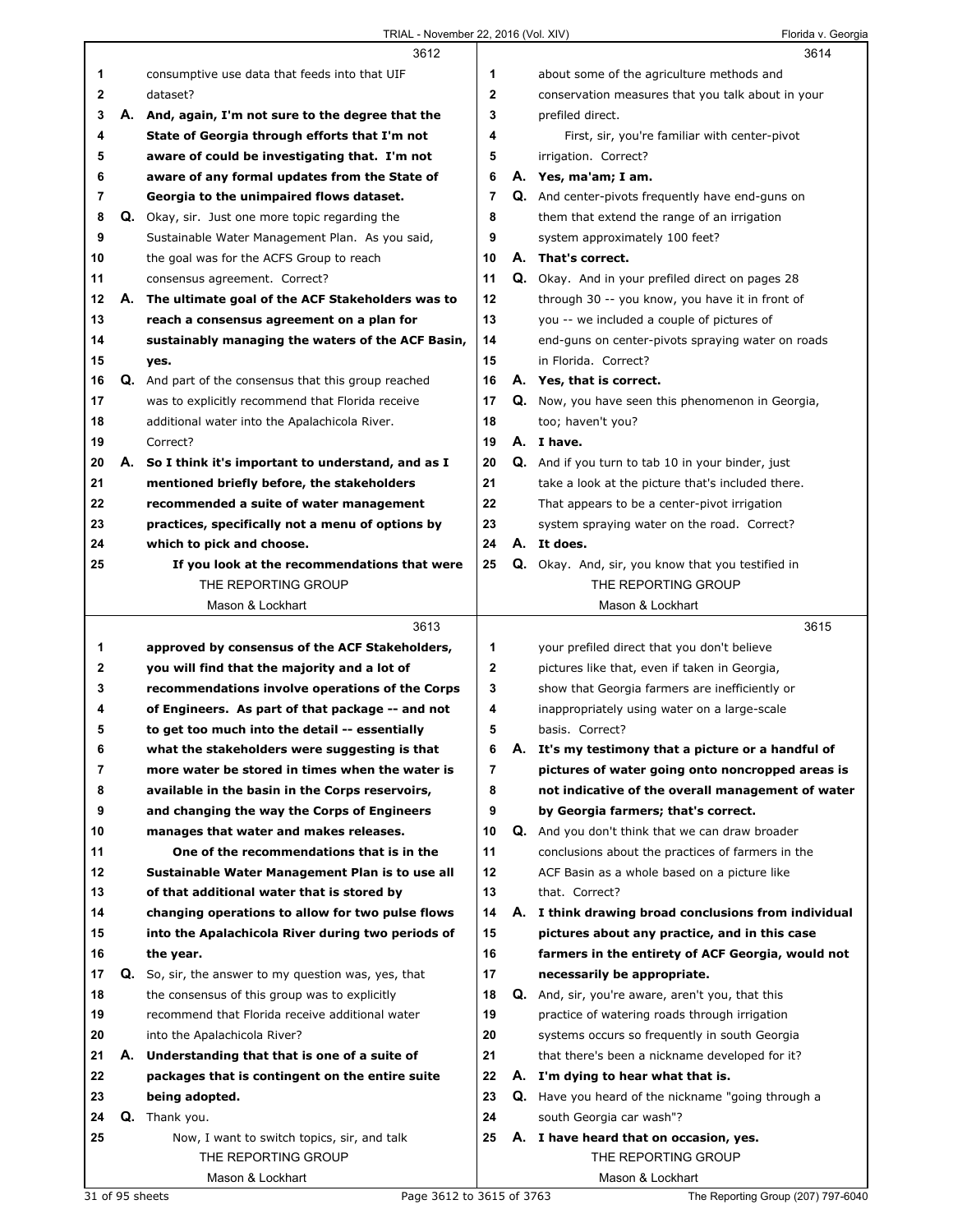3612

1 consumptive use data that feeds into that UIF
2 dataset?
3 **A. And, again, I'm not sure to the degree that the**
4 **State of Georgia through efforts that I'm not**
5 **aware of could be investigating that. I'm not**
6 **aware of any formal updates from the State of**
7 **Georgia to the unimpaired flows dataset.**
8 **Q.** Okay, sir. Just one more topic regarding the
9 Sustainable Water Management Plan. As you said,
10 the goal was for the ACFS Group to reach
11 consensus agreement. Correct?
12 **A. The ultimate goal of the ACF Stakeholders was to**
13 **reach a consensus agreement on a plan for**
14 **sustainably managing the waters of the ACF Basin,**
15 **yes.**
16 **Q.** And part of the consensus that this group reached
17 was to explicitly recommend that Florida receive
18 additional water into the Apalachicola River.
19 Correct?
20 **A. So I think it's important to understand, and as I**
21 **mentioned briefly before, the stakeholders**
22 **recommended a suite of water management**
23 **practices, specifically not a menu of options by**
24 **which to pick and choose.**
25 **If you look at the recommendations that were**

3613

1 **approved by consensus of the ACF Stakeholders,**
2 **you will find that the majority and a lot of**
3 **recommendations involve operations of the Corps**
4 **of Engineers. As part of that package -- and not**
5 **to get too much into the detail -- essentially**
6 **what the stakeholders were suggesting is that**
7 **more water be stored in times when the water is**
8 **available in the basin in the Corps reservoirs,**
9 **and changing the way the Corps of Engineers**
10 **manages that water and makes releases.**
11 **One of the recommendations that is in the**
12 **Sustainable Water Management Plan is to use all**
13 **of that additional water that is stored by**
14 **changing operations to allow for two pulse flows**
15 **into the Apalachicola River during two periods of**
16 **the year.**
17 **Q.** So, sir, the answer to my question was, yes, that
18 the consensus of this group was to explicitly
19 recommend that Florida receive additional water
20 into the Apalachicola River?
21 **A. Understanding that that is one of a suite of**
22 **packages that is contingent on the entire suite**
23 **being adopted.**
24 **Q.** Thank you.
25 Now, I want to switch topics, sir, and talk

3614

1 about some of the agriculture methods and
2 conservation measures that you talk about in your
3 prefiled direct.
4 First, sir, you're familiar with center-pivot
5 irrigation. Correct?
6 **A. Yes, ma'am; I am.**
7 **Q.** And center-pivots frequently have end-guns on
8 them that extend the range of an irrigation
9 system approximately 100 feet?
10 **A. That's correct.**
11 **Q.** Okay. And in your prefiled direct on pages 28
12 through 30 -- you know, you have it in front of
13 you -- we included a couple of pictures of
14 end-guns on center-pivots spraying water on roads
15 in Florida. Correct?
16 **A. Yes, that is correct.**
17 **Q.** Now, you have seen this phenomenon in Georgia,
18 too; haven't you?
19 **A. I have.**
20 **Q.** And if you turn to tab 10 in your binder, just
21 take a look at the picture that's included there.
22 That appears to be a center-pivot irrigation
23 system spraying water on the road. Correct?
24 **A. It does.**
25 **Q.** Okay. And, sir, you know that you testified in

3615

1 your prefiled direct that you don't believe
2 pictures like that, even if taken in Georgia,
3 show that Georgia farmers are inefficiently or
4 inappropriately using water on a large-scale
5 basis. Correct?
6 **A. It's my testimony that a picture or a handful of**
7 **pictures of water going onto noncropped areas is**
8 **not indicative of the overall management of water**
9 **by Georgia farmers; that's correct.**
10 **Q.** And you don't think that we can draw broader
11 conclusions about the practices of farmers in the
12 ACF Basin as a whole based on a picture like
13 that. Correct?
14 **A. I think drawing broad conclusions from individual**
15 **pictures about any practice, and in this case**
16 **farmers in the entirety of ACF Georgia, would not**
17 **necessarily be appropriate.**
18 **Q.** And, sir, you're aware, aren't you, that this
19 practice of watering roads through irrigation
20 systems occurs so frequently in south Georgia
21 that there's been a nickname developed for it?
22 **A. I'm dying to hear what that is.**
23 **Q.** Have you heard of the nickname "going through a
24 south Georgia car wash"?
25 **A. I have heard that on occasion, yes.**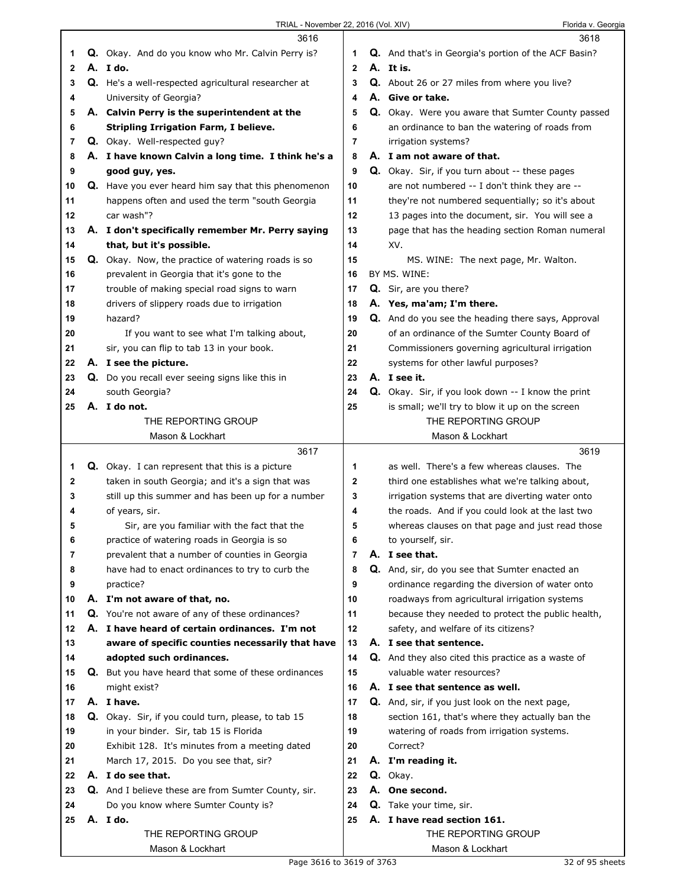3616

1 **Q.** Okay. And do you know who Mr. Calvin Perry is?
2 **A. I do.**
3 **Q.** He's a well-respected agricultural researcher at
4 University of Georgia?
5 **A. Calvin Perry is the superintendent at the**
6 **Stripling Irrigation Farm, I believe.**
7 **Q.** Okay. Well-respected guy?
8 **A. I have known Calvin a long time. I think he's a**
9 **good guy, yes.**
10 **Q.** Have you ever heard him say that this phenomenon
11 happens often and used the term "south Georgia
12 car wash"?
13 **A. I don't specifically remember Mr. Perry saying**
14 **that, but it's possible.**
15 **Q.** Okay. Now, the practice of watering roads is so
16 prevalent in Georgia that it's gone to the
17 trouble of making special road signs to warn
18 drivers of slippery roads due to irrigation
19 hazard?
20 If you want to see what I'm talking about,
21 sir, you can flip to tab 13 in your book.
22 **A. I see the picture.**
23 **Q.** Do you recall ever seeing signs like this in
24 south Georgia?
25 **A. I do not.**

3617

1 **Q.** Okay. I can represent that this is a picture
2 taken in south Georgia; and it's a sign that was
3 still up this summer and has been up for a number
4 of years, sir.
5 Sir, are you familiar with the fact that the
6 practice of watering roads in Georgia is so
7 prevalent that a number of counties in Georgia
8 have had to enact ordinances to try to curb the
9 practice?
10 **A. I'm not aware of that, no.**
11 **Q.** You're not aware of any of these ordinances?
12 **A. I have heard of certain ordinances. I'm not**
13 **aware of specific counties necessarily that have**
14 **adopted such ordinances.**
15 **Q.** But you have heard that some of these ordinances
16 might exist?
17 **A. I have.**
18 **Q.** Okay. Sir, if you could turn, please, to tab 15
19 in your binder. Sir, tab 15 is Florida
20 Exhibit 128. It's minutes from a meeting dated
21 March 17, 2015. Do you see that, sir?
22 **A. I do see that.**
23 **Q.** And I believe these are from Sumter County, sir.
24 Do you know where Sumter County is?
25 **A. I do.**

3618

1 **Q.** And that's in Georgia's portion of the ACF Basin?
2 **A. It is.**
3 **Q.** About 26 or 27 miles from where you live?
4 **A. Give or take.**
5 **Q.** Okay. Were you aware that Sumter County passed
6 an ordinance to ban the watering of roads from
7 irrigation systems?
8 **A. I am not aware of that.**
9 **Q.** Okay. Sir, if you turn about -- these pages
10 are not numbered -- I don't think they are --
11 they're not numbered sequentially; so it's about
12 13 pages into the document, sir. You will see a
13 page that has the heading section Roman numeral
14 XV.
15 MS. WINE: The next page, Mr. Walton.
16 BY MS. WINE:
17 **Q.** Sir, are you there?
18 **A. Yes, ma'am; I'm there.**
19 **Q.** And do you see the heading there says, Approval
20 of an ordinance of the Sumter County Board of
21 Commissioners governing agricultural irrigation
22 systems for other lawful purposes?
23 **A. I see it.**
24 **Q.** Okay. Sir, if you look down -- I know the print
25 is small; we'll try to blow it up on the screen

3619

1 as well. There's a few whereas clauses. The
2 third one establishes what we're talking about,
3 irrigation systems that are diverting water onto
4 the roads. And if you could look at the last two
5 whereas clauses on that page and just read those
6 to yourself, sir.
7 **A. I see that.**
8 **Q.** And, sir, do you see that Sumter enacted an
9 ordinance regarding the diversion of water onto
10 roadways from agricultural irrigation systems
11 because they needed to protect the public health,
12 safety, and welfare of its citizens?
13 **A. I see that sentence.**
14 **Q.** And they also cited this practice as a waste of
15 valuable water resources?
16 **A. I see that sentence as well.**
17 **Q.** And, sir, if you just look on the next page,
18 section 161, that's where they actually ban the
19 watering of roads from irrigation systems.
20 Correct?
21 **A. I'm reading it.**
22 **Q.** Okay.
23 **A. One second.**
24 **Q.** Take your time, sir.
25 **A. I have read section 161.**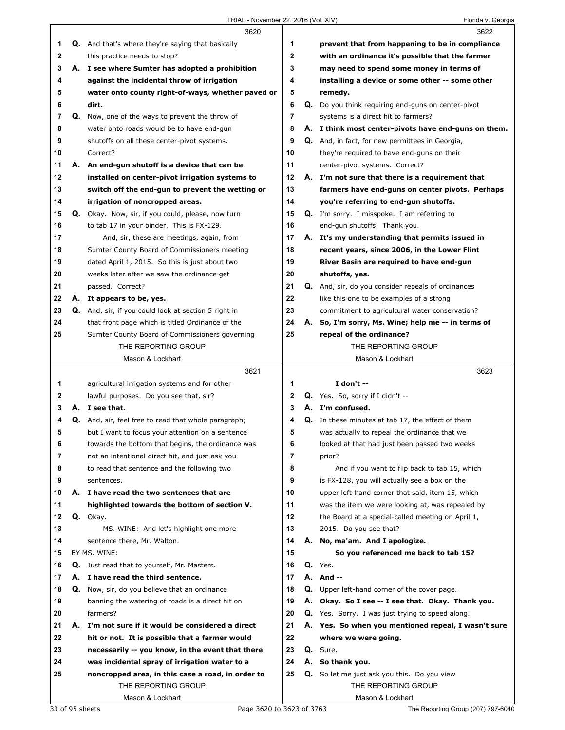**3620**

1 Q. And that's where they're saying that basically
2 this practice needs to stop?
3 A. **I see where Sumter has adopted a prohibition**
4 **against the incidental throw of irrigation**
5 **water onto county right-of-ways, whether paved or**
6 **dirt.**
7 Q. Now, one of the ways to prevent the throw of
8 water onto roads would be to have end-gun
9 shutoffs on all these center-pivot systems.
10 Correct?
11 A. **An end-gun shutoff is a device that can be**
12 **installed on center-pivot irrigation systems to**
13 **switch off the end-gun to prevent the wetting or**
14 **irrigation of noncropped areas.**
15 Q. Okay. Now, sir, if you could, please, now turn
16 to tab 17 in your binder. This is FX-129.
17 And, sir, these are meetings, again, from
18 Sumter County Board of Commissioners meeting
19 dated April 1, 2015. So this is just about two
20 weeks later after we saw the ordinance get
21 passed. Correct?
22 A. **It appears to be, yes.**
23 Q. And, sir, if you could look at section 5 right in
24 that front page which is titled Ordinance of the
25 Sumter County Board of Commissioners governing

**3621**

1 agricultural irrigation systems and for other
2 lawful purposes. Do you see that, sir?
3 A. **I see that.**
4 Q. And, sir, feel free to read that whole paragraph;
5 but I want to focus your attention on a sentence
6 towards the bottom that begins, the ordinance was
7 not an intentional direct hit, and just ask you
8 to read that sentence and the following two
9 sentences.
10 A. **I have read the two sentences that are**
11 **highlighted towards the bottom of section V.**
12 Q. Okay.
13 MS. WINE: And let's highlight one more
14 sentence there, Mr. Walton.
15 BY MS. WINE:
16 Q. Just read that to yourself, Mr. Masters.
17 A. **I have read the third sentence.**
18 Q. Now, sir, do you believe that an ordinance
19 banning the watering of roads is a direct hit on
20 farmers?
21 A. **I'm not sure if it would be considered a direct**
22 **hit or not. It is possible that a farmer would**
23 **necessarily -- you know, in the event that there**
24 **was incidental spray of irrigation water to a**
25 **noncropped area, in this case a road, in order to**

**3622**

1 **prevent that from happening to be in compliance**
2 **with an ordinance it's possible that the farmer**
3 **may need to spend some money in terms of**
4 **installing a device or some other -- some other**
5 **remedy.**
6 Q. Do you think requiring end-guns on center-pivot
7 systems is a direct hit to farmers?
8 A. **I think most center-pivots have end-guns on them.**
9 Q. And, in fact, for new permittees in Georgia,
10 they're required to have end-guns on their
11 center-pivot systems. Correct?
12 A. **I'm not sure that there is a requirement that**
13 **farmers have end-guns on center pivots. Perhaps**
14 **you're referring to end-gun shutoffs.**
15 Q. I'm sorry. I misspoke. I am referring to
16 end-gun shutoffs. Thank you.
17 A. **It's my understanding that permits issued in**
18 **recent years, since 2006, in the Lower Flint**
19 **River Basin are required to have end-gun**
20 **shutoffs, yes.**
21 Q. And, sir, do you consider repeals of ordinances
22 like this one to be examples of a strong
23 commitment to agricultural water conservation?
24 A. **So, I'm sorry, Ms. Wine; help me -- in terms of**
25 **repeal of the ordinance?**

**3623**

1 **I don't --**
2 Q. Yes. So, sorry if I didn't --
3 A. **I'm confused.**
4 Q. In these minutes at tab 17, the effect of them
5 was actually to repeal the ordinance that we
6 looked at that had just been passed two weeks
7 prior?
8 And if you want to flip back to tab 15, which
9 is FX-128, you will actually see a box on the
10 upper left-hand corner that said, item 15, which
11 was the item we were looking at, was repealed by
12 the Board at a special-called meeting on April 1,
13 2015. Do you see that?
14 A. **No, ma'am. And I apologize.**
15 **So you referenced me back to tab 15?**
16 Q. Yes.
17 A. **And --**
18 Q. Upper left-hand corner of the cover page.
19 A. **Okay. So I see -- I see that. Okay. Thank you.**
20 Q. Yes. Sorry. I was just trying to speed along.
21 A. **Yes. So when you mentioned repeal, I wasn't sure**
22 **where we were going.**
23 Q. Sure.
24 A. **So thank you.**
25 Q. So let me just ask you this. Do you view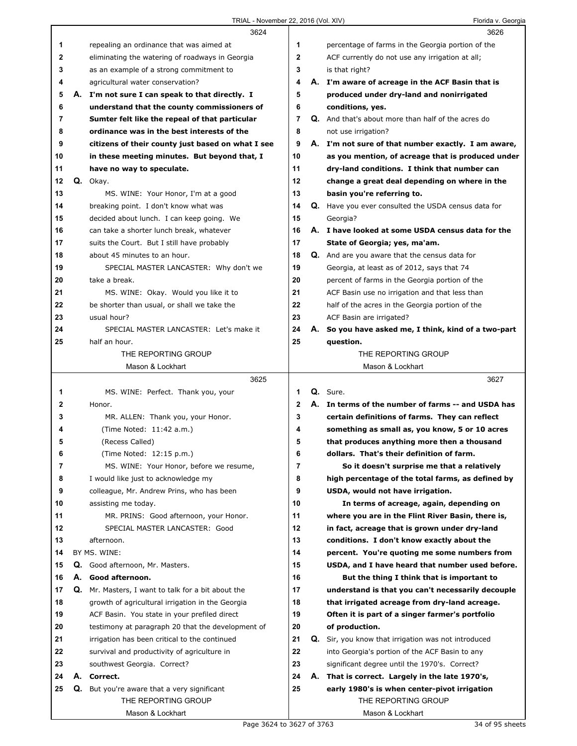3624

1 repealing an ordinance that was aimed at
2 eliminating the watering of roadways in Georgia
3 as an example of a strong commitment to
4 agricultural water conservation?
5 A. **I'm not sure I can speak to that directly. I**
6 **understand that the county commissioners of**
7 **Sumter felt like the repeal of that particular**
8 **ordinance was in the best interests of the**
9 **citizens of their county just based on what I see**
10 **in these meeting minutes. But beyond that, I**
11 **have no way to speculate.**
12 Q. Okay.
13 MS. WINE: Your Honor, I'm at a good
14 breaking point. I don't know what was
15 decided about lunch. I can keep going. We
16 can take a shorter lunch break, whatever
17 suits the Court. But I still have probably
18 about 45 minutes to an hour.
19 SPECIAL MASTER LANCASTER: Why don't we
20 take a break.
21 MS. WINE: Okay. Would you like it to
22 be shorter than usual, or shall we take the
23 usual hour?
24 SPECIAL MASTER LANCASTER: Let's make it
25 half an hour.

3625

1 MS. WINE: Perfect. Thank you, your
2 Honor.
3 MR. ALLEN: Thank you, your Honor.
4 (Time Noted: 11:42 a.m.)
5 (Recess Called)
6 (Time Noted: 12:15 p.m.)
7 MS. WINE: Your Honor, before we resume,
8 I would like just to acknowledge my
9 colleague, Mr. Andrew Prins, who has been
10 assisting me today.
11 MR. PRINS: Good afternoon, your Honor.
12 SPECIAL MASTER LANCASTER: Good
13 afternoon.
14 BY MS. WINE:
15 Q. Good afternoon, Mr. Masters.
16 A. **Good afternoon.**
17 Q. Mr. Masters, I want to talk for a bit about the
18 growth of agricultural irrigation in the Georgia
19 ACF Basin. You state in your prefiled direct
20 testimony at paragraph 20 that the development of
21 irrigation has been critical to the continued
22 survival and productivity of agriculture in
23 southwest Georgia. Correct?
24 A. **Correct.**
25 Q. But you're aware that a very significant

3626

1 percentage of farms in the Georgia portion of the
2 ACF currently do not use any irrigation at all;
3 is that right?
4 A. **I'm aware of acreage in the ACF Basin that is**
5 **produced under dry-land and nonirrigated**
6 **conditions, yes.**
7 Q. And that's about more than half of the acres do
8 not use irrigation?
9 A. **I'm not sure of that number exactly. I am aware,**
10 **as you mention, of acreage that is produced under**
11 **dry-land conditions. I think that number can**
12 **change a great deal depending on where in the**
13 **basin you're referring to.**
14 Q. Have you ever consulted the USDA census data for
15 Georgia?
16 A. **I have looked at some USDA census data for the**
17 **State of Georgia; yes, ma'am.**
18 Q. And are you aware that the census data for
19 Georgia, at least as of 2012, says that 74
20 percent of farms in the Georgia portion of the
21 ACF Basin use no irrigation and that less than
22 half of the acres in the Georgia portion of the
23 ACF Basin are irrigated?
24 A. **So you have asked me, I think, kind of a two-part**
25 **question.**

3627

1 Q. Sure.
2 A. **In terms of the number of farms -- and USDA has**
3 **certain definitions of farms. They can reflect**
4 **something as small as, you know, 5 or 10 acres**
5 **that produces anything more then a thousand**
6 **dollars. That's their definition of farm.**
7 **So it doesn't surprise me that a relatively**
8 **high percentage of the total farms, as defined by**
9 **USDA, would not have irrigation.**
10 **In terms of acreage, again, depending on**
11 **where you are in the Flint River Basin, there is,**
12 **in fact, acreage that is grown under dry-land**
13 **conditions. I don't know exactly about the**
14 **percent. You're quoting me some numbers from**
15 **USDA, and I have heard that number used before.**
16 **But the thing I think that is important to**
17 **understand is that you can't necessarily decouple**
18 **that irrigated acreage from dry-land acreage.**
19 **Often it is part of a singer farmer's portfolio**
20 **of production.**
21 Q. Sir, you know that irrigation was not introduced
22 into Georgia's portion of the ACF Basin to any
23 significant degree until the 1970's. Correct?
24 A. **That is correct. Largely in the late 1970's,**
25 **early 1980's is when center-pivot irrigation**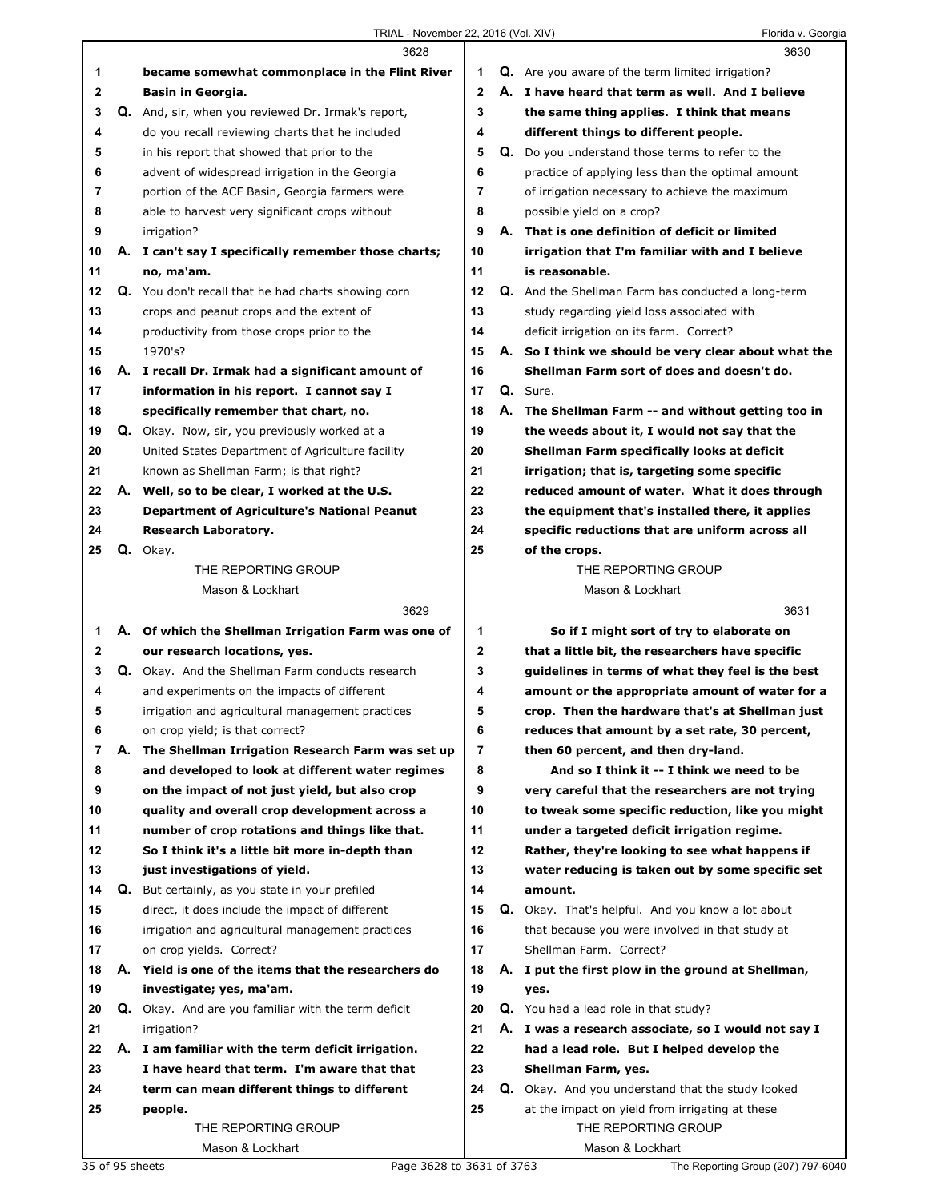3628

1 became somewhat commonplace in the Flint River
2 Basin in Georgia.
3 Q. And, sir, when you reviewed Dr. Irmak's report,
4 do you recall reviewing charts that he included
5 in his report that showed that prior to the
6 advent of widespread irrigation in the Georgia
7 portion of the ACF Basin, Georgia farmers were
8 able to harvest very significant crops without
9 irrigation?
10 A. I can't say I specifically remember those charts;
11 no, ma'am.
12 Q. You don't recall that he had charts showing corn
13 crops and peanut crops and the extent of
14 productivity from those crops prior to the
15 1970's?
16 A. I recall Dr. Irmak had a significant amount of
17 information in his report. I cannot say I
18 specifically remember that chart, no.
19 Q. Okay. Now, sir, you previously worked at a
20 United States Department of Agriculture facility
21 known as Shellman Farm; is that right?
22 A. Well, so to be clear, I worked at the U.S.
23 Department of Agriculture's National Peanut
24 Research Laboratory.
25 Q. Okay.

3629

1 A. Of which the Shellman Irrigation Farm was one of
2 our research locations, yes.
3 Q. Okay. And the Shellman Farm conducts research
4 and experiments on the impacts of different
5 irrigation and agricultural management practices
6 on crop yield; is that correct?
7 A. The Shellman Irrigation Research Farm was set up
8 and developed to look at different water regimes
9 on the impact of not just yield, but also crop
10 quality and overall crop development across a
11 number of crop rotations and things like that.
12 So I think it's a little bit more in-depth than
13 just investigations of yield.
14 Q. But certainly, as you state in your prefiled
15 direct, it does include the impact of different
16 irrigation and agricultural management practices
17 on crop yields. Correct?
18 A. Yield is one of the items that the researchers do
19 investigate; yes, ma'am.
20 Q. Okay. And are you familiar with the term deficit
21 irrigation?
22 A. I am familiar with the term deficit irrigation.
23 I have heard that term. I'm aware that that
24 term can mean different things to different
25 people.

3630

1 Q. Are you aware of the term limited irrigation?
2 A. I have heard that term as well. And I believe
3 the same thing applies. I think that means
4 different things to different people.
5 Q. Do you understand those terms to refer to the
6 practice of applying less than the optimal amount
7 of irrigation necessary to achieve the maximum
8 possible yield on a crop?
9 A. That is one definition of deficit or limited
10 irrigation that I'm familiar with and I believe
11 is reasonable.
12 Q. And the Shellman Farm has conducted a long-term
13 study regarding yield loss associated with
14 deficit irrigation on its farm. Correct?
15 A. So I think we should be very clear about what the
16 Shellman Farm sort of does and doesn't do.
17 Q. Sure.
18 A. The Shellman Farm -- and without getting too in
19 the weeds about it, I would not say that the
20 Shellman Farm specifically looks at deficit
21 irrigation; that is, targeting some specific
22 reduced amount of water. What it does through
23 the equipment that's installed there, it applies
24 specific reductions that are uniform across all
25 of the crops.

3631

1 So if I might sort of try to elaborate on
2 that a little bit, the researchers have specific
3 guidelines in terms of what they feel is the best
4 amount or the appropriate amount of water for a
5 crop. Then the hardware that's at Shellman just
6 reduces that amount by a set rate, 30 percent,
7 then 60 percent, and then dry-land.
8 And so I think it -- I think we need to be
9 very careful that the researchers are not trying
10 to tweak some specific reduction, like you might
11 under a targeted deficit irrigation regime.
12 Rather, they're looking to see what happens if
13 water reducing is taken out by some specific set
14 amount.
15 Q. Okay. That's helpful. And you know a lot about
16 that because you were involved in that study at
17 Shellman Farm. Correct?
18 A. I put the first plow in the ground at Shellman,
19 yes.
20 Q. You had a lead role in that study?
21 A. I was a research associate, so I would not say I
22 had a lead role. But I helped develop the
23 Shellman Farm, yes.
24 Q. Okay. And you understand that the study looked
25 at the impact on yield from irrigating at these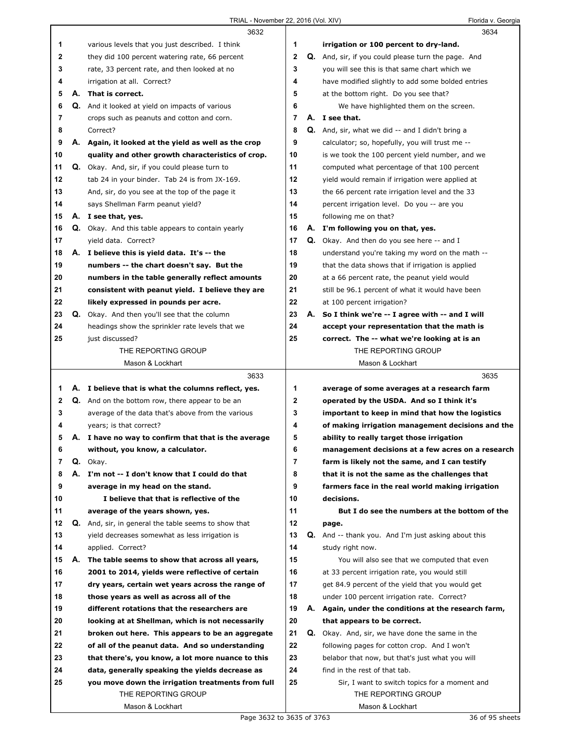3632

various levels that you just described. I think they did 100 percent watering rate, 66 percent rate, 33 percent rate, and then looked at no irrigation at all. Correct?

**A. That is correct.**

Q. And it looked at yield on impacts of various crops such as peanuts and cotton and corn. Correct?

**A. Again, it looked at the yield as well as the crop quality and other growth characteristics of crop.**

Q. Okay. And, sir, if you could please turn to tab 24 in your binder. Tab 24 is from JX-169. And, sir, do you see at the top of the page it says Shellman Farm peanut yield?

**A. I see that, yes.**

Q. Okay. And this table appears to contain yearly yield data. Correct?

**A. I believe this is yield data. It's -- the numbers -- the chart doesn't say. But the numbers in the table generally reflect amounts consistent with peanut yield. I believe they are likely expressed in pounds per acre.**

Q. Okay. And then you'll see that the column headings show the sprinkler rate levels that we just discussed?

3633

**A. I believe that is what the columns reflect, yes.**

Q. And on the bottom row, there appear to be an average of the data that's above from the various years; is that correct?

**A. I have no way to confirm that that is the average without, you know, a calculator.**

Q. Okay.

**A. I'm not -- I don't know that I could do that average in my head on the stand.**

**I believe that that is reflective of the average of the years shown, yes.**

Q. And, sir, in general the table seems to show that yield decreases somewhat as less irrigation is applied. Correct?

**A. The table seems to show that across all years, 2001 to 2014, yields were reflective of certain dry years, certain wet years across the range of those years as well as across all of the different rotations that the researchers are looking at at Shellman, which is not necessarily broken out here. This appears to be an aggregate of all of the peanut data. And so understanding that there's, you know, a lot more nuance to this data, generally speaking the yields decrease as you move down the irrigation treatments from full irrigation or 100 percent to dry-land.**

3634

Q. And, sir, if you could please turn the page. And you will see this is that same chart which we have modified slightly to add some bolded entries at the bottom right. Do you see that?

We have highlighted them on the screen.

**A. I see that.**

Q. And, sir, what we did -- and I didn't bring a calculator; so, hopefully, you will trust me -- is we took the 100 percent yield number, and we computed what percentage of that 100 percent yield would remain if irrigation were applied at the 66 percent rate irrigation level and the 33 percent irrigation level. Do you -- are you following me on that?

**A. I'm following you on that, yes.**

Q. Okay. And then do you see here -- and I understand you're taking my word on the math -- that the data shows that if irrigation is applied at a 66 percent rate, the peanut yield would still be 96.1 percent of what it would have been at 100 percent irrigation?

**A. So I think we're -- I agree with -- and I will accept your representation that the math is correct. The -- what we're looking at is an average of some averages at a research farm operated by the USDA. And so I think it's important to keep in mind that how the logistics of making irrigation management decisions and the ability to really target those irrigation management decisions at a few acres on a research farm is likely not the same, and I can testify that it is not the same as the challenges that farmers face in the real world making irrigation decisions.**

**But I do see the numbers at the bottom of the page.**

Q. And -- thank you. And I'm just asking about this study right now.

You will also see that we computed that even at 33 percent irrigation rate, you would still get 84.9 percent of the yield that you would get under 100 percent irrigation rate. Correct?

**A. Again, under the conditions at the research farm, that appears to be correct.**

Q. Okay. And, sir, we have done the same in the following pages for cotton crop. And I won't belabor that now, but that's just what you will find in the rest of that tab.

Sir, I want to switch topics for a moment and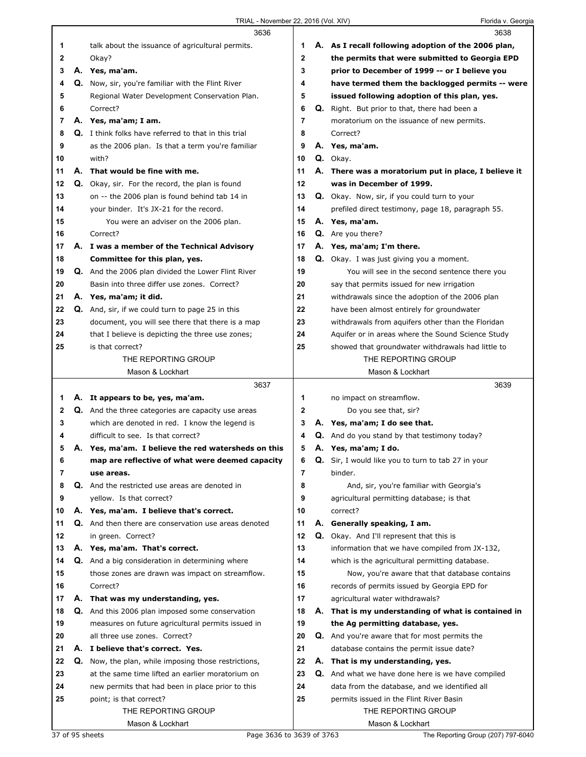3636

1 talk about the issuance of agricultural permits.
2 Okay?
3 **A. Yes, ma'am.**
4 **Q.** Now, sir, you're familiar with the Flint River
5 Regional Water Development Conservation Plan.
6 Correct?
7 **A. Yes, ma'am; I am.**
8 **Q.** I think folks have referred to that in this trial
9 as the 2006 plan. Is that a term you're familiar
10 with?
11 **A. That would be fine with me.**
12 **Q.** Okay, sir. For the record, the plan is found
13 on -- the 2006 plan is found behind tab 14 in
14 your binder. It's JX-21 for the record.
15 You were an adviser on the 2006 plan.
16 Correct?
17 **A. I was a member of the Technical Advisory**
18 **Committee for this plan, yes.**
19 **Q.** And the 2006 plan divided the Lower Flint River
20 Basin into three differ use zones. Correct?
21 **A. Yes, ma'am; it did.**
22 **Q.** And, sir, if we could turn to page 25 in this
23 document, you will see there that there is a map
24 that I believe is depicting the three use zones;
25 is that correct?

3637

1 **A. It appears to be, yes, ma'am.**
2 **Q.** And the three categories are capacity use areas
3 which are denoted in red. I know the legend is
4 difficult to see. Is that correct?
5 **A. Yes, ma'am. I believe the red watersheds on this**
6 **map are reflective of what were deemed capacity**
7 **use areas.**
8 **Q.** And the restricted use areas are denoted in
9 yellow. Is that correct?
10 **A. Yes, ma'am. I believe that's correct.**
11 **Q.** And then there are conservation use areas denoted
12 in green. Correct?
13 **A. Yes, ma'am. That's correct.**
14 **Q.** And a big consideration in determining where
15 those zones are drawn was impact on streamflow.
16 Correct?
17 **A. That was my understanding, yes.**
18 **Q.** And this 2006 plan imposed some conservation
19 measures on future agricultural permits issued in
20 all three use zones. Correct?
21 **A. I believe that's correct. Yes.**
22 **Q.** Now, the plan, while imposing those restrictions,
23 at the same time lifted an earlier moratorium on
24 new permits that had been in place prior to this
25 point; is that correct?

3638

1 **A. As I recall following adoption of the 2006 plan,**
2 **the permits that were submitted to Georgia EPD**
3 **prior to December of 1999 -- or I believe you**
4 **have termed them the backlogged permits -- were**
5 **issued following adoption of this plan, yes.**
6 **Q.** Right. But prior to that, there had been a
7 moratorium on the issuance of new permits.
8 Correct?
9 **A. Yes, ma'am.**
10 **Q.** Okay.
11 **A. There was a moratorium put in place, I believe it**
12 **was in December of 1999.**
13 **Q.** Okay. Now, sir, if you could turn to your
14 prefiled direct testimony, page 18, paragraph 55.
15 **A. Yes, ma'am.**
16 **Q.** Are you there?
17 **A. Yes, ma'am; I'm there.**
18 **Q.** Okay. I was just giving you a moment.
19 You will see in the second sentence there you
20 say that permits issued for new irrigation
21 withdrawals since the adoption of the 2006 plan
22 have been almost entirely for groundwater
23 withdrawals from aquifers other than the Floridan
24 Aquifer or in areas where the Sound Science Study
25 showed that groundwater withdrawals had little to

3639

1 no impact on streamflow.
2 Do you see that, sir?
3 **A. Yes, ma'am; I do see that.**
4 **Q.** And do you stand by that testimony today?
5 **A. Yes, ma'am; I do.**
6 **Q.** Sir, I would like you to turn to tab 27 in your
7 binder.
8 And, sir, you're familiar with Georgia's
9 agricultural permitting database; is that
10 correct?
11 **A. Generally speaking, I am.**
12 **Q.** Okay. And I'll represent that this is
13 information that we have compiled from JX-132,
14 which is the agricultural permitting database.
15 Now, you're aware that that database contains
16 records of permits issued by Georgia EPD for
17 agricultural water withdrawals?
18 **A. That is my understanding of what is contained in**
19 **the Ag permitting database, yes.**
20 **Q.** And you're aware that for most permits the
21 database contains the permit issue date?
22 **A. That is my understanding, yes.**
23 **Q.** And what we have done here is we have compiled
24 data from the database, and we identified all
25 permits issued in the Flint River Basin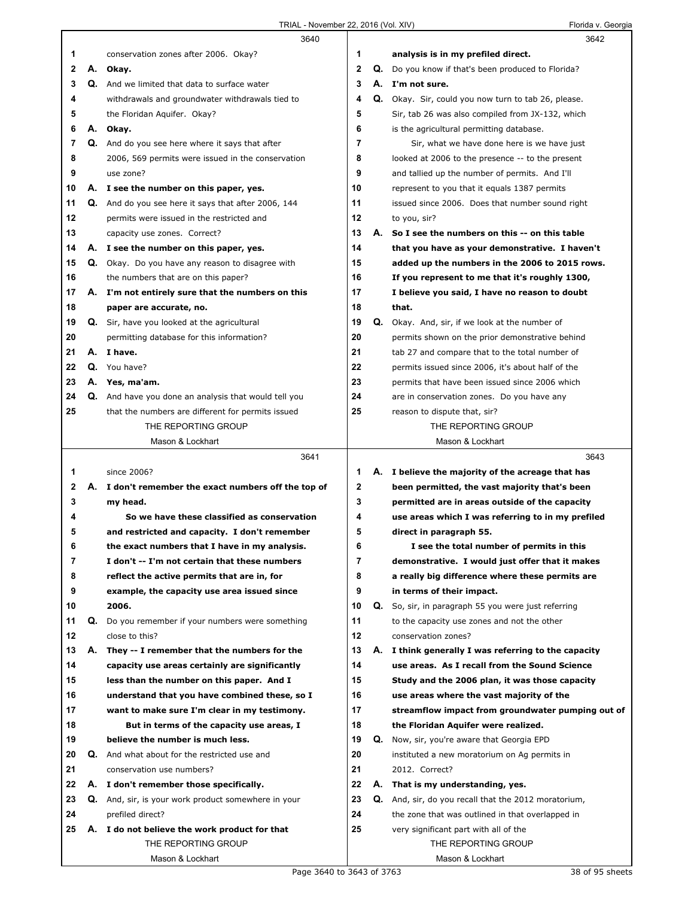3640

1 conservation zones after 2006. Okay?
2 A. **Okay.**
3 Q. And we limited that data to surface water
4 withdrawals and groundwater withdrawals tied to
5 the Floridan Aquifer. Okay?
6 A. **Okay.**
7 Q. And do you see here where it says that after
8 2006, 569 permits were issued in the conservation
9 use zone?
10 A. **I see the number on this paper, yes.**
11 Q. And do you see here it says that after 2006, 144
12 permits were issued in the restricted and
13 capacity use zones. Correct?
14 A. **I see the number on this paper, yes.**
15 Q. Okay. Do you have any reason to disagree with
16 the numbers that are on this paper?
17 A. **I'm not entirely sure that the numbers on this**
18 **paper are accurate, no.**
19 Q. Sir, have you looked at the agricultural
20 permitting database for this information?
21 A. **I have.**
22 Q. You have?
23 A. **Yes, ma'am.**
24 Q. And have you done an analysis that would tell you
25 that the numbers are different for permits issued

3641

1 since 2006?
2 A. **I don't remember the exact numbers off the top of**
3 **my head.**
4 **So we have these classified as conservation**
5 **and restricted and capacity. I don't remember**
6 **the exact numbers that I have in my analysis.**
7 **I don't -- I'm not certain that these numbers**
8 **reflect the active permits that are in, for**
9 **example, the capacity use area issued since**
10 **2006.**
11 Q. Do you remember if your numbers were something
12 close to this?
13 A. **They -- I remember that the numbers for the**
14 **capacity use areas certainly are significantly**
15 **less than the number on this paper. And I**
16 **understand that you have combined these, so I**
17 **want to make sure I'm clear in my testimony.**
18 **But in terms of the capacity use areas, I**
19 **believe the number is much less.**
20 Q. And what about for the restricted use and
21 conservation use numbers?
22 A. **I don't remember those specifically.**
23 Q. And, sir, is your work product somewhere in your
24 prefiled direct?
25 A. **I do not believe the work product for that**

3642

1 **analysis is in my prefiled direct.**
2 Q. Do you know if that's been produced to Florida?
3 A. **I'm not sure.**
4 Q. Okay. Sir, could you now turn to tab 26, please.
5 Sir, tab 26 was also compiled from JX-132, which
6 is the agricultural permitting database.
7 Sir, what we have done here is we have just
8 looked at 2006 to the presence -- to the present
9 and tallied up the number of permits. And I'll
10 represent to you that it equals 1387 permits
11 issued since 2006. Does that number sound right
12 to you, sir?
13 A. **So I see the numbers on this -- on this table**
14 **that you have as your demonstrative. I haven't**
15 **added up the numbers in the 2006 to 2015 rows.**
16 **If you represent to me that it's roughly 1300,**
17 **I believe you said, I have no reason to doubt**
18 **that.**
19 Q. Okay. And, sir, if we look at the number of
20 permits shown on the prior demonstrative behind
21 tab 27 and compare that to the total number of
22 permits issued since 2006, it's about half of the
23 permits that have been issued since 2006 which
24 are in conservation zones. Do you have any
25 reason to dispute that, sir?

3643

1 A. **I believe the majority of the acreage that has**
2 **been permitted, the vast majority that's been**
3 **permitted are in areas outside of the capacity**
4 **use areas which I was referring to in my prefiled**
5 **direct in paragraph 55.**
6 **I see the total number of permits in this**
7 **demonstrative. I would just offer that it makes**
8 **a really big difference where these permits are**
9 **in terms of their impact.**
10 Q. So, sir, in paragraph 55 you were just referring
11 to the capacity use zones and not the other
12 conservation zones?
13 A. **I think generally I was referring to the capacity**
14 **use areas. As I recall from the Sound Science**
15 **Study and the 2006 plan, it was those capacity**
16 **use areas where the vast majority of the**
17 **streamflow impact from groundwater pumping out of**
18 **the Floridan Aquifer were realized.**
19 Q. Now, sir, you're aware that Georgia EPD
20 instituted a new moratorium on Ag permits in
21 2012. Correct?
22 A. **That is my understanding, yes.**
23 Q. And, sir, do you recall that the 2012 moratorium,
24 the zone that was outlined in that overlapped in
25 very significant part with all of the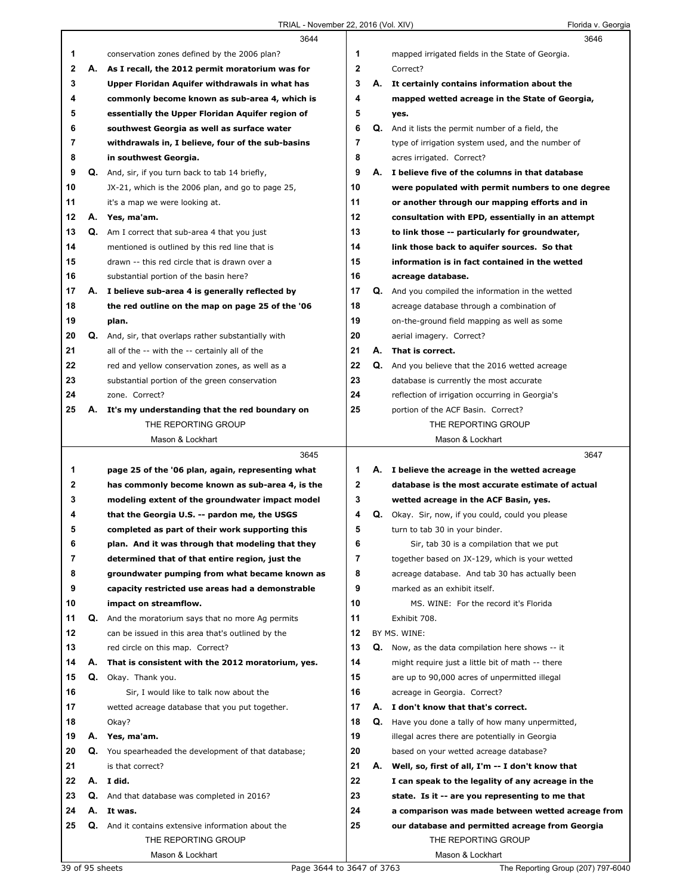3644

1 conservation zones defined by the 2006 plan?

2 A. **As I recall, the 2012 permit moratorium was for**
3 **Upper Floridan Aquifer withdrawals in what has**
4 **commonly become known as sub-area 4, which is**
5 **essentially the Upper Floridan Aquifer region of**
6 **southwest Georgia as well as surface water**
7 **withdrawals in, I believe, four of the sub-basins**
8 **in southwest Georgia.**

9 Q. And, sir, if you turn back to tab 14 briefly,
10 JX-21, which is the 2006 plan, and go to page 25,
11 it's a map we were looking at.

12 A. **Yes, ma'am.**

13 Q. Am I correct that sub-area 4 that you just
14 mentioned is outlined by this red line that is
15 drawn -- this red circle that is drawn over a
16 substantial portion of the basin here?

17 A. **I believe sub-area 4 is generally reflected by**
18 **the red outline on the map on page 25 of the '06**
19 **plan.**

20 Q. And, sir, that overlaps rather substantially with
21 all of the -- with the -- certainly all of the
22 red and yellow conservation zones, as well as a
23 substantial portion of the green conservation
24 zone. Correct?

25 A. **It's my understanding that the red boundary on**

3645

1 **page 25 of the '06 plan, again, representing what**
2 **has commonly become known as sub-area 4, is the**
3 **modeling extent of the groundwater impact model**
4 **that the Georgia U.S. -- pardon me, the USGS**
5 **completed as part of their work supporting this**
6 **plan. And it was through that modeling that they**
7 **determined that of that entire region, just the**
8 **groundwater pumping from what became known as**
9 **capacity restricted use areas had a demonstrable**
10 **impact on streamflow.**

11 Q. And the moratorium says that no more Ag permits
12 can be issued in this area that's outlined by the
13 red circle on this map. Correct?

14 A. **That is consistent with the 2012 moratorium, yes.**

15 Q. Okay. Thank you.

16 Sir, I would like to talk now about the
17 wetted acreage database that you put together.
18 Okay?

19 A. **Yes, ma'am.**

20 Q. You spearheaded the development of that database;
21 is that correct?

22 A. **I did.**

23 Q. And that database was completed in 2016?

24 A. **It was.**

25 Q. And it contains extensive information about the

3646

1 mapped irrigated fields in the State of Georgia.
2 Correct?

3 A. **It certainly contains information about the**
4 **mapped wetted acreage in the State of Georgia,**
5 **yes.**

6 Q. And it lists the permit number of a field, the
7 type of irrigation system used, and the number of
8 acres irrigated. Correct?

9 A. **I believe five of the columns in that database**
10 **were populated with permit numbers to one degree**
11 **or another through our mapping efforts and in**
12 **consultation with EPD, essentially in an attempt**
13 **to link those -- particularly for groundwater,**
14 **link those back to aquifer sources. So that**
15 **information is in fact contained in the wetted**
16 **acreage database.**

17 Q. And you compiled the information in the wetted
18 acreage database through a combination of
19 on-the-ground field mapping as well as some
20 aerial imagery. Correct?

21 A. **That is correct.**

22 Q. And you believe that the 2016 wetted acreage
23 database is currently the most accurate
24 reflection of irrigation occurring in Georgia's
25 portion of the ACF Basin. Correct?

3647

1 A. **I believe the acreage in the wetted acreage**
2 **database is the most accurate estimate of actual**
3 **wetted acreage in the ACF Basin, yes.**

4 Q. Okay. Sir, now, if you could, could you please
5 turn to tab 30 in your binder.

6 Sir, tab 30 is a compilation that we put
7 together based on JX-129, which is your wetted
8 acreage database. And tab 30 has actually been
9 marked as an exhibit itself.

10 MS. WINE: For the record it's Florida
11 Exhibit 708.

12 BY MS. WINE:

13 Q. Now, as the data compilation here shows -- it
14 might require just a little bit of math -- there
15 are up to 90,000 acres of unpermitted illegal
16 acreage in Georgia. Correct?

17 A. **I don't know that that's correct.**

18 Q. Have you done a tally of how many unpermitted,
19 illegal acres there are potentially in Georgia
20 based on your wetted acreage database?

21 A. **Well, so, first of all, I'm -- I don't know that**
22 **I can speak to the legality of any acreage in the**
23 **state. Is it -- are you representing to me that**
24 **a comparison was made between wetted acreage from**
25 **our database and permitted acreage from Georgia**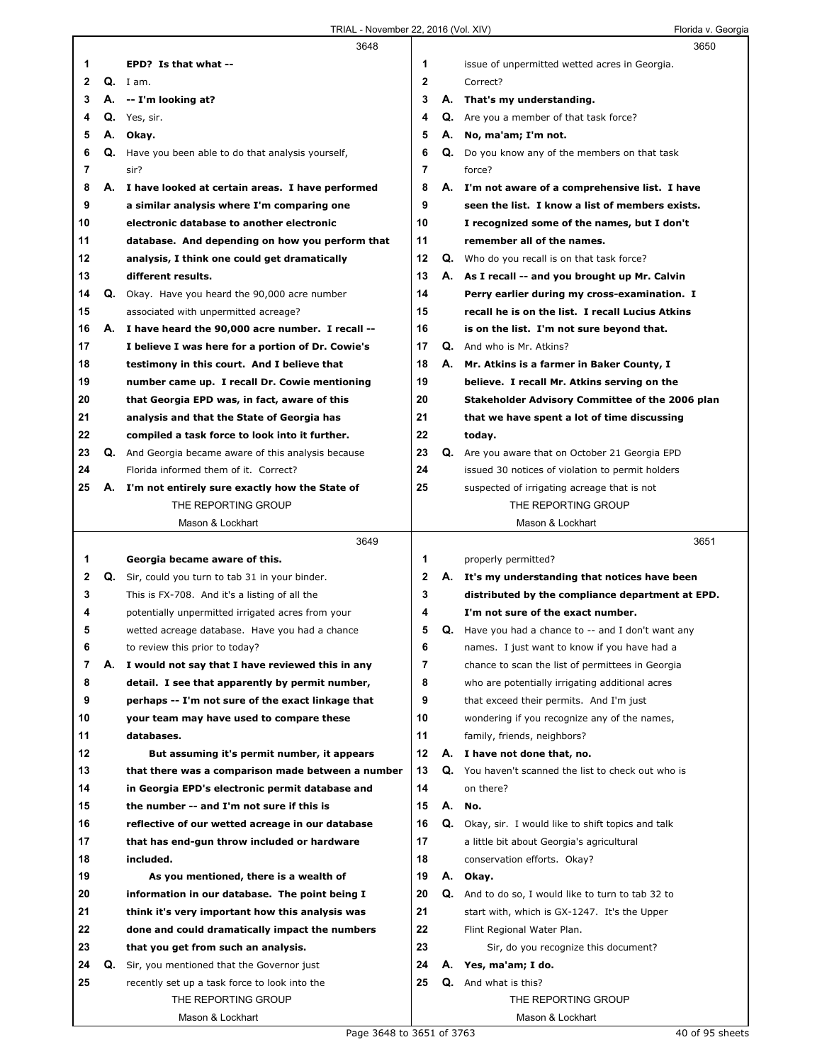3648

1 EPD? Is that what --
2 Q. I am.
3 A. -- I'm looking at?
4 Q. Yes, sir.
5 A. Okay.
6 Q. Have you been able to do that analysis yourself,
7 sir?
8 A. I have looked at certain areas. I have performed
9 a similar analysis where I'm comparing one
10 electronic database to another electronic
11 database. And depending on how you perform that
12 analysis, I think one could get dramatically
13 different results.
14 Q. Okay. Have you heard the 90,000 acre number
15 associated with unpermitted acreage?
16 A. I have heard the 90,000 acre number. I recall --
17 I believe I was here for a portion of Dr. Cowie's
18 testimony in this court. And I believe that
19 number came up. I recall Dr. Cowie mentioning
20 that Georgia EPD was, in fact, aware of this
21 analysis and that the State of Georgia has
22 compiled a task force to look into it further.
23 Q. And Georgia became aware of this analysis because
24 Florida informed them of it. Correct?
25 A. I'm not entirely sure exactly how the State of

3649

1 Georgia became aware of this.
2 Q. Sir, could you turn to tab 31 in your binder.
3 This is FX-708. And it's a listing of all the
4 potentially unpermitted irrigated acres from your
5 wetted acreage database. Have you had a chance
6 to review this prior to today?
7 A. I would not say that I have reviewed this in any
8 detail. I see that apparently by permit number,
9 perhaps -- I'm not sure of the exact linkage that
10 your team may have used to compare these
11 databases.
12 But assuming it's permit number, it appears
13 that there was a comparison made between a number
14 in Georgia EPD's electronic permit database and
15 the number -- and I'm not sure if this is
16 reflective of our wetted acreage in our database
17 that has end-gun throw included or hardware
18 included.
19 As you mentioned, there is a wealth of
20 information in our database. The point being I
21 think it's very important how this analysis was
22 done and could dramatically impact the numbers
23 that you get from such an analysis.
24 Q. Sir, you mentioned that the Governor just
25 recently set up a task force to look into the

3650

1 issue of unpermitted wetted acres in Georgia.
2 Correct?
3 A. That's my understanding.
4 Q. Are you a member of that task force?
5 A. No, ma'am; I'm not.
6 Q. Do you know any of the members on that task
7 force?
8 A. I'm not aware of a comprehensive list. I have
9 seen the list. I know a list of members exists.
10 I recognized some of the names, but I don't
11 remember all of the names.
12 Q. Who do you recall is on that task force?
13 A. As I recall -- and you brought up Mr. Calvin
14 Perry earlier during my cross-examination. I
15 recall he is on the list. I recall Lucius Atkins
16 is on the list. I'm not sure beyond that.
17 Q. And who is Mr. Atkins?
18 A. Mr. Atkins is a farmer in Baker County, I
19 believe. I recall Mr. Atkins serving on the
20 Stakeholder Advisory Committee of the 2006 plan
21 that we have spent a lot of time discussing
22 today.
23 Q. Are you aware that on October 21 Georgia EPD
24 issued 30 notices of violation to permit holders
25 suspected of irrigating acreage that is not

3651

1 properly permitted?
2 A. It's my understanding that notices have been
3 distributed by the compliance department at EPD.
4 I'm not sure of the exact number.
5 Q. Have you had a chance to -- and I don't want any
6 names. I just want to know if you have had a
7 chance to scan the list of permittees in Georgia
8 who are potentially irrigating additional acres
9 that exceed their permits. And I'm just
10 wondering if you recognize any of the names,
11 family, friends, neighbors?
12 A. I have not done that, no.
13 Q. You haven't scanned the list to check out who is
14 on there?
15 A. No.
16 Q. Okay, sir. I would like to shift topics and talk
17 a little bit about Georgia's agricultural
18 conservation efforts. Okay?
19 A. Okay.
20 Q. And to do so, I would like to turn to tab 32 to
21 start with, which is GX-1247. It's the Upper
22 Flint Regional Water Plan.
23 Sir, do you recognize this document?
24 A. Yes, ma'am; I do.
25 Q. And what is this?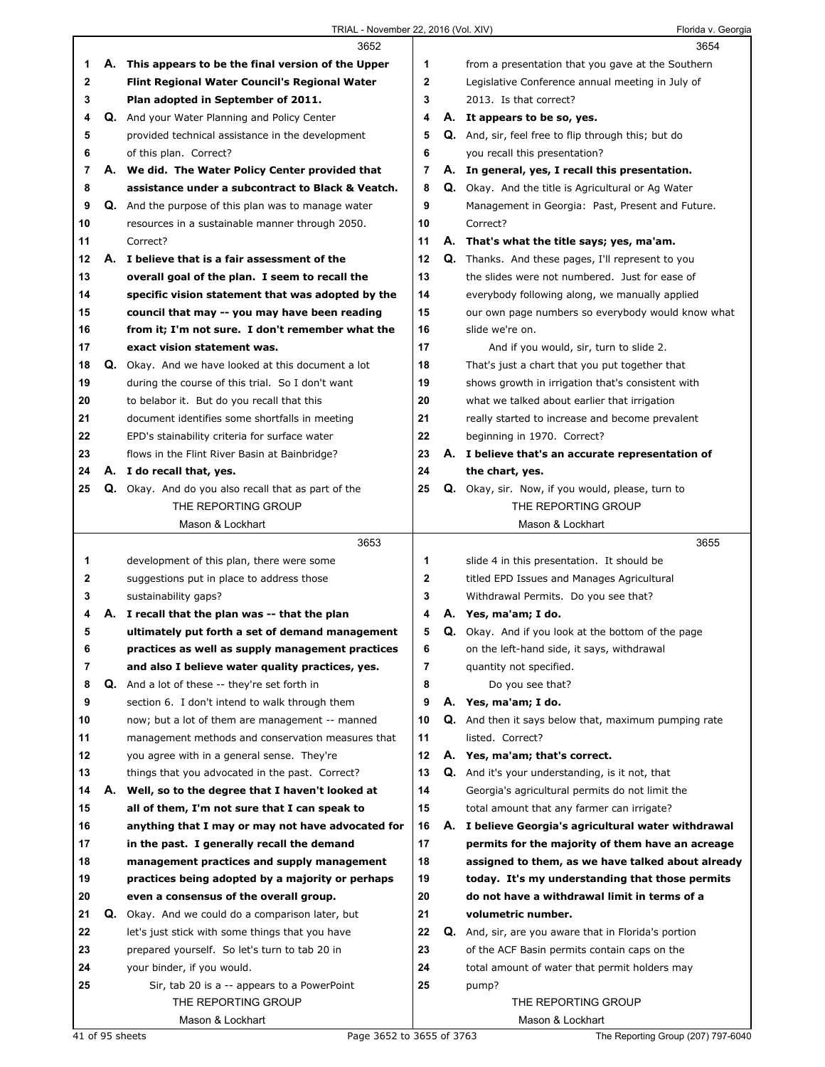**3652**

1 **A. This appears to be the final version of the Upper**
2 **Flint Regional Water Council's Regional Water**
3 **Plan adopted in September of 2011.**
4 **Q.** And your Water Planning and Policy Center
5 provided technical assistance in the development
6 of this plan. Correct?
7 **A. We did. The Water Policy Center provided that**
8 **assistance under a subcontract to Black & Veatch.**
9 **Q.** And the purpose of this plan was to manage water
10 resources in a sustainable manner through 2050.
11 Correct?
12 **A. I believe that is a fair assessment of the**
13 **overall goal of the plan. I seem to recall the**
14 **specific vision statement that was adopted by the**
15 **council that may -- you may have been reading**
16 **from it; I'm not sure. I don't remember what the**
17 **exact vision statement was.**
18 **Q.** Okay. And we have looked at this document a lot
19 during the course of this trial. So I don't want
20 to belabor it. But do you recall that this
21 document identifies some shortfalls in meeting
22 EPD's stainability criteria for surface water
23 flows in the Flint River Basin at Bainbridge?
24 **A. I do recall that, yes.**
25 **Q.** Okay. And do you also recall that as part of the

**3653**

1 development of this plan, there were some
2 suggestions put in place to address those
3 sustainability gaps?
4 **A. I recall that the plan was -- that the plan**
5 **ultimately put forth a set of demand management**
6 **practices as well as supply management practices**
7 **and also I believe water quality practices, yes.**
8 **Q.** And a lot of these -- they're set forth in
9 section 6. I don't intend to walk through them
10 now; but a lot of them are management -- manned
11 management methods and conservation measures that
12 you agree with in a general sense. They're
13 things that you advocated in the past. Correct?
14 **A. Well, so to the degree that I haven't looked at**
15 **all of them, I'm not sure that I can speak to**
16 **anything that I may or may not have advocated for**
17 **in the past. I generally recall the demand**
18 **management practices and supply management**
19 **practices being adopted by a majority or perhaps**
20 **even a consensus of the overall group.**
21 **Q.** Okay. And we could do a comparison later, but
22 let's just stick with some things that you have
23 prepared yourself. So let's turn to tab 20 in
24 your binder, if you would.
25 Sir, tab 20 is a -- appears to a PowerPoint

**3654**

1 from a presentation that you gave at the Southern
2 Legislative Conference annual meeting in July of
3 2013. Is that correct?
4 **A. It appears to be so, yes.**
5 **Q.** And, sir, feel free to flip through this; but do
6 you recall this presentation?
7 **A. In general, yes, I recall this presentation.**
8 **Q.** Okay. And the title is Agricultural or Ag Water
9 Management in Georgia: Past, Present and Future.
10 Correct?
11 **A. That's what the title says; yes, ma'am.**
12 **Q.** Thanks. And these pages, I'll represent to you
13 the slides were not numbered. Just for ease of
14 everybody following along, we manually applied
15 our own page numbers so everybody would know what
16 slide we're on.
17 And if you would, sir, turn to slide 2.
18 That's just a chart that you put together that
19 shows growth in irrigation that's consistent with
20 what we talked about earlier that irrigation
21 really started to increase and become prevalent
22 beginning in 1970. Correct?
23 **A. I believe that's an accurate representation of**
24 **the chart, yes.**
25 **Q.** Okay, sir. Now, if you would, please, turn to

**3655**

1 slide 4 in this presentation. It should be
2 titled EPD Issues and Manages Agricultural
3 Withdrawal Permits. Do you see that?
4 **A. Yes, ma'am; I do.**
5 **Q.** Okay. And if you look at the bottom of the page
6 on the left-hand side, it says, withdrawal
7 quantity not specified.
8 Do you see that?
9 **A. Yes, ma'am; I do.**
10 **Q.** And then it says below that, maximum pumping rate
11 listed. Correct?
12 **A. Yes, ma'am; that's correct.**
13 **Q.** And it's your understanding, is it not, that
14 Georgia's agricultural permits do not limit the
15 total amount that any farmer can irrigate?
16 **A. I believe Georgia's agricultural water withdrawal**
17 **permits for the majority of them have an acreage**
18 **assigned to them, as we have talked about already**
19 **today. It's my understanding that those permits**
20 **do not have a withdrawal limit in terms of a**
21 **volumetric number.**
22 **Q.** And, sir, are you aware that in Florida's portion
23 of the ACF Basin permits contain caps on the
24 total amount of water that permit holders may
25 pump?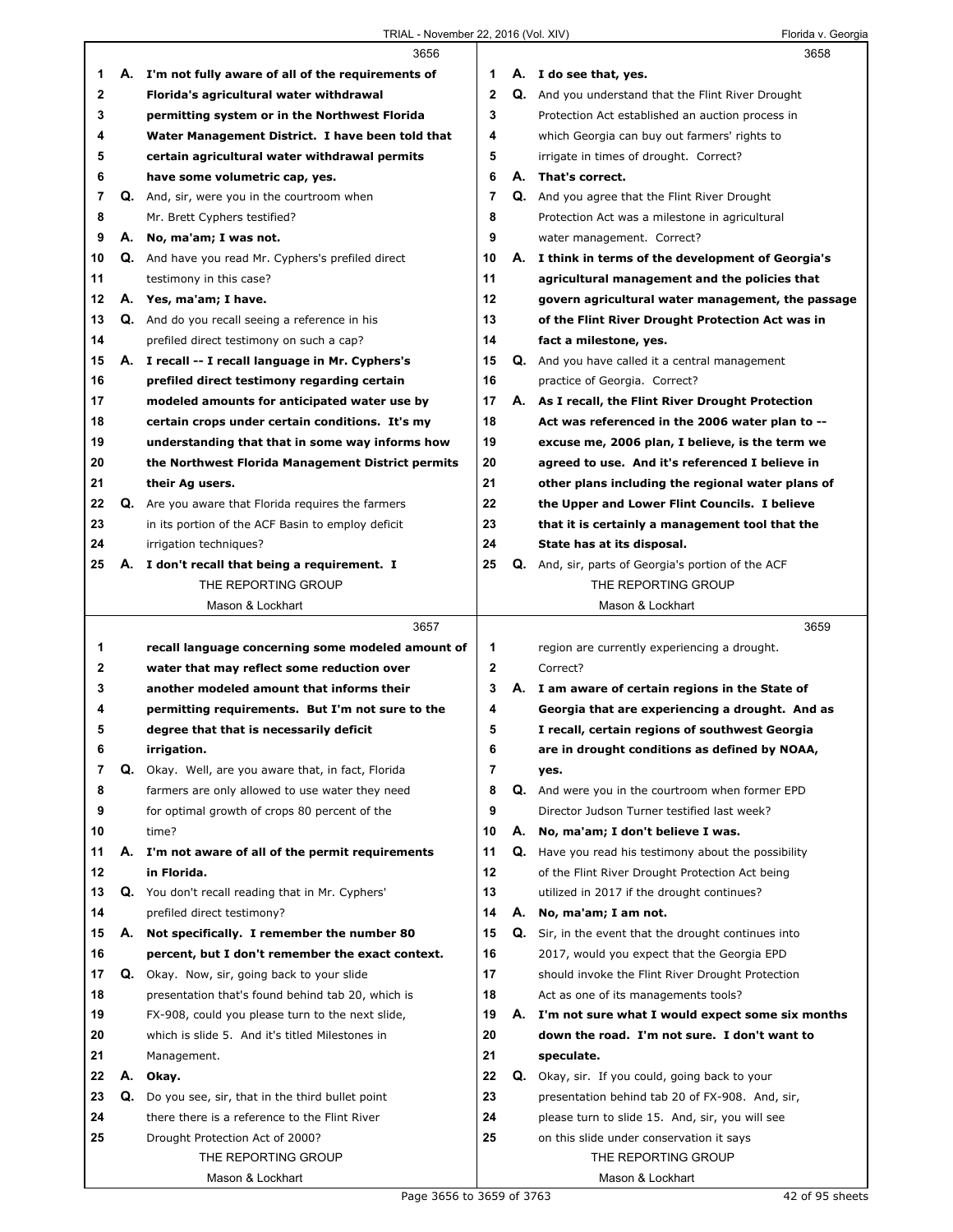3656

1 A. **I'm not fully aware of all of the requirements of**
2 **Florida's agricultural water withdrawal**
3 **permitting system or in the Northwest Florida**
4 **Water Management District. I have been told that**
5 **certain agricultural water withdrawal permits**
6 **have some volumetric cap, yes.**
7 Q. And, sir, were you in the courtroom when
8 Mr. Brett Cyphers testified?
9 A. **No, ma'am; I was not.**
10 Q. And have you read Mr. Cyphers's prefiled direct
11 testimony in this case?
12 A. **Yes, ma'am; I have.**
13 Q. And do you recall seeing a reference in his
14 prefiled direct testimony on such a cap?
15 A. **I recall -- I recall language in Mr. Cyphers's**
16 **prefiled direct testimony regarding certain**
17 **modeled amounts for anticipated water use by**
18 **certain crops under certain conditions. It's my**
19 **understanding that that in some way informs how**
20 **the Northwest Florida Management District permits**
21 **their Ag users.**
22 Q. Are you aware that Florida requires the farmers
23 in its portion of the ACF Basin to employ deficit
24 irrigation techniques?
25 A. **I don't recall that being a requirement. I**

3657

1 **recall language concerning some modeled amount of**
2 **water that may reflect some reduction over**
3 **another modeled amount that informs their**
4 **permitting requirements. But I'm not sure to the**
5 **degree that that is necessarily deficit**
6 **irrigation.**
7 Q. Okay. Well, are you aware that, in fact, Florida
8 farmers are only allowed to use water they need
9 for optimal growth of crops 80 percent of the
10 time?
11 A. **I'm not aware of all of the permit requirements**
12 **in Florida.**
13 Q. You don't recall reading that in Mr. Cyphers'
14 prefiled direct testimony?
15 A. **Not specifically. I remember the number 80**
16 **percent, but I don't remember the exact context.**
17 Q. Okay. Now, sir, going back to your slide
18 presentation that's found behind tab 20, which is
19 FX-908, could you please turn to the next slide,
20 which is slide 5. And it's titled Milestones in
21 Management.
22 A. **Okay.**
23 Q. Do you see, sir, that in the third bullet point
24 there there is a reference to the Flint River
25 Drought Protection Act of 2000?

3658

1 A. **I do see that, yes.**
2 Q. And you understand that the Flint River Drought
3 Protection Act established an auction process in
4 which Georgia can buy out farmers' rights to
5 irrigate in times of drought. Correct?
6 A. **That's correct.**
7 Q. And you agree that the Flint River Drought
8 Protection Act was a milestone in agricultural
9 water management. Correct?
10 A. **I think in terms of the development of Georgia's**
11 **agricultural management and the policies that**
12 **govern agricultural water management, the passage**
13 **of the Flint River Drought Protection Act was in**
14 **fact a milestone, yes.**
15 Q. And you have called it a central management
16 practice of Georgia. Correct?
17 A. **As I recall, the Flint River Drought Protection**
18 **Act was referenced in the 2006 water plan to --**
19 **excuse me, 2006 plan, I believe, is the term we**
20 **agreed to use. And it's referenced I believe in**
21 **other plans including the regional water plans of**
22 **the Upper and Lower Flint Councils. I believe**
23 **that it is certainly a management tool that the**
24 **State has at its disposal.**
25 Q. And, sir, parts of Georgia's portion of the ACF

3659

1 region are currently experiencing a drought.
2 Correct?
3 A. **I am aware of certain regions in the State of**
4 **Georgia that are experiencing a drought. And as**
5 **I recall, certain regions of southwest Georgia**
6 **are in drought conditions as defined by NOAA,**
7 **yes.**
8 Q. And were you in the courtroom when former EPD
9 Director Judson Turner testified last week?
10 A. **No, ma'am; I don't believe I was.**
11 Q. Have you read his testimony about the possibility
12 of the Flint River Drought Protection Act being
13 utilized in 2017 if the drought continues?
14 A. **No, ma'am; I am not.**
15 Q. Sir, in the event that the drought continues into
16 2017, would you expect that the Georgia EPD
17 should invoke the Flint River Drought Protection
18 Act as one of its managements tools?
19 A. **I'm not sure what I would expect some six months**
20 **down the road. I'm not sure. I don't want to**
21 **speculate.**
22 Q. Okay, sir. If you could, going back to your
23 presentation behind tab 20 of FX-908. And, sir,
24 please turn to slide 15. And, sir, you will see
25 on this slide under conservation it says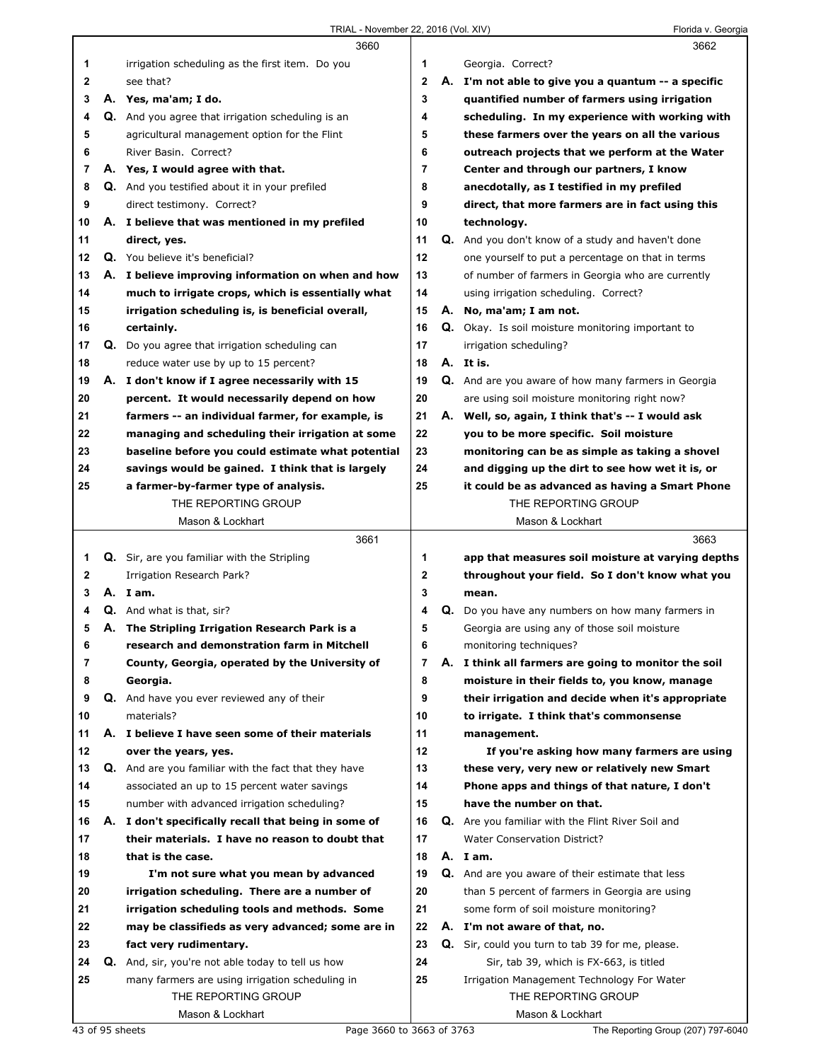**3660**

1 irrigation scheduling as the first item. Do you
2 see that?
3 A. **Yes, ma'am; I do.**
4 Q. And you agree that irrigation scheduling is an
5 agricultural management option for the Flint
6 River Basin. Correct?
7 A. **Yes, I would agree with that.**
8 Q. And you testified about it in your prefiled
9 direct testimony. Correct?
10 A. **I believe that was mentioned in my prefiled**
11 **direct, yes.**
12 Q. You believe it's beneficial?
13 A. **I believe improving information on when and how**
14 **much to irrigate crops, which is essentially what**
15 **irrigation scheduling is, is beneficial overall,**
16 **certainly.**
17 Q. Do you agree that irrigation scheduling can
18 reduce water use by up to 15 percent?
19 A. **I don't know if I agree necessarily with 15**
20 **percent. It would necessarily depend on how**
21 **farmers -- an individual farmer, for example, is**
22 **managing and scheduling their irrigation at some**
23 **baseline before you could estimate what potential**
24 **savings would be gained. I think that is largely**
25 **a farmer-by-farmer type of analysis.**

**3661**

1 Q. Sir, are you familiar with the Stripling
2 Irrigation Research Park?
3 A. **I am.**
4 Q. And what is that, sir?
5 A. **The Stripling Irrigation Research Park is a**
6 **research and demonstration farm in Mitchell**
7 **County, Georgia, operated by the University of**
8 **Georgia.**
9 Q. And have you ever reviewed any of their
10 materials?
11 A. **I believe I have seen some of their materials**
12 **over the years, yes.**
13 Q. And are you familiar with the fact that they have
14 associated an up to 15 percent water savings
15 number with advanced irrigation scheduling?
16 A. **I don't specifically recall that being in some of**
17 **their materials. I have no reason to doubt that**
18 **that is the case.**
19 **I'm not sure what you mean by advanced**
20 **irrigation scheduling. There are a number of**
21 **irrigation scheduling tools and methods. Some**
22 **may be classifieds as very advanced; some are in**
23 **fact very rudimentary.**
24 Q. And, sir, you're not able today to tell us how
25 many farmers are using irrigation scheduling in

**3662**

1 Georgia. Correct?
2 A. **I'm not able to give you a quantum -- a specific**
3 **quantified number of farmers using irrigation**
4 **scheduling. In my experience with working with**
5 **these farmers over the years on all the various**
6 **outreach projects that we perform at the Water**
7 **Center and through our partners, I know**
8 **anecdotally, as I testified in my prefiled**
9 **direct, that more farmers are in fact using this**
10 **technology.**
11 Q. And you don't know of a study and haven't done
12 one yourself to put a percentage on that in terms
13 of number of farmers in Georgia who are currently
14 using irrigation scheduling. Correct?
15 A. **No, ma'am; I am not.**
16 Q. Okay. Is soil moisture monitoring important to
17 irrigation scheduling?
18 A. **It is.**
19 Q. And are you aware of how many farmers in Georgia
20 are using soil moisture monitoring right now?
21 A. **Well, so, again, I think that's -- I would ask**
22 **you to be more specific. Soil moisture**
23 **monitoring can be as simple as taking a shovel**
24 **and digging up the dirt to see how wet it is, or**
25 **it could be as advanced as having a Smart Phone**

**3663**

1 **app that measures soil moisture at varying depths**
2 **throughout your field. So I don't know what you**
3 **mean.**
4 Q. Do you have any numbers on how many farmers in
5 Georgia are using any of those soil moisture
6 monitoring techniques?
7 A. **I think all farmers are going to monitor the soil**
8 **moisture in their fields to, you know, manage**
9 **their irrigation and decide when it's appropriate**
10 **to irrigate. I think that's commonsense**
11 **management.**
12 **If you're asking how many farmers are using**
13 **these very, very new or relatively new Smart**
14 **Phone apps and things of that nature, I don't**
15 **have the number on that.**
16 Q. Are you familiar with the Flint River Soil and
17 Water Conservation District?
18 A. **I am.**
19 Q. And are you aware of their estimate that less
20 than 5 percent of farmers in Georgia are using
21 some form of soil moisture monitoring?
22 A. **I'm not aware of that, no.**
23 Q. Sir, could you turn to tab 39 for me, please.
24 Sir, tab 39, which is FX-663, is titled
25 Irrigation Management Technology For Water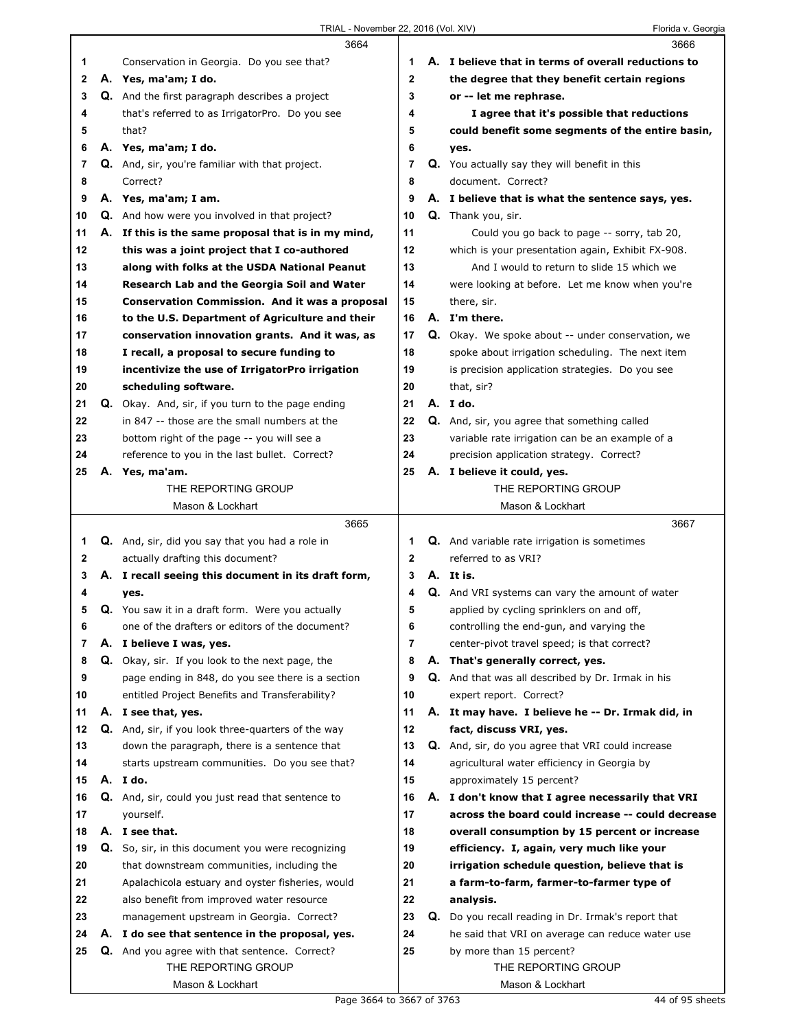**3664**

1 Conservation in Georgia. Do you see that?
2 **A. Yes, ma'am; I do.**
3 Q. And the first paragraph describes a project
4 that's referred to as IrrigatorPro. Do you see
5 that?
6 **A. Yes, ma'am; I do.**
7 Q. And, sir, you're familiar with that project.
8 Correct?
9 **A. Yes, ma'am; I am.**
10 Q. And how were you involved in that project?
11 **A. If this is the same proposal that is in my mind,**
12 **this was a joint project that I co-authored**
13 **along with folks at the USDA National Peanut**
14 **Research Lab and the Georgia Soil and Water**
15 **Conservation Commission. And it was a proposal**
16 **to the U.S. Department of Agriculture and their**
17 **conservation innovation grants. And it was, as**
18 **I recall, a proposal to secure funding to**
19 **incentivize the use of IrrigatorPro irrigation**
20 **scheduling software.**
21 Q. Okay. And, sir, if you turn to the page ending
22 in 847 -- those are the small numbers at the
23 bottom right of the page -- you will see a
24 reference to you in the last bullet. Correct?
25 **A. Yes, ma'am.**

**3665**

1 Q. And, sir, did you say that you had a role in
2 actually drafting this document?
3 **A. I recall seeing this document in its draft form,**
4 **yes.**
5 Q. You saw it in a draft form. Were you actually
6 one of the drafters or editors of the document?
7 **A. I believe I was, yes.**
8 Q. Okay, sir. If you look to the next page, the
9 page ending in 848, do you see there is a section
10 entitled Project Benefits and Transferability?
11 **A. I see that, yes.**
12 Q. And, sir, if you look three-quarters of the way
13 down the paragraph, there is a sentence that
14 starts upstream communities. Do you see that?
15 **A. I do.**
16 Q. And, sir, could you just read that sentence to
17 yourself.
18 **A. I see that.**
19 Q. So, sir, in this document you were recognizing
20 that downstream communities, including the
21 Apalachicola estuary and oyster fisheries, would
22 also benefit from improved water resource
23 management upstream in Georgia. Correct?
24 **A. I do see that sentence in the proposal, yes.**
25 Q. And you agree with that sentence. Correct?

**3666**

1 **A. I believe that in terms of overall reductions to**
2 **the degree that they benefit certain regions**
3 **or -- let me rephrase.**
4 **I agree that it's possible that reductions**
5 **could benefit some segments of the entire basin,**
6 **yes.**
7 Q. You actually say they will benefit in this
8 document. Correct?
9 **A. I believe that is what the sentence says, yes.**
10 Q. Thank you, sir.
11 Could you go back to page -- sorry, tab 20,
12 which is your presentation again, Exhibit FX-908.
13 And I would to return to slide 15 which we
14 were looking at before. Let me know when you're
15 there, sir.
16 **A. I'm there.**
17 Q. Okay. We spoke about -- under conservation, we
18 spoke about irrigation scheduling. The next item
19 is precision application strategies. Do you see
20 that, sir?
21 **A. I do.**
22 Q. And, sir, you agree that something called
23 variable rate irrigation can be an example of a
24 precision application strategy. Correct?
25 **A. I believe it could, yes.**

**3667**

1 Q. And variable rate irrigation is sometimes
2 referred to as VRI?
3 **A. It is.**
4 Q. And VRI systems can vary the amount of water
5 applied by cycling sprinklers on and off,
6 controlling the end-gun, and varying the
7 center-pivot travel speed; is that correct?
8 **A. That's generally correct, yes.**
9 Q. And that was all described by Dr. Irmak in his
10 expert report. Correct?
11 **A. It may have. I believe he -- Dr. Irmak did, in**
12 **fact, discuss VRI, yes.**
13 Q. And, sir, do you agree that VRI could increase
14 agricultural water efficiency in Georgia by
15 approximately 15 percent?
16 **A. I don't know that I agree necessarily that VRI**
17 **across the board could increase -- could decrease**
18 **overall consumption by 15 percent or increase**
19 **efficiency. I, again, very much like your**
20 **irrigation schedule question, believe that is**
21 **a farm-to-farm, farmer-to-farmer type of**
22 **analysis.**
23 Q. Do you recall reading in Dr. Irmak's report that
24 he said that VRI on average can reduce water use
25 by more than 15 percent?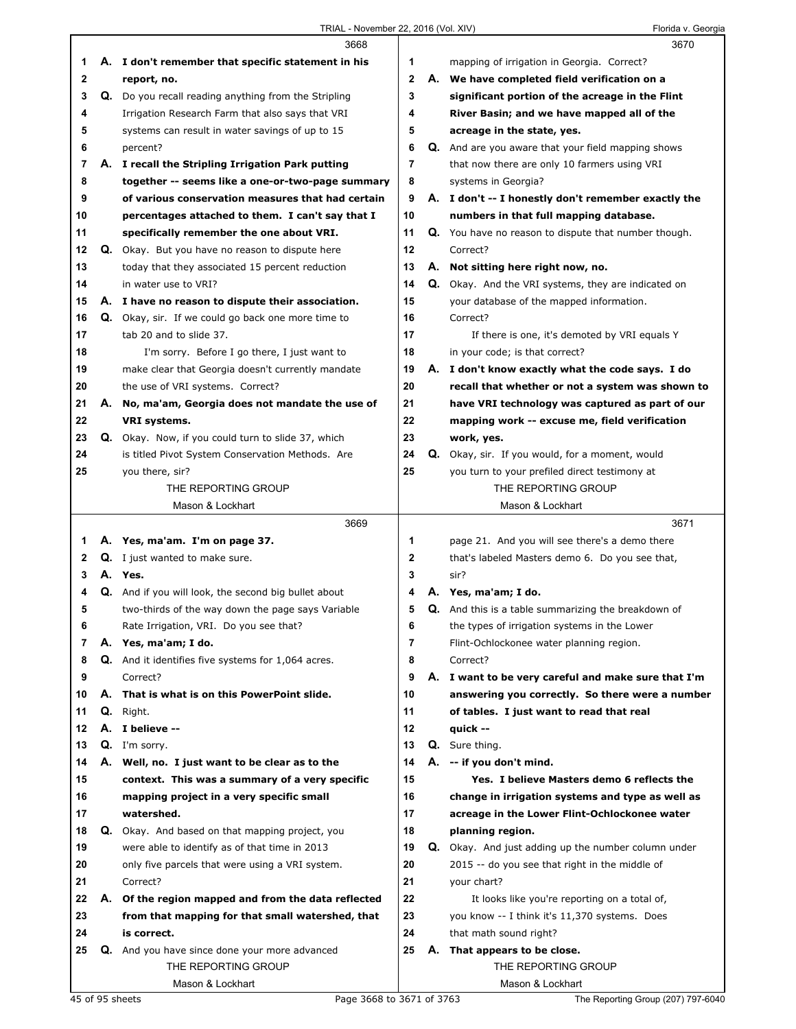3668

1 A. **I don't remember that specific statement in his**
2 **report, no.**
3 Q. Do you recall reading anything from the Stripling
4 Irrigation Research Farm that also says that VRI
5 systems can result in water savings of up to 15
6 percent?
7 A. **I recall the Stripling Irrigation Park putting**
8 **together -- seems like a one-or-two-page summary**
9 **of various conservation measures that had certain**
10 **percentages attached to them. I can't say that I**
11 **specifically remember the one about VRI.**
12 Q. Okay. But you have no reason to dispute here
13 today that they associated 15 percent reduction
14 in water use to VRI?
15 A. **I have no reason to dispute their association.**
16 Q. Okay, sir. If we could go back one more time to
17 tab 20 and to slide 37.
18 I'm sorry. Before I go there, I just want to
19 make clear that Georgia doesn't currently mandate
20 the use of VRI systems. Correct?
21 A. **No, ma'am, Georgia does not mandate the use of**
22 **VRI systems.**
23 Q. Okay. Now, if you could turn to slide 37, which
24 is titled Pivot System Conservation Methods. Are
25 you there, sir?

3669

1 A. **Yes, ma'am. I'm on page 37.**
2 Q. I just wanted to make sure.
3 A. **Yes.**
4 Q. And if you will look, the second big bullet about
5 two-thirds of the way down the page says Variable
6 Rate Irrigation, VRI. Do you see that?
7 A. **Yes, ma'am; I do.**
8 Q. And it identifies five systems for 1,064 acres.
9 Correct?
10 A. **That is what is on this PowerPoint slide.**
11 Q. Right.
12 A. **I believe --**
13 Q. I'm sorry.
14 A. **Well, no. I just want to be clear as to the**
15 **context. This was a summary of a very specific**
16 **mapping project in a very specific small**
17 **watershed.**
18 Q. Okay. And based on that mapping project, you
19 were able to identify as of that time in 2013
20 only five parcels that were using a VRI system.
21 Correct?
22 A. **Of the region mapped and from the data reflected**
23 **from that mapping for that small watershed, that**
24 **is correct.**
25 Q. And you have since done your more advanced

3670

1 mapping of irrigation in Georgia. Correct?
2 A. **We have completed field verification on a**
3 **significant portion of the acreage in the Flint**
4 **River Basin; and we have mapped all of the**
5 **acreage in the state, yes.**
6 Q. And are you aware that your field mapping shows
7 that now there are only 10 farmers using VRI
8 systems in Georgia?
9 A. **I don't -- I honestly don't remember exactly the**
10 **numbers in that full mapping database.**
11 Q. You have no reason to dispute that number though.
12 Correct?
13 A. **Not sitting here right now, no.**
14 Q. Okay. And the VRI systems, they are indicated on
15 your database of the mapped information.
16 Correct?
17 If there is one, it's demoted by VRI equals Y
18 in your code; is that correct?
19 A. **I don't know exactly what the code says. I do**
20 **recall that whether or not a system was shown to**
21 **have VRI technology was captured as part of our**
22 **mapping work -- excuse me, field verification**
23 **work, yes.**
24 Q. Okay, sir. If you would, for a moment, would
25 you turn to your prefiled direct testimony at

3671

1 page 21. And you will see there's a demo there
2 that's labeled Masters demo 6. Do you see that,
3 sir?
4 A. **Yes, ma'am; I do.**
5 Q. And this is a table summarizing the breakdown of
6 the types of irrigation systems in the Lower
7 Flint-Ochlockonee water planning region.
8 Correct?
9 A. **I want to be very careful and make sure that I'm**
10 **answering you correctly. So there were a number**
11 **of tables. I just want to read that real**
12 **quick --**
13 Q. Sure thing.
14 A. **-- if you don't mind.**
15 **Yes. I believe Masters demo 6 reflects the**
16 **change in irrigation systems and type as well as**
17 **acreage in the Lower Flint-Ochlockonee water**
18 **planning region.**
19 Q. Okay. And just adding up the number column under
20 2015 -- do you see that right in the middle of
21 your chart?
22 It looks like you're reporting on a total of,
23 you know -- I think it's 11,370 systems. Does
24 that math sound right?
25 A. **That appears to be close.**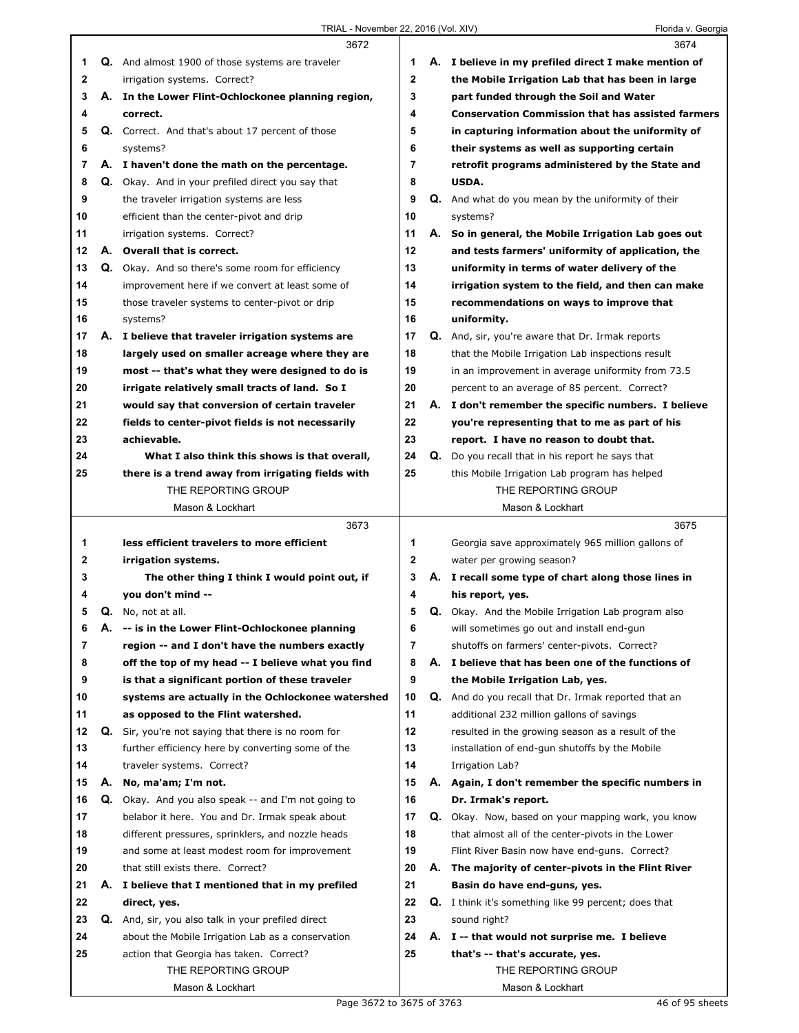3672

Q. And almost 1900 of those systems are traveler irrigation systems. Correct?

**A. In the Lower Flint-Ochlockonee planning region, correct.**

Q. Correct. And that's about 17 percent of those systems?

**A. I haven't done the math on the percentage.**

Q. Okay. And in your prefiled direct you say that the traveler irrigation systems are less efficient than the center-pivot and drip irrigation systems. Correct?

**A. Overall that is correct.**

Q. Okay. And so there's some room for efficiency improvement here if we convert at least some of those traveler systems to center-pivot or drip systems?

**A. I believe that traveler irrigation systems are largely used on smaller acreage where they are most -- that's what they were designed to do is irrigate relatively small tracts of land. So I would say that conversion of certain traveler fields to center-pivot fields is not necessarily achievable.**

**What I also think this shows is that overall, there is a trend away from irrigating fields with**

3673

**less efficient travelers to more efficient irrigation systems.**

**The other thing I think I would point out, if you don't mind --**

Q. No, not at all.

**A. -- is in the Lower Flint-Ochlockonee planning region -- and I don't have the numbers exactly off the top of my head -- I believe what you find is that a significant portion of these traveler systems are actually in the Ochlockonee watershed as opposed to the Flint watershed.**

Q. Sir, you're not saying that there is no room for further efficiency here by converting some of the traveler systems. Correct?

**A. No, ma'am; I'm not.**

Q. Okay. And you also speak -- and I'm not going to belabor it here. You and Dr. Irmak speak about different pressures, sprinklers, and nozzle heads and some at least modest room for improvement that still exists there. Correct?

**A. I believe that I mentioned that in my prefiled direct, yes.**

Q. And, sir, you also talk in your prefiled direct about the Mobile Irrigation Lab as a conservation action that Georgia has taken. Correct?

3674

**A. I believe in my prefiled direct I make mention of the Mobile Irrigation Lab that has been in large part funded through the Soil and Water Conservation Commission that has assisted farmers in capturing information about the uniformity of their systems as well as supporting certain retrofit programs administered by the State and USDA.**

Q. And what do you mean by the uniformity of their systems?

**A. So in general, the Mobile Irrigation Lab goes out and tests farmers' uniformity of application, the uniformity in terms of water delivery of the irrigation system to the field, and then can make recommendations on ways to improve that uniformity.**

Q. And, sir, you're aware that Dr. Irmak reports that the Mobile Irrigation Lab inspections result in an improvement in average uniformity from 73.5 percent to an average of 85 percent. Correct?

**A. I don't remember the specific numbers. I believe you're representing that to me as part of his report. I have no reason to doubt that.**

Q. Do you recall that in his report he says that this Mobile Irrigation Lab program has helped

3675

Georgia save approximately 965 million gallons of water per growing season?

**A. I recall some type of chart along those lines in his report, yes.**

Q. Okay. And the Mobile Irrigation Lab program also will sometimes go out and install end-gun shutoffs on farmers' center-pivots. Correct?

**A. I believe that has been one of the functions of the Mobile Irrigation Lab, yes.**

Q. And do you recall that Dr. Irmak reported that an additional 232 million gallons of savings resulted in the growing season as a result of the installation of end-gun shutoffs by the Mobile Irrigation Lab?

**A. Again, I don't remember the specific numbers in Dr. Irmak's report.**

Q. Okay. Now, based on your mapping work, you know that almost all of the center-pivots in the Lower Flint River Basin now have end-guns. Correct?

**A. The majority of center-pivots in the Flint River Basin do have end-guns, yes.**

Q. I think it's something like 99 percent; does that sound right?

**A. I -- that would not surprise me. I believe that's -- that's accurate, yes.**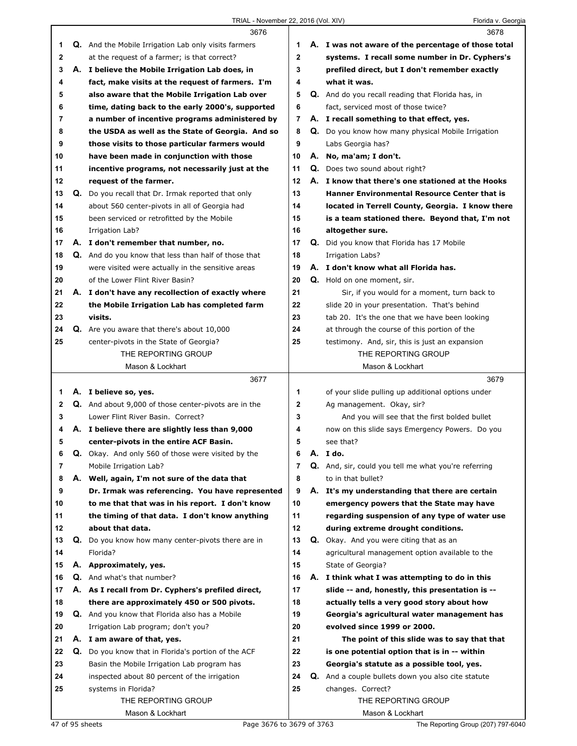3676

Q. And the Mobile Irrigation Lab only visits farmers at the request of a farmer; is that correct?

A. **I believe the Mobile Irrigation Lab does, in fact, make visits at the request of farmers. I'm also aware that the Mobile Irrigation Lab over time, dating back to the early 2000's, supported a number of incentive programs administered by the USDA as well as the State of Georgia. And so those visits to those particular farmers would have been made in conjunction with those incentive programs, not necessarily just at the request of the farmer.**

Q. Do you recall that Dr. Irmak reported that only about 560 center-pivots in all of Georgia had been serviced or retrofitted by the Mobile Irrigation Lab?

A. **I don't remember that number, no.**

Q. And do you know that less than half of those that were visited were actually in the sensitive areas of the Lower Flint River Basin?

A. **I don't have any recollection of exactly where the Mobile Irrigation Lab has completed farm visits.**

Q. Are you aware that there's about 10,000 center-pivots in the State of Georgia?

3677

A. **I believe so, yes.**

Q. And about 9,000 of those center-pivots are in the Lower Flint River Basin. Correct?

A. **I believe there are slightly less than 9,000 center-pivots in the entire ACF Basin.**

Q. Okay. And only 560 of those were visited by the Mobile Irrigation Lab?

A. **Well, again, I'm not sure of the data that Dr. Irmak was referencing. You have represented to me that that was in his report. I don't know the timing of that data. I don't know anything about that data.**

Q. Do you know how many center-pivots there are in Florida?

A. **Approximately, yes.**

Q. And what's that number?

A. **As I recall from Dr. Cyphers's prefiled direct, there are approximately 450 or 500 pivots.**

Q. And you know that Florida also has a Mobile Irrigation Lab program; don't you?

A. **I am aware of that, yes.**

Q. Do you know that in Florida's portion of the ACF Basin the Mobile Irrigation Lab program has inspected about 80 percent of the irrigation systems in Florida?

3678

A. **I was not aware of the percentage of those total systems. I recall some number in Dr. Cyphers's prefiled direct, but I don't remember exactly what it was.**

Q. And do you recall reading that Florida has, in fact, serviced most of those twice?

A. **I recall something to that effect, yes.**

Q. Do you know how many physical Mobile Irrigation Labs Georgia has?

A. **No, ma'am; I don't.**

Q. Does two sound about right?

A. **I know that there's one stationed at the Hooks Hanner Environmental Resource Center that is located in Terrell County, Georgia. I know there is a team stationed there. Beyond that, I'm not altogether sure.**

Q. Did you know that Florida has 17 Mobile Irrigation Labs?

A. **I don't know what all Florida has.**

Q. Hold on one moment, sir.

Sir, if you would for a moment, turn back to slide 20 in your presentation. That's behind tab 20. It's the one that we have been looking at through the course of this portion of the testimony. And, sir, this is just an expansion

3679

of your slide pulling up additional options under Ag management. Okay, sir?

And you will see that the first bolded bullet now on this slide says Emergency Powers. Do you see that?

A. **I do.**

Q. And, sir, could you tell me what you're referring to in that bullet?

A. **It's my understanding that there are certain emergency powers that the State may have regarding suspension of any type of water use during extreme drought conditions.**

Q. Okay. And you were citing that as an agricultural management option available to the State of Georgia?

A. **I think what I was attempting to do in this slide -- and, honestly, this presentation is -- actually tells a very good story about how Georgia's agricultural water management has evolved since 1999 or 2000.**

**The point of this slide was to say that that is one potential option that is in -- within Georgia's statute as a possible tool, yes.**

Q. And a couple bullets down you also cite statute changes. Correct?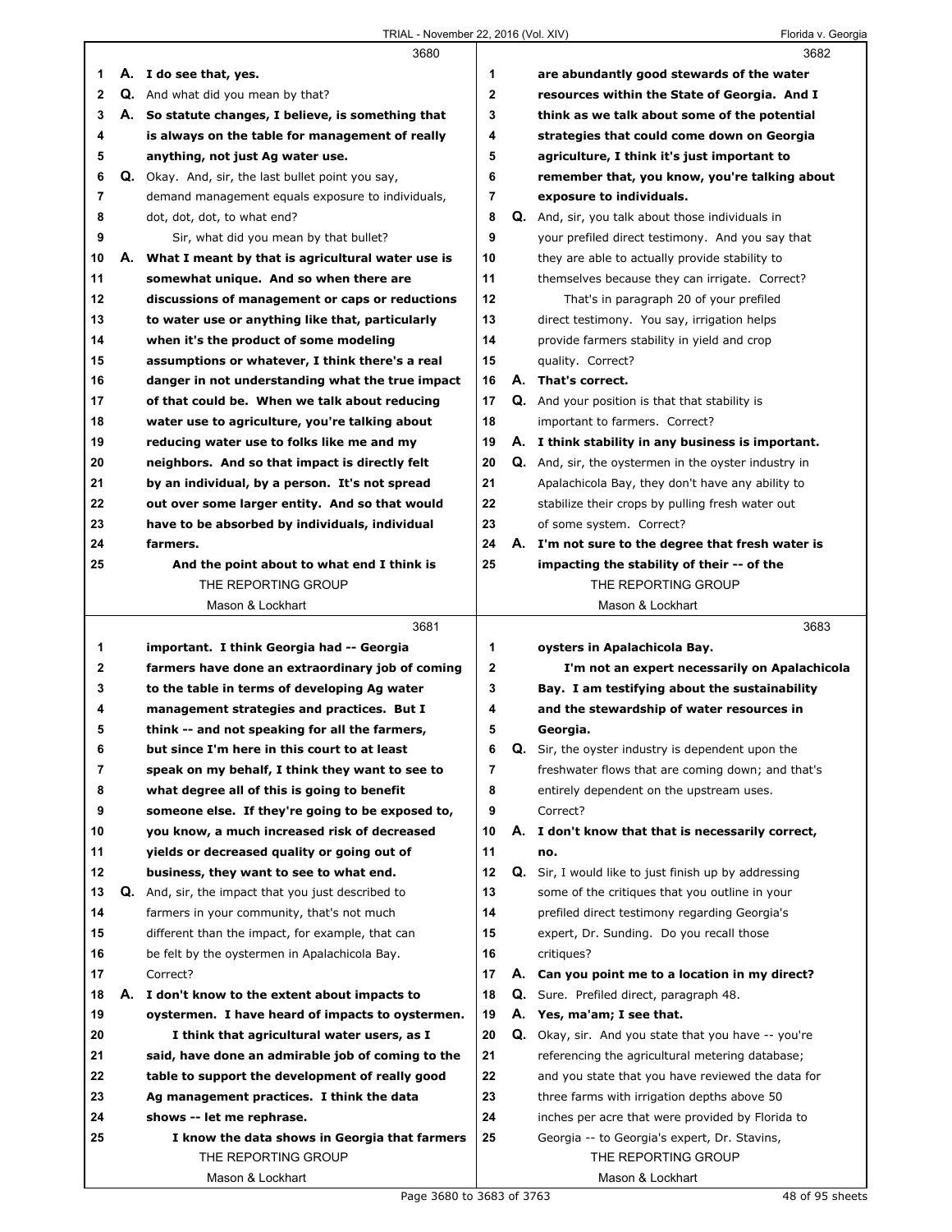3680

A. I do see that, yes.

Q. And what did you mean by that?

A. **So statute changes, I believe, is something that is always on the table for management of really anything, not just Ag water use.**

Q. Okay. And, sir, the last bullet point you say, demand management equals exposure to individuals, dot, dot, dot, to what end?

Sir, what did you mean by that bullet?

A. **What I meant by that is agricultural water use is somewhat unique. And so when there are discussions of management or caps or reductions to water use or anything like that, particularly when it's the product of some modeling assumptions or whatever, I think there's a real danger in not understanding what the true impact of that could be. When we talk about reducing water use to agriculture, you're talking about reducing water use to folks like me and my neighbors. And so that impact is directly felt by an individual, by a person. It's not spread out over some larger entity. And so that would have to be absorbed by individuals, individual farmers.**

**And the point about to what end I think is important. I think Georgia had -- Georgia farmers have done an extraordinary job of coming to the table in terms of developing Ag water management strategies and practices. But I think -- and not speaking for all the farmers, but since I'm here in this court to at least speak on my behalf, I think they want to see to what degree all of this is going to benefit someone else. If they're going to be exposed to, you know, a much increased risk of decreased yields or decreased quality or going out of business, they want to see to what end.**

Q. And, sir, the impact that you just described to farmers in your community, that's not much different than the impact, for example, that can be felt by the oystermen in Apalachicola Bay. Correct?

A. **I don't know to the extent about impacts to oystermen. I have heard of impacts to oystermen.**

**I think that agricultural water users, as I said, have done an admirable job of coming to the table to support the development of really good Ag management practices. I think the data shows -- let me rephrase.**

**I know the data shows in Georgia that farmers are abundantly good stewards of the water resources within the State of Georgia. And I think as we talk about some of the potential strategies that could come down on Georgia agriculture, I think it's just important to remember that, you know, you're talking about exposure to individuals.**

Q. And, sir, you talk about those individuals in your prefiled direct testimony. And you say that they are able to actually provide stability to themselves because they can irrigate. Correct?

That's in paragraph 20 of your prefiled direct testimony. You say, irrigation helps provide farmers stability in yield and crop quality. Correct?

A. **That's correct.**

Q. And your position is that that stability is important to farmers. Correct?

A. **I think stability in any business is important.**

Q. And, sir, the oystermen in the oyster industry in Apalachicola Bay, they don't have any ability to stabilize their crops by pulling fresh water out of some system. Correct?

A. **I'm not sure to the degree that fresh water is impacting the stability of their -- of the oysters in Apalachicola Bay.**

**I'm not an expert necessarily on Apalachicola Bay. I am testifying about the sustainability and the stewardship of water resources in Georgia.**

Q. Sir, the oyster industry is dependent upon the freshwater flows that are coming down; and that's entirely dependent on the upstream uses. Correct?

A. **I don't know that that is necessarily correct, no.**

Q. Sir, I would like to just finish up by addressing some of the critiques that you outline in your prefiled direct testimony regarding Georgia's expert, Dr. Sunding. Do you recall those critiques?

A. **Can you point me to a location in my direct?**

Q. Sure. Prefiled direct, paragraph 48.

A. **Yes, ma'am; I see that.**

Q. Okay, sir. And you state that you have -- you're referencing the agricultural metering database; and you state that you have reviewed the data for three farms with irrigation depths above 50 inches per acre that were provided by Florida to Georgia -- to Georgia's expert, Dr. Stavins,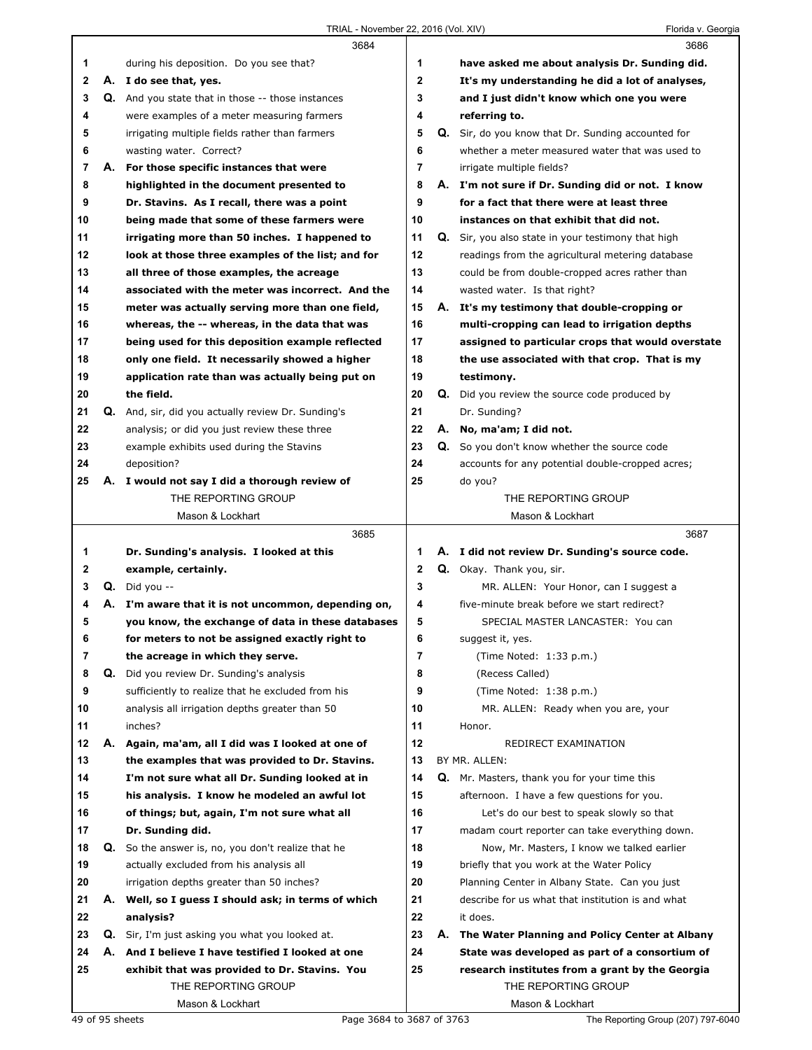3684

1 during his deposition. Do you see that?

2 **A. I do see that, yes.**

3 **Q.** And you state that in those -- those instances

4 were examples of a meter measuring farmers

5 irrigating multiple fields rather than farmers

6 wasting water. Correct?

7 **A. For those specific instances that were**

8 **highlighted in the document presented to**

9 **Dr. Stavins. As I recall, there was a point**

10 **being made that some of these farmers were**

11 **irrigating more than 50 inches. I happened to**

12 **look at those three examples of the list; and for**

13 **all three of those examples, the acreage**

14 **associated with the meter was incorrect. And the**

15 **meter was actually serving more than one field,**

16 **whereas, the -- whereas, in the data that was**

17 **being used for this deposition example reflected**

18 **only one field. It necessarily showed a higher**

19 **application rate than was actually being put on**

20 **the field.**

21 **Q.** And, sir, did you actually review Dr. Sunding's

22 analysis; or did you just review these three

23 example exhibits used during the Stavins

24 deposition?

25 **A. I would not say I did a thorough review of**

THE REPORTING GROUP
Mason & Lockhart

3685

1 **Dr. Sunding's analysis. I looked at this**

2 **example, certainly.**

3 **Q.** Did you --

4 **A. I'm aware that it is not uncommon, depending on,**

5 **you know, the exchange of data in these databases**

6 **for meters to not be assigned exactly right to**

7 **the acreage in which they serve.**

8 **Q.** Did you review Dr. Sunding's analysis

9 sufficiently to realize that he excluded from his

10 analysis all irrigation depths greater than 50

11 inches?

12 **A. Again, ma'am, all I did was I looked at one of**

13 **the examples that was provided to Dr. Stavins.**

14 **I'm not sure what all Dr. Sunding looked at in**

15 **his analysis. I know he modeled an awful lot**

16 **of things; but, again, I'm not sure what all**

17 **Dr. Sunding did.**

18 **Q.** So the answer is, no, you don't realize that he

19 actually excluded from his analysis all

20 irrigation depths greater than 50 inches?

21 **A. Well, so I guess I should ask; in terms of which**

22 **analysis?**

23 **Q.** Sir, I'm just asking you what you looked at.

24 **A. And I believe I have testified I looked at one**

25 **exhibit that was provided to Dr. Stavins. You**

THE REPORTING GROUP
Mason & Lockhart

3686

1 **have asked me about analysis Dr. Sunding did.**

2 **It's my understanding he did a lot of analyses,**

3 **and I just didn't know which one you were**

4 **referring to.**

5 **Q.** Sir, do you know that Dr. Sunding accounted for

6 whether a meter measured water that was used to

7 irrigate multiple fields?

8 **A. I'm not sure if Dr. Sunding did or not. I know**

9 **for a fact that there were at least three**

10 **instances on that exhibit that did not.**

11 **Q.** Sir, you also state in your testimony that high

12 readings from the agricultural metering database

13 could be from double-cropped acres rather than

14 wasted water. Is that right?

15 **A. It's my testimony that double-cropping or**

16 **multi-cropping can lead to irrigation depths**

17 **assigned to particular crops that would overstate**

18 **the use associated with that crop. That is my**

19 **testimony.**

20 **Q.** Did you review the source code produced by

21 Dr. Sunding?

22 **A. No, ma'am; I did not.**

23 **Q.** So you don't know whether the source code

24 accounts for any potential double-cropped acres;

25 do you?

THE REPORTING GROUP
Mason & Lockhart

3687

1 **A. I did not review Dr. Sunding's source code.**

2 **Q.** Okay. Thank you, sir.

3 MR. ALLEN: Your Honor, can I suggest a

4 five-minute break before we start redirect?

5 SPECIAL MASTER LANCASTER: You can

6 suggest it, yes.

7 (Time Noted: 1:33 p.m.)

8 (Recess Called)

9 (Time Noted: 1:38 p.m.)

10 MR. ALLEN: Ready when you are, your

11 Honor.

12 REDIRECT EXAMINATION

13 BY MR. ALLEN:

14 **Q.** Mr. Masters, thank you for your time this

15 afternoon. I have a few questions for you.

16 Let's do our best to speak slowly so that

17 madam court reporter can take everything down.

18 Now, Mr. Masters, I know we talked earlier

19 briefly that you work at the Water Policy

20 Planning Center in Albany State. Can you just

21 describe for us what that institution is and what

22 it does.

23 **A. The Water Planning and Policy Center at Albany**

24 **State was developed as part of a consortium of**

25 **research institutes from a grant by the Georgia**

THE REPORTING GROUP
Mason & Lockhart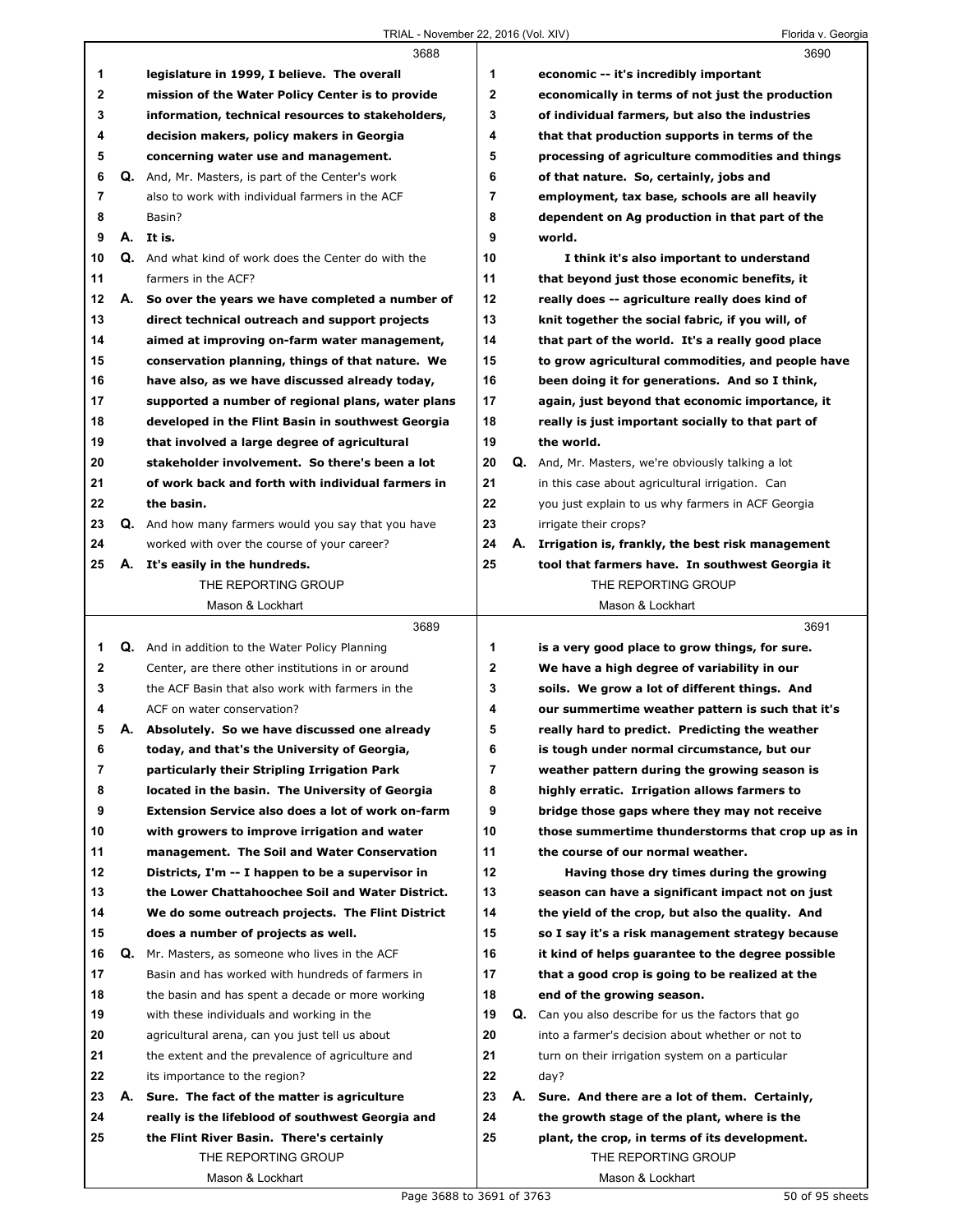**3688**

1 legislature in 1999, I believe. The overall
2 mission of the Water Policy Center is to provide
3 information, technical resources to stakeholders,
4 decision makers, policy makers in Georgia
5 concerning water use and management.
6 Q. And, Mr. Masters, is part of the Center's work
7 also to work with individual farmers in the ACF
8 Basin?
9 A. It is.
10 Q. And what kind of work does the Center do with the
11 farmers in the ACF?
12 A. So over the years we have completed a number of
13 direct technical outreach and support projects
14 aimed at improving on-farm water management,
15 conservation planning, things of that nature. We
16 have also, as we have discussed already today,
17 supported a number of regional plans, water plans
18 developed in the Flint Basin in southwest Georgia
19 that involved a large degree of agricultural
20 stakeholder involvement. So there's been a lot
21 of work back and forth with individual farmers in
22 the basin.
23 Q. And how many farmers would you say that you have
24 worked with over the course of your career?
25 A. It's easily in the hundreds.

**3689**

1 Q. And in addition to the Water Policy Planning
2 Center, are there other institutions in or around
3 the ACF Basin that also work with farmers in the
4 ACF on water conservation?
5 A. Absolutely. So we have discussed one already
6 today, and that's the University of Georgia,
7 particularly their Stripling Irrigation Park
8 located in the basin. The University of Georgia
9 Extension Service also does a lot of work on-farm
10 with growers to improve irrigation and water
11 management. The Soil and Water Conservation
12 Districts, I'm -- I happen to be a supervisor in
13 the Lower Chattahoochee Soil and Water District.
14 We do some outreach projects. The Flint District
15 does a number of projects as well.
16 Q. Mr. Masters, as someone who lives in the ACF
17 Basin and has worked with hundreds of farmers in
18 the basin and has spent a decade or more working
19 with these individuals and working in the
20 agricultural arena, can you just tell us about
21 the extent and the prevalence of agriculture and
22 its importance to the region?
23 A. Sure. The fact of the matter is agriculture
24 really is the lifeblood of southwest Georgia and
25 the Flint River Basin. There's certainly

**3690**

1 economic -- it's incredibly important
2 economically in terms of not just the production
3 of individual farmers, but also the industries
4 that that production supports in terms of the
5 processing of agriculture commodities and things
6 of that nature. So, certainly, jobs and
7 employment, tax base, schools are all heavily
8 dependent on Ag production in that part of the
9 world.
10 I think it's also important to understand
11 that beyond just those economic benefits, it
12 really does -- agriculture really does kind of
13 knit together the social fabric, if you will, of
14 that part of the world. It's a really good place
15 to grow agricultural commodities, and people have
16 been doing it for generations. And so I think,
17 again, just beyond that economic importance, it
18 really is just important socially to that part of
19 the world.
20 Q. And, Mr. Masters, we're obviously talking a lot
21 in this case about agricultural irrigation. Can
22 you just explain to us why farmers in ACF Georgia
23 irrigate their crops?
24 A. Irrigation is, frankly, the best risk management
25 tool that farmers have. In southwest Georgia it

**3691**

1 is a very good place to grow things, for sure.
2 We have a high degree of variability in our
3 soils. We grow a lot of different things. And
4 our summertime weather pattern is such that it's
5 really hard to predict. Predicting the weather
6 is tough under normal circumstance, but our
7 weather pattern during the growing season is
8 highly erratic. Irrigation allows farmers to
9 bridge those gaps where they may not receive
10 those summertime thunderstorms that crop up as in
11 the course of our normal weather.
12 Having those dry times during the growing
13 season can have a significant impact not on just
14 the yield of the crop, but also the quality. And
15 so I say it's a risk management strategy because
16 it kind of helps guarantee to the degree possible
17 that a good crop is going to be realized at the
18 end of the growing season.
19 Q. Can you also describe for us the factors that go
20 into a farmer's decision about whether or not to
21 turn on their irrigation system on a particular
22 day?
23 A. Sure. And there are a lot of them. Certainly,
24 the growth stage of the plant, where is the
25 plant, the crop, in terms of its development.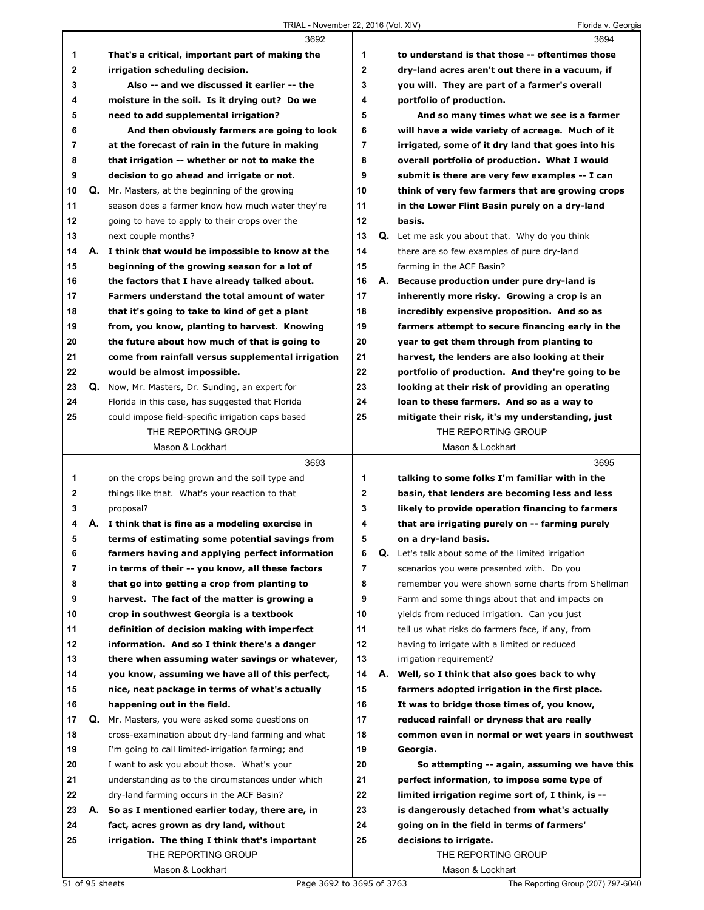## 3692

1 That's a critical, important part of making the
2 irrigation scheduling decision.
3 Also -- and we discussed it earlier -- the
4 moisture in the soil. Is it drying out? Do we
5 need to add supplemental irrigation?
6 And then obviously farmers are going to look
7 at the forecast of rain in the future in making
8 that irrigation -- whether or not to make the
9 decision to go ahead and irrigate or not.
10 **Q.** Mr. Masters, at the beginning of the growing
11 season does a farmer know how much water they're
12 going to have to apply to their crops over the
13 next couple months?
14 **A.** **I think that would be impossible to know at the**
15 **beginning of the growing season for a lot of**
16 **the factors that I have already talked about.**
17 **Farmers understand the total amount of water**
18 **that it's going to take to kind of get a plant**
19 **from, you know, planting to harvest. Knowing**
20 **the future about how much of that is going to**
21 **come from rainfall versus supplemental irrigation**
22 **would be almost impossible.**
23 **Q.** Now, Mr. Masters, Dr. Sunding, an expert for
24 Florida in this case, has suggested that Florida
25 could impose field-specific irrigation caps based

## 3693

1 on the crops being grown and the soil type and
2 things like that. What's your reaction to that
3 proposal?
4 **A.** **I think that is fine as a modeling exercise in**
5 **terms of estimating some potential savings from**
6 **farmers having and applying perfect information**
7 **in terms of their -- you know, all these factors**
8 **that go into getting a crop from planting to**
9 **harvest. The fact of the matter is growing a**
10 **crop in southwest Georgia is a textbook**
11 **definition of decision making with imperfect**
12 **information. And so I think there's a danger**
13 **there when assuming water savings or whatever,**
14 **you know, assuming we have all of this perfect,**
15 **nice, neat package in terms of what's actually**
16 **happening out in the field.**
17 **Q.** Mr. Masters, you were asked some questions on
18 cross-examination about dry-land farming and what
19 I'm going to call limited-irrigation farming; and
20 I want to ask you about those. What's your
21 understanding as to the circumstances under which
22 dry-land farming occurs in the ACF Basin?
23 **A.** **So as I mentioned earlier today, there are, in**
24 **fact, acres grown as dry land, without**
25 **irrigation. The thing I think that's important**

## 3694

1 **to understand is that those -- oftentimes those**
2 **dry-land acres aren't out there in a vacuum, if**
3 **you will. They are part of a farmer's overall**
4 **portfolio of production.**
5 **And so many times what we see is a farmer**
6 **will have a wide variety of acreage. Much of it**
7 **irrigated, some of it dry land that goes into his**
8 **overall portfolio of production. What I would**
9 **submit is there are very few examples -- I can**
10 **think of very few farmers that are growing crops**
11 **in the Lower Flint Basin purely on a dry-land**
12 **basis.**
13 **Q.** Let me ask you about that. Why do you think
14 there are so few examples of pure dry-land
15 farming in the ACF Basin?
16 **A.** **Because production under pure dry-land is**
17 **inherently more risky. Growing a crop is an**
18 **incredibly expensive proposition. And so as**
19 **farmers attempt to secure financing early in the**
20 **year to get them through from planting to**
21 **harvest, the lenders are also looking at their**
22 **portfolio of production. And they're going to be**
23 **looking at their risk of providing an operating**
24 **loan to these farmers. And so as a way to**
25 **mitigate their risk, it's my understanding, just**

## 3695

1 **talking to some folks I'm familiar with in the**
2 **basin, that lenders are becoming less and less**
3 **likely to provide operation financing to farmers**
4 **that are irrigating purely on -- farming purely**
5 **on a dry-land basis.**
6 **Q.** Let's talk about some of the limited irrigation
7 scenarios you were presented with. Do you
8 remember you were shown some charts from Shellman
9 Farm and some things about that and impacts on
10 yields from reduced irrigation. Can you just
11 tell us what risks do farmers face, if any, from
12 having to irrigate with a limited or reduced
13 irrigation requirement?
14 **A.** **Well, so I think that also goes back to why**
15 **farmers adopted irrigation in the first place.**
16 **It was to bridge those times of, you know,**
17 **reduced rainfall or dryness that are really**
18 **common even in normal or wet years in southwest**
19 **Georgia.**
20 **So attempting -- again, assuming we have this**
21 **perfect information, to impose some type of**
22 **limited irrigation regime sort of, I think, is --**
23 **is dangerously detached from what's actually**
24 **going on in the field in terms of farmers'**
25 **decisions to irrigate.**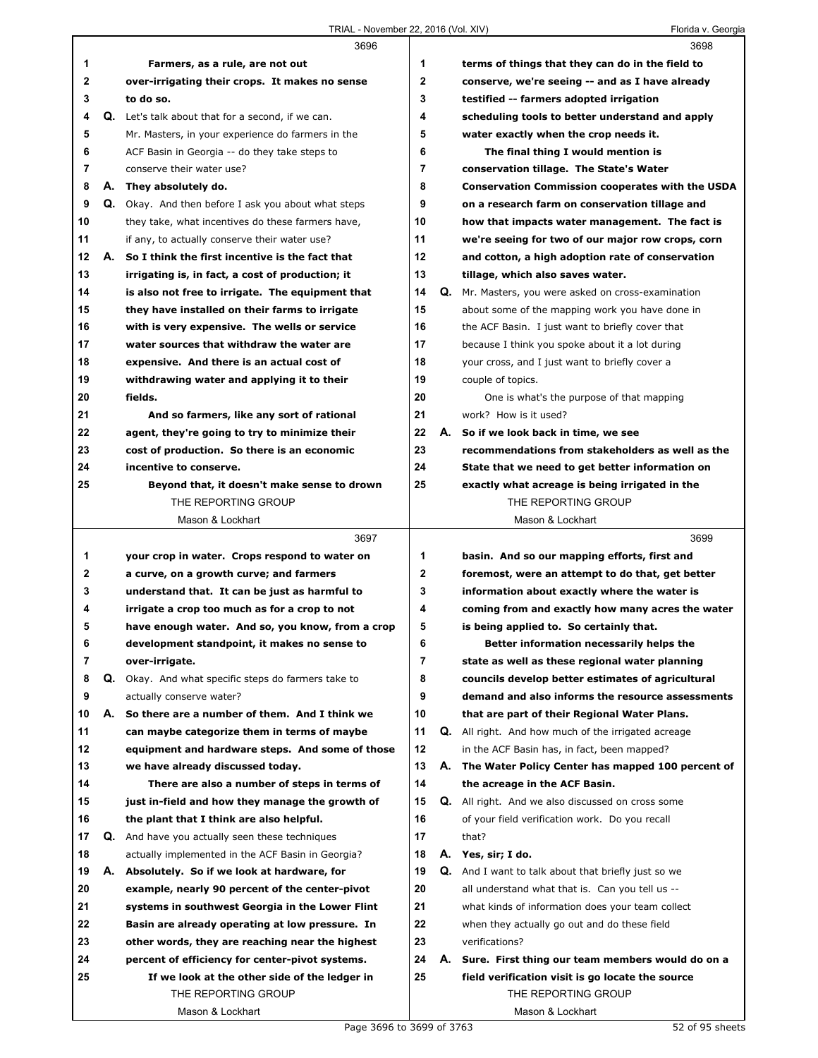**3696**

1 **Farmers, as a rule, are not out**
2 **over-irrigating their crops. It makes no sense**
3 **to do so.**
4 **Q.** Let's talk about that for a second, if we can.
5 Mr. Masters, in your experience do farmers in the
6 ACF Basin in Georgia -- do they take steps to
7 conserve their water use?
8 **A. They absolutely do.**
9 **Q.** Okay. And then before I ask you about what steps
10 they take, what incentives do these farmers have,
11 if any, to actually conserve their water use?
12 **A. So I think the first incentive is the fact that**
13 **irrigating is, in fact, a cost of production; it**
14 **is also not free to irrigate. The equipment that**
15 **they have installed on their farms to irrigate**
16 **with is very expensive. The wells or service**
17 **water sources that withdraw the water are**
18 **expensive. And there is an actual cost of**
19 **withdrawing water and applying it to their**
20 **fields.**
21 **And so farmers, like any sort of rational**
22 **agent, they're going to try to minimize their**
23 **cost of production. So there is an economic**
24 **incentive to conserve.**
25 **Beyond that, it doesn't make sense to drown**

**3697**

1 **your crop in water. Crops respond to water on**
2 **a curve, on a growth curve; and farmers**
3 **understand that. It can be just as harmful to**
4 **irrigate a crop too much as for a crop to not**
5 **have enough water. And so, you know, from a crop**
6 **development standpoint, it makes no sense to**
7 **over-irrigate.**
8 **Q.** Okay. And what specific steps do farmers take to
9 actually conserve water?
10 **A. So there are a number of them. And I think we**
11 **can maybe categorize them in terms of maybe**
12 **equipment and hardware steps. And some of those**
13 **we have already discussed today.**
14 **There are also a number of steps in terms of**
15 **just in-field and how they manage the growth of**
16 **the plant that I think are also helpful.**
17 **Q.** And have you actually seen these techniques
18 actually implemented in the ACF Basin in Georgia?
19 **A. Absolutely. So if we look at hardware, for**
20 **example, nearly 90 percent of the center-pivot**
21 **systems in southwest Georgia in the Lower Flint**
22 **Basin are already operating at low pressure. In**
23 **other words, they are reaching near the highest**
24 **percent of efficiency for center-pivot systems.**
25 **If we look at the other side of the ledger in**

**3698**

1 **terms of things that they can do in the field to**
2 **conserve, we're seeing -- and as I have already**
3 **testified -- farmers adopted irrigation**
4 **scheduling tools to better understand and apply**
5 **water exactly when the crop needs it.**
6 **The final thing I would mention is**
7 **conservation tillage. The State's Water**
8 **Conservation Commission cooperates with the USDA**
9 **on a research farm on conservation tillage and**
10 **how that impacts water management. The fact is**
11 **we're seeing for two of our major row crops, corn**
12 **and cotton, a high adoption rate of conservation**
13 **tillage, which also saves water.**
14 **Q.** Mr. Masters, you were asked on cross-examination
15 about some of the mapping work you have done in
16 the ACF Basin. I just want to briefly cover that
17 because I think you spoke about it a lot during
18 your cross, and I just want to briefly cover a
19 couple of topics.
20 One is what's the purpose of that mapping
21 work? How is it used?
22 **A. So if we look back in time, we see**
23 **recommendations from stakeholders as well as the**
24 **State that we need to get better information on**
25 **exactly what acreage is being irrigated in the**

**3699**

1 **basin. And so our mapping efforts, first and**
2 **foremost, were an attempt to do that, get better**
3 **information about exactly where the water is**
4 **coming from and exactly how many acres the water**
5 **is being applied to. So certainly that.**
6 **Better information necessarily helps the**
7 **state as well as these regional water planning**
8 **councils develop better estimates of agricultural**
9 **demand and also informs the resource assessments**
10 **that are part of their Regional Water Plans.**
11 **Q.** All right. And how much of the irrigated acreage
12 in the ACF Basin has, in fact, been mapped?
13 **A. The Water Policy Center has mapped 100 percent of**
14 **the acreage in the ACF Basin.**
15 **Q.** All right. And we also discussed on cross some
16 of your field verification work. Do you recall
17 that?
18 **A. Yes, sir; I do.**
19 **Q.** And I want to talk about that briefly just so we
20 all understand what that is. Can you tell us --
21 what kinds of information does your team collect
22 when they actually go out and do these field
23 verifications?
24 **A. Sure. First thing our team members would do on a**
25 **field verification visit is go locate the source**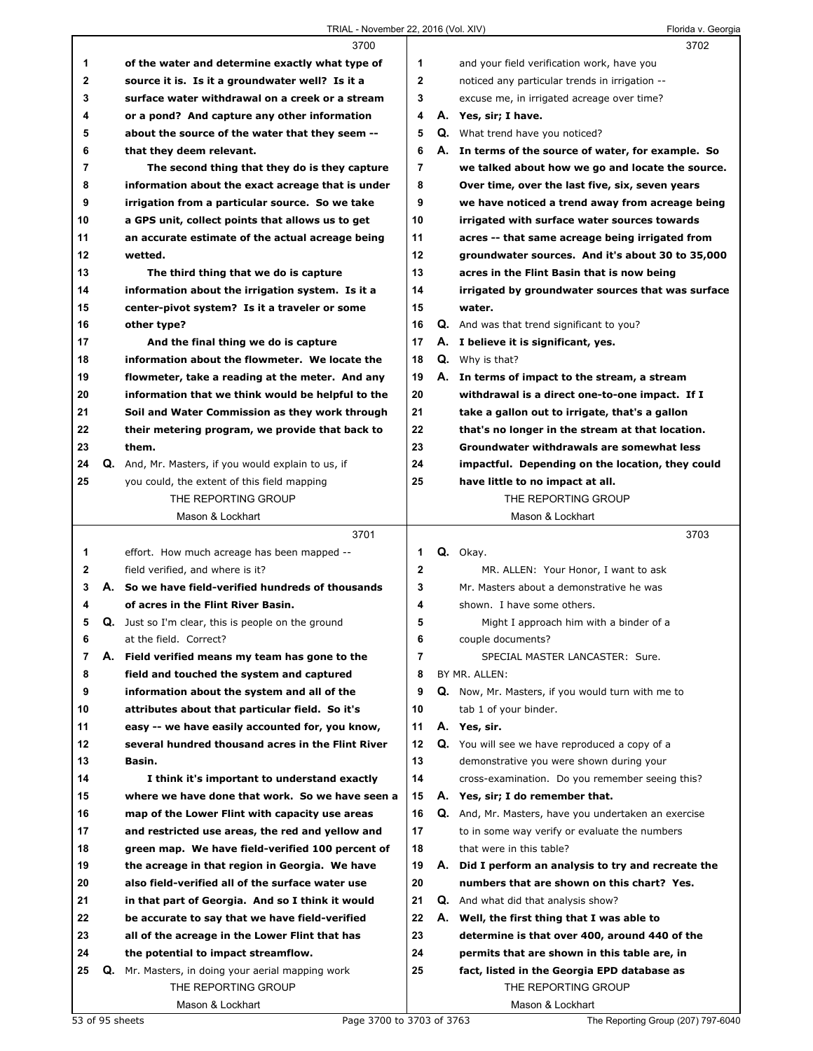**3700**

of the water and determine exactly what type of source it is. Is it a groundwater well? Is it a surface water withdrawal on a creek or a stream or a pond? And capture any other information about the source of the water that they seem -- that they deem relevant.

The second thing that they do is they capture information about the exact acreage that is under irrigation from a particular source. So we take a GPS unit, collect points that allows us to get an accurate estimate of the actual acreage being wetted.

The third thing that we do is capture information about the irrigation system. Is it a center-pivot system? Is it a traveler or some other type?

And the final thing we do is capture information about the flowmeter. We locate the flowmeter, take a reading at the meter. And any information that we think would be helpful to the Soil and Water Commission as they work through their metering program, we provide that back to them.

**Q.** And, Mr. Masters, if you would explain to us, if you could, the extent of this field mapping

**3701**

effort. How much acreage has been mapped -- field verified, and where is it?

**A.** So we have field-verified hundreds of thousands of acres in the Flint River Basin.

**Q.** Just so I'm clear, this is people on the ground at the field. Correct?

**A.** Field verified means my team has gone to the field and touched the system and captured information about the system and all of the attributes about that particular field. So it's easy -- we have easily accounted for, you know, several hundred thousand acres in the Flint River Basin.

I think it's important to understand exactly where we have done that work. So we have seen a map of the Lower Flint with capacity use areas and restricted use areas, the red and yellow and green map. We have field-verified 100 percent of the acreage in that region in Georgia. We have also field-verified all of the surface water use in that part of Georgia. And so I think it would be accurate to say that we have field-verified all of the acreage in the Lower Flint that has the potential to impact streamflow.

**Q.** Mr. Masters, in doing your aerial mapping work

**3702**

and your field verification work, have you noticed any particular trends in irrigation -- excuse me, in irrigated acreage over time?

**A.** Yes, sir; I have.

**Q.** What trend have you noticed?

**A.** In terms of the source of water, for example. So we talked about how we go and locate the source. Over time, over the last five, six, seven years we have noticed a trend away from acreage being irrigated with surface water sources towards acres -- that same acreage being irrigated from groundwater sources. And it's about 30 to 35,000 acres in the Flint Basin that is now being irrigated by groundwater sources that was surface water.

**Q.** And was that trend significant to you?

**A.** I believe it is significant, yes.

**Q.** Why is that?

**A.** In terms of impact to the stream, a stream withdrawal is a direct one-to-one impact. If I take a gallon out to irrigate, that's a gallon that's no longer in the stream at that location. Groundwater withdrawals are somewhat less impactful. Depending on the location, they could have little to no impact at all.

**3703**

**Q.** Okay.

MR. ALLEN: Your Honor, I want to ask Mr. Masters about a demonstrative he was shown. I have some others.

Might I approach him with a binder of a couple documents?

SPECIAL MASTER LANCASTER: Sure.

BY MR. ALLEN:

**Q.** Now, Mr. Masters, if you would turn with me to tab 1 of your binder.

**A.** Yes, sir.

**Q.** You will see we have reproduced a copy of a demonstrative you were shown during your cross-examination. Do you remember seeing this?

**A.** Yes, sir; I do remember that.

**Q.** And, Mr. Masters, have you undertaken an exercise to in some way verify or evaluate the numbers that were in this table?

**A.** Did I perform an analysis to try and recreate the numbers that are shown on this chart? Yes.

**Q.** And what did that analysis show?

**A.** Well, the first thing that I was able to determine is that over 400, around 440 of the permits that are shown in this table are, in fact, listed in the Georgia EPD database as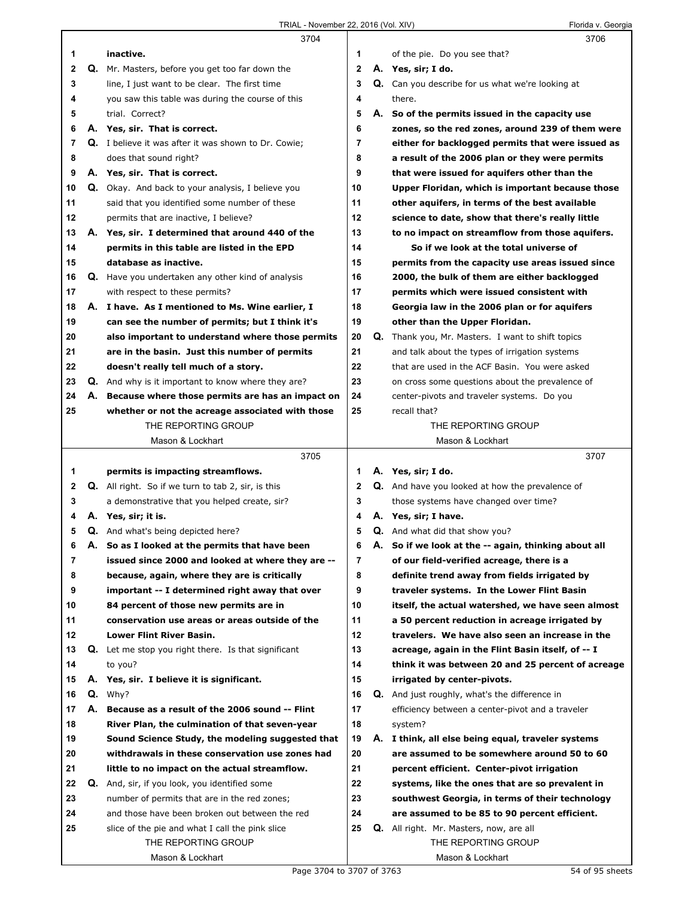**3704**

1 **inactive.**

2 Q. Mr. Masters, before you get too far down the
3 line, I just want to be clear. The first time
4 you saw this table was during the course of this
5 trial. Correct?

6 A. **Yes, sir. That is correct.**

7 Q. I believe it was after it was shown to Dr. Cowie;
8 does that sound right?

9 A. **Yes, sir. That is correct.**

10 Q. Okay. And back to your analysis, I believe you
11 said that you identified some number of these
12 permits that are inactive, I believe?

13 A. **Yes, sir. I determined that around 440 of the**
14 **permits in this table are listed in the EPD**
15 **database as inactive.**

16 Q. Have you undertaken any other kind of analysis
17 with respect to these permits?

18 A. **I have. As I mentioned to Ms. Wine earlier, I**
19 **can see the number of permits; but I think it's**
20 **also important to understand where those permits**
21 **are in the basin. Just this number of permits**
22 **doesn't really tell much of a story.**

23 Q. And why is it important to know where they are?

24 A. **Because where those permits are has an impact on**
25 **whether or not the acreage associated with those**

**3705**

1 **permits is impacting streamflows.**

2 Q. All right. So if we turn to tab 2, sir, is this
3 a demonstrative that you helped create, sir?

4 A. **Yes, sir; it is.**

5 Q. And what's being depicted here?

6 A. **So as I looked at the permits that have been**
7 **issued since 2000 and looked at where they are --**
8 **because, again, where they are is critically**
9 **important -- I determined right away that over**
10 **84 percent of those new permits are in**
11 **conservation use areas or areas outside of the**
12 **Lower Flint River Basin.**

13 Q. Let me stop you right there. Is that significant
14 to you?

15 A. **Yes, sir. I believe it is significant.**

16 Q. Why?

17 A. **Because as a result of the 2006 sound -- Flint**
18 **River Plan, the culmination of that seven-year**
19 **Sound Science Study, the modeling suggested that**
20 **withdrawals in these conservation use zones had**
21 **little to no impact on the actual streamflow.**

22 Q. And, sir, if you look, you identified some
23 number of permits that are in the red zones;
24 and those have been broken out between the red
25 slice of the pie and what I call the pink slice

**3706**

1 of the pie. Do you see that?

2 A. **Yes, sir; I do.**

3 Q. Can you describe for us what we're looking at
4 there.

5 A. **So of the permits issued in the capacity use**
6 **zones, so the red zones, around 239 of them were**
7 **either for backlogged permits that were issued as**
8 **a result of the 2006 plan or they were permits**
9 **that were issued for aquifers other than the**
10 **Upper Floridan, which is important because those**
11 **other aquifers, in terms of the best available**
12 **science to date, show that there's really little**
13 **to no impact on streamflow from those aquifers.**
14 **So if we look at the total universe of**
15 **permits from the capacity use areas issued since**
16 **2000, the bulk of them are either backlogged**
17 **permits which were issued consistent with**
18 **Georgia law in the 2006 plan or for aquifers**
19 **other than the Upper Floridan.**

20 Q. Thank you, Mr. Masters. I want to shift topics
21 and talk about the types of irrigation systems
22 that are used in the ACF Basin. You were asked
23 on cross some questions about the prevalence of
24 center-pivots and traveler systems. Do you
25 recall that?

**3707**

1 A. **Yes, sir; I do.**

2 Q. And have you looked at how the prevalence of
3 those systems have changed over time?

4 A. **Yes, sir; I have.**

5 Q. And what did that show you?

6 A. **So if we look at the -- again, thinking about all**
7 **of our field-verified acreage, there is a**
8 **definite trend away from fields irrigated by**
9 **traveler systems. In the Lower Flint Basin**
10 **itself, the actual watershed, we have seen almost**
11 **a 50 percent reduction in acreage irrigated by**
12 **travelers. We have also seen an increase in the**
13 **acreage, again in the Flint Basin itself, of -- I**
14 **think it was between 20 and 25 percent of acreage**
15 **irrigated by center-pivots.**

16 Q. And just roughly, what's the difference in
17 efficiency between a center-pivot and a traveler
18 system?

19 A. **I think, all else being equal, traveler systems**
20 **are assumed to be somewhere around 50 to 60**
21 **percent efficient. Center-pivot irrigation**
22 **systems, like the ones that are so prevalent in**
23 **southwest Georgia, in terms of their technology**
24 **are assumed to be 85 to 90 percent efficient.**

25 Q. All right. Mr. Masters, now, are all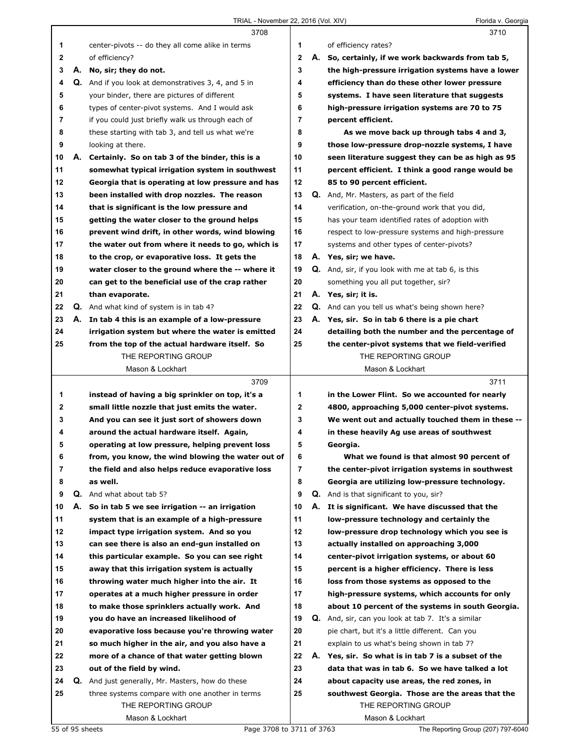3708

center-pivots -- do they all come alike in terms of efficiency?

**A. No, sir; they do not.**

Q. And if you look at demonstratives 3, 4, and 5 in your binder, there are pictures of different types of center-pivot systems. And I would ask if you could just briefly walk us through each of these starting with tab 3, and tell us what we're looking at there.

**A. Certainly. So on tab 3 of the binder, this is a somewhat typical irrigation system in southwest Georgia that is operating at low pressure and has been installed with drop nozzles. The reason that is significant is the low pressure and getting the water closer to the ground helps prevent wind drift, in other words, wind blowing the water out from where it needs to go, which is to the crop, or evaporative loss. It gets the water closer to the ground where the -- where it can get to the beneficial use of the crap rather than evaporate.**

Q. And what kind of system is in tab 4?

**A. In tab 4 this is an example of a low-pressure irrigation system but where the water is emitted from the top of the actual hardware itself. So instead of having a big sprinkler on top, it's a small little nozzle that just emits the water. And you can see it just sort of showers down around the actual hardware itself. Again, operating at low pressure, helping prevent loss from, you know, the wind blowing the water out of the field and also helps reduce evaporative loss as well.**

Q. And what about tab 5?

**A. So in tab 5 we see irrigation -- an irrigation system that is an example of a high-pressure impact type irrigation system. And so you can see there is also an end-gun installed on this particular example. So you can see right away that this irrigation system is actually throwing water much higher into the air. It operates at a much higher pressure in order to make those sprinklers actually work. And you do have an increased likelihood of evaporative loss because you're throwing water so much higher in the air, and you also have a more of a chance of that water getting blown out of the field by wind.**

Q. And just generally, Mr. Masters, how do these three systems compare with one another in terms of efficiency rates?

**A. So, certainly, if we work backwards from tab 5, the high-pressure irrigation systems have a lower efficiency than do these other lower pressure systems. I have seen literature that suggests high-pressure irrigation systems are 70 to 75 percent efficient.**

**As we move back up through tabs 4 and 3, those low-pressure drop-nozzle systems, I have seen literature suggest they can be as high as 95 percent efficient. I think a good range would be 85 to 90 percent efficient.**

Q. And, Mr. Masters, as part of the field verification, on-the-ground work that you did, has your team identified rates of adoption with respect to low-pressure systems and high-pressure systems and other types of center-pivots?

**A. Yes, sir; we have.**

Q. And, sir, if you look with me at tab 6, is this something you all put together, sir?

**A. Yes, sir; it is.**

Q. And can you tell us what's being shown here?

**A. Yes, sir. So in tab 6 there is a pie chart detailing both the number and the percentage of the center-pivot systems that we field-verified in the Lower Flint. So we accounted for nearly 4800, approaching 5,000 center-pivot systems. We went out and actually touched them in these -- in these heavily Ag use areas of southwest Georgia.**

**What we found is that almost 90 percent of the center-pivot irrigation systems in southwest Georgia are utilizing low-pressure technology.**

Q. And is that significant to you, sir?

**A. It is significant. We have discussed that the low-pressure technology and certainly the low-pressure drop technology which you see is actually installed on approaching 3,000 center-pivot irrigation systems, or about 60 percent is a higher efficiency. There is less loss from those systems as opposed to the high-pressure systems, which accounts for only about 10 percent of the systems in south Georgia.**

Q. And, sir, can you look at tab 7. It's a similar pie chart, but it's a little different. Can you explain to us what's being shown in tab 7?

**A. Yes, sir. So what is in tab 7 is a subset of the data that was in tab 6. So we have talked a lot about capacity use areas, the red zones, in southwest Georgia. Those are the areas that the**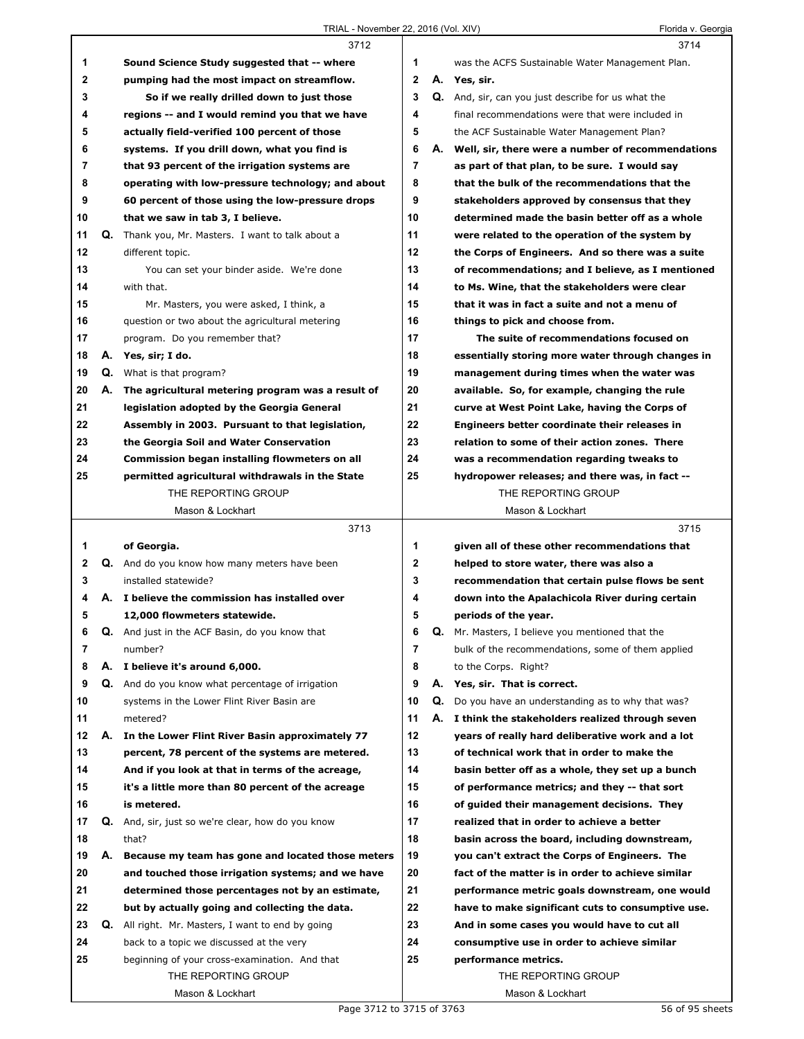3712

1 Sound Science Study suggested that -- where
2 pumping had the most impact on streamflow.
3 So if we really drilled down to just those
4 regions -- and I would remind you that we have
5 actually field-verified 100 percent of those
6 systems. If you drill down, what you find is
7 that 93 percent of the irrigation systems are
8 operating with low-pressure technology; and about
9 60 percent of those using the low-pressure drops
10 that we saw in tab 3, I believe.
11 Q. Thank you, Mr. Masters. I want to talk about a
12 different topic.
13 You can set your binder aside. We're done
14 with that.
15 Mr. Masters, you were asked, I think, a
16 question or two about the agricultural metering
17 program. Do you remember that?
18 A. Yes, sir; I do.
19 Q. What is that program?
20 A. The agricultural metering program was a result of
21 legislation adopted by the Georgia General
22 Assembly in 2003. Pursuant to that legislation,
23 the Georgia Soil and Water Conservation
24 Commission began installing flowmeters on all
25 permitted agricultural withdrawals in the State

3713

1 of Georgia.
2 Q. And do you know how many meters have been
3 installed statewide?
4 A. I believe the commission has installed over
5 12,000 flowmeters statewide.
6 Q. And just in the ACF Basin, do you know that
7 number?
8 A. I believe it's around 6,000.
9 Q. And do you know what percentage of irrigation
10 systems in the Lower Flint River Basin are
11 metered?
12 A. In the Lower Flint River Basin approximately 77
13 percent, 78 percent of the systems are metered.
14 And if you look at that in terms of the acreage,
15 it's a little more than 80 percent of the acreage
16 is metered.
17 Q. And, sir, just so we're clear, how do you know
18 that?
19 A. Because my team has gone and located those meters
20 and touched those irrigation systems; and we have
21 determined those percentages not by an estimate,
22 but by actually going and collecting the data.
23 Q. All right. Mr. Masters, I want to end by going
24 back to a topic we discussed at the very
25 beginning of your cross-examination. And that

3714

1 was the ACFS Sustainable Water Management Plan.
2 A. Yes, sir.
3 Q. And, sir, can you just describe for us what the
4 final recommendations were that were included in
5 the ACF Sustainable Water Management Plan?
6 A. Well, sir, there were a number of recommendations
7 as part of that plan, to be sure. I would say
8 that the bulk of the recommendations that the
9 stakeholders approved by consensus that they
10 determined made the basin better off as a whole
11 were related to the operation of the system by
12 the Corps of Engineers. And so there was a suite
13 of recommendations; and I believe, as I mentioned
14 to Ms. Wine, that the stakeholders were clear
15 that it was in fact a suite and not a menu of
16 things to pick and choose from.
17 The suite of recommendations focused on
18 essentially storing more water through changes in
19 management during times when the water was
20 available. So, for example, changing the rule
21 curve at West Point Lake, having the Corps of
22 Engineers better coordinate their releases in
23 relation to some of their action zones. There
24 was a recommendation regarding tweaks to
25 hydropower releases; and there was, in fact --

3715

1 given all of these other recommendations that
2 helped to store water, there was also a
3 recommendation that certain pulse flows be sent
4 down into the Apalachicola River during certain
5 periods of the year.
6 Q. Mr. Masters, I believe you mentioned that the
7 bulk of the recommendations, some of them applied
8 to the Corps. Right?
9 A. Yes, sir. That is correct.
10 Q. Do you have an understanding as to why that was?
11 A. I think the stakeholders realized through seven
12 years of really hard deliberative work and a lot
13 of technical work that in order to make the
14 basin better off as a whole, they set up a bunch
15 of performance metrics; and they -- that sort
16 of guided their management decisions. They
17 realized that in order to achieve a better
18 basin across the board, including downstream,
19 you can't extract the Corps of Engineers. The
20 fact of the matter is in order to achieve similar
21 performance metric goals downstream, one would
22 have to make significant cuts to consumptive use.
23 And in some cases you would have to cut all
24 consumptive use in order to achieve similar
25 performance metrics.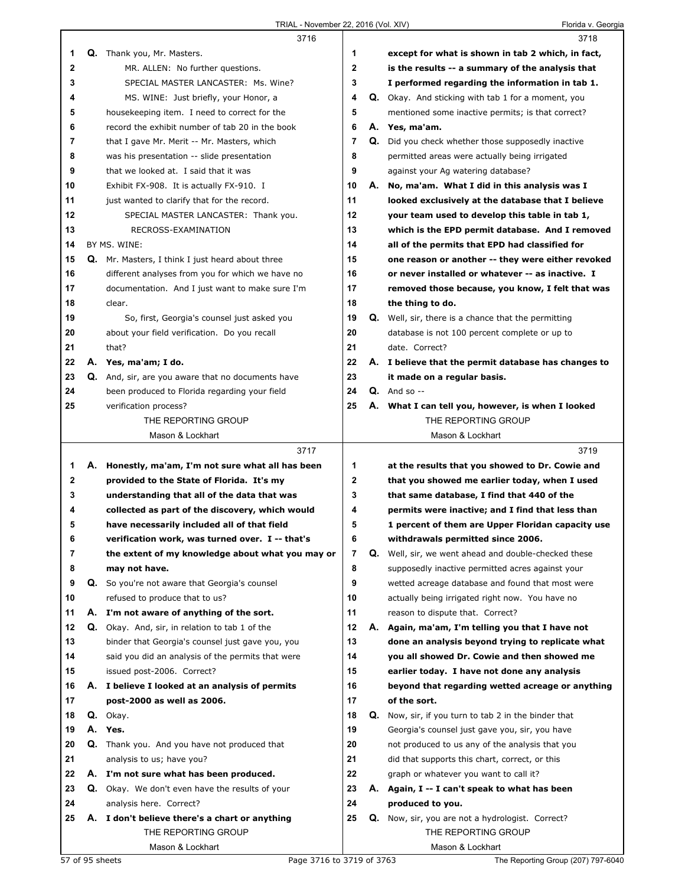3716

Q. Thank you, Mr. Masters.

MR. ALLEN: No further questions.

SPECIAL MASTER LANCASTER: Ms. Wine?

MS. WINE: Just briefly, your Honor, a housekeeping item. I need to correct for the record the exhibit number of tab 20 in the book that I gave Mr. Merit -- Mr. Masters, which was his presentation -- slide presentation that we looked at. I said that it was Exhibit FX-908. It is actually FX-910. I just wanted to clarify that for the record.

SPECIAL MASTER LANCASTER: Thank you.

RECROSS-EXAMINATION

BY MS. WINE:

Q. Mr. Masters, I think I just heard about three different analyses from you for which we have no documentation. And I just want to make sure I'm clear.

So, first, Georgia's counsel just asked you about your field verification. Do you recall that?

A. **Yes, ma'am; I do.**

Q. And, sir, are you aware that no documents have been produced to Florida regarding your field verification process?

3717

A. **Honestly, ma'am, I'm not sure what all has been provided to the State of Florida. It's my understanding that all of the data that was collected as part of the discovery, which would have necessarily included all of that field verification work, was turned over. I -- that's the extent of my knowledge about what you may or may not have.**

Q. So you're not aware that Georgia's counsel refused to produce that to us?

A. **I'm not aware of anything of the sort.**

Q. Okay. And, sir, in relation to tab 1 of the binder that Georgia's counsel just gave you, you said you did an analysis of the permits that were issued post-2006. Correct?

A. **I believe I looked at an analysis of permits post-2000 as well as 2006.**

Q. Okay.

A. **Yes.**

Q. Thank you. And you have not produced that analysis to us; have you?

A. **I'm not sure what has been produced.**

Q. Okay. We don't even have the results of your analysis here. Correct?

A. **I don't believe there's a chart or anything**

3718

**except for what is shown in tab 2 which, in fact, is the results -- a summary of the analysis that I performed regarding the information in tab 1.**

Q. Okay. And sticking with tab 1 for a moment, you mentioned some inactive permits; is that correct?

A. **Yes, ma'am.**

Q. Did you check whether those supposedly inactive permitted areas were actually being irrigated against your Ag watering database?

A. **No, ma'am. What I did in this analysis was I looked exclusively at the database that I believe your team used to develop this table in tab 1, which is the EPD permit database. And I removed all of the permits that EPD had classified for one reason or another -- they were either revoked or never installed or whatever -- as inactive. I removed those because, you know, I felt that was the thing to do.**

Q. Well, sir, there is a chance that the permitting database is not 100 percent complete or up to date. Correct?

A. **I believe that the permit database has changes to it made on a regular basis.**

Q. And so --

A. **What I can tell you, however, is when I looked**

3719

**at the results that you showed to Dr. Cowie and that you showed me earlier today, when I used that same database, I find that 440 of the permits were inactive; and I find that less than 1 percent of them are Upper Floridan capacity use withdrawals permitted since 2006.**

Q. Well, sir, we went ahead and double-checked these supposedly inactive permitted acres against your wetted acreage database and found that most were actually being irrigated right now. You have no reason to dispute that. Correct?

A. **Again, ma'am, I'm telling you that I have not done an analysis beyond trying to replicate what you all showed Dr. Cowie and then showed me earlier today. I have not done any analysis beyond that regarding wetted acreage or anything of the sort.**

Q. Now, sir, if you turn to tab 2 in the binder that Georgia's counsel just gave you, sir, you have not produced to us any of the analysis that you did that supports this chart, correct, or this graph or whatever you want to call it?

A. **Again, I -- I can't speak to what has been produced to you.**

Q. Now, sir, you are not a hydrologist. Correct?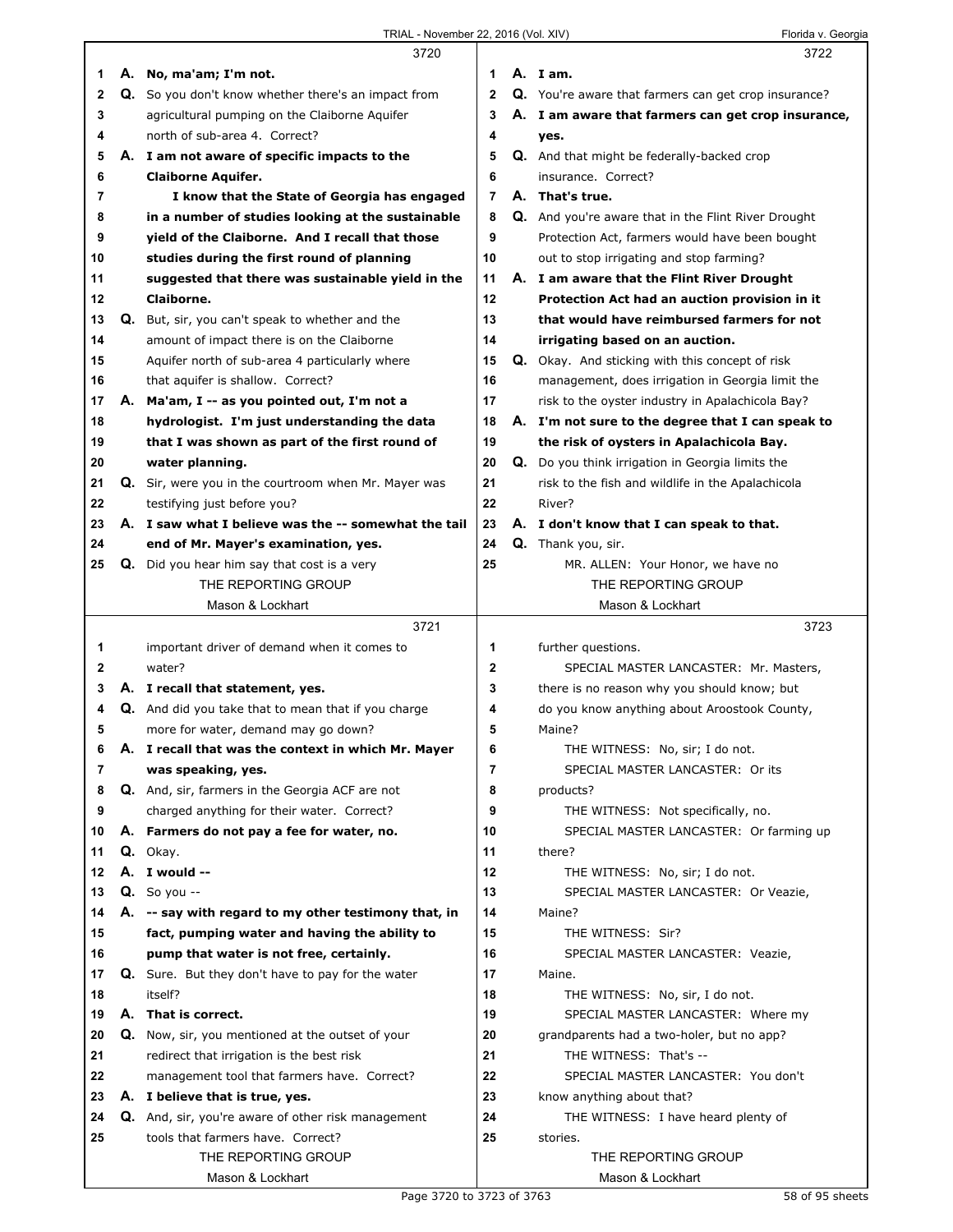**3720**

1 **A. No, ma'am; I'm not.**
2 **Q.** So you don't know whether there's an impact from
3 agricultural pumping on the Claiborne Aquifer
4 north of sub-area 4. Correct?
5 **A. I am not aware of specific impacts to the**
6 **Claiborne Aquifer.**
7 **I know that the State of Georgia has engaged**
8 **in a number of studies looking at the sustainable**
9 **yield of the Claiborne. And I recall that those**
10 **studies during the first round of planning**
11 **suggested that there was sustainable yield in the**
12 **Claiborne.**
13 **Q.** But, sir, you can't speak to whether and the
14 amount of impact there is on the Claiborne
15 Aquifer north of sub-area 4 particularly where
16 that aquifer is shallow. Correct?
17 **A. Ma'am, I -- as you pointed out, I'm not a**
18 **hydrologist. I'm just understanding the data**
19 **that I was shown as part of the first round of**
20 **water planning.**
21 **Q.** Sir, were you in the courtroom when Mr. Mayer was
22 testifying just before you?
23 **A. I saw what I believe was the -- somewhat the tail**
24 **end of Mr. Mayer's examination, yes.**
25 **Q.** Did you hear him say that cost is a very

**3721**

1 important driver of demand when it comes to
2 water?
3 **A. I recall that statement, yes.**
4 **Q.** And did you take that to mean that if you charge
5 more for water, demand may go down?
6 **A. I recall that was the context in which Mr. Mayer**
7 **was speaking, yes.**
8 **Q.** And, sir, farmers in the Georgia ACF are not
9 charged anything for their water. Correct?
10 **A. Farmers do not pay a fee for water, no.**
11 **Q.** Okay.
12 **A. I would --**
13 **Q.** So you --
14 **A. -- say with regard to my other testimony that, in**
15 **fact, pumping water and having the ability to**
16 **pump that water is not free, certainly.**
17 **Q.** Sure. But they don't have to pay for the water
18 itself?
19 **A. That is correct.**
20 **Q.** Now, sir, you mentioned at the outset of your
21 redirect that irrigation is the best risk
22 management tool that farmers have. Correct?
23 **A. I believe that is true, yes.**
24 **Q.** And, sir, you're aware of other risk management
25 tools that farmers have. Correct?

**3722**

1 **A. I am.**
2 **Q.** You're aware that farmers can get crop insurance?
3 **A. I am aware that farmers can get crop insurance,**
4 **yes.**
5 **Q.** And that might be federally-backed crop
6 insurance. Correct?
7 **A. That's true.**
8 **Q.** And you're aware that in the Flint River Drought
9 Protection Act, farmers would have been bought
10 out to stop irrigating and stop farming?
11 **A. I am aware that the Flint River Drought**
12 **Protection Act had an auction provision in it**
13 **that would have reimbursed farmers for not**
14 **irrigating based on an auction.**
15 **Q.** Okay. And sticking with this concept of risk
16 management, does irrigation in Georgia limit the
17 risk to the oyster industry in Apalachicola Bay?
18 **A. I'm not sure to the degree that I can speak to**
19 **the risk of oysters in Apalachicola Bay.**
20 **Q.** Do you think irrigation in Georgia limits the
21 risk to the fish and wildlife in the Apalachicola
22 River?
23 **A. I don't know that I can speak to that.**
24 **Q.** Thank you, sir.
25 MR. ALLEN: Your Honor, we have no

**3723**

1 further questions.
2 SPECIAL MASTER LANCASTER: Mr. Masters,
3 there is no reason why you should know; but
4 do you know anything about Aroostook County,
5 Maine?
6 THE WITNESS: No, sir; I do not.
7 SPECIAL MASTER LANCASTER: Or its
8 products?
9 THE WITNESS: Not specifically, no.
10 SPECIAL MASTER LANCASTER: Or farming up
11 there?
12 THE WITNESS: No, sir; I do not.
13 SPECIAL MASTER LANCASTER: Or Veazie,
14 Maine?
15 THE WITNESS: Sir?
16 SPECIAL MASTER LANCASTER: Veazie,
17 Maine.
18 THE WITNESS: No, sir, I do not.
19 SPECIAL MASTER LANCASTER: Where my
20 grandparents had a two-holer, but no app?
21 THE WITNESS: That's --
22 SPECIAL MASTER LANCASTER: You don't
23 know anything about that?
24 THE WITNESS: I have heard plenty of
25 stories.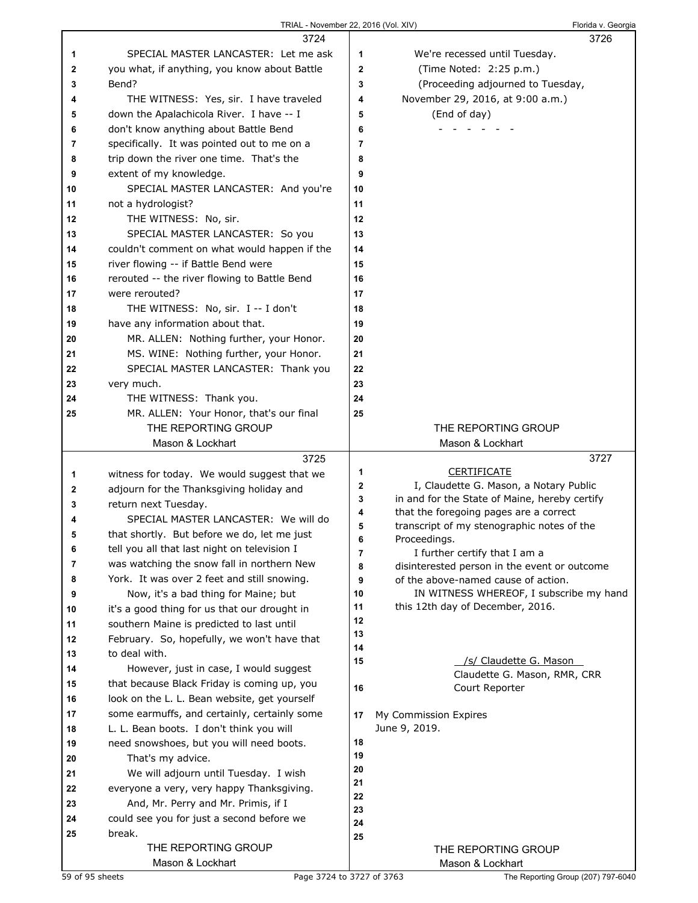3724

SPECIAL MASTER LANCASTER: Let me ask you what, if anything, you know about Battle Bend?

THE WITNESS: Yes, sir. I have traveled down the Apalachicola River. I have -- I don't know anything about Battle Bend specifically. It was pointed out to me on a trip down the river one time. That's the extent of my knowledge.

SPECIAL MASTER LANCASTER: And you're not a hydrologist?

THE WITNESS: No, sir.

SPECIAL MASTER LANCASTER: So you couldn't comment on what would happen if the river flowing -- if Battle Bend were rerouted -- the river flowing to Battle Bend were rerouted?

THE WITNESS: No, sir. I -- I don't have any information about that.

MR. ALLEN: Nothing further, your Honor.

MS. WINE: Nothing further, your Honor.

SPECIAL MASTER LANCASTER: Thank you very much.

THE WITNESS: Thank you.

MR. ALLEN: Your Honor, that's our final

3725

witness for today. We would suggest that we adjourn for the Thanksgiving holiday and return next Tuesday.

SPECIAL MASTER LANCASTER: We will do that shortly. But before we do, let me just tell you all that last night on television I was watching the snow fall in northern New York. It was over 2 feet and still snowing.

Now, it's a bad thing for Maine; but it's a good thing for us that our drought in southern Maine is predicted to last until February. So, hopefully, we won't have that to deal with.

However, just in case, I would suggest that because Black Friday is coming up, you look on the L. L. Bean website, get yourself some earmuffs, and certainly, certainly some L. L. Bean boots. I don't think you will need snowshoes, but you will need boots.

That's my advice.

We will adjourn until Tuesday. I wish everyone a very, very happy Thanksgiving.

And, Mr. Perry and Mr. Primis, if I could see you for just a second before we break.

3726

We're recessed until Tuesday.

(Time Noted: 2:25 p.m.)

(Proceeding adjourned to Tuesday, November 29, 2016, at 9:00 a.m.)

(End of day)

\- - - - - - -

3727

CERTIFICATE

I, Claudette G. Mason, a Notary Public in and for the State of Maine, hereby certify that the foregoing pages are a correct transcript of my stenographic notes of the Proceedings.

I further certify that I am a disinterested person in the event or outcome of the above-named cause of action.

IN WITNESS WHEREOF, I subscribe my hand this 12th day of December, 2016.

/s/ Claudette G. Mason

Claudette G. Mason, RMR, CRR
Court Reporter

My Commission Expires
June 9, 2019.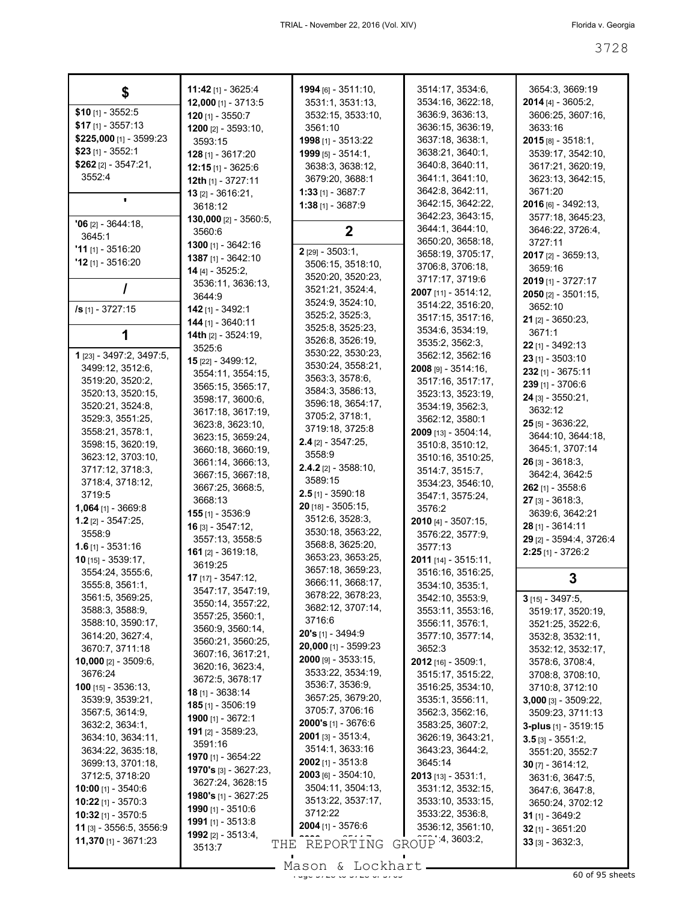## $

**$10** [1] - 3552:5
**$17** [1] - 3557:13
**$225,000** [1] - 3599:23
**$23** [1] - 3552:1
**$262** [2] - 3547:21, 3552:4

## '

**'06** [2] - 3644:18, 3645:1
**'11** [1] - 3516:20
**'12** [1] - 3516:20

## /

**/s** [1] - 3727:15

## 1

**1** [23] - 3497:2, 3497:5, 3499:12, 3512:6, 3519:20, 3520:2, 3520:13, 3520:15, 3520:21, 3524:8, 3529:3, 3551:25, 3558:21, 3578:1, 3598:15, 3620:19, 3623:12, 3703:10, 3717:12, 3718:3, 3718:4, 3718:12, 3719:5
**1,064** [1] - 3669:8
**1.2** [2] - 3547:25, 3558:9
**1.6** [1] - 3531:16
**10** [15] - 3539:17, 3554:24, 3555:6, 3555:8, 3561:1, 3561:5, 3569:25, 3588:3, 3588:9, 3588:10, 3590:17, 3614:20, 3627:4, 3670:7, 3711:18
**10,000** [2] - 3509:6, 3676:24
**100** [15] - 3536:13, 3539:9, 3539:21, 3567:5, 3614:9, 3632:2, 3634:1, 3634:10, 3634:11, 3634:22, 3635:18, 3699:13, 3701:18, 3712:5, 3718:20
**10:00** [1] - 3540:6
**10:22** [1] - 3570:3
**10:32** [1] - 3570:5
**11** [3] - 3556:5, 3556:9
**11,370** [1] - 3671:23
**11:42** [1] - 3625:4
**12,000** [1] - 3713:5
**120** [1] - 3550:7
**1200** [2] - 3593:10, 3593:15
**128** [1] - 3617:20
**12:15** [1] - 3625:6
**12th** [1] - 3727:11
**13** [2] - 3616:21, 3618:12
**130,000** [2] - 3560:5, 3560:6
**1300** [1] - 3642:16
**1387** [1] - 3642:10
**14** [4] - 3525:2, 3536:11, 3636:13, 3644:9
**142** [1] - 3492:1
**144** [1] - 3640:11
**14th** [2] - 3524:19, 3525:6
**15** [22] - 3499:12, 3554:11, 3554:15, 3565:15, 3565:17, 3598:17, 3600:6, 3617:18, 3617:19, 3623:8, 3623:10, 3623:15, 3659:24, 3660:18, 3660:19, 3661:14, 3666:13, 3667:15, 3667:18, 3667:25, 3668:5, 3668:13
**155** [1] - 3536:9
**16** [3] - 3547:12, 3557:13, 3558:5
**161** [2] - 3619:18, 3619:25
**17** [17] - 3547:12, 3547:17, 3547:19, 3550:14, 3557:22, 3557:25, 3560:1, 3560:9, 3560:14, 3560:21, 3560:25, 3607:16, 3617:21, 3620:16, 3623:4, 3672:5, 3678:17
**18** [1] - 3638:14
**185** [1] - 3506:19
**1900** [1] - 3672:1
**191** [2] - 3589:23, 3591:16
**1970** [1] - 3654:22
**1970's** [3] - 3627:23, 3627:24, 3628:15
**1980's** [1] - 3627:25
**1990** [1] - 3510:6
**1991** [1] - 3513:8
**1992** [2] - 3513:4, 3513:7
**1994** [6] - 3511:10, 3531:1, 3531:13, 3532:15, 3533:10, 3561:10
**1998** [1] - 3513:22
**1999** [5] - 3514:1, 3638:3, 3638:12, 3679:20, 3688:1
**1:33** [1] - 3687:7
**1:38** [1] - 3687:9

## 2

**2** [29] - 3503:1, 3506:15, 3518:10, 3520:20, 3520:23, 3521:21, 3524:4, 3524:9, 3524:10, 3525:2, 3525:3, 3525:8, 3525:23, 3526:8, 3526:19, 3530:22, 3530:23, 3530:24, 3558:21, 3563:3, 3578:6, 3584:3, 3586:13, 3596:18, 3654:17, 3705:2, 3718:1, 3719:18, 3725:8
**2.4** [2] - 3547:25, 3558:9
**2.4.2** [2] - 3588:10, 3589:15
**2.5** [1] - 3590:18
**20** [18] - 3505:15, 3512:6, 3528:3, 3530:18, 3563:22, 3568:8, 3625:20, 3653:23, 3653:25, 3657:18, 3659:23, 3666:11, 3668:17, 3678:22, 3678:23, 3682:12, 3707:14, 3716:6
**20's** [1] - 3494:9
**20,000** [1] - 3599:23
**2000** [9] - 3533:15, 3533:22, 3534:19, 3536:7, 3536:9, 3657:25, 3679:20, 3705:7, 3706:16
**2000's** [1] - 3676:6
**2001** [3] - 3513:4, 3514:1, 3633:16
**2002** [1] - 3513:8
**2003** [6] - 3504:10, 3504:11, 3504:13, 3513:22, 3537:17, 3712:22
**2004** [1] - 3576:6
**2006** [?] - 3514:7, 3514:17, 3534:6, 3534:16, 3622:18, 3636:9, 3636:13, 3636:15, 3636:19, 3637:18, 3638:1, 3638:21, 3640:1, 3640:8, 3640:11, 3641:1, 3641:10, 3642:8, 3642:11, 3642:15, 3642:22, 3642:23, 3643:15, 3644:1, 3644:10, 3650:20, 3658:18, 3658:19, 3705:17, 3706:8, 3706:18, 3717:17, 3719:6
**2007** [11] - 3514:12, 3514:22, 3516:20, 3517:15, 3517:16, 3534:6, 3534:19, 3535:2, 3562:3, 3562:12, 3562:16
**2008** [9] - 3514:16, 3517:16, 3517:17, 3523:13, 3523:19, 3534:19, 3562:3, 3562:12, 3580:1
**2009** [13] - 3504:14, 3510:8, 3510:12, 3510:16, 3510:25, 3514:7, 3515:7, 3534:23, 3546:10, 3547:1, 3575:24, 3576:2
**2010** [4] - 3507:15, 3576:22, 3577:9, 3577:13
**2011** [14] - 3515:11, 3516:16, 3516:25, 3534:10, 3535:1, 3542:10, 3553:9, 3553:11, 3553:16, 3556:11, 3576:1, 3577:10, 3577:14, 3652:3
**2012** [16] - 3509:1, 3515:17, 3515:22, 3516:25, 3534:10, 3535:1, 3556:11, 3562:3, 3562:16, 3583:25, 3607:2, 3626:19, 3643:21, 3643:23, 3644:2, 3645:14
**2013** [13] - 3531:1, 3531:12, 3532:15, 3533:10, 3533:15, 3533:22, 3536:8, 3536:12, 3561:10, 35?4:4, 3603:2, 3654:3, 3669:19
**2014** [4] - 3605:2, 3606:25, 3607:16, 3633:16
**2015** [8] - 3518:1, 3539:17, 3542:10, 3617:21, 3620:19, 3623:13, 3642:15, 3671:20
**2016** [6] - 3492:13, 3577:18, 3645:23, 3646:22, 3726:4, 3727:11
**2017** [2] - 3659:13, 3659:16
**2019** [1] - 3727:17
**2050** [2] - 3501:15, 3652:10
**21** [2] - 3650:23, 3671:1
**22** [1] - 3492:13
**23** [1] - 3503:10
**232** [1] - 3675:11
**239** [1] - 3706:6
**24** [3] - 3550:21, 3632:12
**25** [5] - 3636:22, 3644:10, 3644:18, 3645:1, 3707:14
**26** [3] - 3618:3, 3642:4, 3642:5
**262** [1] - 3558:6
**27** [3] - 3618:3, 3639:6, 3642:21
**28** [1] - 3614:11
**29** [2] - 3594:4, 3726:4
**2:25** [1] - 3726:2

## 3

**3** [15] - 3497:5, 3519:17, 3520:19, 3521:25, 3522:6, 3532:8, 3532:11, 3532:12, 3532:17, 3578:6, 3708:4, 3708:8, 3708:10, 3710:8, 3712:10
**3,000** [3] - 3509:22, 3509:23, 3711:13
**3-plus** [1] - 3519:15
**3.5** [3] - 3551:2, 3551:20, 3552:7
**30** [7] - 3614:12, 3631:6, 3647:5, 3647:6, 3647:8, 3650:24, 3702:12
**31** [1] - 3649:2
**32** [1] - 3651:20
**33** [3] - 3632:3,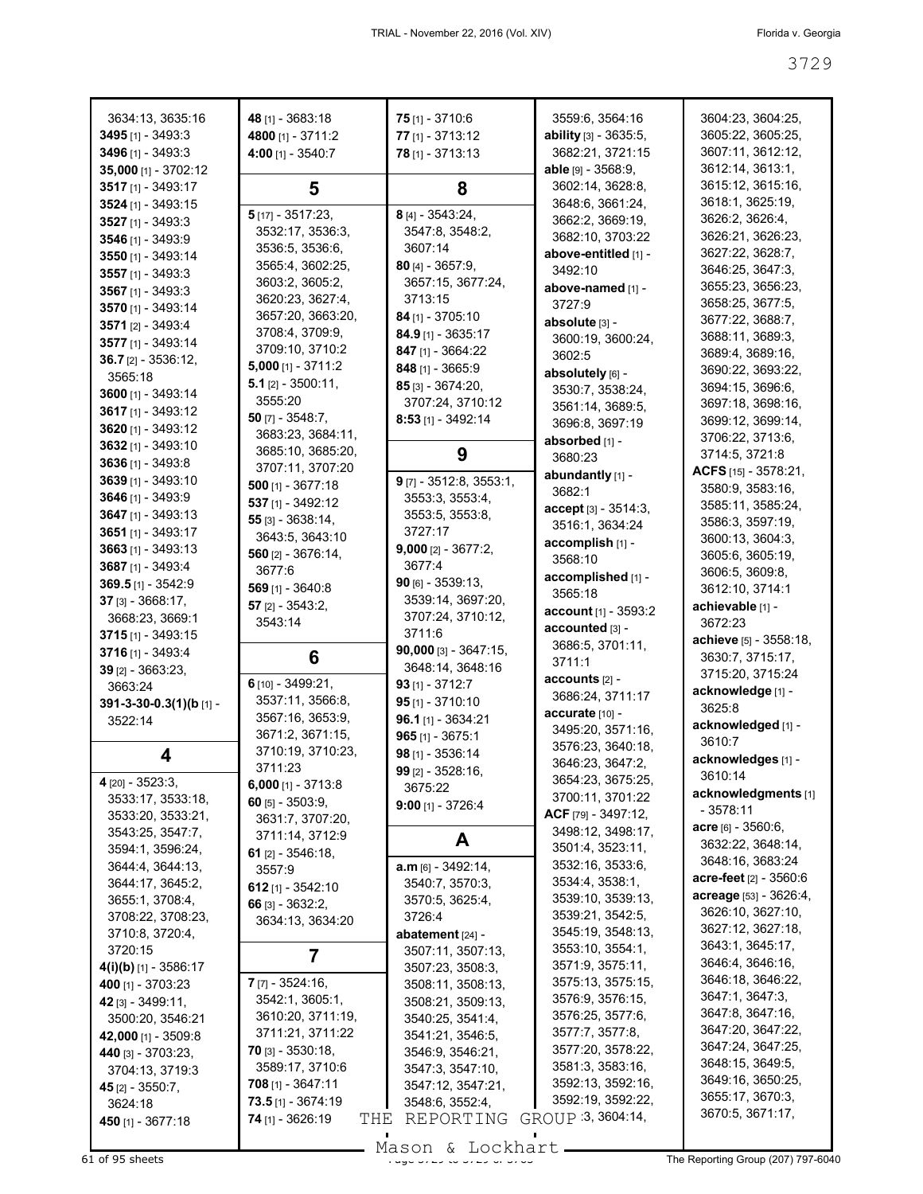3634:13, 3635:16
**3495** [1] - 3493:3
**3496** [1] - 3493:3
**35,000** [1] - 3702:12
**3517** [1] - 3493:17
**3524** [1] - 3493:15
**3527** [1] - 3493:3
**3546** [1] - 3493:9
**3550** [1] - 3493:14
**3557** [1] - 3493:3
**3567** [1] - 3493:3
**3570** [1] - 3493:14
**3571** [2] - 3493:4
**3577** [1] - 3493:14
**36.7** [2] - 3536:12, 3565:18
**3600** [1] - 3493:14
**3617** [1] - 3493:12
**3620** [1] - 3493:12
**3632** [1] - 3493:10
**3636** [1] - 3493:8
**3639** [1] - 3493:10
**3646** [1] - 3493:9
**3647** [1] - 3493:13
**3651** [1] - 3493:17
**3663** [1] - 3493:13
**3687** [1] - 3493:4
**369.5** [1] - 3542:9
**37** [3] - 3668:17, 3668:23, 3669:1
**3715** [1] - 3493:15
**3716** [1] - 3493:4
**39** [2] - 3663:23, 3663:24
**391-3-30-0.3(1)(b** [1] - 3522:14

## 4

**4** [20] - 3523:3, 3533:17, 3533:18, 3533:20, 3533:21, 3543:25, 3547:7, 3594:1, 3596:24, 3644:4, 3644:13, 3644:17, 3645:2, 3655:1, 3708:4, 3708:22, 3708:23, 3710:8, 3720:4, 3720:15
**4(i)(b)** [1] - 3586:17
**400** [1] - 3703:23
**42** [3] - 3499:11, 3500:20, 3546:21
**42,000** [1] - 3509:8
**440** [3] - 3703:23, 3704:13, 3719:3
**45** [2] - 3550:7, 3624:18
**450** [1] - 3677:18
**48** [1] - 3683:18
**4800** [1] - 3711:2
**4:00** [1] - 3540:7

## 5

**5** [17] - 3517:23, 3532:17, 3536:3, 3536:5, 3536:6, 3565:4, 3602:25, 3603:2, 3605:2, 3620:23, 3627:4, 3657:20, 3663:20, 3708:4, 3709:9, 3709:10, 3710:2
**5,000** [1] - 3711:2
**5.1** [2] - 3500:11, 3555:20
**50** [7] - 3548:7, 3683:23, 3684:11, 3685:10, 3685:20, 3707:11, 3707:20
**500** [1] - 3677:18
**537** [1] - 3492:12
**55** [3] - 3638:14, 3643:5, 3643:10
**560** [2] - 3676:14, 3677:6
**569** [1] - 3640:8
**57** [2] - 3543:2, 3543:14

## 6

**6** [10] - 3499:21, 3537:11, 3566:8, 3567:16, 3653:9, 3671:2, 3671:15, 3710:19, 3710:23, 3711:23
**6,000** [1] - 3713:8
**60** [5] - 3503:9, 3631:7, 3707:20, 3711:14, 3712:9
**61** [2] - 3546:18, 3557:9
**612** [1] - 3542:10
**66** [3] - 3632:2, 3634:13, 3634:20

## 7

**7** [7] - 3524:16, 3542:1, 3605:1, 3610:20, 3711:19, 3711:21, 3711:22
**70** [3] - 3530:18, 3589:17, 3710:6
**708** [1] - 3647:11
**73.5** [1] - 3674:19
**74** [1] - 3626:19
**75** [1] - 3710:6
**77** [1] - 3713:12
**78** [1] - 3713:13

## 8

**8** [4] - 3543:24, 3547:8, 3548:2, 3607:14
**80** [4] - 3657:9, 3657:15, 3677:24, 3713:15
**84** [1] - 3705:10
**84.9** [1] - 3635:17
**847** [1] - 3664:22
**848** [1] - 3665:9
**85** [3] - 3674:20, 3707:24, 3710:12
**8:53** [1] - 3492:14

## 9

**9** [7] - 3512:8, 3553:1, 3553:3, 3553:4, 3553:5, 3553:8, 3727:17
**9,000** [2] - 3677:2, 3677:4
**90** [6] - 3539:13, 3539:14, 3697:20, 3707:24, 3710:12, 3711:6
**90,000** [3] - 3647:15, 3648:14, 3648:16
**93** [1] - 3712:7
**95** [1] - 3710:10
**96.1** [1] - 3634:21
**965** [1] - 3675:1
**98** [1] - 3536:14
**99** [2] - 3528:16, 3675:22
**9:00** [1] - 3726:4

## A

**a.m** [6] - 3492:14, 3540:7, 3570:3, 3570:5, 3625:4, 3726:4
**abatement** [24] - 3507:11, 3507:13, 3507:23, 3508:3, 3508:11, 3508:13, 3508:21, 3509:13, 3540:25, 3541:4, 3541:21, 3546:5, 3546:9, 3546:21, 3547:3, 3547:10, 3547:12, 3547:21, 3548:6, 3552:4, 3559:6, 3564:16
**ability** [3] - 3635:5, 3682:21, 3721:15
**able** [9] - 3568:9, 3602:14, 3628:8, 3648:6, 3661:24, 3662:2, 3669:19, 3682:10, 3703:22
**above-entitled** [1] - 3492:10
**above-named** [1] - 3727:9
**absolute** [3] - 3600:19, 3600:24, 3602:5
**absolutely** [6] - 3530:7, 3538:24, 3561:14, 3689:5, 3696:8, 3697:19
**absorbed** [1] - 3680:23
**abundantly** [1] - 3682:1
**accept** [3] - 3514:3, 3516:1, 3634:24
**accomplish** [1] - 3568:10
**accomplished** [1] - 3565:18
**account** [1] - 3593:2
**accounted** [3] - 3686:5, 3701:11, 3711:1
**accounts** [2] - 3686:24, 3711:17
**accurate** [10] - 3495:20, 3571:16, 3576:23, 3640:18, 3646:23, 3647:2, 3654:23, 3675:25, 3700:11, 3701:22
**ACF** [79] - 3497:12, 3498:12, 3498:17, 3501:4, 3523:11, 3532:16, 3533:6, 3534:4, 3538:1, 3539:10, 3539:13, 3539:21, 3542:5, 3545:19, 3548:13, 3553:10, 3554:1, 3571:9, 3575:11, 3575:13, 3575:15, 3576:9, 3576:15, 3576:25, 3577:6, 3577:7, 3577:8, 3577:20, 3578:22, 3581:3, 3583:16, 3592:13, 3592:16, 3592:19, 3592:22, 3604:14, 3604:23, 3604:25, 3605:22, 3605:25, 3607:11, 3612:12, 3612:14, 3613:1, 3615:12, 3615:16, 3618:1, 3625:19, 3626:2, 3626:4, 3626:21, 3626:23, 3627:22, 3628:7, 3646:25, 3647:3, 3655:23, 3656:23, 3658:25, 3677:5, 3677:22, 3688:7, 3688:11, 3689:3, 3689:4, 3689:16, 3690:22, 3693:22, 3694:15, 3696:6, 3697:18, 3698:16, 3699:12, 3699:14, 3706:22, 3713:6, 3714:5, 3721:8
**ACFS** [15] - 3578:21, 3580:9, 3583:16, 3585:11, 3585:24, 3586:3, 3597:19, 3600:13, 3604:3, 3605:6, 3605:19, 3606:5, 3609:8, 3612:10, 3714:1
**achievable** [1] - 3672:23
**achieve** [5] - 3558:18, 3630:7, 3715:17, 3715:20, 3715:24
**acknowledge** [1] - 3625:8
**acknowledged** [1] - 3610:7
**acknowledges** [1] - 3610:14
**acknowledgments** [1] - 3578:11
**acre** [6] - 3560:6, 3632:22, 3648:14, 3648:16, 3683:24
**acre-feet** [2] - 3560:6
**acreage** [53] - 3626:4, 3626:10, 3627:10, 3627:12, 3627:18, 3643:1, 3645:17, 3646:4, 3646:16, 3646:18, 3646:22, 3647:1, 3647:3, 3647:8, 3647:16, 3647:20, 3647:22, 3647:24, 3647:25, 3648:15, 3649:5, 3649:16, 3650:25, 3655:17, 3670:3, 3670:5, 3671:17,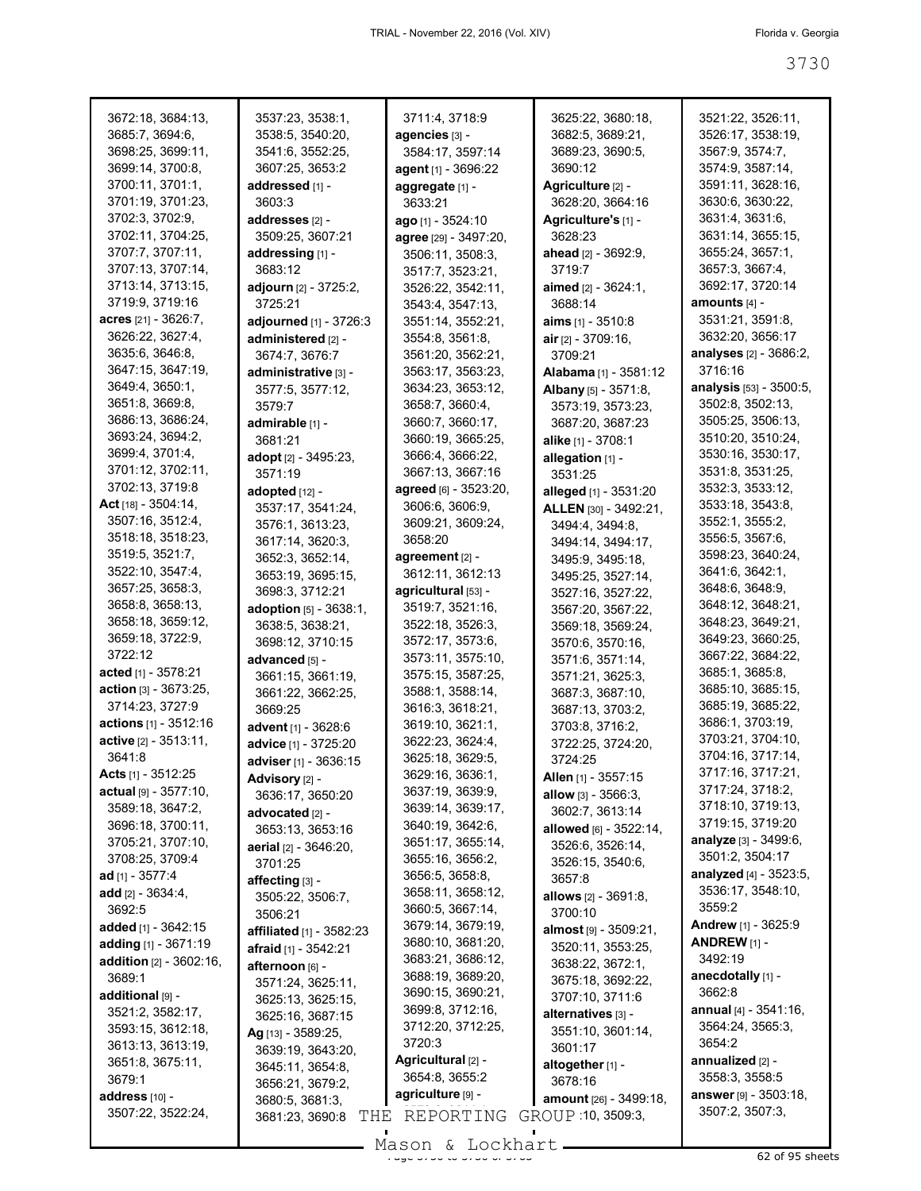3672:18, 3684:13, 3685:7, 3694:6, 3698:25, 3699:11, 3699:14, 3700:8, 3700:11, 3701:1, 3701:19, 3701:23, 3702:3, 3702:9, 3702:11, 3704:25, 3707:7, 3707:11, 3707:13, 3707:14, 3713:14, 3713:15, 3719:9, 3719:16

**acres** [21] - 3626:7, 3626:22, 3627:4, 3635:6, 3646:8, 3647:15, 3647:19, 3649:4, 3650:1, 3651:8, 3669:8, 3686:13, 3686:24, 3693:24, 3694:2, 3699:4, 3701:4, 3701:12, 3702:11, 3702:13, 3719:8

**Act** [18] - 3504:14, 3507:16, 3512:4, 3518:18, 3518:23, 3519:5, 3521:7, 3522:10, 3547:4, 3657:25, 3658:3, 3658:8, 3658:13, 3658:18, 3659:12, 3659:18, 3722:9, 3722:12

**acted** [1] - 3578:21

**action** [3] - 3673:25, 3714:23, 3727:9

**actions** [1] - 3512:16

**active** [2] - 3513:11, 3641:8

**Acts** [1] - 3512:25

**actual** [9] - 3577:10, 3589:18, 3647:2, 3696:18, 3700:11, 3705:21, 3707:10, 3708:25, 3709:4

**ad** [1] - 3577:4

**add** [2] - 3634:4, 3692:5

**added** [1] - 3642:15

**adding** [1] - 3671:19

**addition** [2] - 3602:16, 3689:1

**additional** [9] - 3521:2, 3582:17, 3593:15, 3612:18, 3613:13, 3613:19, 3651:8, 3675:11, 3679:1

**address** [10] - 3507:22, 3522:24, 3537:23, 3538:1, 3538:5, 3540:20, 3541:6, 3552:25, 3607:25, 3653:2

**addressed** [1] - 3603:3

**addresses** [2] - 3509:25, 3607:21

**addressing** [1] - 3683:12

**adjourn** [2] - 3725:2, 3725:21

**adjourned** [1] - 3726:3

**administered** [2] - 3674:7, 3676:7

**administrative** [3] - 3577:5, 3577:12, 3579:7

**admirable** [1] - 3681:21

**adopt** [2] - 3495:23, 3571:19

**adopted** [12] - 3537:17, 3541:24, 3576:1, 3613:23, 3617:14, 3620:3, 3652:3, 3652:14, 3653:19, 3695:15, 3698:3, 3712:21

**adoption** [5] - 3638:1, 3638:5, 3638:21, 3698:12, 3710:15

**advanced** [5] - 3661:15, 3661:19, 3661:22, 3662:25, 3669:25

**advent** [1] - 3628:6

**advice** [1] - 3725:20

**adviser** [1] - 3636:15

**Advisory** [2] - 3636:17, 3650:20

**advocated** [2] - 3653:13, 3653:16

**aerial** [2] - 3646:20, 3701:25

**affecting** [3] - 3505:22, 3506:7, 3506:21

**affiliated** [1] - 3582:23

**afraid** [1] - 3542:21

**afternoon** [6] - 3571:24, 3625:11, 3625:13, 3625:15, 3625:16, 3687:15

**Ag** [13] - 3589:25, 3639:19, 3643:20, 3645:11, 3654:8, 3656:21, 3679:2, 3680:5, 3681:3, 3681:23, 3690:8, 3711:4, 3718:9

**agencies** [3] - 3584:17, 3597:14

**agent** [1] - 3696:22

**aggregate** [1] - 3633:21

**ago** [1] - 3524:10

**agree** [29] - 3497:20, 3506:11, 3508:3, 3517:7, 3523:21, 3526:22, 3542:11, 3543:4, 3547:13, 3551:14, 3552:21, 3554:8, 3561:8, 3561:20, 3562:21, 3563:17, 3563:23, 3634:23, 3653:12, 3658:7, 3660:4, 3660:7, 3660:17, 3660:19, 3665:25, 3666:4, 3666:22, 3667:13, 3667:16

**agreed** [6] - 3523:20, 3606:6, 3606:9, 3609:21, 3609:24, 3658:20

**agreement** [2] - 3612:11, 3612:13

**agricultural** [53] - 3519:7, 3521:16, 3522:18, 3526:3, 3572:17, 3573:6, 3573:11, 3575:10, 3575:15, 3587:25, 3588:1, 3588:14, 3616:3, 3618:21, 3619:10, 3621:1, 3622:23, 3624:4, 3625:18, 3629:5, 3629:16, 3636:1, 3637:19, 3639:9, 3639:14, 3639:17, 3640:19, 3642:6, 3651:17, 3655:14, 3655:16, 3656:2, 3656:5, 3658:8, 3658:11, 3658:12, 3660:5, 3667:14, 3679:14, 3679:19, 3680:10, 3681:20, 3683:21, 3686:12, 3688:19, 3689:20, 3690:15, 3690:21, 3699:8, 3712:16, 3712:20, 3712:25, 3720:3

**Agricultural** [2] - 3654:8, 3655:2

**agriculture** [9] - 3625:22, 3680:18, 3682:5, 3689:21, 3689:23, 3690:5, 3690:12

**Agriculture** [2] - 3628:20, 3664:16

**Agriculture's** [1] - 3628:23

**ahead** [2] - 3692:9, 3719:7

**aimed** [2] - 3624:1, 3688:14

**aims** [1] - 3510:8

**air** [2] - 3709:16, 3709:21

**Alabama** [1] - 3581:12

**Albany** [5] - 3571:8, 3573:19, 3573:23, 3687:20, 3687:23

**alike** [1] - 3708:1

**allegation** [1] - 3531:25

**alleged** [1] - 3531:20

**ALLEN** [30] - 3492:21, 3494:4, 3494:8, 3494:14, 3494:17, 3495:9, 3495:18, 3495:25, 3527:14, 3527:16, 3527:22, 3567:20, 3567:22, 3569:18, 3569:24, 3570:6, 3570:16, 3571:6, 3571:14, 3571:21, 3625:3, 3687:3, 3687:10, 3687:13, 3703:2, 3703:8, 3716:2, 3722:25, 3724:20, 3724:25

**Allen** [1] - 3557:15

**allow** [3] - 3566:3, 3602:7, 3613:14

**allowed** [6] - 3522:14, 3526:6, 3526:14, 3526:15, 3540:6, 3657:8

**allows** [2] - 3691:8, 3700:10

**almost** [9] - 3509:21, 3520:11, 3553:25, 3638:22, 3672:1, 3675:18, 3692:22, 3707:10, 3711:6

**alternatives** [3] - 3551:10, 3601:14, 3601:17

**altogether** [1] - 3678:16

**amount** [26] - 3499:18, 3500:10, 3509:3, 3521:22, 3526:11, 3526:17, 3538:19, 3567:9, 3574:7, 3574:9, 3587:14, 3591:11, 3628:16, 3630:6, 3630:22, 3631:4, 3631:6, 3631:14, 3655:15, 3655:24, 3657:1, 3657:3, 3667:4, 3692:17, 3720:14

**amounts** [4] - 3531:21, 3591:8, 3632:20, 3656:17

**analyses** [2] - 3686:2, 3716:16

**analysis** [53] - 3500:5, 3502:8, 3502:13, 3505:25, 3506:13, 3510:20, 3510:24, 3530:16, 3530:17, 3531:8, 3531:25, 3532:3, 3533:12, 3533:18, 3543:8, 3552:1, 3555:2, 3556:5, 3567:6, 3598:23, 3640:24, 3641:6, 3642:1, 3648:6, 3648:9, 3648:12, 3648:21, 3648:23, 3649:21, 3649:23, 3660:25, 3667:22, 3684:22, 3685:1, 3685:8, 3685:10, 3685:15, 3685:19, 3685:22, 3686:1, 3703:19, 3703:21, 3704:10, 3704:16, 3717:14, 3717:16, 3717:21, 3717:24, 3718:2, 3718:10, 3719:13, 3719:15, 3719:20

**analyze** [3] - 3499:6, 3501:2, 3504:17

**analyzed** [4] - 3523:5, 3536:17, 3548:10, 3559:2

**Andrew** [1] - 3625:9

**ANDREW** [1] - 3492:19

**anecdotally** [1] - 3662:8

**annual** [4] - 3541:16, 3564:24, 3565:3, 3654:2

**annualized** [2] - 3558:3, 3558:5

**answer** [9] - 3503:18, 3507:2, 3507:3,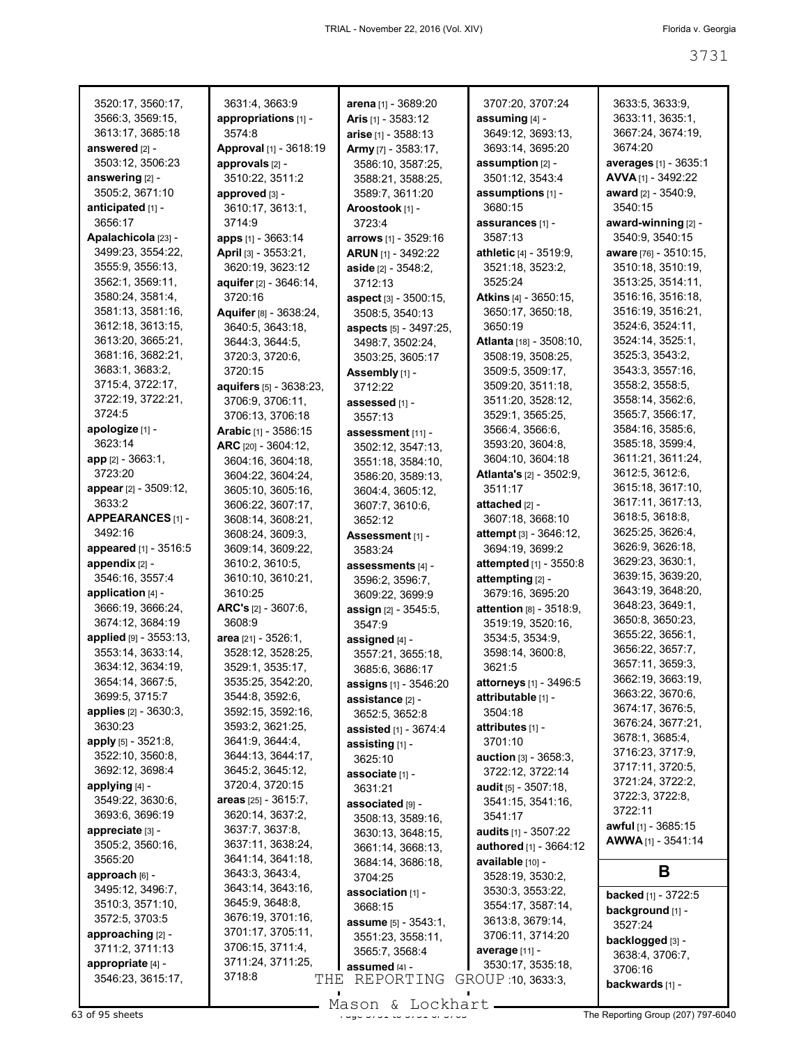3520:17, 3560:17, 3566:3, 3569:15, 3613:17, 3685:18
**answered** [2] - 3503:12, 3506:23
**answering** [2] - 3505:2, 3671:10
**anticipated** [1] - 3656:17
**Apalachicola** [23] - 3499:23, 3554:22, 3555:9, 3556:13, 3562:1, 3569:11, 3580:24, 3581:4, 3581:13, 3581:16, 3612:18, 3613:15, 3613:20, 3665:21, 3681:16, 3682:21, 3683:1, 3683:2, 3715:4, 3722:17, 3722:19, 3722:21, 3724:5
**apologize** [1] - 3623:14
**app** [2] - 3663:1, 3723:20
**appear** [2] - 3509:12, 3633:2
**APPEARANCES** [1] - 3492:16
**appeared** [1] - 3516:5
**appendix** [2] - 3546:16, 3557:4
**application** [4] - 3666:19, 3666:24, 3674:12, 3684:19
**applied** [9] - 3553:13, 3553:14, 3633:14, 3634:12, 3634:19, 3654:14, 3667:5, 3699:5, 3715:7
**applies** [2] - 3630:3, 3630:23
**apply** [5] - 3521:8, 3522:10, 3560:8, 3692:12, 3698:4
**applying** [4] - 3549:22, 3630:6, 3693:6, 3696:19
**appreciate** [3] - 3505:2, 3560:16, 3565:20
**approach** [6] - 3495:12, 3496:7, 3510:3, 3571:10, 3572:5, 3703:5
**approaching** [2] - 3711:2, 3711:13
**appropriate** [4] - 3546:23, 3615:17, 3631:4, 3663:9
**appropriations** [1] - 3574:8
**Approval** [1] - 3618:19
**approvals** [2] - 3510:22, 3511:2
**approved** [3] - 3610:17, 3613:1, 3714:9
**apps** [1] - 3663:14
**April** [3] - 3553:21, 3620:19, 3623:12
**aquifer** [2] - 3646:14, 3720:16
**Aquifer** [8] - 3638:24, 3640:5, 3643:18, 3644:3, 3644:5, 3720:3, 3720:6, 3720:15
**aquifers** [5] - 3638:23, 3706:9, 3706:11, 3706:13, 3706:18
**Arabic** [1] - 3586:15
**ARC** [20] - 3604:12, 3604:16, 3604:18, 3604:22, 3604:24, 3605:10, 3605:16, 3606:22, 3607:17, 3608:14, 3608:21, 3608:24, 3609:3, 3609:14, 3609:22, 3610:2, 3610:5, 3610:10, 3610:21, 3610:25
**ARC's** [2] - 3607:6, 3608:9
**area** [21] - 3526:1, 3528:12, 3528:25, 3529:1, 3535:17, 3535:25, 3542:20, 3544:8, 3592:6, 3592:15, 3592:16, 3593:2, 3621:25, 3641:9, 3644:4, 3644:13, 3644:17, 3645:2, 3645:12, 3720:4, 3720:15
**areas** [25] - 3615:7, 3620:14, 3637:2, 3637:7, 3637:8, 3637:11, 3638:24, 3641:14, 3641:18, 3643:3, 3643:4, 3643:14, 3643:16, 3645:9, 3648:8, 3676:19, 3701:16, 3701:17, 3705:11, 3706:15, 3711:4, 3711:24, 3711:25, 3718:8
**arena** [1] - 3689:20
**Aris** [1] - 3583:12
**arise** [1] - 3588:13
**Army** [7] - 3583:17, 3586:10, 3587:25, 3588:21, 3588:25, 3589:7, 3611:20
**Aroostook** [1] - 3723:4
**arrows** [1] - 3529:16
**ARUN** [1] - 3492:22
**aside** [2] - 3548:2, 3712:13
**aspect** [3] - 3500:15, 3508:5, 3540:13
**aspects** [5] - 3497:25, 3498:7, 3502:24, 3503:25, 3605:17
**Assembly** [1] - 3712:22
**assessed** [1] - 3557:13
**assessment** [11] - 3502:12, 3547:13, 3551:18, 3584:10, 3586:20, 3589:13, 3604:4, 3605:12, 3607:7, 3610:6, 3652:12
**Assessment** [1] - 3583:24
**assessments** [4] - 3596:2, 3596:7, 3609:22, 3699:9
**assign** [2] - 3545:5, 3547:9
**assigned** [4] - 3557:21, 3655:18, 3685:6, 3686:17
**assigns** [1] - 3546:20
**assistance** [2] - 3652:5, 3652:8
**assisted** [1] - 3674:4
**assisting** [1] - 3625:10
**associate** [1] - 3631:21
**associated** [9] - 3508:13, 3589:16, 3630:13, 3648:15, 3661:14, 3668:13, 3684:14, 3686:18, 3704:25
**association** [1] - 3668:15
**assume** [5] - 3543:1, 3551:23, 3558:11, 3565:7, 3568:4
**assumed** [4] - 3707:20, 3707:24
**assuming** [4] - 3649:12, 3693:13, 3693:14, 3695:20
**assumption** [2] - 3501:12, 3543:4
**assumptions** [1] - 3680:15
**assurances** [1] - 3587:13
**athletic** [4] - 3519:9, 3521:18, 3523:2, 3525:24
**Atkins** [4] - 3650:15, 3650:17, 3650:18, 3650:19
**Atlanta** [18] - 3508:10, 3508:19, 3508:25, 3509:5, 3509:17, 3509:20, 3511:18, 3511:20, 3528:12, 3529:1, 3565:25, 3566:4, 3566:6, 3593:20, 3604:8, 3604:10, 3604:18
**Atlanta's** [2] - 3502:9, 3511:17
**attached** [2] - 3607:18, 3668:10
**attempt** [3] - 3646:12, 3694:19, 3699:2
**attempted** [1] - 3550:8
**attempting** [2] - 3679:16, 3695:20
**attention** [8] - 3518:9, 3519:19, 3520:16, 3534:5, 3534:9, 3598:14, 3600:8, 3621:5
**attorneys** [1] - 3496:5
**attributable** [1] - 3504:18
**attributes** [1] - 3701:10
**auction** [3] - 3658:3, 3722:12, 3722:14
**audit** [5] - 3507:18, 3541:15, 3541:16, 3541:17
**audits** [1] - 3507:22
**authored** [1] - 3664:12
**available** [10] - 3528:19, 3530:2, 3530:3, 3553:22, 3554:17, 3587:14, 3613:8, 3679:14, 3706:11, 3714:20
**average** [11] - 3530:17, 3535:18, ...:10, 3633:3, 3633:5, 3633:9, 3633:11, 3635:1, 3667:24, 3674:19, 3674:20
**averages** [1] - 3635:1
**AVVA** [1] - 3492:22
**award** [2] - 3540:9, 3540:15
**award-winning** [2] - 3540:9, 3540:15
**aware** [76] - 3510:15, 3510:18, 3510:19, 3513:25, 3514:11, 3516:16, 3516:18, 3516:19, 3516:21, 3524:6, 3524:11, 3524:14, 3525:1, 3525:3, 3543:2, 3543:3, 3557:16, 3558:2, 3558:5, 3558:14, 3562:6, 3565:7, 3566:17, 3584:16, 3585:6, 3585:18, 3599:4, 3611:21, 3611:24, 3612:5, 3612:6, 3615:18, 3617:10, 3617:11, 3617:13, 3618:5, 3618:8, 3625:25, 3626:4, 3626:9, 3626:18, 3629:23, 3630:1, 3639:15, 3639:20, 3643:19, 3648:20, 3648:23, 3649:1, 3650:8, 3650:23, 3655:22, 3656:1, 3656:22, 3657:7, 3657:11, 3659:3, 3662:19, 3663:19, 3663:22, 3670:6, 3674:17, 3676:5, 3676:24, 3677:21, 3678:1, 3685:4, 3716:23, 3717:9, 3717:11, 3720:5, 3721:24, 3722:2, 3722:3, 3722:8, 3722:11
**awful** [1] - 3685:15
**AWWA** [1] - 3541:14

## B

**backed** [1] - 3722:5
**background** [1] - 3527:24
**backlogged** [3] - 3638:4, 3706:7, 3706:16
**backwards** [1] -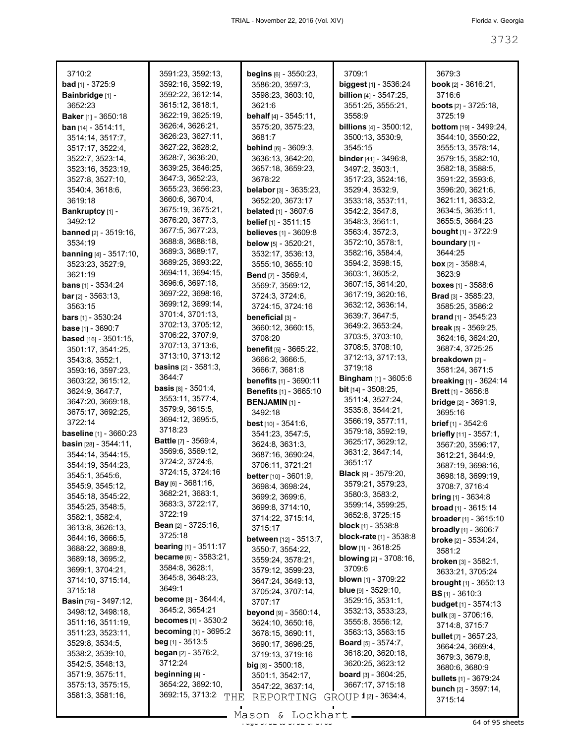3710:2
**bad** [1] - 3725:9
**Bainbridge** [1] - 3652:23
**Baker** [1] - 3650:18
**ban** [14] - 3514:11, 3514:14, 3517:7, 3517:17, 3522:4, 3522:7, 3523:14, 3523:16, 3523:19, 3527:8, 3527:10, 3540:4, 3618:6, 3619:18
**Bankruptcy** [1] - 3492:12
**banned** [2] - 3519:16, 3534:19
**banning** [4] - 3517:10, 3523:23, 3527:9, 3621:19
**bans** [1] - 3534:24
**bar** [2] - 3563:13, 3563:15
**bars** [1] - 3530:24
**base** [1] - 3690:7
**based** [16] - 3501:15, 3501:17, 3541:25, 3543:8, 3552:1, 3593:16, 3597:23, 3603:22, 3615:12, 3624:9, 3647:7, 3647:20, 3669:18, 3675:17, 3692:25, 3722:14
**baseline** [1] - 3660:23
**basin** [28] - 3544:11, 3544:14, 3544:15, 3544:19, 3544:23, 3545:1, 3545:6, 3545:9, 3545:12, 3545:18, 3545:22, 3545:25, 3548:5, 3582:1, 3582:4, 3613:8, 3626:13, 3644:16, 3666:5, 3688:22, 3689:8, 3689:18, 3695:2, 3699:1, 3704:21, 3714:10, 3715:14, 3715:18
**Basin** [75] - 3497:12, 3498:12, 3498:18, 3511:16, 3511:19, 3511:23, 3523:11, 3529:8, 3534:5, 3538:2, 3539:10, 3542:5, 3548:13, 3571:9, 3575:11, 3575:13, 3575:15, 3581:3, 3581:16, 3591:23, 3592:13, 3592:16, 3592:19, 3592:22, 3612:14, 3615:12, 3618:1, 3622:19, 3625:19, 3626:4, 3626:21, 3626:23, 3627:11, 3627:22, 3628:2, 3628:7, 3636:20, 3639:25, 3646:25, 3647:3, 3652:23, 3655:23, 3656:23, 3660:6, 3670:4, 3675:19, 3675:21, 3676:20, 3677:3, 3677:5, 3677:23, 3688:8, 3688:18, 3689:3, 3689:17, 3689:25, 3693:22, 3694:11, 3694:15, 3696:6, 3697:18, 3697:22, 3698:16, 3699:12, 3699:14, 3701:4, 3701:13, 3702:13, 3705:12, 3706:22, 3707:9, 3707:13, 3713:6, 3713:10, 3713:12
**basins** [2] - 3581:3, 3644:7
**basis** [8] - 3501:4, 3553:11, 3577:4, 3579:9, 3615:5, 3694:12, 3695:5, 3718:23
**Battle** [7] - 3569:4, 3569:6, 3569:12, 3724:2, 3724:6, 3724:15, 3724:16
**Bay** [6] - 3681:16, 3682:21, 3683:1, 3683:3, 3722:17, 3722:19
**Bean** [2] - 3725:16, 3725:18
**bearing** [1] - 3511:17
**became** [6] - 3583:21, 3584:8, 3628:1, 3645:8, 3648:23, 3649:1
**become** [3] - 3644:4, 3645:2, 3654:21
**becomes** [1] - 3530:2
**becoming** [1] - 3695:2
**beg** [1] - 3513:5
**began** [2] - 3576:2, 3712:24
**beginning** [4] - 3654:22, 3692:10, 3692:15, 3713:2
**begins** [6] - 3550:23, 3586:20, 3597:3, 3598:23, 3603:10, 3621:6
**behalf** [4] - 3545:11, 3575:20, 3575:23, 3681:7
**behind** [6] - 3609:3, 3636:13, 3642:20, 3657:18, 3659:23, 3678:22
**belabor** [3] - 3635:23, 3652:20, 3673:17
**belated** [1] - 3607:6
**belief** [1] - 3511:15
**believes** [1] - 3609:8
**below** [5] - 3520:21, 3532:17, 3536:13, 3555:10, 3655:10
**Bend** [7] - 3569:4, 3569:7, 3569:12, 3724:3, 3724:6, 3724:15, 3724:16
**beneficial** [3] - 3660:12, 3660:15, 3708:20
**benefit** [5] - 3665:22, 3666:2, 3666:5, 3666:7, 3681:8
**benefits** [1] - 3690:11
**Benefits** [1] - 3665:10
**BENJAMIN** [1] - 3492:18
**best** [10] - 3541:6, 3541:23, 3547:5, 3624:8, 3631:3, 3687:16, 3690:24, 3706:11, 3721:21
**better** [10] - 3601:9, 3698:4, 3698:24, 3699:2, 3699:6, 3699:8, 3714:10, 3714:22, 3715:14, 3715:17
**between** [12] - 3513:7, 3550:7, 3554:22, 3559:24, 3578:21, 3579:12, 3599:23, 3647:24, 3649:13, 3705:24, 3707:14, 3707:17
**beyond** [9] - 3560:14, 3624:10, 3650:16, 3678:15, 3690:11, 3690:17, 3696:25, 3719:13, 3719:16
**big** [8] - 3500:18, 3501:1, 3542:17, 3547:22, 3637:14, 3709:1
**biggest** [1] - 3536:24
**billion** [4] - 3547:25, 3551:25, 3555:21, 3558:9
**billions** [4] - 3500:12, 3500:13, 3530:9, 3545:15
**binder** [41] - 3496:8, 3497:2, 3503:1, 3517:23, 3524:16, 3529:4, 3532:9, 3533:18, 3537:11, 3542:2, 3547:8, 3548:3, 3561:1, 3563:4, 3572:3, 3572:10, 3578:1, 3582:16, 3584:4, 3594:2, 3598:15, 3603:1, 3605:2, 3607:15, 3614:20, 3617:19, 3620:16, 3632:12, 3636:14, 3639:7, 3647:5, 3649:2, 3653:24, 3703:5, 3703:10, 3708:5, 3708:10, 3712:13, 3717:13, 3719:18
**Bingham** [1] - 3605:6
**bit** [14] - 3508:25, 3511:4, 3527:24, 3535:8, 3544:21, 3566:19, 3577:11, 3579:18, 3592:19, 3625:17, 3629:12, 3631:2, 3647:14, 3651:17
**Black** [9] - 3579:20, 3579:21, 3579:23, 3580:3, 3583:2, 3599:14, 3599:25, 3652:8, 3725:15
**block** [1] - 3538:8
**block-rate** [1] - 3538:8
**blow** [1] - 3618:25
**blowing** [2] - 3708:16, 3709:6
**blown** [1] - 3709:22
**blue** [9] - 3529:10, 3529:15, 3531:1, 3532:13, 3533:23, 3555:8, 3556:12, 3563:13, 3563:15
**Board** [5] - 3574:7, 3618:20, 3620:18, 3620:25, 3623:12
**board** [3] - 3604:25, 3667:17, 3715:18
**bold** [2] - 3634:4, 3679:3
**book** [2] - 3616:21, 3716:6
**boots** [2] - 3725:18, 3725:19
**bottom** [19] - 3499:24, 3544:10, 3550:22, 3555:13, 3578:14, 3579:15, 3582:10, 3582:18, 3588:5, 3591:22, 3593:6, 3596:20, 3621:6, 3621:11, 3633:2, 3634:5, 3635:11, 3655:5, 3664:23
**bought** [1] - 3722:9
**boundary** [1] - 3644:25
**box** [2] - 3588:4, 3623:9
**boxes** [1] - 3588:6
**Brad** [3] - 3585:23, 3585:25, 3586:2
**brand** [1] - 3545:23
**break** [5] - 3569:25, 3624:16, 3624:20, 3687:4, 3725:25
**breakdown** [2] - 3581:24, 3671:5
**breaking** [1] - 3624:14
**Brett** [1] - 3656:8
**bridge** [2] - 3691:9, 3695:16
**brief** [1] - 3542:6
**briefly** [11] - 3557:1, 3567:20, 3596:17, 3612:21, 3644:9, 3687:19, 3698:16, 3698:18, 3699:19, 3708:7, 3716:4
**bring** [1] - 3634:8
**broad** [1] - 3615:14
**broader** [1] - 3615:10
**broadly** [1] - 3606:7
**broke** [2] - 3534:24, 3581:2
**broken** [3] - 3582:1, 3633:21, 3705:24
**brought** [1] - 3650:13
**BS** [1] - 3610:3
**budget** [1] - 3574:13
**bulk** [3] - 3706:16, 3714:8, 3715:7
**bullet** [7] - 3657:23, 3664:24, 3669:4, 3679:3, 3679:8, 3680:6, 3680:9
**bullets** [1] - 3679:24
**bunch** [2] - 3597:14, 3715:14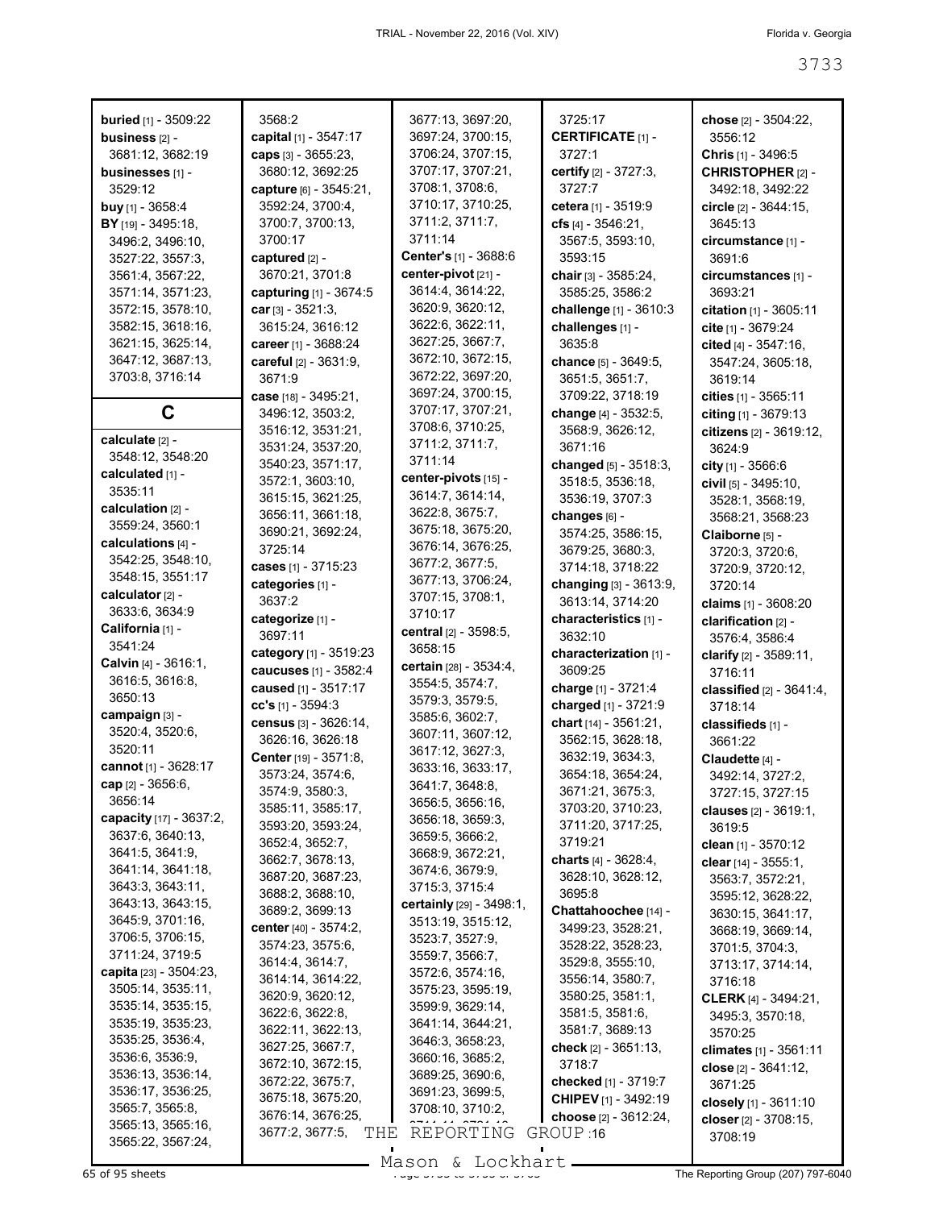**buried** [1] - 3509:22
**business** [2] - 3681:12, 3682:19
**businesses** [1] - 3529:12
**buy** [1] - 3658:4
**BY** [19] - 3495:18, 3496:2, 3496:10, 3527:22, 3557:3, 3561:4, 3567:22, 3571:14, 3571:23, 3572:15, 3578:10, 3582:15, 3618:16, 3621:15, 3625:14, 3647:12, 3687:13, 3703:8, 3716:14

## C

**calculate** [2] - 3548:12, 3548:20
**calculated** [1] - 3535:11
**calculation** [2] - 3559:24, 3560:1
**calculations** [4] - 3542:25, 3548:10, 3548:15, 3551:17
**calculator** [2] - 3633:6, 3634:9
**California** [1] - 3541:24
**Calvin** [4] - 3616:1, 3616:5, 3616:8, 3650:13
**campaign** [3] - 3520:4, 3520:6, 3520:11
**cannot** [1] - 3628:17
**cap** [2] - 3656:6, 3656:14
**capacity** [17] - 3637:2, 3637:6, 3640:13, 3641:5, 3641:9, 3641:14, 3641:18, 3643:3, 3643:11, 3643:13, 3643:15, 3645:9, 3701:16, 3706:5, 3706:15, 3711:24, 3719:5
**capita** [23] - 3504:23, 3505:14, 3535:11, 3535:14, 3535:15, 3535:19, 3535:23, 3535:25, 3536:4, 3536:6, 3536:9, 3536:13, 3536:14, 3536:17, 3536:25, 3565:7, 3565:8, 3565:13, 3565:16, 3565:22, 3567:24, 3568:2
**capital** [1] - 3547:17
**caps** [3] - 3655:23, 3680:12, 3692:25
**capture** [6] - 3545:21, 3592:24, 3700:4, 3700:7, 3700:13, 3700:17
**captured** [2] - 3670:21, 3701:8
**capturing** [1] - 3674:5
**car** [3] - 3521:3, 3615:24, 3616:12
**career** [1] - 3688:24
**careful** [2] - 3631:9, 3671:9
**case** [18] - 3495:21, 3496:12, 3503:2, 3516:12, 3531:21, 3531:24, 3537:20, 3540:23, 3571:17, 3572:1, 3603:10, 3615:15, 3621:25, 3656:11, 3661:18, 3690:21, 3692:24, 3725:14
**cases** [1] - 3715:23
**categories** [1] - 3637:2
**categorize** [1] - 3697:11
**category** [1] - 3519:23
**caucuses** [1] - 3582:4
**caused** [1] - 3517:17
**cc's** [1] - 3594:3
**census** [3] - 3626:14, 3626:16, 3626:18
**Center** [19] - 3571:8, 3573:24, 3574:6, 3574:9, 3580:3, 3585:11, 3585:17, 3593:20, 3593:24, 3652:4, 3652:7, 3662:7, 3678:13, 3687:20, 3687:23, 3688:2, 3688:10, 3689:2, 3699:13
**center** [40] - 3574:2, 3574:23, 3575:6, 3614:4, 3614:7, 3614:14, 3614:22, 3620:9, 3620:12, 3622:6, 3622:8, 3622:11, 3622:13, 3627:25, 3667:7, 3672:10, 3672:15, 3672:22, 3675:7, 3675:18, 3675:20, 3676:14, 3676:25, 3677:2, 3677:5, 3677:13, 3697:20, 3697:24, 3700:15, 3706:24, 3707:15, 3707:17, 3707:21, 3708:1, 3708:6, 3710:17, 3710:25, 3711:2, 3711:7, 3711:14
**Center's** [1] - 3688:6
**center-pivot** [21] - 3614:4, 3614:22, 3620:9, 3620:12, 3622:6, 3622:11, 3627:25, 3667:7, 3672:10, 3672:15, 3672:22, 3697:20, 3697:24, 3700:15, 3707:17, 3707:21, 3708:6, 3710:25, 3711:2, 3711:7, 3711:14
**center-pivots** [15] - 3614:7, 3614:14, 3622:8, 3675:7, 3675:18, 3675:20, 3676:14, 3676:25, 3677:2, 3677:5, 3677:13, 3706:24, 3707:15, 3708:1, 3710:17
**central** [2] - 3598:5, 3658:15
**certain** [28] - 3534:4, 3554:5, 3574:7, 3579:3, 3579:5, 3585:6, 3602:7, 3607:11, 3607:12, 3617:12, 3627:3, 3633:16, 3633:17, 3641:7, 3648:8, 3656:5, 3656:16, 3656:18, 3659:3, 3659:5, 3666:2, 3668:9, 3672:21, 3674:6, 3679:9, 3715:3, 3715:4
**certainly** [29] - 3498:1, 3513:19, 3515:12, 3523:7, 3527:9, 3559:7, 3566:7, 3572:6, 3574:16, 3575:23, 3595:19, 3599:9, 3629:14, 3641:14, 3644:21, 3646:3, 3658:23, 3660:16, 3685:2, 3689:25, 3690:6, 3691:23, 3699:5, 3708:10, 3710:2, 3711:11, 3721:16, 3725:17
**CERTIFICATE** [1] - 3727:1
**certify** [2] - 3727:3, 3727:7
**cetera** [1] - 3519:9
**cfs** [4] - 3546:21, 3567:5, 3593:10, 3593:15
**chair** [3] - 3585:24, 3585:25, 3586:2
**challenge** [1] - 3610:3
**challenges** [1] - 3635:8
**chance** [5] - 3649:5, 3651:5, 3651:7, 3709:22, 3718:19
**change** [4] - 3532:5, 3568:9, 3626:12, 3671:16
**changed** [5] - 3518:3, 3518:5, 3536:18, 3536:19, 3707:3
**changes** [6] - 3574:25, 3586:15, 3679:25, 3680:3, 3714:18, 3718:22
**changing** [3] - 3613:9, 3613:14, 3714:20
**characteristics** [1] - 3632:10
**characterization** [1] - 3609:25
**charge** [1] - 3721:4
**charged** [1] - 3721:9
**chart** [14] - 3561:21, 3562:15, 3628:18, 3632:19, 3634:3, 3654:18, 3654:24, 3671:21, 3675:3, 3703:20, 3710:23, 3711:20, 3717:25, 3719:21
**charts** [4] - 3628:4, 3628:10, 3628:12, 3695:8
**Chattahoochee** [14] - 3499:23, 3528:21, 3528:22, 3528:23, 3529:8, 3555:10, 3556:14, 3580:7, 3580:25, 3581:1, 3581:5, 3581:6, 3581:7, 3689:13
**check** [2] - 3651:13, 3718:7
**checked** [1] - 3719:7
**CHIPEV** [1] - 3492:19
**choose** [2] - 3612:24, 3623:16
**chose** [2] - 3504:22, 3556:12
**Chris** [1] - 3496:5
**CHRISTOPHER** [2] - 3492:18, 3492:22
**circle** [2] - 3644:15, 3645:13
**circumstance** [1] - 3691:6
**circumstances** [1] - 3693:21
**citation** [1] - 3605:11
**cite** [1] - 3679:24
**cited** [4] - 3547:16, 3547:24, 3605:18, 3619:14
**cities** [1] - 3565:11
**citing** [1] - 3679:13
**citizens** [2] - 3619:12, 3624:9
**city** [1] - 3566:6
**civil** [5] - 3495:10, 3528:1, 3568:19, 3568:21, 3568:23
**Claiborne** [5] - 3720:3, 3720:6, 3720:9, 3720:12, 3720:14
**claims** [1] - 3608:20
**clarification** [2] - 3576:4, 3586:4
**clarify** [2] - 3589:11, 3716:11
**classified** [2] - 3641:4, 3718:14
**classifieds** [1] - 3661:22
**Claudette** [4] - 3492:14, 3727:2, 3727:15, 3727:15
**clauses** [2] - 3619:1, 3619:5
**clean** [1] - 3570:12
**clear** [14] - 3555:1, 3563:7, 3572:21, 3595:12, 3628:22, 3630:15, 3641:17, 3668:19, 3669:14, 3701:5, 3704:3, 3713:17, 3714:14, 3716:18
**CLERK** [4] - 3494:21, 3495:3, 3570:18, 3570:25
**climates** [1] - 3561:11
**close** [2] - 3641:12, 3671:25
**closely** [1] - 3611:10
**closer** [2] - 3708:15, 3708:19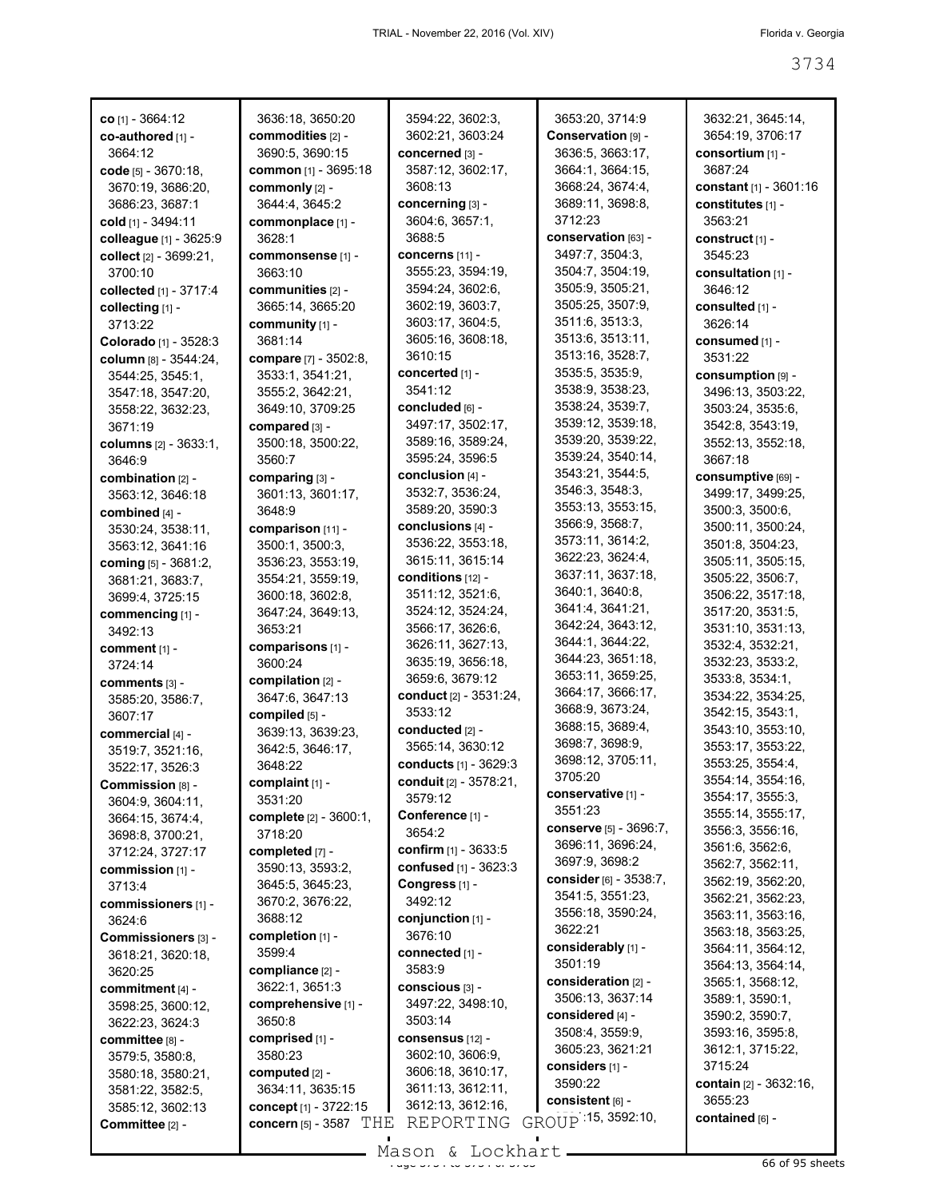**co** [1] - 3664:12
**co-authored** [1] - 3664:12
**code** [5] - 3670:18, 3670:19, 3686:20, 3686:23, 3687:1
**cold** [1] - 3494:11
**colleague** [1] - 3625:9
**collect** [2] - 3699:21, 3700:10
**collected** [1] - 3717:4
**collecting** [1] - 3713:22
**Colorado** [1] - 3528:3
**column** [8] - 3544:24, 3544:25, 3545:1, 3547:18, 3547:20, 3558:22, 3632:23, 3671:19
**columns** [2] - 3633:1, 3646:9
**combination** [2] - 3563:12, 3646:18
**combined** [4] - 3530:24, 3538:11, 3563:12, 3641:16
**coming** [5] - 3681:2, 3681:21, 3683:7, 3699:4, 3725:15
**commencing** [1] - 3492:13
**comment** [1] - 3724:14
**comments** [3] - 3585:20, 3586:7, 3607:17
**commercial** [4] - 3519:7, 3521:16, 3522:17, 3526:3
**Commission** [8] - 3604:9, 3604:11, 3664:15, 3674:4, 3698:8, 3700:21, 3712:24, 3727:17
**commission** [1] - 3713:4
**commissioners** [1] - 3624:6
**Commissioners** [3] - 3618:21, 3620:18, 3620:25
**commitment** [4] - 3598:25, 3600:12, 3622:23, 3624:3
**committee** [8] - 3579:5, 3580:8, 3580:18, 3580:21, 3581:22, 3582:5, 3585:12, 3602:13
**Committee** [2] - 3636:18, 3650:20
**commodities** [2] - 3690:5, 3690:15
**common** [1] - 3695:18
**commonly** [2] - 3644:4, 3645:2
**commonplace** [1] - 3628:1
**commonsense** [1] - 3663:10
**communities** [2] - 3665:14, 3665:20
**community** [1] - 3681:14
**compare** [7] - 3502:8, 3533:1, 3541:21, 3555:2, 3642:21, 3649:10, 3709:25
**compared** [3] - 3500:18, 3500:22, 3560:7
**comparing** [3] - 3601:13, 3601:17, 3648:9
**comparison** [11] - 3500:1, 3500:3, 3536:23, 3553:19, 3554:21, 3559:19, 3600:18, 3602:8, 3647:24, 3649:13, 3653:21
**comparisons** [1] - 3600:24
**compilation** [2] - 3647:6, 3647:13
**compiled** [5] - 3639:13, 3639:23, 3642:5, 3646:17, 3648:22
**complaint** [1] - 3531:20
**complete** [2] - 3600:1, 3718:20
**completed** [7] - 3590:13, 3593:2, 3645:5, 3645:23, 3670:2, 3676:22, 3688:12
**completion** [1] - 3599:4
**compliance** [2] - 3622:1, 3651:3
**comprehensive** [1] - 3650:8
**comprised** [1] - 3580:23
**computed** [2] - 3634:11, 3635:15
**concept** [1] - 3722:15
**concern** [5] - 3587 ... 3594:22, 3602:3, 3602:21, 3603:24
**concerned** [3] - 3587:12, 3602:17, 3608:13
**concerning** [3] - 3604:6, 3657:1, 3688:5
**concerns** [11] - 3555:23, 3594:19, 3594:24, 3602:6, 3602:19, 3603:7, 3603:17, 3604:5, 3605:16, 3608:18, 3610:15
**concerted** [1] - 3541:12
**concluded** [6] - 3497:17, 3502:17, 3589:16, 3589:24, 3595:24, 3596:5
**conclusion** [4] - 3532:7, 3536:24, 3589:20, 3590:3
**conclusions** [4] - 3536:22, 3553:18, 3615:11, 3615:14
**conditions** [12] - 3511:12, 3521:6, 3524:22, 3524:24, 3566:17, 3626:6, 3626:11, 3627:13, 3635:19, 3656:18, 3659:6, 3679:12
**conduct** [2] - 3531:24, 3533:12
**conducted** [2] - 3565:14, 3630:12
**conducts** [1] - 3629:3
**conduit** [2] - 3578:21, 3579:12
**Conference** [1] - 3654:2
**confirm** [1] - 3633:5
**confused** [1] - 3623:3
**Congress** [1] - 3492:12
**conjunction** [1] - 3676:10
**connected** [1] - 3583:9
**conscious** [3] - 3497:22, 3498:10, 3503:14
**consensus** [12] - 3602:10, 3606:9, 3606:18, 3610:17, 3611:13, 3612:11, 3612:13, 3612:16, 3653:20, 3714:9
**Conservation** [9] - 3636:5, 3663:17, 3664:1, 3664:15, 3668:24, 3674:4, 3689:11, 3698:8, 3712:23
**conservation** [63] - 3497:7, 3504:3, 3504:19, 3505:9, 3505:21, 3505:25, 3507:9, 3511:6, 3513:3, 3513:6, 3513:11, 3513:16, 3528:7, 3535:5, 3535:9, 3538:9, 3538:23, 3538:24, 3539:7, 3539:12, 3539:18, 3539:20, 3539:22, 3539:24, 3540:14, 3543:21, 3544:5, 3546:3, 3548:3, 3553:13, 3553:15, 3566:9, 3568:7, 3573:11, 3614:2, 3622:23, 3624:4, 3637:11, 3637:18, 3640:1, 3640:8, 3641:4, 3641:21, 3642:24, 3643:12, 3644:1, 3644:22, 3644:23, 3651:18, 3653:11, 3659:25, 3664:17, 3666:17, 3668:9, 3673:24, 3688:15, 3689:4, 3698:7, 3698:9, 3698:12, 3705:11, 3705:20
**conservative** [1] - 3551:23
**conserve** [5] - 3696:7, 3696:11, 3696:24, 3697:9, 3698:2
**consider** [6] - 3538:7, 3541:5, 3551:23, 3556:18, 3590:24, 3622:21
**considerably** [1] - 3501:19
**consideration** [2] - 3506:13, 3637:14
**considered** [4] - 3508:4, 3559:9, 3605:23, 3621:21
**considers** [1] - 3590:22
**consistent** [6] - ...:15, 3592:10, 3632:21, 3645:14, 3654:19, 3706:17
**consortium** [1] - 3687:24
**constant** [1] - 3601:16
**constitutes** [1] - 3563:21
**construct** [1] - 3545:23
**consultation** [1] - 3646:12
**consulted** [1] - 3626:14
**consumed** [1] - 3531:22
**consumption** [9] - 3496:13, 3503:22, 3503:24, 3535:6, 3542:8, 3543:19, 3552:13, 3552:18, 3667:18
**consumptive** [69] - 3499:17, 3499:25, 3500:3, 3500:6, 3500:11, 3500:24, 3501:8, 3504:23, 3505:11, 3505:15, 3505:22, 3506:7, 3506:22, 3517:18, 3517:20, 3531:5, 3531:10, 3531:13, 3532:4, 3532:21, 3532:23, 3533:2, 3533:8, 3534:1, 3534:22, 3534:25, 3542:15, 3543:1, 3543:10, 3553:10, 3553:17, 3553:22, 3553:25, 3554:4, 3554:14, 3554:16, 3554:17, 3555:3, 3555:14, 3555:17, 3556:3, 3556:16, 3561:6, 3562:6, 3562:7, 3562:11, 3562:19, 3562:20, 3562:21, 3562:23, 3563:11, 3563:16, 3563:18, 3563:25, 3564:11, 3564:12, 3564:13, 3564:14, 3565:1, 3568:12, 3589:1, 3590:1, 3590:2, 3590:7, 3593:16, 3595:8, 3612:1, 3715:22, 3715:24
**contain** [2] - 3632:16, 3655:23
**contained** [6] -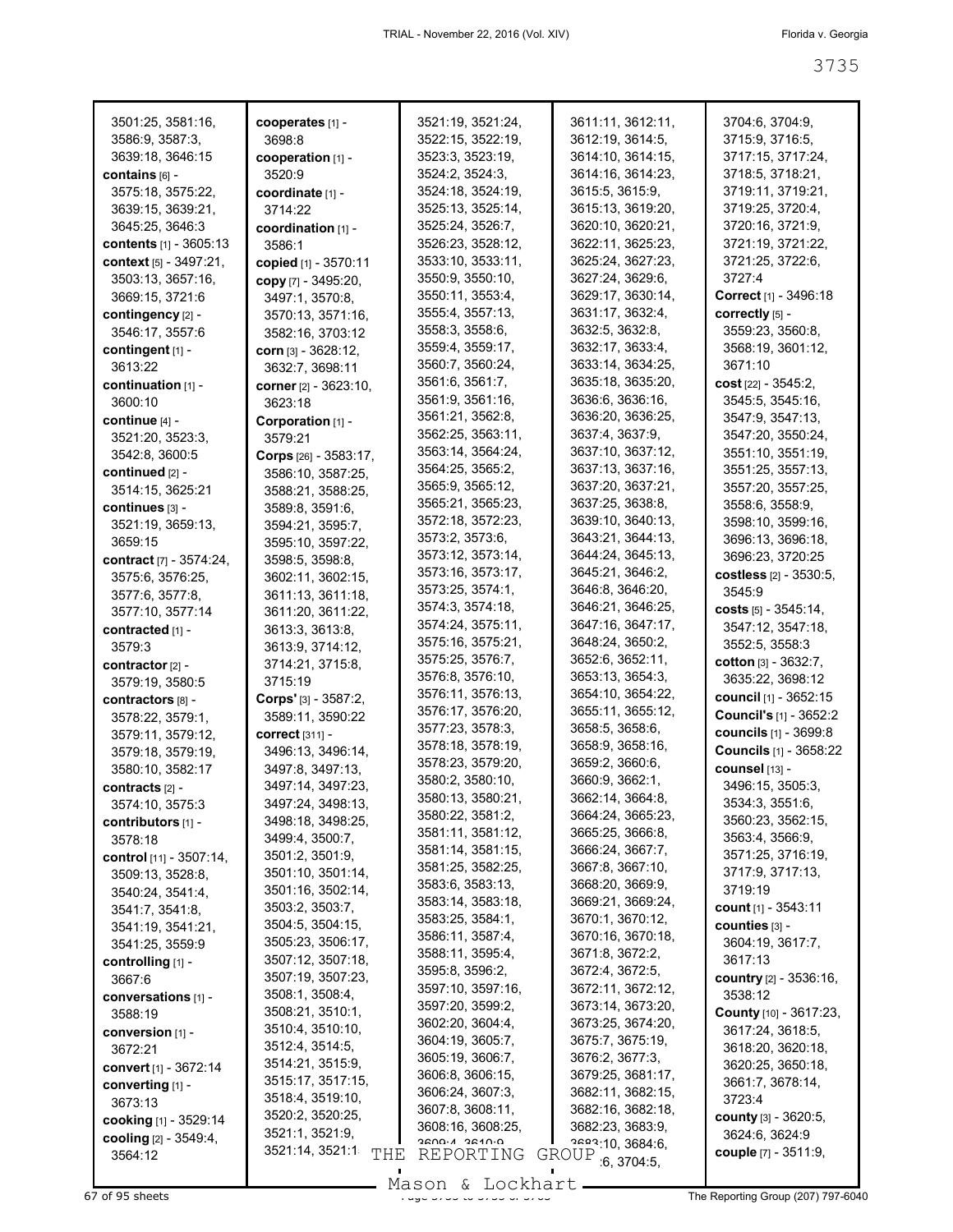3501:25, 3581:16, 3586:9, 3587:3, 3639:18, 3646:15
**contains** [6] - 3575:18, 3575:22, 3639:15, 3639:21, 3645:25, 3646:3
**contents** [1] - 3605:13
**context** [5] - 3497:21, 3503:13, 3657:16, 3669:15, 3721:6
**contingency** [2] - 3546:17, 3557:6
**contingent** [1] - 3613:22
**continuation** [1] - 3600:10
**continue** [4] - 3521:20, 3523:3, 3542:8, 3600:5
**continued** [2] - 3514:15, 3625:21
**continues** [3] - 3521:19, 3659:13, 3659:15
**contract** [7] - 3574:24, 3575:6, 3576:25, 3577:6, 3577:8, 3577:10, 3577:14
**contracted** [1] - 3579:3
**contractor** [2] - 3579:19, 3580:5
**contractors** [8] - 3578:22, 3579:1, 3579:11, 3579:12, 3579:18, 3579:19, 3580:10, 3582:17
**contracts** [2] - 3574:10, 3575:3
**contributors** [1] - 3578:18
**control** [11] - 3507:14, 3509:13, 3528:8, 3540:24, 3541:4, 3541:7, 3541:8, 3541:19, 3541:21, 3541:25, 3559:9
**controlling** [1] - 3667:6
**conversations** [1] - 3588:19
**conversion** [1] - 3672:21
**convert** [1] - 3672:14
**converting** [1] - 3673:13
**cooking** [1] - 3529:14
**cooling** [2] - 3549:4, 3564:12
**cooperates** [1] - 3698:8
**cooperation** [1] - 3520:9
**coordinate** [1] - 3714:22
**coordination** [1] - 3586:1
**copied** [1] - 3570:11
**copy** [7] - 3495:20, 3497:1, 3570:8, 3570:13, 3571:16, 3582:16, 3703:12
**corn** [3] - 3628:12, 3632:7, 3698:11
**corner** [2] - 3623:10, 3623:18
**Corporation** [1] - 3579:21
**Corps** [26] - 3583:17, 3586:10, 3587:25, 3588:21, 3588:25, 3589:8, 3591:6, 3594:21, 3595:7, 3595:10, 3597:22, 3598:5, 3598:8, 3602:11, 3602:15, 3611:13, 3611:18, 3611:20, 3611:22, 3613:3, 3613:8, 3613:9, 3714:12, 3714:21, 3715:8, 3715:19
**Corps'** [3] - 3587:2, 3589:11, 3590:22
**correct** [311] - 3496:13, 3496:14, 3497:8, 3497:13, 3497:14, 3497:23, 3497:24, 3498:13, 3498:18, 3498:25, 3499:4, 3500:7, 3501:2, 3501:9, 3501:10, 3501:14, 3501:16, 3502:14, 3503:2, 3503:7, 3504:5, 3504:15, 3505:23, 3506:17, 3507:12, 3507:18, 3507:19, 3507:23, 3508:1, 3508:4, 3508:21, 3510:1, 3510:4, 3510:10, 3512:4, 3514:5, 3514:21, 3515:9, 3515:17, 3517:15, 3518:4, 3519:10, 3520:2, 3520:25, 3521:1, 3521:9, 3521:14, 3521:1..., 3521:19, 3521:24, 3522:15, 3522:19, 3523:3, 3523:19, 3524:2, 3524:3, 3524:18, 3524:19, 3525:13, 3525:14, 3525:24, 3526:7, 3526:23, 3528:12, 3533:10, 3533:11, 3550:9, 3550:10, 3550:11, 3553:4, 3555:4, 3557:13, 3558:3, 3558:6, 3559:4, 3559:17, 3560:7, 3560:24, 3561:6, 3561:7, 3561:9, 3561:16, 3561:21, 3562:8, 3562:25, 3563:11, 3563:14, 3564:24, 3564:25, 3565:2, 3565:9, 3565:12, 3565:21, 3565:23, 3572:18, 3572:23, 3573:2, 3573:6, 3573:12, 3573:14, 3573:16, 3573:17, 3573:25, 3574:1, 3574:3, 3574:18, 3574:24, 3575:11, 3575:16, 3575:21, 3575:25, 3576:7, 3576:8, 3576:10, 3576:11, 3576:13, 3576:17, 3576:20, 3577:23, 3578:3, 3578:18, 3578:19, 3578:23, 3579:20, 3580:2, 3580:10, 3580:13, 3580:21, 3580:22, 3581:2, 3581:11, 3581:12, 3581:14, 3581:15, 3581:25, 3582:25, 3583:6, 3583:13, 3583:14, 3583:18, 3583:25, 3584:1, 3586:11, 3587:4, 3588:11, 3595:4, 3595:8, 3596:2, 3597:10, 3597:16, 3597:20, 3599:2, 3602:20, 3604:4, 3604:19, 3605:7, 3605:19, 3606:7, 3606:8, 3606:15, 3606:24, 3607:3, 3607:8, 3608:11, 3608:16, 3608:25, 3609:4, 3610:9, 3611:11, 3612:11, 3612:19, 3614:5, 3614:10, 3614:15, 3614:16, 3614:23, 3615:5, 3615:9, 3615:13, 3619:20, 3620:10, 3620:21, 3622:11, 3625:23, 3625:24, 3627:23, 3627:24, 3629:6, 3629:17, 3630:14, 3631:17, 3632:4, 3632:5, 3632:8, 3632:17, 3633:4, 3633:14, 3634:25, 3635:18, 3635:20, 3636:6, 3636:16, 3636:20, 3636:25, 3637:4, 3637:9, 3637:10, 3637:12, 3637:13, 3637:16, 3637:20, 3637:21, 3637:25, 3638:8, 3639:10, 3640:13, 3643:21, 3644:13, 3644:24, 3645:13, 3645:21, 3646:2, 3646:8, 3646:20, 3646:21, 3646:25, 3647:16, 3647:17, 3648:24, 3650:2, 3652:6, 3652:11, 3653:13, 3654:3, 3654:10, 3654:22, 3655:11, 3655:12, 3658:5, 3658:6, 3658:9, 3658:16, 3659:2, 3660:6, 3660:9, 3662:1, 3662:14, 3664:8, 3664:24, 3665:23, 3665:25, 3666:8, 3666:24, 3667:7, 3667:8, 3667:10, 3668:20, 3669:9, 3669:21, 3669:24, 3670:1, 3670:12, 3670:16, 3670:18, 3671:8, 3672:2, 3672:4, 3672:5, 3672:11, 3672:12, 3673:14, 3673:20, 3673:25, 3674:20, 3675:7, 3675:19, 3676:2, 3677:3, 3679:25, 3681:17, 3682:11, 3682:15, 3682:16, 3682:18, 3682:23, 3683:9, 3683:10, 3684:6, ...:6, 3704:5, 3704:6, 3704:9, 3715:9, 3716:5, 3717:15, 3717:24, 3718:5, 3718:21, 3719:11, 3719:21, 3719:25, 3720:4, 3720:16, 3721:9, 3721:19, 3721:22, 3721:25, 3722:6, 3727:4
**Correct** [1] - 3496:18
**correctly** [5] - 3559:23, 3560:8, 3568:19, 3601:12, 3671:10
**cost** [22] - 3545:2, 3545:5, 3545:16, 3547:9, 3547:13, 3547:20, 3550:24, 3551:10, 3551:19, 3551:25, 3557:13, 3557:20, 3557:25, 3558:6, 3558:9, 3598:10, 3599:16, 3696:13, 3696:18, 3696:23, 3720:25
**costless** [2] - 3530:5, 3545:9
**costs** [5] - 3545:14, 3547:12, 3547:18, 3552:5, 3558:3
**cotton** [3] - 3632:7, 3635:22, 3698:12
**council** [1] - 3652:15
**Council's** [1] - 3652:2
**councils** [1] - 3699:8
**Councils** [1] - 3658:22
**counsel** [13] - 3496:15, 3505:3, 3534:3, 3551:6, 3560:23, 3562:15, 3563:4, 3566:9, 3571:25, 3716:19, 3717:9, 3717:13, 3719:19
**count** [1] - 3543:11
**counties** [3] - 3604:19, 3617:7, 3617:13
**country** [2] - 3536:16, 3538:12
**County** [10] - 3617:23, 3617:24, 3618:5, 3618:20, 3620:18, 3620:25, 3650:18, 3661:7, 3678:14, 3723:4
**county** [3] - 3620:5, 3624:6, 3624:9
**couple** [7] - 3511:9,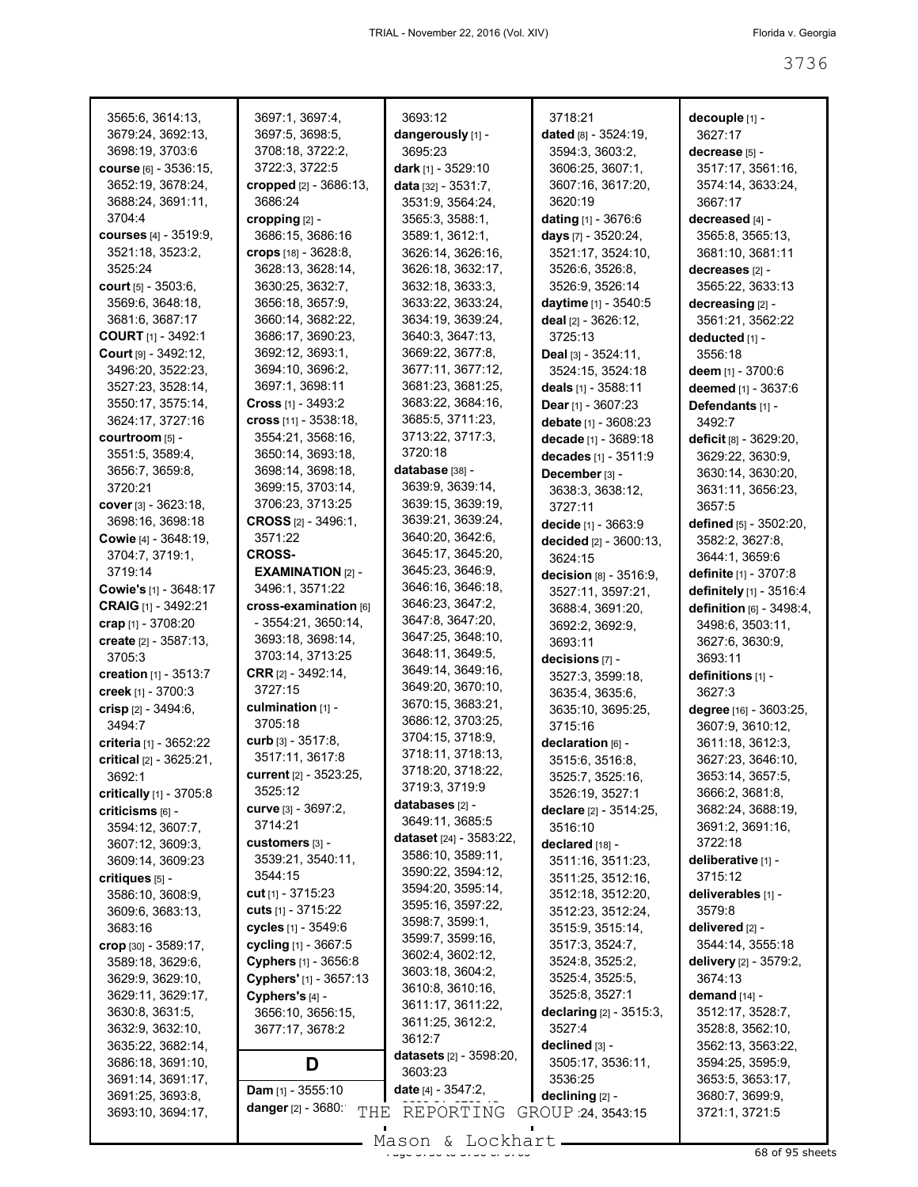3565:6, 3614:13, 3679:24, 3692:13, 3698:19, 3703:6
**course** [6] - 3536:15, 3652:19, 3678:24, 3688:24, 3691:11, 3704:4
**courses** [4] - 3519:9, 3521:18, 3523:2, 3525:24
**court** [5] - 3503:6, 3569:6, 3648:18, 3681:6, 3687:17
**COURT** [1] - 3492:1
**Court** [9] - 3492:12, 3496:20, 3522:23, 3527:23, 3528:14, 3550:17, 3575:14, 3624:17, 3727:16
**courtroom** [5] - 3551:5, 3589:4, 3656:7, 3659:8, 3720:21
**cover** [3] - 3623:18, 3698:16, 3698:18
**Cowie** [4] - 3648:19, 3704:7, 3719:1, 3719:14
**Cowie's** [1] - 3648:17
**CRAIG** [1] - 3492:21
**crap** [1] - 3708:20
**create** [2] - 3587:13, 3705:3
**creation** [1] - 3513:7
**creek** [1] - 3700:3
**crisp** [2] - 3494:6, 3494:7
**criteria** [1] - 3652:22
**critical** [2] - 3625:21, 3692:1
**critically** [1] - 3705:8
**criticisms** [6] - 3594:12, 3607:7, 3607:12, 3609:3, 3609:14, 3609:23
**critiques** [5] - 3586:10, 3608:9, 3609:6, 3683:13, 3683:16
**crop** [30] - 3589:17, 3589:18, 3629:6, 3629:9, 3629:10, 3629:11, 3629:17, 3630:8, 3631:5, 3632:9, 3632:10, 3635:22, 3682:14, 3686:18, 3691:10, 3691:14, 3691:17, 3691:25, 3693:8, 3693:10, 3694:17, 3697:1, 3697:4, 3697:5, 3698:5, 3708:18, 3722:2, 3722:3, 3722:5
**cropped** [2] - 3686:13, 3686:24
**cropping** [2] - 3686:15, 3686:16
**crops** [18] - 3628:8, 3628:13, 3628:14, 3630:25, 3632:7, 3656:18, 3657:9, 3660:14, 3682:22, 3686:17, 3690:23, 3692:12, 3693:1, 3694:10, 3696:2, 3697:1, 3698:11
**Cross** [1] - 3493:2
**cross** [11] - 3538:18, 3554:21, 3568:16, 3650:14, 3693:18, 3698:14, 3698:18, 3699:15, 3703:14, 3706:23, 3713:25
**CROSS** [2] - 3496:1, 3571:22
**CROSS-EXAMINATION** [2] - 3496:1, 3571:22
**cross-examination** [6] - 3554:21, 3650:14, 3693:18, 3698:14, 3703:14, 3713:25
**CRR** [2] - 3492:14, 3727:15
**culmination** [1] - 3705:18
**curb** [3] - 3517:8, 3517:11, 3617:8
**current** [2] - 3523:25, 3525:12
**curve** [3] - 3697:2, 3714:21
**customers** [3] - 3539:21, 3540:11, 3544:15
**cut** [1] - 3715:23
**cuts** [1] - 3715:22
**cycles** [1] - 3549:6
**cycling** [1] - 3667:5
**Cyphers** [1] - 3656:8
**Cyphers'** [1] - 3657:13
**Cyphers's** [4] - 3656:10, 3656:15, 3677:17, 3678:2

## D

**Dam** [1] - 3555:10
**danger** [2] - 3680:?, 3693:12
**dangerously** [1] - 3695:23
**dark** [1] - 3529:10
**data** [32] - 3531:7, 3531:9, 3564:24, 3565:3, 3588:1, 3589:1, 3612:1, 3626:14, 3626:16, 3626:18, 3632:17, 3632:18, 3633:3, 3633:22, 3633:24, 3634:19, 3639:24, 3640:3, 3647:13, 3669:22, 3677:8, 3677:11, 3677:12, 3681:23, 3681:25, 3683:22, 3684:16, 3685:5, 3711:23, 3713:22, 3717:3, 3720:18
**database** [38] - 3639:9, 3639:14, 3639:15, 3639:19, 3639:21, 3639:24, 3640:20, 3642:6, 3645:17, 3645:20, 3645:23, 3646:9, 3646:16, 3646:18, 3646:23, 3647:2, 3647:8, 3647:20, 3647:25, 3648:10, 3648:11, 3649:5, 3649:14, 3649:16, 3649:20, 3670:10, 3670:15, 3683:21, 3686:12, 3703:25, 3704:15, 3718:9, 3718:11, 3718:13, 3718:20, 3718:22, 3719:3, 3719:9
**databases** [2] - 3649:11, 3685:5
**dataset** [24] - 3583:22, 3586:10, 3589:11, 3590:22, 3594:12, 3594:20, 3595:14, 3595:16, 3597:22, 3598:7, 3599:1, 3599:7, 3599:16, 3602:4, 3602:12, 3603:18, 3604:2, 3610:8, 3610:16, 3611:17, 3611:22, 3611:25, 3612:2, 3612:7
**datasets** [2] - 3598:20, 3603:23
**date** [4] - 3547:2, ..., 3718:21
**dated** [8] - 3524:19, 3594:3, 3603:2, 3606:25, 3607:1, 3607:16, 3617:20, 3620:19
**dating** [1] - 3676:6
**days** [7] - 3520:24, 3521:17, 3524:10, 3526:6, 3526:8, 3526:9, 3526:14
**daytime** [1] - 3540:5
**deal** [2] - 3626:12, 3725:13
**Deal** [3] - 3524:11, 3524:15, 3524:18
**deals** [1] - 3588:11
**Dear** [1] - 3607:23
**debate** [1] - 3608:23
**decade** [1] - 3689:18
**decades** [1] - 3511:9
**December** [3] - 3638:3, 3638:12, 3727:11
**decide** [1] - 3663:9
**decided** [2] - 3600:13, 3624:15
**decision** [8] - 3516:9, 3527:11, 3597:21, 3688:4, 3691:20, 3692:2, 3692:9, 3693:11
**decisions** [7] - 3527:3, 3599:18, 3635:4, 3635:6, 3635:10, 3695:25, 3715:16
**declaration** [6] - 3515:6, 3516:8, 3525:7, 3525:16, 3526:19, 3527:1
**declare** [2] - 3514:25, 3516:10
**declared** [18] - 3511:16, 3511:23, 3511:25, 3512:16, 3512:18, 3512:20, 3512:23, 3512:24, 3515:9, 3515:14, 3517:3, 3524:7, 3524:8, 3525:2, 3525:4, 3525:5, 3525:8, 3527:1
**declaring** [2] - 3515:3, 3527:4
**declined** [3] - 3505:17, 3536:11, 3536:25
**declining** [2] - ...:24, 3543:15
**decouple** [1] - 3627:17
**decrease** [5] - 3517:17, 3561:16, 3574:14, 3633:24, 3667:17
**decreased** [4] - 3565:8, 3565:13, 3681:10, 3681:11
**decreases** [2] - 3565:22, 3633:13
**decreasing** [2] - 3561:21, 3562:22
**deducted** [1] - 3556:18
**deem** [1] - 3700:6
**deemed** [1] - 3637:6
**Defendants** [1] - 3492:7
**deficit** [8] - 3629:20, 3629:22, 3630:9, 3630:14, 3630:20, 3631:11, 3656:23, 3657:5
**defined** [5] - 3502:20, 3582:2, 3627:8, 3644:1, 3659:6
**definite** [1] - 3707:8
**definitely** [1] - 3516:4
**definition** [6] - 3498:4, 3498:6, 3503:11, 3627:6, 3630:9, 3693:11
**definitions** [1] - 3627:3
**degree** [16] - 3603:25, 3607:9, 3610:12, 3611:18, 3612:3, 3627:23, 3646:10, 3653:14, 3657:5, 3666:2, 3681:8, 3682:24, 3688:19, 3691:2, 3691:16, 3722:18
**deliberative** [1] - 3715:12
**deliverables** [1] - 3579:8
**delivered** [2] - 3544:14, 3555:18
**delivery** [2] - 3579:2, 3674:13
**demand** [14] - 3512:17, 3528:7, 3528:8, 3562:10, 3562:13, 3563:22, 3594:25, 3595:9, 3653:5, 3653:17, 3680:7, 3699:9, 3721:1, 3721:5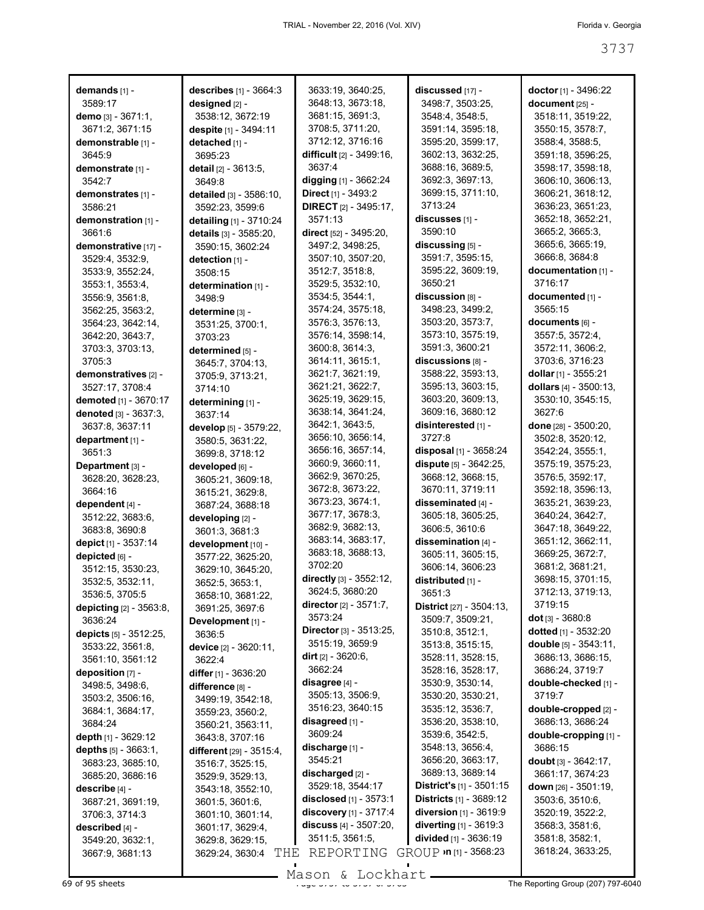**demands** [1] - 3589:17
**demo** [3] - 3671:1, 3671:2, 3671:15
**demonstrable** [1] - 3645:9
**demonstrate** [1] - 3542:7
**demonstrates** [1] - 3586:21
**demonstration** [1] - 3661:6
**demonstrative** [17] - 3529:4, 3532:9, 3533:9, 3552:24, 3553:1, 3553:4, 3556:9, 3561:8, 3562:25, 3563:2, 3564:23, 3642:14, 3642:20, 3643:7, 3703:3, 3703:13, 3705:3
**demonstratives** [2] - 3527:17, 3708:4
**demoted** [1] - 3670:17
**denoted** [3] - 3637:3, 3637:8, 3637:11
**department** [1] - 3651:3
**Department** [3] - 3628:20, 3628:23, 3664:16
**dependent** [4] - 3512:22, 3683:6, 3683:8, 3690:8
**depict** [1] - 3537:14
**depicted** [6] - 3512:15, 3530:23, 3532:5, 3532:11, 3536:5, 3705:5
**depicting** [2] - 3563:8, 3636:24
**depicts** [5] - 3512:25, 3533:22, 3561:8, 3561:10, 3561:12
**deposition** [7] - 3498:5, 3498:6, 3503:2, 3506:16, 3684:1, 3684:17, 3684:24
**depth** [1] - 3629:12
**depths** [5] - 3663:1, 3683:23, 3685:10, 3685:20, 3686:16
**describe** [4] - 3687:21, 3691:19, 3706:3, 3714:3
**described** [4] - 3549:20, 3632:1, 3667:9, 3681:13
**describes** [1] - 3664:3
**designed** [2] - 3538:12, 3672:19
**despite** [1] - 3494:11
**detached** [1] - 3695:23
**detail** [2] - 3613:5, 3649:8
**detailed** [3] - 3586:10, 3592:23, 3599:6
**detailing** [1] - 3710:24
**details** [3] - 3585:20, 3590:15, 3602:24
**detection** [1] - 3508:15
**determination** [1] - 3498:9
**determine** [3] - 3531:25, 3700:1, 3703:23
**determined** [5] - 3645:7, 3704:13, 3705:9, 3713:21, 3714:10
**determining** [1] - 3637:14
**develop** [5] - 3579:22, 3580:5, 3631:22, 3699:8, 3718:12
**developed** [6] - 3605:21, 3609:18, 3615:21, 3629:8, 3687:24, 3688:18
**developing** [2] - 3601:3, 3681:3
**development** [10] - 3577:22, 3625:20, 3629:10, 3645:20, 3652:5, 3653:1, 3658:10, 3681:22, 3691:25, 3697:6
**Development** [1] - 3636:5
**device** [2] - 3620:11, 3622:4
**differ** [1] - 3636:20
**difference** [8] - 3499:19, 3542:18, 3559:23, 3560:2, 3560:21, 3563:11, 3643:8, 3707:16
**different** [29] - 3515:4, 3516:7, 3525:15, 3529:9, 3529:13, 3543:18, 3552:10, 3601:5, 3601:6, 3601:10, 3601:14, 3601:17, 3629:4, 3629:8, 3629:15, 3629:24, 3630:4, 3633:19, 3640:25, 3648:13, 3673:18, 3681:15, 3691:3, 3708:5, 3711:20, 3712:12, 3716:16
**difficult** [2] - 3499:16, 3637:4
**digging** [1] - 3662:24
**Direct** [1] - 3493:2
**DIRECT** [2] - 3495:17, 3571:13
**direct** [52] - 3495:20, 3497:2, 3498:25, 3507:10, 3507:20, 3512:7, 3518:8, 3529:5, 3532:10, 3534:5, 3544:1, 3574:24, 3575:18, 3576:3, 3576:13, 3576:14, 3598:14, 3600:8, 3614:3, 3614:11, 3615:1, 3621:7, 3621:19, 3621:21, 3622:7, 3625:19, 3629:15, 3638:14, 3641:24, 3642:1, 3643:5, 3656:10, 3656:14, 3656:16, 3657:14, 3660:9, 3660:11, 3662:9, 3670:25, 3672:8, 3673:22, 3673:23, 3674:1, 3677:17, 3678:3, 3682:9, 3682:13, 3683:14, 3683:17, 3683:18, 3688:13, 3702:20
**directly** [3] - 3552:12, 3624:5, 3680:20
**director** [2] - 3571:7, 3573:24
**Director** [3] - 3513:25, 3515:19, 3659:9
**dirt** [2] - 3620:6, 3662:24
**disagree** [4] - 3505:13, 3506:9, 3516:23, 3640:15
**disagreed** [1] - 3609:24
**discharge** [1] - 3545:21
**discharged** [2] - 3529:18, 3544:17
**disclosed** [1] - 3573:1
**discovery** [1] - 3717:4
**discuss** [4] - 3507:20, 3511:5, 3561:5,
**discussed** [17] - 3498:7, 3503:25, 3548:4, 3548:5, 3591:14, 3595:18, 3595:20, 3599:17, 3602:13, 3632:25, 3688:16, 3689:5, 3692:3, 3697:13, 3699:15, 3711:10, 3713:24
**discusses** [1] - 3590:10
**discussing** [5] - 3591:7, 3595:15, 3595:22, 3609:19, 3650:21
**discussion** [8] - 3498:23, 3499:2, 3503:20, 3573:7, 3573:10, 3575:19, 3591:3, 3600:21
**discussions** [8] - 3588:22, 3593:13, 3595:13, 3603:15, 3603:20, 3609:13, 3609:16, 3680:12
**disinterested** [1] - 3727:8
**disposal** [1] - 3658:24
**dispute** [5] - 3642:25, 3668:12, 3668:15, 3670:11, 3719:11
**disseminated** [4] - 3605:18, 3605:25, 3606:5, 3610:6
**dissemination** [4] - 3605:11, 3605:15, 3606:14, 3606:23
**distributed** [1] - 3651:3
**District** [27] - 3504:13, 3509:7, 3509:21, 3510:8, 3512:1, 3513:8, 3515:15, 3528:11, 3528:15, 3528:16, 3528:17, 3530:9, 3530:14, 3530:20, 3530:21, 3535:12, 3536:7, 3536:20, 3538:10, 3539:6, 3542:5, 3548:13, 3656:4, 3656:20, 3663:17, 3689:13, 3689:14
**District's** [1] - 3501:15
**Districts** [1] - 3689:12
**diversion** [1] - 3619:9
**diverting** [1] - 3619:3
**divided** [1] - 3636:19
**...n** [1] - 3568:23
**doctor** [1] - 3496:22
**document** [25] - 3518:11, 3519:22, 3550:15, 3578:7, 3588:4, 3588:5, 3591:18, 3596:25, 3598:17, 3598:18, 3606:10, 3606:13, 3606:21, 3618:12, 3636:23, 3651:23, 3652:18, 3652:21, 3665:2, 3665:3, 3665:6, 3665:19, 3666:8, 3684:8
**documentation** [1] - 3716:17
**documented** [1] - 3565:15
**documents** [6] - 3557:5, 3572:4, 3572:11, 3606:2, 3703:6, 3716:23
**dollar** [1] - 3555:21
**dollars** [4] - 3500:13, 3530:10, 3545:15, 3627:6
**done** [28] - 3500:20, 3502:8, 3520:12, 3542:24, 3555:1, 3575:19, 3575:23, 3576:5, 3592:17, 3592:18, 3596:13, 3635:21, 3639:23, 3640:24, 3642:7, 3647:18, 3649:22, 3651:12, 3662:11, 3669:25, 3672:7, 3681:2, 3681:21, 3698:15, 3701:15, 3712:13, 3719:13, 3719:15
**dot** [3] - 3680:8
**dotted** [1] - 3532:20
**double** [5] - 3543:11, 3686:13, 3686:15, 3686:24, 3719:7
**double-checked** [1] - 3719:7
**double-cropped** [2] - 3686:13, 3686:24
**double-cropping** [1] - 3686:15
**doubt** [3] - 3642:17, 3661:17, 3674:23
**down** [26] - 3501:19, 3503:6, 3510:6, 3520:19, 3522:2, 3568:3, 3581:6, 3581:8, 3582:1, 3618:24, 3633:25,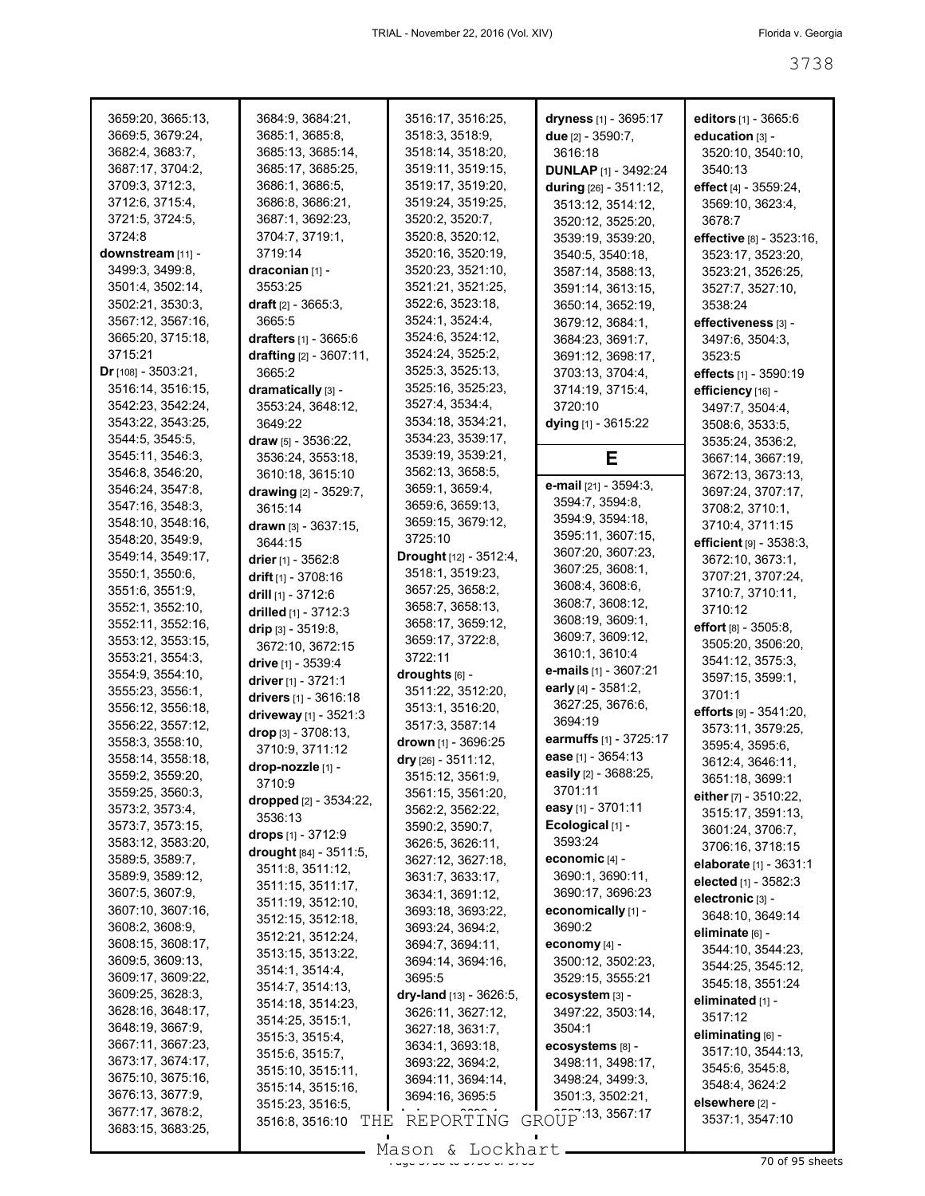3659:20, 3665:13, 3669:5, 3679:24, 3682:4, 3683:7, 3687:17, 3704:2, 3709:3, 3712:3, 3712:6, 3715:4, 3721:5, 3724:5, 3724:8

**downstream** [11] - 3499:3, 3499:8, 3501:4, 3502:14, 3502:21, 3530:3, 3567:12, 3567:16, 3665:20, 3715:18, 3715:21

**Dr** [108] - 3503:21, 3516:14, 3516:15, 3542:23, 3542:24, 3543:22, 3543:25, 3544:5, 3545:5, 3545:11, 3546:3, 3546:8, 3546:20, 3546:24, 3547:8, 3547:16, 3548:3, 3548:10, 3548:16, 3548:20, 3549:9, 3549:14, 3549:17, 3550:1, 3550:6, 3551:6, 3551:9, 3552:1, 3552:10, 3552:11, 3552:16, 3553:12, 3553:15, 3553:21, 3554:3, 3554:9, 3554:10, 3555:23, 3556:1, 3556:12, 3556:18, 3556:22, 3557:12, 3558:3, 3558:10, 3558:14, 3558:18, 3559:2, 3559:20, 3559:25, 3560:3, 3573:2, 3573:4, 3573:7, 3573:15, 3583:12, 3583:20, 3589:5, 3589:7, 3589:9, 3589:12, 3607:5, 3607:9, 3607:10, 3607:16, 3608:2, 3608:9, 3608:15, 3608:17, 3609:5, 3609:13, 3609:17, 3609:22, 3609:25, 3628:3, 3628:16, 3648:17, 3648:19, 3667:9, 3667:11, 3667:23, 3673:17, 3674:17, 3675:10, 3675:16, 3676:13, 3677:9, 3677:17, 3678:2, 3683:15, 3683:25, 3684:9, 3684:21, 3685:1, 3685:8, 3685:13, 3685:14, 3685:17, 3685:25, 3686:1, 3686:5, 3686:8, 3686:21, 3687:1, 3692:23, 3704:7, 3719:1, 3719:14

**draconian** [1] - 3553:25

**draft** [2] - 3665:3, 3665:5

**drafters** [1] - 3665:6

**drafting** [2] - 3607:11, 3665:2

**dramatically** [3] - 3553:24, 3648:12, 3649:22

**draw** [5] - 3536:22, 3536:24, 3553:18, 3610:18, 3615:10

**drawing** [2] - 3529:7, 3615:14

**drawn** [3] - 3637:15, 3644:15

**drier** [1] - 3562:8

**drift** [1] - 3708:16

**drill** [1] - 3712:6

**drilled** [1] - 3712:3

**drip** [3] - 3519:8, 3672:10, 3672:15

**drive** [1] - 3539:4

**driver** [1] - 3721:1

**drivers** [1] - 3616:18

**driveway** [1] - 3521:3

**drop** [3] - 3708:13, 3710:9, 3711:12

**drop-nozzle** [1] - 3710:9

**dropped** [2] - 3534:22, 3536:13

**drops** [1] - 3712:9

**drought** [84] - 3511:5, 3511:8, 3511:12, 3511:15, 3511:17, 3511:19, 3512:10, 3512:15, 3512:18, 3512:21, 3512:24, 3513:15, 3513:22, 3514:1, 3514:4, 3514:7, 3514:13, 3514:18, 3514:23, 3514:25, 3515:1, 3515:3, 3515:4, 3515:6, 3515:7, 3515:10, 3515:11, 3515:14, 3515:16, 3515:23, 3516:5, 3516:8, 3516:10, 3516:17, 3516:25, 3518:3, 3518:9, 3518:14, 3518:20, 3519:11, 3519:15, 3519:17, 3519:20, 3519:24, 3519:25, 3520:2, 3520:7, 3520:8, 3520:12, 3520:16, 3520:19, 3520:23, 3521:10, 3521:21, 3521:25, 3522:6, 3523:18, 3524:1, 3524:4, 3524:6, 3524:12, 3524:24, 3525:2, 3525:3, 3525:13, 3525:16, 3525:23, 3527:4, 3534:4, 3534:18, 3534:21, 3534:23, 3539:17, 3539:19, 3539:21, 3562:13, 3658:5, 3659:1, 3659:4, 3659:6, 3659:13, 3659:15, 3679:12, 3725:10

**Drought** [12] - 3512:4, 3518:1, 3519:23, 3657:25, 3658:2, 3658:7, 3658:13, 3658:17, 3659:12, 3659:17, 3722:8, 3722:11

**droughts** [6] - 3511:22, 3512:20, 3513:1, 3516:20, 3517:3, 3587:14

**drown** [1] - 3696:25

**dry** [26] - 3511:12, 3515:12, 3561:9, 3561:15, 3561:20, 3562:2, 3562:22, 3590:2, 3590:7, 3626:5, 3626:11, 3627:12, 3627:18, 3631:7, 3633:17, 3634:1, 3691:12, 3693:18, 3693:22, 3693:24, 3694:2, 3694:7, 3694:11, 3694:14, 3694:16, 3695:5

**dry-land** [13] - 3626:5, 3626:11, 3627:12, 3627:18, 3631:7, 3634:1, 3693:18, 3693:22, 3694:2, 3694:11, 3694:14, 3694:16, 3695:5

**dryness** [1] - 3695:17

**due** [2] - 3590:7, 3616:18

**DUNLAP** [1] - 3492:24

**during** [26] - 3511:12, 3513:12, 3514:12, 3520:12, 3525:20, 3539:19, 3539:20, 3540:5, 3540:18, 3587:14, 3588:13, 3591:14, 3613:15, 3650:14, 3652:19, 3679:12, 3684:1, 3684:23, 3691:7, 3691:12, 3698:17, 3703:13, 3704:4, 3714:19, 3715:4, 3720:10

**dying** [1] - 3615:22

## E

**e-mail** [21] - 3594:3, 3594:7, 3594:8, 3594:9, 3594:18, 3595:11, 3607:15, 3607:20, 3607:23, 3607:25, 3608:1, 3608:4, 3608:6, 3608:7, 3608:12, 3608:19, 3609:1, 3609:7, 3609:12, 3610:1, 3610:4

**e-mails** [1] - 3607:21

**early** [4] - 3581:2, 3627:25, 3676:6, 3694:19

**earmuffs** [1] - 3725:17

**ease** [1] - 3654:13

**easily** [2] - 3688:25, 3701:11

**easy** [1] - 3701:11

**Ecological** [1] - 3593:24

**economic** [4] - 3690:1, 3690:11, 3690:17, 3696:23

**economically** [1] - 3690:2

**economy** [4] - 3500:12, 3502:23, 3529:15, 3555:21

**ecosystem** [3] - 3497:22, 3503:14, 3504:1

**ecosystems** [8] - 3498:11, 3498:17, 3498:24, 3499:3, 3501:3, 3502:21, 3567:13, 3567:17

**editors** [1] - 3665:6

**education** [3] - 3520:10, 3540:10, 3540:13

**effect** [4] - 3559:24, 3569:10, 3623:4, 3678:7

**effective** [8] - 3523:16, 3523:17, 3523:20, 3523:21, 3526:25, 3527:7, 3527:10, 3538:24

**effectiveness** [3] - 3497:6, 3504:3, 3523:5

**effects** [1] - 3590:19

**efficiency** [16] - 3497:7, 3504:4, 3508:6, 3533:5, 3535:24, 3536:2, 3667:14, 3667:19, 3672:13, 3673:13, 3697:24, 3707:17, 3708:2, 3710:1, 3710:4, 3711:15

**efficient** [9] - 3538:3, 3672:10, 3673:1, 3707:21, 3707:24, 3710:7, 3710:11, 3710:12

**effort** [8] - 3505:8, 3505:20, 3506:20, 3541:12, 3575:3, 3597:15, 3599:1, 3701:1

**efforts** [9] - 3541:20, 3573:11, 3579:25, 3595:4, 3595:6, 3612:4, 3646:11, 3651:18, 3699:1

**either** [7] - 3510:22, 3515:17, 3591:13, 3601:24, 3706:7, 3706:16, 3718:15

**elaborate** [1] - 3631:1

**elected** [1] - 3582:3

**electronic** [3] - 3648:10, 3649:14

**eliminate** [6] - 3544:10, 3544:23, 3544:25, 3545:12, 3545:18, 3551:24

**eliminated** [1] - 3517:12

**eliminating** [6] - 3517:10, 3544:13, 3545:6, 3545:8, 3548:4, 3624:2

**elsewhere** [2] - 3537:1, 3547:10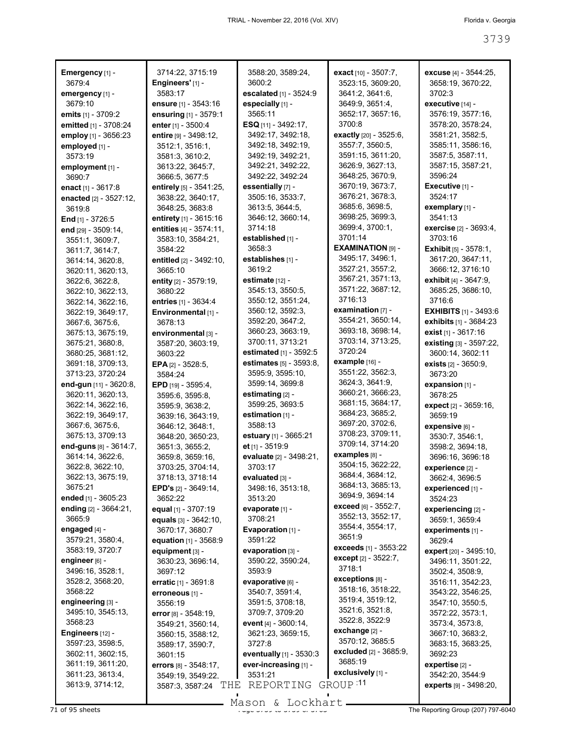**Emergency** [1] - 3679:4
**emergency** [1] - 3679:10
**emits** [1] - 3709:2
**emitted** [1] - 3708:24
**employ** [1] - 3656:23
**employed** [1] - 3573:19
**employment** [1] - 3690:7
**enact** [1] - 3617:8
**enacted** [2] - 3527:12, 3619:8
**End** [1] - 3726:5
**end** [29] - 3509:14, 3551:1, 3609:7, 3611:7, 3614:7, 3614:14, 3620:8, 3620:11, 3620:13, 3622:6, 3622:8, 3622:10, 3622:13, 3622:14, 3622:16, 3622:19, 3649:17, 3667:6, 3675:6, 3675:13, 3675:19, 3675:21, 3680:8, 3680:25, 3681:12, 3691:18, 3709:13, 3713:23, 3720:24
**end-gun** [11] - 3620:8, 3620:13, 3622:14, 3622:16, 3622:19, 3649:17, 3667:6, 3675:6, 3675:13, 3709:13
**end-guns** [8] - 3614:7, 3614:14, 3622:6, 3622:8, 3622:10, 3622:13, 3675:19, 3675:21
**ended** [1] - 3605:23
**ending** [2] - 3664:21, 3665:9
**engaged** [4] - 3579:21, 3580:4, 3583:19, 3720:7
**engineer** [6] - 3496:16, 3528:1, 3528:2, 3568:20, 3568:22
**engineering** [3] - 3495:10, 3545:13, 3568:23
**Engineers** [12] - 3597:23, 3598:5, 3602:11, 3602:15, 3611:19, 3611:20, 3611:23, 3613:4, 3613:9, 3714:12, 3714:22, 3715:19
**Engineers'** [1] - 3583:17
**ensure** [1] - 3543:16
**ensuring** [1] - 3579:1
**enter** [1] - 3500:4
**entire** [9] - 3498:12, 3512:1, 3516:1, 3581:3, 3610:2, 3613:22, 3645:7, 3666:5, 3677:5
**entirely** [5] - 3541:25, 3638:22, 3640:17, 3648:25, 3683:8
**entirety** [1] - 3615:16
**entities** [4] - 3574:11, 3583:10, 3584:21, 3584:22
**entitled** [2] - 3492:10, 3665:10
**entity** [2] - 3579:19, 3680:22
**entries** [1] - 3634:4
**Environmental** [1] - 3678:13
**environmental** [3] - 3587:20, 3603:19, 3603:22
**EPA** [2] - 3528:5, 3584:24
**EPD** [19] - 3595:4, 3595:6, 3595:8, 3595:9, 3638:2, 3639:16, 3643:19, 3646:12, 3648:1, 3648:20, 3650:23, 3651:3, 3655:2, 3659:8, 3659:16, 3703:25, 3704:14, 3718:13, 3718:14
**EPD's** [2] - 3649:14, 3652:22
**equal** [1] - 3707:19
**equals** [3] - 3642:10, 3670:17, 3680:7
**equation** [1] - 3568:9
**equipment** [3] - 3630:23, 3696:14, 3697:12
**erratic** [1] - 3691:8
**erroneous** [1] - 3556:19
**error** [8] - 3548:19, 3549:21, 3560:14, 3560:15, 3588:12, 3589:17, 3590:7, 3601:15
**errors** [8] - 3548:17, 3549:19, 3549:22, 3587:3, 3587:24, 3588:20, 3589:24, 3600:2
**escalated** [1] - 3524:9
**especially** [1] - 3565:11
**ESQ** [11] - 3492:17, 3492:17, 3492:18, 3492:18, 3492:19, 3492:19, 3492:21, 3492:21, 3492:22, 3492:22, 3492:24
**essentially** [7] - 3505:16, 3533:7, 3613:5, 3644:5, 3646:12, 3660:14, 3714:18
**established** [1] - 3658:3
**establishes** [1] - 3619:2
**estimate** [12] - 3545:13, 3550:5, 3550:12, 3551:24, 3560:12, 3592:3, 3592:20, 3647:2, 3660:23, 3663:19, 3700:11, 3713:21
**estimated** [1] - 3592:5
**estimates** [5] - 3593:8, 3595:9, 3595:10, 3599:14, 3699:8
**estimating** [2] - 3599:25, 3693:5
**estimation** [1] - 3588:13
**estuary** [1] - 3665:21
**et** [1] - 3519:9
**evaluate** [2] - 3498:21, 3703:17
**evaluated** [3] - 3498:16, 3513:18, 3513:20
**evaporate** [1] - 3708:21
**Evaporation** [1] - 3591:22
**evaporation** [3] - 3590:22, 3590:24, 3593:9
**evaporative** [6] - 3540:7, 3591:4, 3591:5, 3708:18, 3709:7, 3709:20
**event** [4] - 3600:14, 3621:23, 3659:15, 3727:8
**eventually** [1] - 3530:3
**ever-increasing** [1] - 3531:21
**exact** [10] - 3507:7, 3523:15, 3609:20, 3641:2, 3641:6, 3649:9, 3651:4, 3652:17, 3657:16, 3700:8
**exactly** [20] - 3525:6, 3557:7, 3560:5, 3591:15, 3611:20, 3626:9, 3627:13, 3648:25, 3670:9, 3670:19, 3673:7, 3676:21, 3678:3, 3685:6, 3698:5, 3698:25, 3699:3, 3699:4, 3700:1, 3701:14
**EXAMINATION** [9] - 3495:17, 3496:1, 3527:21, 3557:2, 3567:21, 3571:13, 3571:22, 3687:12, 3716:13
**examination** [7] - 3554:21, 3650:14, 3693:18, 3698:14, 3703:14, 3713:25, 3720:24
**example** [16] - 3551:22, 3562:3, 3624:3, 3641:9, 3660:21, 3666:23, 3681:15, 3684:17, 3684:23, 3685:2, 3697:20, 3702:6, 3708:23, 3709:11, 3709:14, 3714:20
**examples** [8] - 3504:15, 3622:22, 3684:4, 3684:12, 3684:13, 3685:13, 3694:9, 3694:14
**exceed** [6] - 3552:7, 3552:13, 3552:17, 3554:4, 3554:17, 3651:9
**exceeds** [1] - 3553:22
**except** [2] - 3522:7, 3718:1
**exceptions** [8] - 3518:16, 3518:22, 3519:4, 3519:12, 3521:6, 3521:8, 3522:8, 3522:9
**exchange** [2] - 3570:12, 3685:5
**excluded** [2] - 3685:9, 3685:19
**exclusively** [1] - ...:11
**excuse** [4] - 3544:25, 3658:19, 3670:22, 3702:3
**executive** [14] - 3576:19, 3577:16, 3578:20, 3578:24, 3581:21, 3582:5, 3585:11, 3586:16, 3587:5, 3587:11, 3587:15, 3587:21, 3596:24
**Executive** [1] - 3524:17
**exemplary** [1] - 3541:13
**exercise** [2] - 3693:4, 3703:16
**Exhibit** [5] - 3578:1, 3617:20, 3647:11, 3666:12, 3716:10
**exhibit** [4] - 3647:9, 3685:25, 3686:10, 3716:6
**EXHIBITS** [1] - 3493:6
**exhibits** [1] - 3684:23
**exist** [1] - 3617:16
**existing** [3] - 3597:22, 3600:14, 3602:11
**exists** [2] - 3650:9, 3673:20
**expansion** [1] - 3678:25
**expect** [2] - 3659:16, 3659:19
**expensive** [6] - 3530:7, 3546:1, 3598:2, 3694:18, 3696:16, 3696:18
**experience** [2] - 3662:4, 3696:5
**experienced** [1] - 3524:23
**experiencing** [2] - 3659:1, 3659:4
**experiments** [1] - 3629:4
**expert** [20] - 3495:10, 3496:11, 3501:22, 3502:4, 3508:9, 3516:11, 3542:23, 3543:22, 3546:25, 3547:10, 3550:5, 3572:22, 3573:1, 3573:4, 3573:8, 3667:10, 3683:2, 3683:15, 3683:25, 3692:23
**expertise** [2] - 3542:20, 3544:9
**experts** [9] - 3498:20,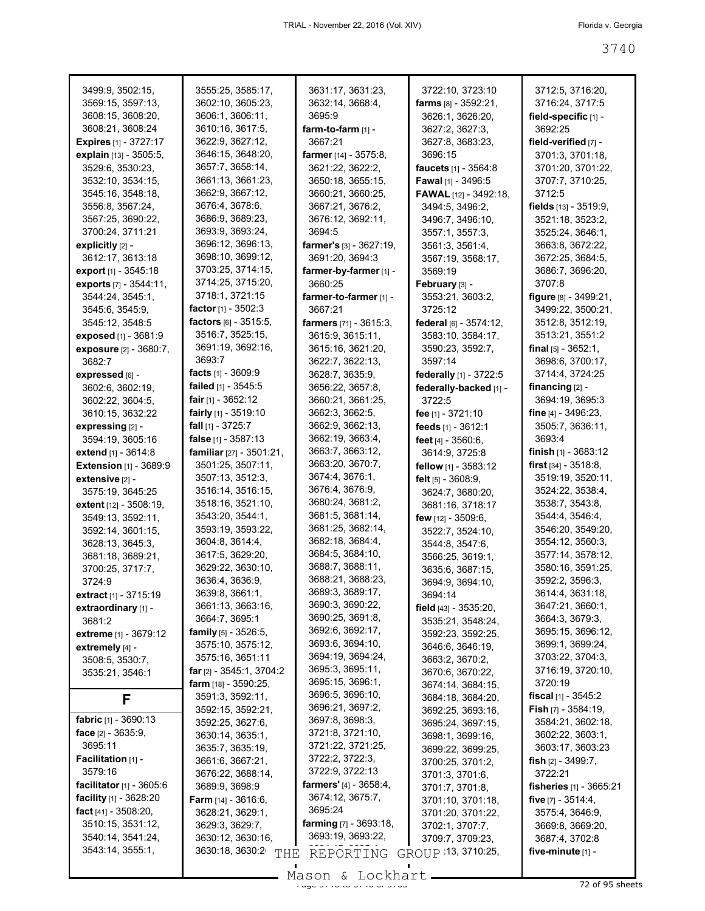3499:9, 3502:15, 3569:15, 3597:13, 3608:15, 3608:20, 3608:21, 3608:24

**Expires** [1] - 3727:17

**explain** [13] - 3505:5, 3529:6, 3530:23, 3532:10, 3534:15, 3545:16, 3548:18, 3556:8, 3567:24, 3567:25, 3690:22, 3700:24, 3711:21

**explicitly** [2] - 3612:17, 3613:18

**export** [1] - 3545:18

**exports** [7] - 3544:11, 3544:24, 3545:1, 3545:6, 3545:9, 3545:12, 3548:5

**exposed** [1] - 3681:9

**exposure** [2] - 3680:7, 3682:7

**expressed** [6] - 3602:6, 3602:19, 3602:22, 3604:5, 3610:15, 3632:22

**expressing** [2] - 3594:19, 3605:16

**extend** [1] - 3614:8

**Extension** [1] - 3689:9

**extensive** [2] - 3575:19, 3645:25

**extent** [12] - 3508:19, 3549:13, 3592:11, 3592:14, 3601:15, 3628:13, 3645:3, 3681:18, 3689:21, 3700:25, 3717:7, 3724:9

**extract** [1] - 3715:19

**extraordinary** [1] - 3681:2

**extreme** [1] - 3679:12

**extremely** [4] - 3508:5, 3530:7, 3535:21, 3546:1

## F

**fabric** [1] - 3690:13

**face** [2] - 3635:9, 3695:11

**Facilitation** [1] - 3579:16

**facilitator** [1] - 3605:6

**facility** [1] - 3628:20

**fact** [41] - 3508:20, 3510:15, 3531:12, 3540:14, 3541:24, 3543:14, 3555:1, 3555:25, 3585:17, 3602:10, 3605:23, 3606:1, 3606:11, 3610:16, 3617:5, 3622:9, 3627:12, 3646:15, 3648:20, 3657:7, 3658:14, 3661:13, 3661:23, 3662:9, 3667:12, 3676:4, 3678:6, 3686:9, 3689:23, 3693:9, 3693:24, 3696:12, 3696:13, 3698:10, 3699:12, 3703:25, 3714:15, 3714:25, 3715:20, 3718:1, 3721:15

**factor** [1] - 3502:3

**factors** [6] - 3515:5, 3516:7, 3525:15, 3691:19, 3692:16, 3693:7

**facts** [1] - 3609:9

**failed** [1] - 3545:5

**fair** [1] - 3652:12

**fairly** [1] - 3519:10

**fall** [1] - 3725:7

**false** [1] - 3587:13

**familiar** [27] - 3501:21, 3501:25, 3507:11, 3507:13, 3512:3, 3516:14, 3516:15, 3518:16, 3521:10, 3543:20, 3544:1, 3593:19, 3593:22, 3604:8, 3614:4, 3617:5, 3629:20, 3629:22, 3630:10, 3636:4, 3636:9, 3639:8, 3661:1, 3661:13, 3663:16, 3664:7, 3695:1

**family** [5] - 3526:5, 3575:10, 3575:12, 3575:16, 3651:11

**far** [2] - 3545:1, 3704:2

**farm** [18] - 3590:25, 3591:3, 3592:11, 3592:15, 3592:21, 3592:25, 3627:6, 3630:14, 3635:1, 3635:7, 3635:19, 3661:6, 3667:21, 3676:22, 3688:14, 3689:9, 3698:9

**Farm** [14] - 3616:6, 3628:21, 3629:1, 3629:3, 3629:7, 3630:12, 3630:16, 3630:18, 3630:2, 3631:17, 3631:23, 3632:14, 3668:4, 3695:9

**farm-to-farm** [1] - 3667:21

**farmer** [14] - 3575:8, 3621:22, 3622:2, 3650:18, 3655:15, 3660:21, 3660:25, 3667:21, 3676:2, 3676:12, 3692:11, 3694:5

**farmer's** [3] - 3627:19, 3691:20, 3694:3

**farmer-by-farmer** [1] - 3660:25

**farmer-to-farmer** [1] - 3667:21

**farmers** [71] - 3615:3, 3615:9, 3615:11, 3615:16, 3621:20, 3622:7, 3622:13, 3628:7, 3635:9, 3656:22, 3657:8, 3660:21, 3661:25, 3662:3, 3662:5, 3662:9, 3662:13, 3662:19, 3663:4, 3663:7, 3663:12, 3663:20, 3670:7, 3674:4, 3676:1, 3676:4, 3676:9, 3680:24, 3681:2, 3681:5, 3681:14, 3681:25, 3682:14, 3682:18, 3684:4, 3684:5, 3684:10, 3688:7, 3688:11, 3688:21, 3688:23, 3689:3, 3689:17, 3690:3, 3690:22, 3690:25, 3691:8, 3692:6, 3692:17, 3693:6, 3694:10, 3694:19, 3694:24, 3695:3, 3695:11, 3695:15, 3696:1, 3696:5, 3696:10, 3696:21, 3697:2, 3697:8, 3698:3, 3721:8, 3721:10, 3721:22, 3721:25, 3722:2, 3722:3, 3722:9, 3722:13

**farmers'** [4] - 3658:4, 3674:12, 3675:7, 3695:24

**farming** [7] - 3693:18, 3693:19, 3693:22, 3722:10, 3723:10

**farms** [8] - 3592:21, 3626:1, 3626:20, 3627:2, 3627:3, 3627:8, 3683:23, 3696:15

**faucets** [1] - 3564:8

**Fawal** [1] - 3496:5

**FAWAL** [12] - 3492:18, 3494:5, 3496:2, 3496:7, 3496:10, 3557:1, 3557:3, 3561:3, 3561:4, 3567:19, 3568:17, 3569:19

**February** [3] - 3553:21, 3603:2, 3725:12

**federal** [6] - 3574:12, 3583:10, 3584:17, 3590:23, 3592:7, 3597:14

**federally** [1] - 3722:5

**federally-backed** [1] - 3722:5

**fee** [1] - 3721:10

**feeds** [1] - 3612:1

**feet** [4] - 3560:6, 3614:9, 3725:8

**fellow** [1] - 3583:12

**felt** [5] - 3608:9, 3624:7, 3680:20, 3681:16, 3718:17

**few** [12] - 3509:6, 3522:7, 3524:10, 3544:8, 3547:6, 3566:25, 3619:1, 3635:6, 3687:15, 3694:9, 3694:10, 3694:14

**field** [43] - 3535:20, 3535:21, 3548:24, 3592:23, 3592:25, 3646:6, 3646:19, 3663:2, 3670:2, 3670:6, 3670:22, 3674:14, 3684:15, 3684:18, 3684:20, 3692:25, 3693:16, 3695:24, 3697:15, 3698:1, 3699:16, 3699:22, 3699:25, 3700:25, 3701:2, 3701:3, 3701:6, 3701:7, 3701:8, 3701:10, 3701:18, 3701:20, 3701:22, 3702:1, 3707:7, 3709:7, 3709:23, 3710:13, 3710:25, 3712:5, 3716:20, 3716:24, 3717:5

**field-specific** [1] - 3692:25

**field-verified** [7] - 3701:3, 3701:18, 3701:20, 3701:22, 3707:7, 3710:25, 3712:5

**fields** [13] - 3519:9, 3521:18, 3523:2, 3525:24, 3646:1, 3663:8, 3672:22, 3672:25, 3684:5, 3686:7, 3696:20, 3707:8

**figure** [8] - 3499:21, 3499:22, 3500:21, 3512:8, 3512:19, 3513:21, 3551:2

**final** [5] - 3652:1, 3698:6, 3700:17, 3714:4, 3724:25

**financing** [2] - 3694:19, 3695:3

**fine** [4] - 3496:23, 3505:7, 3636:11, 3693:4

**finish** [1] - 3683:12

**first** [34] - 3518:8, 3519:19, 3520:11, 3524:22, 3538:4, 3538:7, 3543:8, 3544:4, 3546:4, 3546:20, 3549:20, 3554:12, 3560:3, 3577:14, 3578:12, 3580:16, 3591:25, 3592:2, 3596:3, 3614:4, 3631:18, 3647:21, 3660:1, 3664:3, 3679:3, 3695:15, 3696:12, 3699:1, 3699:24, 3703:22, 3704:3, 3716:19, 3720:10, 3720:19

**fiscal** [1] - 3545:2

**Fish** [7] - 3584:19, 3584:21, 3602:18, 3602:22, 3603:1, 3603:17, 3603:23

**fish** [2] - 3499:7, 3722:21

**fisheries** [1] - 3665:21

**five** [7] - 3514:4, 3575:4, 3646:9, 3669:8, 3669:20, 3687:4, 3702:8

**five-minute** [1] -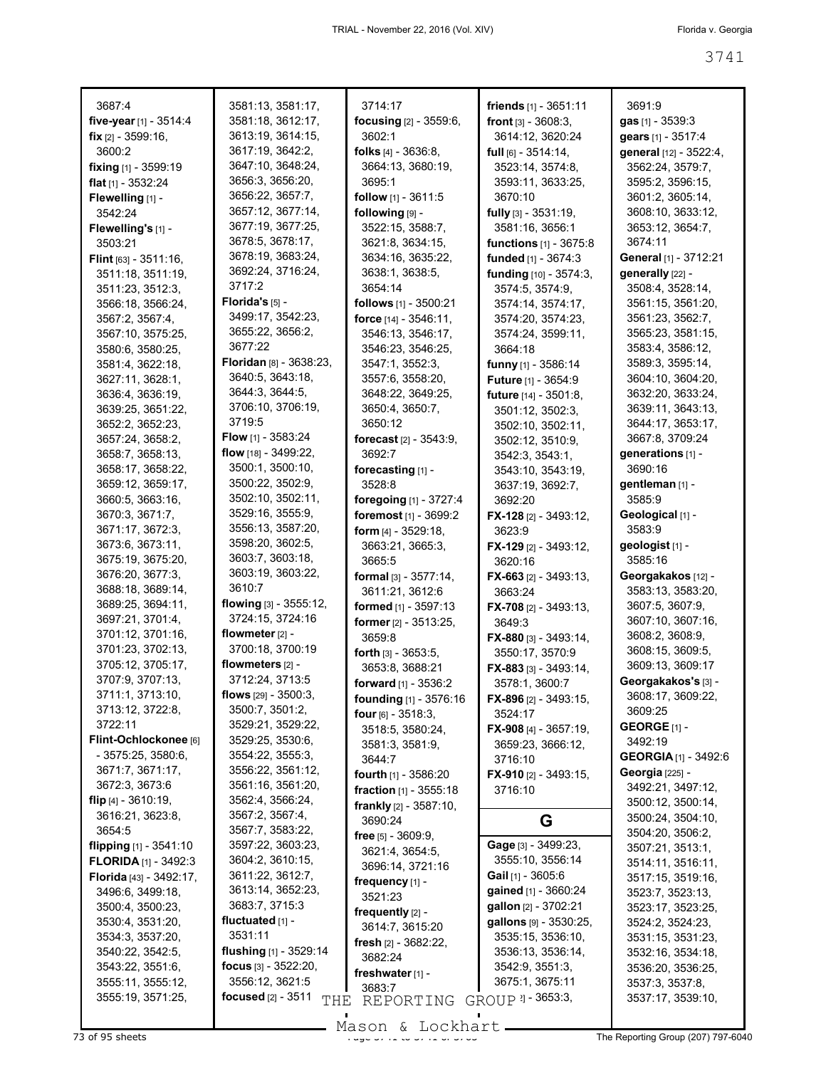3687:4
**five-year** [1] - 3514:4
**fix** [2] - 3599:16, 3600:2
**fixing** [1] - 3599:19
**flat** [1] - 3532:24
**Flewelling** [1] - 3542:24
**Flewelling's** [1] - 3503:21
**Flint** [63] - 3511:16, 3511:18, 3511:19, 3511:23, 3512:3, 3566:18, 3566:24, 3567:2, 3567:4, 3567:10, 3575:25, 3580:6, 3580:25, 3581:4, 3622:18, 3627:11, 3628:1, 3636:4, 3636:19, 3639:25, 3651:22, 3652:2, 3652:23, 3657:24, 3658:2, 3658:7, 3658:13, 3658:17, 3658:22, 3659:12, 3659:17, 3660:5, 3663:16, 3670:3, 3671:7, 3671:17, 3672:3, 3673:6, 3673:11, 3675:19, 3675:20, 3676:20, 3677:3, 3688:18, 3689:14, 3689:25, 3694:11, 3697:21, 3701:4, 3701:12, 3701:16, 3701:23, 3702:13, 3705:12, 3705:17, 3707:9, 3707:13, 3711:1, 3713:10, 3713:12, 3722:8, 3722:11
**Flint-Ochlockonee** [6] - 3575:25, 3580:6, 3671:7, 3671:17, 3672:3, 3673:6
**flip** [4] - 3610:19, 3616:21, 3623:8, 3654:5
**flipping** [1] - 3541:10
**FLORIDA** [1] - 3492:3
**Florida** [43] - 3492:17, 3496:6, 3499:18, 3500:4, 3500:23, 3530:4, 3531:20, 3534:3, 3537:20, 3540:22, 3542:5, 3543:22, 3551:6, 3555:11, 3555:12, 3555:19, 3571:25, 3581:13, 3581:17, 3581:18, 3612:17, 3613:19, 3614:15, 3617:19, 3642:2, 3647:10, 3648:24, 3656:3, 3656:20, 3656:22, 3657:7, 3657:12, 3677:14, 3677:19, 3677:25, 3678:5, 3678:17, 3678:19, 3683:24, 3692:24, 3716:24, 3717:2
**Florida's** [5] - 3499:17, 3542:23, 3655:22, 3656:2, 3677:22
**Floridan** [8] - 3638:23, 3640:5, 3643:18, 3644:3, 3644:5, 3706:10, 3706:19, 3719:5
**Flow** [1] - 3583:24
**flow** [18] - 3499:22, 3500:1, 3500:10, 3500:22, 3502:9, 3502:10, 3502:11, 3529:16, 3555:9, 3556:13, 3587:20, 3598:20, 3602:5, 3603:7, 3603:18, 3603:19, 3603:22, 3610:7
**flowing** [3] - 3555:12, 3724:15, 3724:16
**flowmeter** [2] - 3700:18, 3700:19
**flowmeters** [2] - 3712:24, 3713:5
**flows** [29] - 3500:3, 3500:7, 3501:2, 3529:21, 3529:22, 3529:25, 3530:6, 3554:22, 3555:3, 3556:22, 3561:12, 3561:16, 3561:20, 3562:4, 3566:24, 3567:2, 3567:4, 3567:7, 3583:22, 3597:22, 3603:23, 3604:2, 3610:15, 3611:22, 3612:7, 3613:14, 3652:23, 3683:7, 3715:3
**fluctuated** [1] - 3531:11
**flushing** [1] - 3529:14
**focus** [3] - 3522:20, 3556:12, 3621:5
**focused** [2] - 3511
3714:17
**focusing** [2] - 3559:6, 3602:1
**folks** [4] - 3636:8, 3664:13, 3680:19, 3695:1
**follow** [1] - 3611:5
**following** [9] - 3522:15, 3588:7, 3621:8, 3634:15, 3634:16, 3635:22, 3638:1, 3638:5, 3654:14
**follows** [1] - 3500:21
**force** [14] - 3546:11, 3546:13, 3546:17, 3546:23, 3546:25, 3547:1, 3552:3, 3557:6, 3558:20, 3648:22, 3649:25, 3650:4, 3650:7, 3650:12
**forecast** [2] - 3543:9, 3692:7
**forecasting** [1] - 3528:8
**foregoing** [1] - 3727:4
**foremost** [1] - 3699:2
**form** [4] - 3529:18, 3663:21, 3665:3, 3665:5
**formal** [3] - 3577:14, 3611:21, 3612:6
**formed** [1] - 3597:13
**former** [2] - 3513:25, 3659:8
**forth** [3] - 3653:5, 3653:8, 3688:21
**forward** [1] - 3536:2
**founding** [1] - 3576:16
**four** [6] - 3518:3, 3518:5, 3580:24, 3581:3, 3581:9, 3644:7
**fourth** [1] - 3586:20
**fraction** [1] - 3555:18
**frankly** [2] - 3587:10, 3690:24
**free** [5] - 3609:9, 3621:4, 3654:5, 3696:14, 3721:16
**frequency** [1] - 3521:23
**frequently** [2] - 3614:7, 3615:20
**fresh** [2] - 3682:22, 3682:24
**freshwater** [1] - 3683:7
**friends** [1] - 3651:11
**front** [3] - 3608:3, 3614:12, 3620:24
**full** [6] - 3514:14, 3523:14, 3574:8, 3593:11, 3633:25, 3670:10
**fully** [3] - 3531:19, 3581:16, 3656:1
**functions** [1] - 3675:8
**funded** [1] - 3674:3
**funding** [10] - 3574:3, 3574:5, 3574:9, 3574:14, 3574:17, 3574:20, 3574:23, 3574:24, 3599:11, 3664:18
**funny** [1] - 3586:14
**Future** [1] - 3654:9
**future** [14] - 3501:8, 3501:12, 3502:3, 3502:10, 3502:11, 3502:12, 3510:9, 3542:3, 3543:1, 3543:10, 3543:19, 3637:19, 3692:7, 3692:20
**FX-128** [2] - 3493:12, 3623:9
**FX-129** [2] - 3493:12, 3620:16
**FX-663** [2] - 3493:13, 3663:24
**FX-708** [2] - 3493:13, 3649:3
**FX-880** [3] - 3493:14, 3550:17, 3570:9
**FX-883** [3] - 3493:14, 3578:1, 3600:7
**FX-896** [2] - 3493:15, 3524:17
**FX-908** [4] - 3657:19, 3659:23, 3666:12, 3716:10
**FX-910** [2] - 3493:15, 3716:10

## G

**Gage** [3] - 3499:23, 3555:14, 3556:14
**Gail** [1] - 3605:6
**gained** [1] - 3660:24
**gallon** [2] - 3702:21
**gallons** [9] - 3530:25, 3535:15, 3536:10, 3536:13, 3536:14, 3542:9, 3551:3, 3675:1, 3675:11
... 3653:3,
3691:9
**gas** [1] - 3539:3
**gears** [1] - 3517:4
**general** [12] - 3522:4, 3562:24, 3579:7, 3595:2, 3596:15, 3601:2, 3605:14, 3608:10, 3633:12, 3653:12, 3654:7, 3674:11
**General** [1] - 3712:21
**generally** [22] - 3508:4, 3528:14, 3561:15, 3561:20, 3561:23, 3562:7, 3565:23, 3581:15, 3583:4, 3586:12, 3589:3, 3595:14, 3604:10, 3604:20, 3632:20, 3633:24, 3639:11, 3643:13, 3644:17, 3653:17, 3667:8, 3709:24
**generations** [1] - 3690:16
**gentleman** [1] - 3585:9
**Geological** [1] - 3583:9
**geologist** [1] - 3585:16
**Georgakakos** [12] - 3583:13, 3583:20, 3607:5, 3607:9, 3607:10, 3607:16, 3608:2, 3608:9, 3608:15, 3609:5, 3609:13, 3609:17
**Georgakakos's** [3] - 3608:17, 3609:22, 3609:25
**GEORGE** [1] - 3492:19
**GEORGIA** [1] - 3492:6
**Georgia** [225] - 3492:21, 3497:12, 3500:12, 3500:14, 3500:24, 3504:10, 3504:20, 3506:2, 3507:21, 3513:1, 3514:11, 3516:11, 3517:15, 3519:16, 3523:7, 3523:13, 3523:17, 3523:25, 3524:2, 3524:23, 3531:15, 3531:23, 3532:16, 3534:18, 3536:20, 3536:25, 3537:3, 3537:8, 3537:17, 3539:10,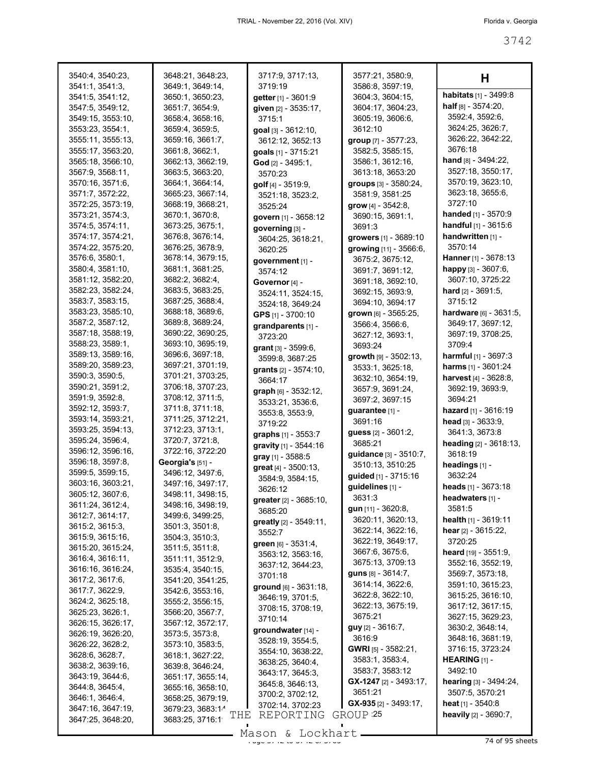3540:4, 3540:23, 3541:1, 3541:3, 3541:5, 3541:12, 3547:5, 3549:12, 3549:15, 3553:10, 3553:23, 3554:1, 3555:11, 3555:13, 3555:17, 3563:20, 3565:18, 3566:10, 3567:9, 3568:11, 3570:16, 3571:6, 3571:7, 3572:22, 3572:25, 3573:19, 3573:21, 3574:3, 3574:5, 3574:11, 3574:17, 3574:21, 3574:22, 3575:20, 3576:6, 3580:1, 3580:4, 3581:10, 3581:12, 3582:20, 3582:23, 3582:24, 3583:7, 3583:15, 3583:23, 3585:10, 3587:2, 3587:12, 3587:18, 3588:19, 3588:23, 3589:1, 3589:13, 3589:16, 3589:20, 3589:23, 3590:3, 3590:5, 3590:21, 3591:2, 3591:9, 3592:8, 3592:12, 3593:7, 3593:14, 3593:21, 3593:25, 3594:13, 3595:24, 3596:4, 3596:12, 3596:16, 3596:18, 3597:8, 3599:5, 3599:15, 3603:16, 3603:21, 3605:12, 3607:6, 3611:24, 3612:4, 3612:7, 3614:17, 3615:2, 3615:3, 3615:9, 3615:16, 3615:20, 3615:24, 3616:4, 3616:11, 3616:16, 3616:24, 3617:2, 3617:6, 3617:7, 3622:9, 3624:2, 3625:18, 3625:23, 3626:1, 3626:15, 3626:17, 3626:19, 3626:20, 3626:22, 3628:2, 3628:6, 3628:7, 3638:2, 3639:16, 3643:19, 3644:6, 3644:8, 3645:4, 3646:1, 3646:4, 3647:16, 3647:19, 3647:25, 3648:20, 3648:21, 3648:23, 3649:1, 3649:14, 3650:1, 3650:23, 3651:7, 3654:9, 3658:4, 3658:16, 3659:4, 3659:5, 3659:16, 3661:7, 3661:8, 3662:1, 3662:13, 3662:19, 3663:5, 3663:20, 3664:1, 3664:14, 3665:23, 3667:14, 3668:19, 3668:21, 3670:1, 3670:8, 3673:25, 3675:1, 3676:8, 3676:14, 3676:25, 3678:9, 3678:14, 3679:15, 3681:1, 3681:25, 3682:2, 3682:4, 3683:5, 3683:25, 3687:25, 3688:4, 3688:18, 3689:6, 3689:8, 3689:24, 3690:22, 3690:25, 3693:10, 3695:19, 3696:6, 3697:18, 3697:21, 3701:19, 3701:21, 3703:25, 3706:18, 3707:23, 3708:12, 3711:5, 3711:8, 3711:18, 3711:25, 3712:21, 3712:23, 3713:1, 3720:7, 3721:8, 3722:16, 3722:20

**Georgia's** [51] - 3496:12, 3497:6, 3497:16, 3497:17, 3498:11, 3498:15, 3498:16, 3498:19, 3499:6, 3499:25, 3501:3, 3501:8, 3504:3, 3510:3, 3511:5, 3511:8, 3511:11, 3512:9, 3535:4, 3540:15, 3541:20, 3541:25, 3542:6, 3553:16, 3555:2, 3556:15, 3566:20, 3567:7, 3567:12, 3572:17, 3573:5, 3573:8, 3573:10, 3583:5, 3618:1, 3627:22, 3639:8, 3646:24, 3651:17, 3655:14, 3655:16, 3658:10, 3658:25, 3679:19, 3679:23, 3683:14, 3683:25, 3716:1, 3717:9, 3717:13, 3719:19

**getter** [1] - 3601:9
**given** [2] - 3535:17, 3715:1
**goal** [3] - 3612:10, 3612:12, 3652:13
**goals** [1] - 3715:21
**God** [2] - 3495:1, 3570:23
**golf** [4] - 3519:9, 3521:18, 3523:2, 3525:24
**govern** [1] - 3658:12
**governing** [3] - 3604:25, 3618:21, 3620:25
**government** [1] - 3574:12
**Governor** [4] - 3524:11, 3524:15, 3524:18, 3649:24
**GPS** [1] - 3700:10
**grandparents** [1] - 3723:20
**grant** [3] - 3599:6, 3599:8, 3687:25
**grants** [2] - 3574:10, 3664:17
**graph** [6] - 3532:12, 3533:21, 3536:6, 3553:8, 3553:9, 3719:22
**graphs** [1] - 3553:7
**gravity** [1] - 3544:16
**gray** [1] - 3588:5
**great** [4] - 3500:13, 3584:9, 3584:15, 3626:12
**greater** [2] - 3685:10, 3685:20
**greatly** [2] - 3549:11, 3552:7
**green** [6] - 3531:4, 3563:12, 3563:16, 3637:12, 3644:23, 3701:18
**ground** [6] - 3631:18, 3646:19, 3701:5, 3708:15, 3708:19, 3710:14
**groundwater** [14] - 3528:19, 3554:5, 3554:10, 3638:22, 3638:25, 3640:4, 3643:17, 3645:3, 3645:8, 3646:13, 3700:2, 3702:12, 3702:14, 3702:23, 3703:25, 3577:21, 3580:9, 3586:8, 3597:19, 3604:3, 3604:15, 3604:17, 3604:23, 3605:19, 3606:6, 3612:10
**group** [7] - 3577:23, 3582:5, 3585:15, 3586:1, 3612:16, 3613:18, 3653:20
**groups** [3] - 3580:24, 3581:9, 3581:25
**grow** [4] - 3542:8, 3690:15, 3691:1, 3691:3
**growers** [1] - 3689:10
**growing** [11] - 3566:6, 3675:2, 3675:12, 3691:7, 3691:12, 3691:18, 3692:10, 3692:15, 3693:9, 3694:10, 3694:17
**grown** [6] - 3565:25, 3566:4, 3566:6, 3627:12, 3693:1, 3693:24
**growth** [9] - 3502:13, 3533:1, 3625:18, 3632:10, 3654:19, 3657:9, 3691:24, 3697:2, 3697:15
**guarantee** [1] - 3691:16
**guess** [2] - 3601:2, 3685:21
**guidance** [3] - 3510:7, 3510:13, 3510:25
**guided** [1] - 3715:16
**guidelines** [1] - 3631:3
**gun** [11] - 3620:8, 3620:11, 3620:13, 3622:14, 3622:16, 3622:19, 3649:17, 3667:6, 3675:6, 3675:13, 3709:13
**guns** [8] - 3614:7, 3614:14, 3622:6, 3622:8, 3622:10, 3622:13, 3675:19, 3675:21
**guy** [2] - 3616:7, 3616:9
**GWRI** [5] - 3582:21, 3583:1, 3583:4, 3583:7, 3583:12
**GX-1247** [2] - 3493:17, 3651:21
**GX-935** [2] - 3493:17, 3651:25

## H

**habitats** [1] - 3499:8
**half** [8] - 3574:20, 3592:4, 3592:6, 3624:25, 3626:7, 3626:22, 3642:22, 3676:18
**hand** [8] - 3494:22, 3527:18, 3550:17, 3570:19, 3623:10, 3623:18, 3655:6, 3727:10
**handed** [1] - 3570:9
**handful** [1] - 3615:6
**handwritten** [1] - 3570:14
**Hanner** [1] - 3678:13
**happy** [3] - 3607:6, 3607:10, 3725:22
**hard** [2] - 3691:5, 3715:12
**hardware** [6] - 3631:5, 3649:17, 3697:12, 3697:19, 3708:25, 3709:4
**harmful** [1] - 3697:3
**harms** [1] - 3601:24
**harvest** [4] - 3628:8, 3692:19, 3693:9, 3694:21
**hazard** [1] - 3616:19
**head** [3] - 3633:9, 3641:3, 3673:8
**heading** [2] - 3618:13, 3618:19
**headings** [1] - 3632:24
**heads** [1] - 3673:18
**headwaters** [1] - 3581:5
**health** [1] - 3619:11
**hear** [2] - 3615:22, 3720:25
**heard** [19] - 3551:9, 3552:16, 3552:19, 3569:7, 3573:18, 3591:10, 3615:23, 3615:25, 3616:10, 3617:12, 3617:15, 3627:15, 3629:23, 3630:2, 3648:14, 3648:16, 3681:19, 3716:15, 3723:24
**HEARING** [1] - 3492:10
**hearing** [3] - 3494:24, 3507:5, 3570:21
**heat** [1] - 3540:8
**heavily** [2] - 3690:7,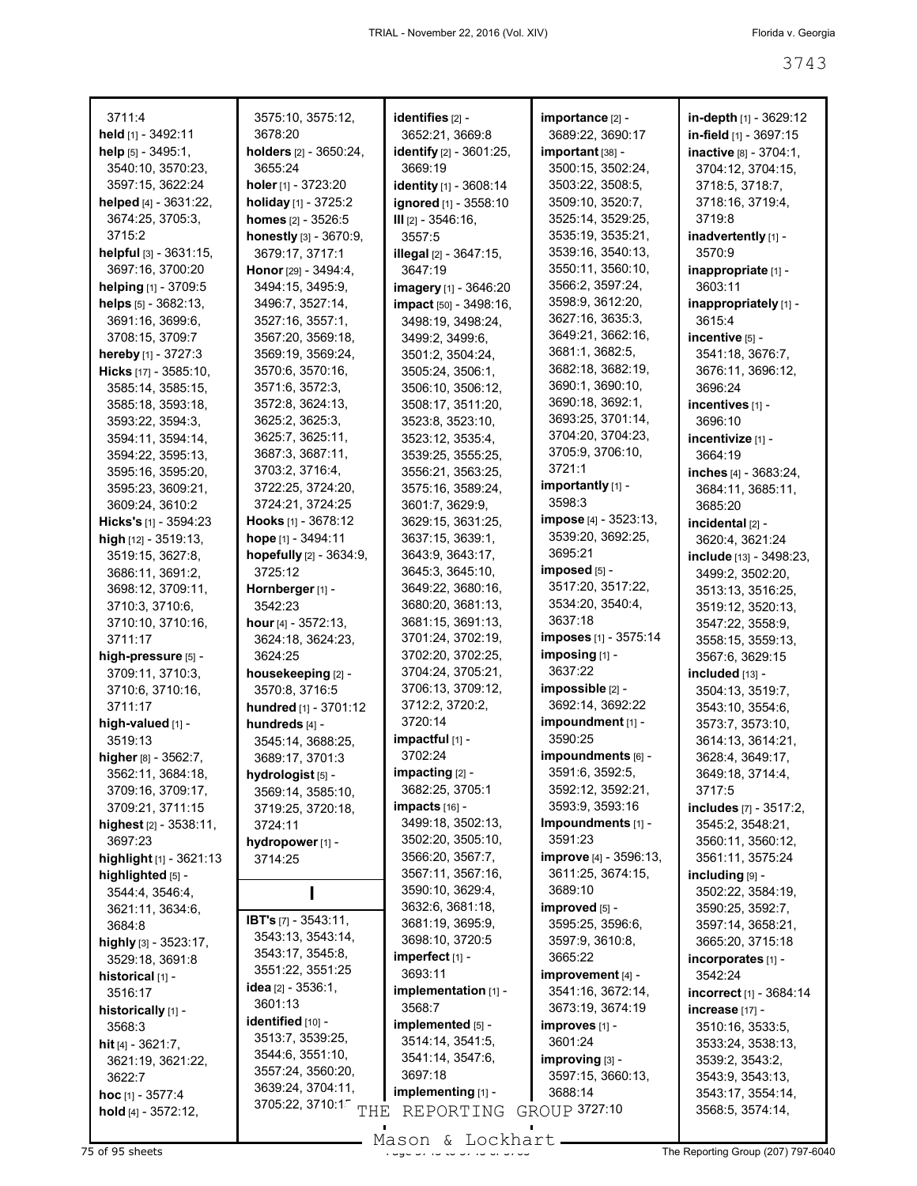3711:4
**held** [1] - 3492:11
**help** [5] - 3495:1, 3540:10, 3570:23, 3597:15, 3622:24
**helped** [4] - 3631:22, 3674:25, 3705:3, 3715:2
**helpful** [3] - 3631:15, 3697:16, 3700:20
**helping** [1] - 3709:5
**helps** [5] - 3682:13, 3691:16, 3699:6, 3708:15, 3709:7
**hereby** [1] - 3727:3
**Hicks** [17] - 3585:10, 3585:14, 3585:15, 3585:18, 3593:18, 3593:22, 3594:3, 3594:11, 3594:14, 3594:22, 3595:13, 3595:16, 3595:20, 3595:23, 3609:21, 3609:24, 3610:2
**Hicks's** [1] - 3594:23
**high** [12] - 3519:13, 3519:15, 3627:8, 3686:11, 3691:2, 3698:12, 3709:11, 3710:3, 3710:6, 3710:10, 3710:16, 3711:17
**high-pressure** [5] - 3709:11, 3710:3, 3710:6, 3710:16, 3711:17
**high-valued** [1] - 3519:13
**higher** [8] - 3562:7, 3562:11, 3684:18, 3709:16, 3709:17, 3709:21, 3711:15
**highest** [2] - 3538:11, 3697:23
**highlight** [1] - 3621:13
**highlighted** [5] - 3544:4, 3546:4, 3621:11, 3634:6, 3684:8
**highly** [3] - 3523:17, 3529:18, 3691:8
**historical** [1] - 3516:17
**historically** [1] - 3568:3
**hit** [4] - 3621:7, 3621:19, 3621:22, 3622:7
**hoc** [1] - 3577:4
**hold** [4] - 3572:12, 3575:10, 3575:12, 3678:20
**holders** [2] - 3650:24, 3655:24
**holer** [1] - 3723:20
**holiday** [1] - 3725:2
**homes** [2] - 3526:5
**honestly** [3] - 3670:9, 3679:17, 3717:1
**Honor** [29] - 3494:4, 3494:15, 3495:9, 3496:7, 3527:14, 3527:16, 3557:1, 3567:20, 3569:18, 3569:19, 3569:24, 3570:6, 3570:16, 3571:6, 3572:3, 3572:8, 3624:13, 3625:2, 3625:3, 3625:7, 3625:11, 3687:3, 3687:11, 3703:2, 3716:4, 3722:25, 3724:20, 3724:21, 3724:25
**Hooks** [1] - 3678:12
**hope** [1] - 3494:11
**hopefully** [2] - 3634:9, 3725:12
**Hornberger** [1] - 3542:23
**hour** [4] - 3572:13, 3624:18, 3624:23, 3624:25
**housekeeping** [2] - 3570:8, 3716:5
**hundred** [1] - 3701:12
**hundreds** [4] - 3545:14, 3688:25, 3689:17, 3701:3
**hydrologist** [5] - 3569:14, 3585:10, 3719:25, 3720:18, 3724:11
**hydropower** [1] - 3714:25

## I

**IBT's** [7] - 3543:11, 3543:13, 3543:14, 3543:17, 3545:8, 3551:22, 3551:25
**idea** [2] - 3536:1, 3601:13
**identified** [10] - 3513:7, 3539:25, 3544:6, 3551:10, 3557:24, 3560:20, 3639:24, 3704:11, 3705:22, 3710:1?
**identifies** [2] - 3652:21, 3669:8
**identify** [2] - 3601:25, 3669:19
**identity** [1] - 3608:14
**ignored** [1] - 3558:10
**III** [2] - 3546:16, 3557:5
**illegal** [2] - 3647:15, 3647:19
**imagery** [1] - 3646:20
**impact** [50] - 3498:16, 3498:19, 3498:24, 3499:2, 3499:6, 3501:2, 3504:24, 3505:24, 3506:1, 3506:10, 3506:12, 3508:17, 3511:20, 3523:8, 3523:10, 3523:12, 3535:4, 3539:25, 3555:25, 3556:21, 3563:25, 3575:16, 3589:24, 3601:7, 3629:9, 3629:15, 3631:25, 3637:15, 3639:1, 3643:9, 3643:17, 3645:3, 3645:10, 3649:22, 3680:16, 3680:20, 3681:13, 3681:15, 3691:13, 3701:24, 3702:19, 3702:20, 3702:25, 3704:24, 3705:21, 3706:13, 3709:12, 3712:2, 3720:2, 3720:14
**impactful** [1] - 3702:24
**impacting** [2] - 3682:25, 3705:1
**impacts** [16] - 3499:18, 3502:13, 3502:20, 3505:10, 3566:20, 3567:7, 3567:11, 3567:16, 3590:10, 3629:4, 3632:6, 3681:18, 3681:19, 3695:9, 3698:10, 3720:5
**imperfect** [1] - 3693:11
**implementation** [1] - 3568:7
**implemented** [5] - 3514:14, 3541:5, 3541:14, 3547:6, 3697:18
**implementing** [1] - 3727:10
**importance** [2] - 3689:22, 3690:17
**important** [38] - 3500:15, 3502:24, 3503:22, 3508:5, 3509:10, 3520:7, 3525:14, 3529:25, 3535:19, 3535:21, 3539:16, 3540:13, 3550:11, 3560:10, 3566:2, 3597:24, 3598:9, 3612:20, 3627:16, 3635:3, 3649:21, 3662:16, 3681:1, 3682:5, 3682:18, 3682:19, 3690:1, 3690:10, 3690:18, 3692:1, 3693:25, 3701:14, 3704:20, 3704:23, 3705:9, 3706:10, 3721:1
**importantly** [1] - 3598:3
**impose** [4] - 3523:13, 3539:20, 3692:25, 3695:21
**imposed** [5] - 3517:20, 3517:22, 3534:20, 3540:4, 3637:18
**imposes** [1] - 3575:14
**imposing** [1] - 3637:22
**impossible** [2] - 3692:14, 3692:22
**impoundment** [1] - 3590:25
**impoundments** [6] - 3591:6, 3592:5, 3592:12, 3592:21, 3593:9, 3593:16
**Impoundments** [1] - 3591:23
**improve** [4] - 3596:13, 3611:25, 3674:15, 3689:10
**improved** [5] - 3595:25, 3596:6, 3597:9, 3610:8, 3665:22
**improvement** [4] - 3541:16, 3672:14, 3673:19, 3674:19
**improves** [1] - 3601:24
**improving** [3] - 3597:15, 3660:13, 3688:14
**in-depth** [1] - 3629:12
**in-field** [1] - 3697:15
**inactive** [8] - 3704:1, 3704:12, 3704:15, 3718:5, 3718:7, 3718:16, 3719:4, 3719:8
**inadvertently** [1] - 3570:9
**inappropriate** [1] - 3603:11
**inappropriately** [1] - 3615:4
**incentive** [5] - 3541:18, 3676:7, 3676:11, 3696:12, 3696:24
**incentives** [1] - 3696:10
**incentivize** [1] - 3664:19
**inches** [4] - 3683:24, 3684:11, 3685:11, 3685:20
**incidental** [2] - 3620:4, 3621:24
**include** [13] - 3498:23, 3499:2, 3502:20, 3513:13, 3516:25, 3519:12, 3520:13, 3547:22, 3558:9, 3558:15, 3559:13, 3567:6, 3629:15
**included** [13] - 3504:13, 3519:7, 3543:10, 3554:6, 3573:7, 3573:10, 3614:13, 3614:21, 3628:4, 3649:17, 3649:18, 3714:4, 3717:5
**includes** [7] - 3517:2, 3545:2, 3548:21, 3560:11, 3560:12, 3561:11, 3575:24
**including** [9] - 3502:22, 3584:19, 3590:25, 3592:7, 3597:14, 3658:21, 3665:20, 3715:18
**incorporates** [1] - 3542:24
**incorrect** [1] - 3684:14
**increase** [17] - 3510:16, 3533:5, 3533:24, 3538:13, 3539:2, 3543:2, 3543:9, 3543:13, 3543:17, 3554:14, 3568:5, 3574:14,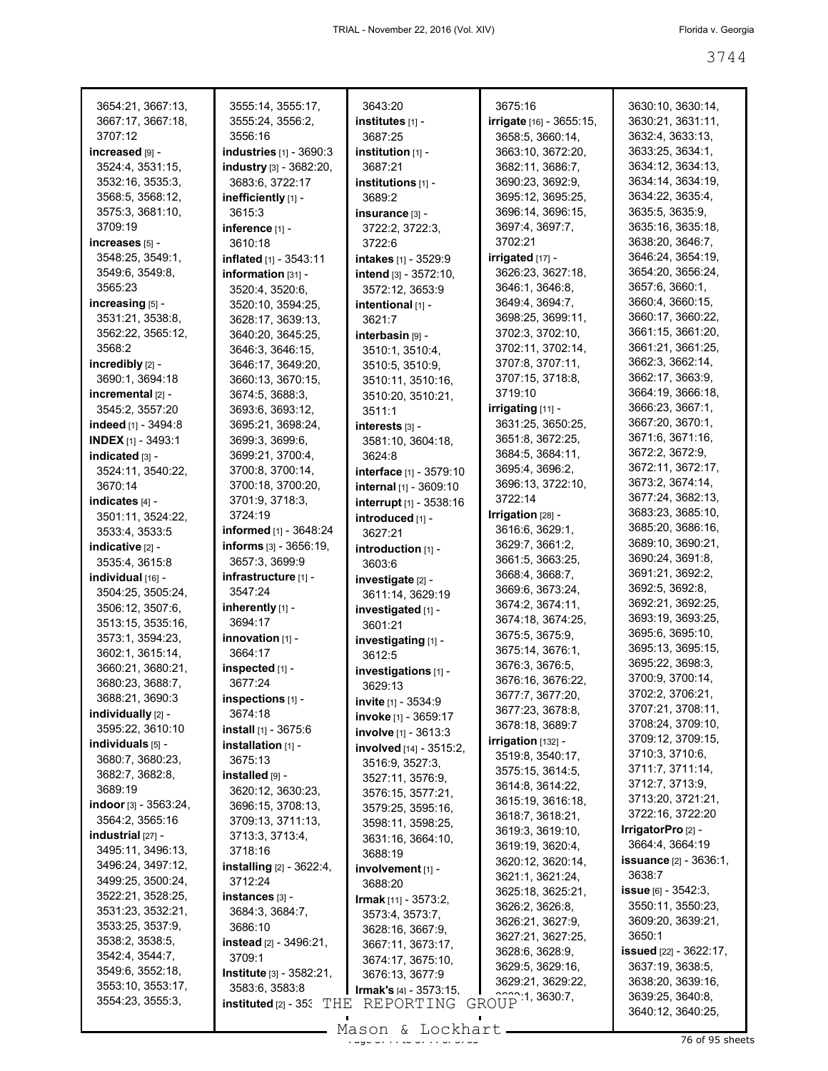3654:21, 3667:13, 3667:17, 3667:18, 3707:12
**increased** [9] - 3524:4, 3531:15, 3532:16, 3535:3, 3568:5, 3568:12, 3575:3, 3681:10, 3709:19
**increases** [5] - 3548:25, 3549:1, 3549:6, 3549:8, 3565:23
**increasing** [5] - 3531:21, 3538:8, 3562:22, 3565:12, 3568:2
**incredibly** [2] - 3690:1, 3694:18
**incremental** [2] - 3545:2, 3557:20
**indeed** [1] - 3494:8
**INDEX** [1] - 3493:1
**indicated** [3] - 3524:11, 3540:22, 3670:14
**indicates** [4] - 3501:11, 3524:22, 3533:4, 3533:5
**indicative** [2] - 3535:4, 3615:8
**individual** [16] - 3504:25, 3505:24, 3506:12, 3507:6, 3513:15, 3535:16, 3573:1, 3594:23, 3602:1, 3615:14, 3660:21, 3680:21, 3680:23, 3688:7, 3688:21, 3690:3
**individually** [2] - 3595:22, 3610:10
**individuals** [5] - 3680:7, 3680:23, 3682:7, 3682:8, 3689:19
**indoor** [3] - 3563:24, 3564:2, 3565:16
**industrial** [27] - 3495:11, 3496:13, 3496:24, 3497:12, 3499:25, 3500:24, 3522:21, 3528:25, 3531:23, 3532:21, 3533:25, 3537:9, 3538:2, 3538:5, 3542:4, 3544:7, 3549:6, 3552:18, 3553:10, 3553:17, 3554:23, 3555:3, 3555:14, 3555:17, 3555:24, 3556:2, 3556:16
**industries** [1] - 3690:3
**industry** [3] - 3682:20, 3683:6, 3722:17
**inefficiently** [1] - 3615:3
**inference** [1] - 3610:18
**inflated** [1] - 3543:11
**information** [31] - 3520:4, 3520:6, 3520:10, 3594:25, 3628:17, 3639:13, 3640:20, 3645:25, 3646:3, 3646:15, 3646:17, 3649:20, 3660:13, 3670:15, 3674:5, 3688:3, 3693:6, 3693:12, 3695:21, 3698:24, 3699:3, 3699:6, 3699:21, 3700:4, 3700:8, 3700:14, 3700:18, 3700:20, 3701:9, 3718:3, 3724:19
**informed** [1] - 3648:24
**informs** [3] - 3656:19, 3657:3, 3699:9
**infrastructure** [1] - 3547:24
**inherently** [1] - 3694:17
**innovation** [1] - 3664:17
**inspected** [1] - 3677:24
**inspections** [1] - 3674:18
**install** [1] - 3675:6
**installation** [1] - 3675:13
**installed** [9] - 3620:12, 3630:23, 3696:15, 3708:13, 3709:13, 3711:13, 3713:3, 3713:4, 3718:16
**installing** [2] - 3622:4, 3712:24
**instances** [3] - 3684:3, 3684:7, 3686:10
**instead** [2] - 3496:21, 3709:1
**Institute** [3] - 3582:21, 3583:6, 3583:8
**instituted** [2] - 353... 3643:20
**institutes** [1] - 3687:25
**institution** [1] - 3687:21
**institutions** [1] - 3689:2
**insurance** [3] - 3722:2, 3722:3, 3722:6
**intakes** [1] - 3529:9
**intend** [3] - 3572:10, 3572:12, 3653:9
**intentional** [1] - 3621:7
**interbasin** [9] - 3510:1, 3510:4, 3510:5, 3510:9, 3510:11, 3510:16, 3510:20, 3510:21, 3511:1
**interests** [3] - 3581:10, 3604:18, 3624:8
**interface** [1] - 3579:10
**internal** [1] - 3609:10
**interrupt** [1] - 3538:16
**introduced** [1] - 3627:21
**introduction** [1] - 3603:6
**investigate** [2] - 3611:14, 3629:19
**investigated** [1] - 3601:21
**investigating** [1] - 3612:5
**investigations** [1] - 3629:13
**invite** [1] - 3534:9
**invoke** [1] - 3659:17
**involve** [1] - 3613:3
**involved** [14] - 3515:2, 3516:9, 3527:3, 3527:11, 3576:9, 3576:15, 3577:21, 3579:25, 3595:16, 3598:11, 3598:25, 3631:16, 3664:10, 3688:19
**involvement** [1] - 3688:20
**Irmak** [11] - 3573:2, 3573:4, 3573:7, 3628:16, 3667:9, 3667:11, 3673:17, 3674:17, 3675:10, 3676:13, 3677:9
**Irmak's** [4] - 3573:15, 3675:16
**irrigate** [16] - 3655:15, 3658:5, 3660:14, 3663:10, 3672:20, 3682:11, 3686:7, 3690:23, 3692:9, 3695:12, 3695:25, 3696:14, 3696:15, 3697:4, 3697:7, 3702:21
**irrigated** [17] - 3626:23, 3627:18, 3646:1, 3646:8, 3649:4, 3694:7, 3698:25, 3699:11, 3702:3, 3702:10, 3702:11, 3702:14, 3707:8, 3707:11, 3707:15, 3718:8, 3719:10
**irrigating** [11] - 3631:25, 3650:25, 3651:8, 3672:25, 3684:5, 3684:11, 3695:4, 3696:2, 3696:13, 3722:10, 3722:14
**Irrigation** [28] - 3616:6, 3629:1, 3629:7, 3661:2, 3661:5, 3663:25, 3668:4, 3668:7, 3669:6, 3673:24, 3674:2, 3674:11, 3674:18, 3674:25, 3675:5, 3675:9, 3675:14, 3676:1, 3676:3, 3676:5, 3676:16, 3676:22, 3677:7, 3677:20, 3677:23, 3678:8, 3678:18, 3689:7
**irrigation** [132] - 3519:8, 3540:17, 3575:15, 3614:5, 3614:8, 3614:22, 3615:19, 3616:18, 3618:7, 3618:21, 3619:3, 3619:10, 3619:19, 3620:4, 3620:12, 3620:14, 3621:1, 3621:24, 3625:18, 3625:21, 3626:2, 3626:8, 3626:21, 3627:9, 3627:21, 3627:25, 3628:6, 3628:9, 3629:5, 3629:16, 3629:21, 3629:22, ...:1, 3630:7, 3630:10, 3630:14, 3630:21, 3631:11, 3632:4, 3633:13, 3633:25, 3634:1, 3634:12, 3634:13, 3634:14, 3634:19, 3634:22, 3635:4, 3635:5, 3635:9, 3635:16, 3635:18, 3638:20, 3646:7, 3646:24, 3654:19, 3654:20, 3656:24, 3657:6, 3660:1, 3660:4, 3660:15, 3660:17, 3660:22, 3661:15, 3661:20, 3661:21, 3661:25, 3662:3, 3662:14, 3662:17, 3663:9, 3664:19, 3666:18, 3666:23, 3667:1, 3667:20, 3670:1, 3671:6, 3671:16, 3672:2, 3672:9, 3672:11, 3672:17, 3673:2, 3674:14, 3677:24, 3682:13, 3683:23, 3685:10, 3685:20, 3686:16, 3689:10, 3690:21, 3690:24, 3691:8, 3691:21, 3692:2, 3692:5, 3692:8, 3692:21, 3692:25, 3693:19, 3693:25, 3695:6, 3695:10, 3695:13, 3695:15, 3695:22, 3698:3, 3700:9, 3700:14, 3702:2, 3706:21, 3707:21, 3708:11, 3708:24, 3709:10, 3709:12, 3709:15, 3710:3, 3710:6, 3711:7, 3711:14, 3712:7, 3713:9, 3713:20, 3721:21, 3722:16, 3722:20
**IrrigatorPro** [2] - 3664:4, 3664:19
**issuance** [2] - 3636:1, 3638:7
**issue** [6] - 3542:3, 3550:11, 3550:23, 3609:20, 3639:21, 3650:1
**issued** [22] - 3622:17, 3637:19, 3638:5, 3638:20, 3639:16, 3639:25, 3640:8, 3640:12, 3640:25,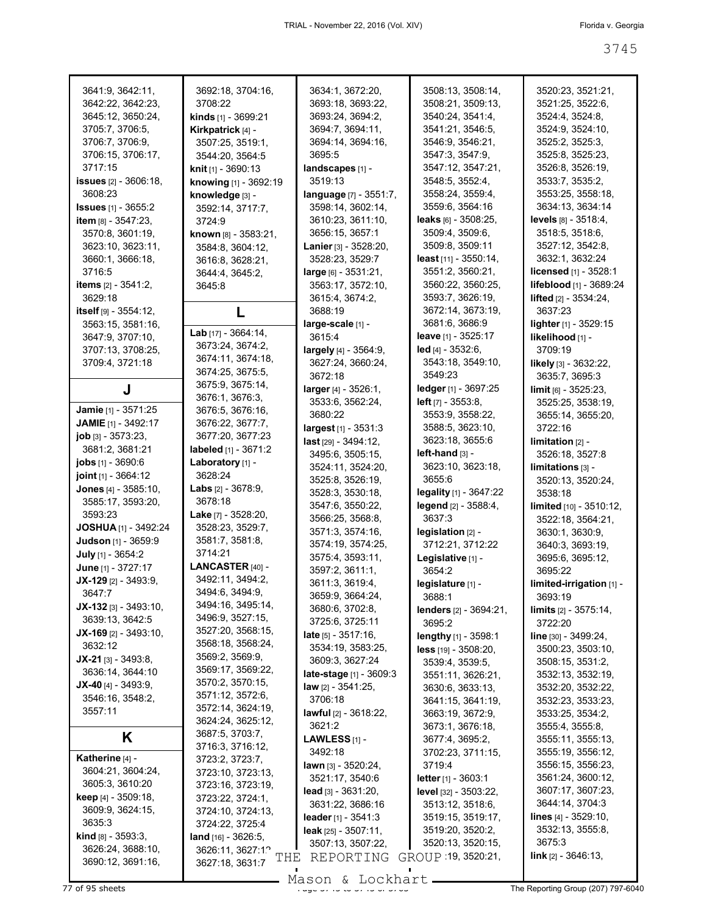3641:9, 3642:11, 3642:22, 3642:23, 3645:12, 3650:24, 3705:7, 3706:5, 3706:7, 3706:9, 3706:15, 3706:17, 3717:15

**issues** [2] - 3606:18, 3608:23

**Issues** [1] - 3655:2

**item** [8] - 3547:23, 3570:8, 3601:19, 3623:10, 3623:11, 3660:1, 3666:18, 3716:5

**items** [2] - 3541:2, 3629:18

**itself** [9] - 3554:12, 3563:15, 3581:16, 3647:9, 3707:10, 3707:13, 3708:25, 3709:4, 3721:18

## J

**Jamie** [1] - 3571:25

**JAMIE** [1] - 3492:17

**job** [3] - 3573:23, 3681:2, 3681:21

**jobs** [1] - 3690:6

**joint** [1] - 3664:12

**Jones** [4] - 3585:10, 3585:17, 3593:20, 3593:23

**JOSHUA** [1] - 3492:24

**Judson** [1] - 3659:9

**July** [1] - 3654:2

**June** [1] - 3727:17

**JX-129** [2] - 3493:9, 3647:7

**JX-132** [3] - 3493:10, 3639:13, 3642:5

**JX-169** [2] - 3493:10, 3632:12

**JX-21** [3] - 3493:8, 3636:14, 3644:10

**JX-40** [4] - 3493:9, 3546:16, 3548:2, 3557:11

## K

**Katherine** [4] - 3604:21, 3604:24, 3605:3, 3610:20

**keep** [4] - 3509:18, 3609:9, 3624:15, 3635:3

**kind** [8] - 3593:3, 3626:24, 3688:10, 3690:12, 3691:16, 3692:18, 3704:16, 3708:22

**kinds** [1] - 3699:21

**Kirkpatrick** [4] - 3507:25, 3519:1, 3544:20, 3564:5

**knit** [1] - 3690:13

**knowing** [1] - 3692:19

**knowledge** [3] - 3592:14, 3717:7, 3724:9

**known** [8] - 3583:21, 3584:8, 3604:12, 3616:8, 3628:21, 3644:4, 3645:2, 3645:8

## L

**Lab** [17] - 3664:14, 3673:24, 3674:2, 3674:11, 3674:18, 3674:25, 3675:5, 3675:9, 3675:14, 3676:1, 3676:3, 3676:5, 3676:16, 3676:22, 3677:7, 3677:20, 3677:23

**labeled** [1] - 3671:2

**Laboratory** [1] - 3628:24

**Labs** [2] - 3678:9, 3678:18

**Lake** [7] - 3528:20, 3528:23, 3529:7, 3581:7, 3581:8, 3714:21

**LANCASTER** [40] - 3492:11, 3494:2, 3494:6, 3494:9, 3494:16, 3495:14, 3496:9, 3527:15, 3527:20, 3568:15, 3568:18, 3568:24, 3569:2, 3569:9, 3569:17, 3569:22, 3570:2, 3570:15, 3571:12, 3572:6, 3572:14, 3624:19, 3624:24, 3625:12, 3687:5, 3703:7, 3716:3, 3716:12, 3723:2, 3723:7, 3723:10, 3723:13, 3723:16, 3723:19, 3723:22, 3724:1, 3724:10, 3724:13, 3724:22, 3725:4

**land** [16] - 3626:5, 3626:11, 3627:12, 3627:18, 3631:7, 3634:1, 3672:20, 3693:18, 3693:22, 3693:24, 3694:2, 3694:7, 3694:11, 3694:14, 3694:16, 3695:5

**landscapes** [1] - 3519:13

**language** [7] - 3551:7, 3598:14, 3602:14, 3610:23, 3611:10, 3656:15, 3657:1

**Lanier** [3] - 3528:20, 3528:23, 3529:7

**large** [6] - 3531:21, 3563:17, 3572:10, 3615:4, 3674:2, 3688:19

**large-scale** [1] - 3615:4

**largely** [4] - 3564:9, 3627:24, 3660:24, 3672:18

**larger** [4] - 3526:1, 3533:6, 3562:24, 3680:22

**largest** [1] - 3531:3

**last** [29] - 3494:12, 3495:6, 3505:15, 3524:11, 3524:20, 3525:8, 3526:19, 3528:3, 3530:18, 3547:6, 3550:22, 3566:25, 3568:8, 3571:3, 3574:16, 3574:19, 3574:25, 3575:4, 3593:11, 3597:2, 3611:1, 3611:3, 3619:4, 3659:9, 3664:24, 3680:6, 3702:8, 3725:6, 3725:11

**late** [5] - 3517:16, 3534:19, 3583:25, 3609:3, 3627:24

**late-stage** [1] - 3609:3

**law** [2] - 3541:25, 3706:18

**lawful** [2] - 3618:22, 3621:2

**LAWLESS** [1] - 3492:18

**lawn** [3] - 3520:24, 3521:17, 3540:6

**lead** [3] - 3631:20, 3631:22, 3686:16

**leader** [1] - 3541:3

**leak** [25] - 3507:11, 3507:13, 3507:22, 3508:13, 3508:14, 3508:21, 3509:13, 3540:24, 3541:4, 3541:21, 3546:5, 3546:9, 3546:21, 3547:3, 3547:9, 3547:12, 3547:21, 3548:5, 3552:4, 3558:24, 3559:4, 3559:6, 3564:16

**leaks** [6] - 3508:25, 3509:4, 3509:6, 3509:8, 3509:11

**least** [11] - 3550:14, 3551:2, 3560:21, 3560:22, 3560:25, 3593:7, 3626:19, 3672:14, 3673:19, 3681:6, 3686:9

**leave** [1] - 3525:17

**led** [4] - 3532:6, 3543:18, 3549:10, 3549:23

**ledger** [1] - 3697:25

**left** [7] - 3553:8, 3553:9, 3558:22, 3588:5, 3623:10, 3623:18, 3655:6

**left-hand** [3] - 3623:10, 3623:18, 3655:6

**legality** [1] - 3647:22

**legend** [2] - 3588:4, 3637:3

**legislation** [2] - 3712:21, 3712:22

**Legislative** [1] - 3654:2

**legislature** [1] - 3688:1

**lenders** [2] - 3694:21, 3695:2

**lengthy** [1] - 3598:1

**less** [19] - 3508:20, 3539:4, 3539:5, 3551:11, 3626:21, 3630:6, 3633:13, 3641:15, 3641:19, 3663:19, 3672:9, 3673:1, 3676:18, 3677:4, 3695:2, 3702:23, 3711:15, 3719:4

**letter** [1] - 3603:1

**level** [32] - 3503:22, 3513:12, 3518:6, 3519:15, 3519:17, 3519:20, 3520:2, 3520:13, 3520:15, 3520:19, 3520:21, 3520:23, 3521:21, 3521:25, 3522:6, 3524:4, 3524:8, 3524:9, 3524:10, 3525:2, 3525:3, 3525:8, 3525:23, 3526:8, 3526:19, 3533:7, 3535:2, 3553:25, 3558:18, 3634:13, 3634:14

**levels** [8] - 3518:4, 3518:5, 3518:6, 3527:12, 3542:8, 3632:1, 3632:24

**licensed** [1] - 3528:1

**lifeblood** [1] - 3689:24

**lifted** [2] - 3534:24, 3637:23

**lighter** [1] - 3529:15

**likelihood** [1] - 3709:19

**likely** [3] - 3632:22, 3635:7, 3695:3

**limit** [6] - 3525:23, 3525:25, 3538:19, 3655:14, 3655:20, 3722:16

**limitation** [2] - 3526:18, 3527:8

**limitations** [3] - 3520:13, 3520:24, 3538:18

**limited** [10] - 3510:12, 3522:18, 3564:21, 3630:1, 3630:9, 3640:3, 3693:19, 3695:6, 3695:12, 3695:22

**limited-irrigation** [1] - 3693:19

**limits** [2] - 3575:14, 3722:20

**line** [30] - 3499:24, 3500:23, 3503:10, 3508:15, 3531:2, 3532:13, 3532:19, 3532:20, 3532:22, 3532:23, 3533:23, 3533:25, 3534:2, 3555:4, 3555:8, 3555:11, 3555:13, 3555:19, 3556:12, 3556:15, 3556:23, 3561:24, 3600:12, 3607:17, 3607:23, 3644:14, 3704:3

**lines** [4] - 3529:10, 3532:13, 3555:8, 3675:3

**link** [2] - 3646:13,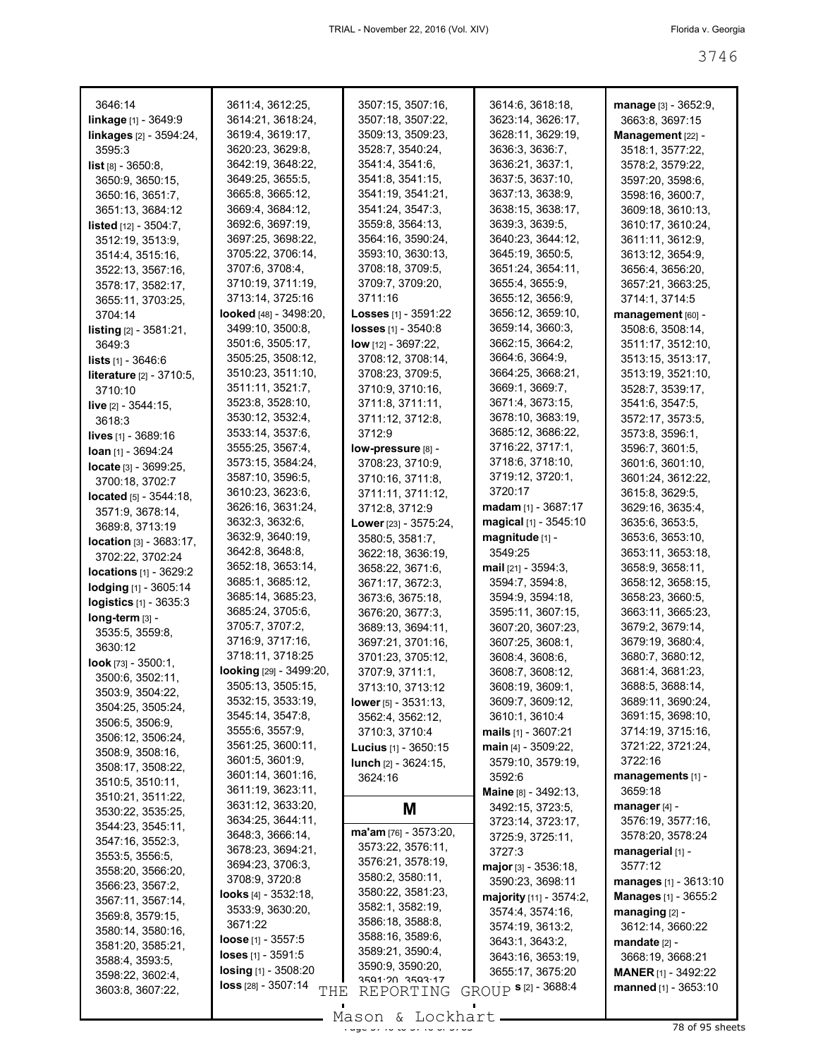3646:14
**linkage** [1] - 3649:9
**linkages** [2] - 3594:24, 3595:3
**list** [8] - 3650:8, 3650:9, 3650:15, 3650:16, 3651:7, 3651:13, 3684:12
**listed** [12] - 3504:7, 3512:19, 3513:9, 3514:4, 3515:16, 3522:13, 3567:16, 3578:17, 3582:17, 3655:11, 3703:25, 3704:14
**listing** [2] - 3581:21, 3649:3
**lists** [1] - 3646:6
**literature** [2] - 3710:5, 3710:10
**live** [2] - 3544:15, 3618:3
**lives** [1] - 3689:16
**loan** [1] - 3694:24
**locate** [3] - 3699:25, 3700:18, 3702:7
**located** [5] - 3544:18, 3571:9, 3678:14, 3689:8, 3713:19
**location** [3] - 3683:17, 3702:22, 3702:24
**locations** [1] - 3629:2
**lodging** [1] - 3605:14
**logistics** [1] - 3635:3
**long-term** [3] - 3535:5, 3559:8, 3630:12
**look** [73] - 3500:1, 3500:6, 3502:11, 3503:9, 3504:22, 3504:25, 3505:24, 3506:5, 3506:9, 3506:12, 3506:24, 3508:9, 3508:16, 3508:17, 3508:22, 3510:5, 3510:11, 3510:21, 3511:22, 3530:22, 3535:25, 3544:23, 3545:11, 3547:16, 3552:3, 3553:5, 3556:5, 3558:20, 3566:20, 3566:23, 3567:2, 3567:11, 3567:14, 3569:8, 3579:15, 3580:14, 3580:16, 3581:20, 3585:21, 3588:4, 3593:5, 3598:22, 3602:4, 3603:8, 3607:22, 3611:4, 3612:25, 3614:21, 3618:24, 3619:4, 3619:17, 3620:23, 3629:8, 3642:19, 3648:22, 3649:25, 3655:5, 3665:8, 3665:12, 3669:4, 3684:12, 3692:6, 3697:19, 3697:25, 3698:22, 3705:22, 3706:14, 3707:6, 3708:4, 3710:19, 3711:19, 3713:14, 3725:16
**looked** [48] - 3498:20, 3499:10, 3500:8, 3501:6, 3505:17, 3505:25, 3508:12, 3510:23, 3511:10, 3511:11, 3521:7, 3523:8, 3528:10, 3530:12, 3532:4, 3533:14, 3537:6, 3555:25, 3567:4, 3573:15, 3584:24, 3587:10, 3596:5, 3610:23, 3623:6, 3626:16, 3631:24, 3632:3, 3632:6, 3632:9, 3640:19, 3642:8, 3648:8, 3652:18, 3653:14, 3685:1, 3685:12, 3685:14, 3685:23, 3685:24, 3705:6, 3705:7, 3707:2, 3716:9, 3717:16, 3718:11, 3718:25
**looking** [29] - 3499:20, 3505:13, 3505:15, 3532:15, 3533:19, 3545:14, 3547:8, 3555:6, 3557:9, 3561:25, 3600:11, 3601:5, 3601:9, 3601:14, 3601:16, 3611:19, 3623:11, 3631:12, 3633:20, 3634:25, 3644:11, 3648:3, 3666:14, 3678:23, 3694:21, 3694:23, 3706:3, 3708:9, 3720:8
**looks** [4] - 3532:18, 3533:9, 3630:20, 3671:22
**loose** [1] - 3557:5
**loses** [1] - 3591:5
**losing** [1] - 3508:20
**loss** [28] - 3507:14, 3507:15, 3507:16, 3507:18, 3507:22, 3509:13, 3509:23, 3528:7, 3540:24, 3541:4, 3541:6, 3541:8, 3541:15, 3541:19, 3541:21, 3541:24, 3547:3, 3559:8, 3564:13, 3564:16, 3590:24, 3593:10, 3630:13, 3708:18, 3709:5, 3709:7, 3709:20, 3711:16
**Losses** [1] - 3591:22
**losses** [1] - 3540:8
**low** [12] - 3697:22, 3708:12, 3708:14, 3708:23, 3709:5, 3710:9, 3710:16, 3711:8, 3711:11, 3711:12, 3712:8, 3712:9
**low-pressure** [8] - 3708:23, 3710:9, 3710:16, 3711:8, 3711:11, 3711:12, 3712:8, 3712:9
**Lower** [23] - 3575:24, 3580:5, 3581:7, 3622:18, 3636:19, 3658:22, 3671:6, 3671:17, 3672:3, 3673:6, 3675:18, 3676:20, 3677:3, 3689:13, 3694:11, 3697:21, 3701:16, 3701:23, 3705:12, 3707:9, 3711:1, 3713:10, 3713:12
**lower** [5] - 3531:13, 3562:4, 3562:12, 3710:3, 3710:4
**Lucius** [1] - 3650:15
**lunch** [2] - 3624:15, 3624:16

## M

**ma'am** [76] - 3573:20, 3573:22, 3576:11, 3576:21, 3578:19, 3580:2, 3580:11, 3580:22, 3581:23, 3582:1, 3582:19, 3586:18, 3588:8, 3588:16, 3589:6, 3589:21, 3590:4, 3590:9, 3590:20, 3591:20, 3593:17, 3614:6, 3618:18, 3623:14, 3626:17, 3628:11, 3629:19, 3636:3, 3636:7, 3636:21, 3637:1, 3637:5, 3637:10, 3637:13, 3638:9, 3638:15, 3638:17, 3639:3, 3639:5, 3640:23, 3644:12, 3645:19, 3650:5, 3651:24, 3654:11, 3655:4, 3655:9, 3655:12, 3656:9, 3656:12, 3659:10, 3659:14, 3660:3, 3662:15, 3664:2, 3664:6, 3664:9, 3664:25, 3668:21, 3669:1, 3669:7, 3671:4, 3673:15, 3678:10, 3683:19, 3685:12, 3686:22, 3716:22, 3717:1, 3718:6, 3718:10, 3719:12, 3720:1, 3720:17
**madam** [1] - 3687:17
**magical** [1] - 3545:10
**magnitude** [1] - 3549:25
**mail** [21] - 3594:3, 3594:7, 3594:8, 3594:9, 3594:18, 3595:11, 3607:15, 3607:20, 3607:23, 3607:25, 3608:1, 3608:4, 3608:6, 3608:7, 3608:12, 3608:19, 3609:1, 3609:7, 3609:12, 3610:1, 3610:4
**mails** [1] - 3607:21
**main** [4] - 3509:22, 3579:10, 3579:19, 3592:6
**Maine** [8] - 3492:13, 3492:15, 3723:5, 3723:14, 3723:17, 3725:9, 3725:11, 3727:3
**major** [3] - 3536:18, 3590:23, 3698:11
**majority** [11] - 3574:2, 3574:4, 3574:16, 3574:19, 3613:2, 3643:1, 3643:2, 3643:16, 3653:19, 3655:17, 3675:20
**...s** [2] - 3688:4
**manage** [3] - 3652:9, 3663:8, 3697:15
**Management** [22] - 3518:1, 3577:22, 3578:2, 3579:22, 3597:20, 3598:6, 3598:16, 3600:7, 3609:18, 3610:13, 3610:17, 3610:24, 3611:11, 3612:9, 3613:12, 3654:9, 3656:4, 3656:20, 3657:21, 3663:25, 3714:1, 3714:5
**management** [60] - 3508:6, 3508:14, 3511:17, 3512:10, 3513:15, 3513:17, 3513:19, 3521:10, 3528:7, 3539:17, 3541:6, 3547:5, 3572:17, 3573:5, 3573:8, 3596:1, 3596:7, 3601:5, 3601:6, 3601:10, 3601:24, 3612:22, 3615:8, 3629:5, 3629:16, 3635:4, 3635:6, 3653:5, 3653:6, 3653:10, 3653:11, 3653:18, 3658:9, 3658:11, 3658:12, 3658:15, 3658:23, 3660:5, 3663:11, 3665:23, 3679:2, 3679:14, 3679:19, 3680:4, 3680:7, 3680:12, 3681:4, 3681:23, 3688:5, 3688:14, 3689:11, 3690:24, 3691:15, 3698:10, 3714:19, 3715:16, 3721:22, 3721:24, 3722:16
**managements** [1] - 3659:18
**manager** [4] - 3576:19, 3577:16, 3578:20, 3578:24
**managerial** [1] - 3577:12
**manages** [1] - 3613:10
**Manages** [1] - 3655:2
**managing** [2] - 3612:14, 3660:22
**mandate** [2] - 3668:19, 3668:21
**MANER** [1] - 3492:22
**manned** [1] - 3653:10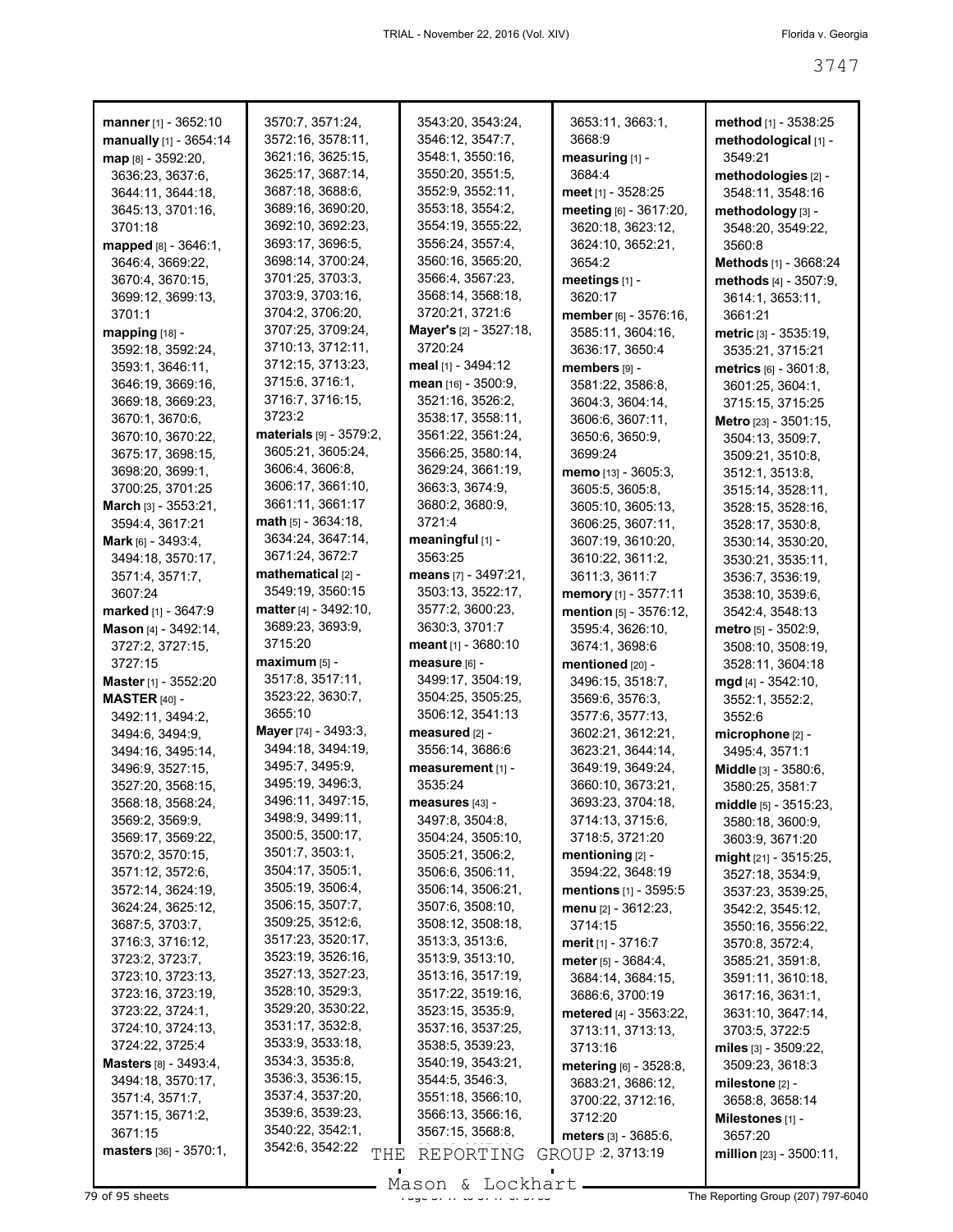**manner** [1] - 3652:10
**manually** [1] - 3654:14
**map** [8] - 3592:20, 3636:23, 3637:6, 3644:11, 3644:18, 3645:13, 3701:16, 3701:18
**mapped** [8] - 3646:1, 3646:4, 3669:22, 3670:4, 3670:15, 3699:12, 3699:13, 3701:1
**mapping** [18] - 3592:18, 3592:24, 3593:1, 3646:11, 3646:19, 3669:16, 3669:18, 3669:23, 3670:1, 3670:6, 3670:10, 3670:22, 3675:17, 3698:15, 3698:20, 3699:1, 3700:25, 3701:25
**March** [3] - 3553:21, 3594:4, 3617:21
**Mark** [6] - 3493:4, 3494:18, 3570:17, 3571:4, 3571:7, 3607:24
**marked** [1] - 3647:9
**Mason** [4] - 3492:14, 3727:2, 3727:15, 3727:15
**Master** [1] - 3552:20
**MASTER** [40] - 3492:11, 3494:2, 3494:6, 3494:9, 3494:16, 3495:14, 3496:9, 3527:15, 3527:20, 3568:15, 3568:18, 3568:24, 3569:2, 3569:9, 3569:17, 3569:22, 3570:2, 3570:15, 3571:12, 3572:6, 3572:14, 3624:19, 3624:24, 3625:12, 3687:5, 3703:7, 3716:3, 3716:12, 3723:2, 3723:7, 3723:10, 3723:13, 3723:16, 3723:19, 3723:22, 3724:1, 3724:10, 3724:13, 3724:22, 3725:4
**Masters** [8] - 3493:4, 3494:18, 3570:17, 3571:4, 3571:7, 3571:15, 3671:2, 3671:15
**masters** [36] - 3570:1, 3570:7, 3571:24, 3572:16, 3578:11, 3621:16, 3625:15, 3625:17, 3687:14, 3687:18, 3688:6, 3689:16, 3690:20, 3692:10, 3692:23, 3693:17, 3696:5, 3698:14, 3700:24, 3701:25, 3703:3, 3703:9, 3703:16, 3704:2, 3706:20, 3707:25, 3709:24, 3710:13, 3712:11, 3712:15, 3713:23, 3715:6, 3716:1, 3716:7, 3716:15, 3723:2
**materials** [9] - 3579:2, 3605:21, 3605:24, 3606:4, 3606:8, 3606:17, 3661:10, 3661:11, 3661:17
**math** [5] - 3634:18, 3634:24, 3647:14, 3671:24, 3672:7
**mathematical** [2] - 3549:19, 3560:15
**matter** [4] - 3492:10, 3689:23, 3693:9, 3715:20
**maximum** [5] - 3517:8, 3517:11, 3523:22, 3630:7, 3655:10
**Mayer** [74] - 3493:3, 3494:18, 3494:19, 3495:7, 3495:9, 3495:19, 3496:3, 3496:11, 3497:15, 3498:9, 3499:11, 3500:5, 3500:17, 3501:7, 3503:1, 3504:17, 3505:1, 3505:19, 3506:4, 3506:15, 3507:7, 3509:25, 3512:6, 3517:23, 3520:17, 3523:19, 3526:16, 3527:13, 3527:23, 3528:10, 3529:3, 3529:20, 3530:22, 3531:17, 3532:8, 3533:9, 3533:18, 3534:3, 3535:8, 3536:3, 3536:15, 3537:4, 3537:20, 3539:6, 3539:23, 3540:22, 3542:1, 3542:6, 3542:22, 3543:20, 3543:24, 3546:12, 3547:7, 3548:1, 3550:16, 3550:20, 3551:5, 3552:9, 3552:11, 3553:18, 3554:2, 3554:19, 3555:22, 3556:24, 3557:4, 3560:16, 3565:20, 3566:4, 3567:23, 3568:14, 3568:18, 3720:21, 3721:6
**Mayer's** [2] - 3527:18, 3720:24
**meal** [1] - 3494:12
**mean** [16] - 3500:9, 3521:16, 3526:2, 3538:17, 3558:11, 3561:22, 3561:24, 3566:25, 3580:14, 3629:24, 3661:19, 3663:3, 3674:9, 3680:2, 3680:9, 3721:4
**meaningful** [1] - 3563:25
**means** [7] - 3497:21, 3503:13, 3522:17, 3577:2, 3600:23, 3630:3, 3701:7
**meant** [1] - 3680:10
**measure** [6] - 3499:17, 3504:19, 3504:25, 3505:25, 3506:12, 3541:13
**measured** [2] - 3556:14, 3686:6
**measurement** [1] - 3535:24
**measures** [43] - 3497:8, 3504:8, 3504:24, 3505:10, 3505:21, 3506:2, 3506:6, 3506:11, 3506:14, 3506:21, 3507:6, 3508:10, 3508:12, 3508:18, 3513:3, 3513:6, 3513:9, 3513:10, 3513:16, 3517:19, 3517:22, 3519:16, 3523:15, 3535:9, 3537:16, 3537:25, 3538:5, 3539:23, 3540:19, 3543:21, 3544:5, 3546:3, 3551:18, 3566:10, 3566:13, 3566:16, 3567:15, 3568:8, 3653:11, 3663:1, 3668:9
**measuring** [1] - 3684:4
**meet** [1] - 3528:25
**meeting** [6] - 3617:20, 3620:18, 3623:12, 3624:10, 3652:21, 3654:2
**meetings** [1] - 3620:17
**member** [6] - 3576:16, 3585:11, 3604:16, 3636:17, 3650:4
**members** [9] - 3581:22, 3586:8, 3604:3, 3604:14, 3606:6, 3607:11, 3650:6, 3650:9, 3699:24
**memo** [13] - 3605:3, 3605:5, 3605:8, 3605:10, 3605:13, 3606:25, 3607:11, 3607:19, 3610:20, 3610:22, 3611:2, 3611:3, 3611:7
**memory** [1] - 3577:11
**mention** [5] - 3576:12, 3595:4, 3626:10, 3674:1, 3698:6
**mentioned** [20] - 3496:15, 3518:7, 3569:6, 3576:3, 3577:6, 3577:13, 3602:21, 3612:21, 3623:21, 3644:14, 3649:19, 3649:24, 3660:10, 3673:21, 3693:23, 3704:18, 3714:13, 3715:6, 3718:5, 3721:20
**mentioning** [2] - 3594:22, 3648:19
**mentions** [1] - 3595:5
**menu** [2] - 3612:23, 3714:15
**merit** [1] - 3716:7
**meter** [5] - 3684:4, 3684:14, 3684:15, 3686:6, 3700:19
**metered** [4] - 3563:22, 3713:11, 3713:13, 3713:16
**metering** [6] - 3528:8, 3683:21, 3686:12, 3700:22, 3712:16, 3712:20
**meters** [3] - 3685:6, 3713:2, 3713:19
**method** [1] - 3538:25
**methodological** [1] - 3549:21
**methodologies** [2] - 3548:11, 3548:16
**methodology** [3] - 3548:20, 3549:22, 3560:8
**Methods** [1] - 3668:24
**methods** [4] - 3507:9, 3614:1, 3653:11, 3661:21
**metric** [3] - 3535:19, 3535:21, 3715:21
**metrics** [6] - 3601:8, 3601:25, 3604:1, 3715:15, 3715:25
**Metro** [23] - 3501:15, 3504:13, 3509:7, 3509:21, 3510:8, 3512:1, 3513:8, 3515:14, 3528:11, 3528:15, 3528:16, 3528:17, 3530:8, 3530:14, 3530:20, 3530:21, 3535:11, 3536:7, 3536:19, 3538:10, 3539:6, 3542:4, 3548:13
**metro** [5] - 3502:9, 3508:10, 3508:19, 3528:11, 3604:18
**mgd** [4] - 3542:10, 3552:1, 3552:2, 3552:6
**microphone** [2] - 3495:4, 3571:1
**Middle** [3] - 3580:6, 3580:25, 3581:7
**middle** [5] - 3515:23, 3580:18, 3600:9, 3603:9, 3671:20
**might** [21] - 3515:25, 3527:18, 3534:9, 3537:23, 3539:25, 3542:2, 3545:12, 3550:16, 3556:22, 3570:8, 3572:4, 3585:21, 3591:8, 3591:11, 3610:18, 3617:16, 3631:1, 3631:10, 3647:14, 3703:5, 3722:5
**miles** [3] - 3509:22, 3509:23, 3618:3
**milestone** [2] - 3658:8, 3658:14
**Milestones** [1] - 3657:20
**million** [23] - 3500:11,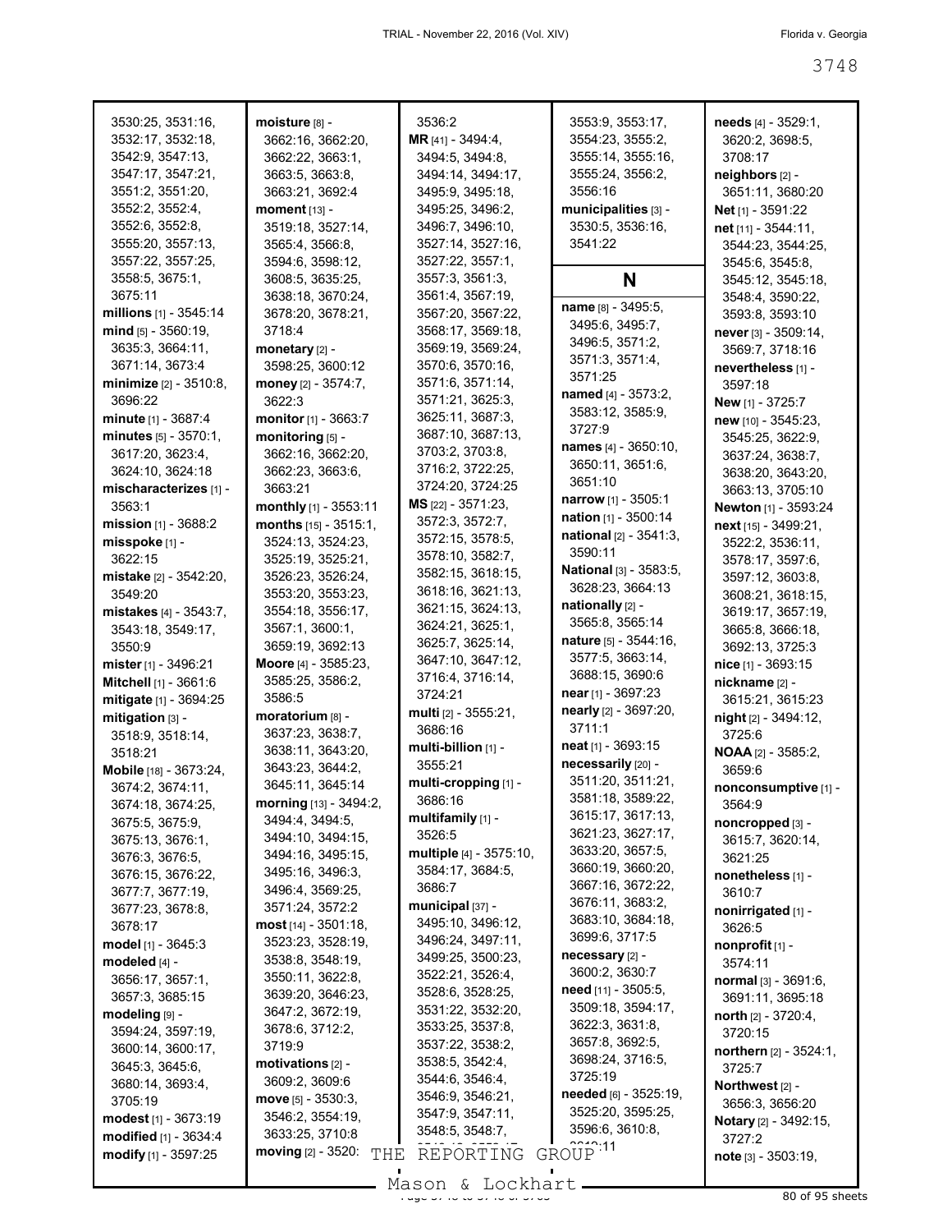3530:25, 3531:16, 3532:17, 3532:18, 3542:9, 3547:13, 3547:17, 3547:21, 3551:2, 3551:20, 3552:2, 3552:4, 3552:6, 3552:8, 3555:20, 3557:13, 3557:22, 3557:25, 3558:5, 3675:1, 3675:11

**millions** [1] - 3545:14

**mind** [5] - 3560:19, 3635:3, 3664:11, 3671:14, 3673:4

**minimize** [2] - 3510:8, 3696:22

**minute** [1] - 3687:4

**minutes** [5] - 3570:1, 3617:20, 3623:4, 3624:10, 3624:18

**mischaracterizes** [1] - 3563:1

**mission** [1] - 3688:2

**misspoke** [1] - 3622:15

**mistake** [2] - 3542:20, 3549:20

**mistakes** [4] - 3543:7, 3543:18, 3549:17, 3550:9

**mister** [1] - 3496:21

**Mitchell** [1] - 3661:6

**mitigate** [1] - 3694:25

**mitigation** [3] - 3518:9, 3518:14, 3518:21

**Mobile** [18] - 3673:24, 3674:2, 3674:11, 3674:18, 3674:25, 3675:5, 3675:9, 3675:13, 3676:1, 3676:3, 3676:5, 3676:15, 3676:22, 3677:7, 3677:19, 3677:23, 3678:8, 3678:17

**model** [1] - 3645:3

**modeled** [4] - 3656:17, 3657:1, 3657:3, 3685:15

**modeling** [9] - 3594:24, 3597:19, 3600:14, 3600:17, 3645:3, 3645:6, 3680:14, 3693:4, 3705:19

**modest** [1] - 3673:19

**modified** [1] - 3634:4

**modify** [1] - 3597:25

**moisture** [8] - 3662:16, 3662:20, 3662:22, 3663:1, 3663:5, 3663:8, 3663:21, 3692:4

**moment** [13] - 3519:18, 3527:14, 3565:4, 3566:8, 3594:6, 3598:12, 3608:5, 3635:25, 3638:18, 3670:24, 3678:20, 3678:21, 3718:4

**monetary** [2] - 3598:25, 3600:12

**money** [2] - 3574:7, 3622:3

**monitor** [1] - 3663:7

**monitoring** [5] - 3662:16, 3662:20, 3662:23, 3663:6, 3663:21

**monthly** [1] - 3553:11

**months** [15] - 3515:1, 3524:13, 3524:23, 3525:19, 3525:21, 3526:23, 3526:24, 3553:20, 3553:23, 3554:18, 3556:17, 3567:1, 3600:1, 3659:19, 3692:13

**Moore** [4] - 3585:23, 3585:25, 3586:2, 3586:5

**moratorium** [8] - 3637:23, 3638:7, 3638:11, 3643:20, 3643:23, 3644:2, 3645:11, 3645:14

**morning** [13] - 3494:2, 3494:4, 3494:5, 3494:10, 3494:15, 3494:16, 3495:15, 3495:16, 3496:3, 3496:4, 3569:25, 3571:24, 3572:2

**most** [14] - 3501:18, 3523:23, 3528:19, 3538:8, 3548:19, 3550:11, 3622:8, 3639:20, 3646:23, 3647:2, 3672:19, 3678:6, 3712:2, 3719:9

**motivations** [2] - 3609:2, 3609:6

**move** [5] - 3530:3, 3546:2, 3554:19, 3633:25, 3710:8

**moving** [2] - 3520:

3536:2

**MR** [41] - 3494:4, 3494:5, 3494:8, 3494:14, 3494:17, 3495:9, 3495:18, 3495:25, 3496:2, 3496:7, 3496:10, 3527:14, 3527:16, 3527:22, 3557:1, 3557:3, 3561:3, 3561:4, 3567:19, 3567:20, 3567:22, 3568:17, 3569:18, 3569:19, 3569:24, 3570:6, 3570:16, 3571:6, 3571:14, 3571:21, 3625:3, 3625:11, 3687:3, 3687:10, 3687:13, 3703:2, 3703:8, 3716:2, 3722:25, 3724:20, 3724:25

**MS** [22] - 3571:23, 3572:3, 3572:7, 3572:15, 3578:5, 3578:10, 3582:7, 3582:15, 3618:15, 3618:16, 3621:13, 3621:15, 3624:13, 3624:21, 3625:1, 3625:7, 3625:14, 3647:10, 3647:12, 3716:4, 3716:14, 3724:21

**multi** [2] - 3555:21, 3686:16

**multi-billion** [1] - 3555:21

**multi-cropping** [1] - 3686:16

**multifamily** [1] - 3526:5

**multiple** [4] - 3575:10, 3584:17, 3684:5, 3686:7

**municipal** [37] - 3495:10, 3496:12, 3496:24, 3497:11, 3499:25, 3500:23, 3522:21, 3526:4, 3528:6, 3528:25, 3531:22, 3532:20, 3533:25, 3537:8, 3537:22, 3538:2, 3538:5, 3542:4, 3544:6, 3546:4, 3546:9, 3546:21, 3547:9, 3547:11, 3548:5, 3548:7,

3553:9, 3553:17, 3554:23, 3555:2, 3555:14, 3555:16, 3555:24, 3556:2, 3556:16

**municipalities** [3] - 3530:5, 3536:16, 3541:22

## N

**name** [8] - 3495:5, 3495:6, 3495:7, 3496:5, 3571:2, 3571:3, 3571:4, 3571:25

**named** [4] - 3573:2, 3583:12, 3585:9, 3727:9

**names** [4] - 3650:10, 3650:11, 3651:6, 3651:10

**narrow** [1] - 3505:1

**nation** [1] - 3500:14

**national** [2] - 3541:3, 3590:11

**National** [3] - 3583:5, 3628:23, 3664:13

**nationally** [2] - 3565:8, 3565:14

**nature** [5] - 3544:16, 3577:5, 3663:14, 3688:15, 3690:6

**near** [1] - 3697:23

**nearly** [2] - 3697:20, 3711:1

**neat** [1] - 3693:15

**necessarily** [20] - 3511:20, 3511:21, 3581:18, 3589:22, 3615:17, 3617:13, 3621:23, 3627:17, 3633:20, 3657:5, 3660:19, 3660:20, 3667:16, 3672:22, 3676:11, 3683:2, 3683:10, 3684:18, 3699:6, 3717:5

**necessary** [2] - 3600:2, 3630:7

**need** [11] - 3505:5, 3509:18, 3594:17, 3622:3, 3631:8, 3657:8, 3692:5, 3698:24, 3716:5, 3725:19

**needed** [6] - 3525:19, 3525:20, 3595:25, 3596:6, 3610:8, 3610:11

**needs** [4] - 3529:1, 3620:2, 3698:5, 3708:17

**neighbors** [2] - 3651:11, 3680:20

**Net** [1] - 3591:22

**net** [11] - 3544:11, 3544:23, 3544:25, 3545:6, 3545:8, 3545:12, 3545:18, 3548:4, 3590:22, 3593:8, 3593:10

**never** [3] - 3509:14, 3569:7, 3718:16

**nevertheless** [1] - 3597:18

**New** [1] - 3725:7

**new** [10] - 3545:23, 3545:25, 3622:9, 3637:24, 3638:7, 3638:20, 3643:20, 3663:13, 3705:10

**Newton** [1] - 3593:24

**next** [15] - 3499:21, 3522:2, 3536:11, 3578:17, 3597:6, 3597:12, 3603:8, 3608:21, 3618:15, 3619:17, 3657:19, 3665:8, 3666:18, 3692:13, 3725:3

**nice** [1] - 3693:15

**nickname** [2] - 3615:21, 3615:23

**night** [2] - 3494:12, 3725:6

**NOAA** [2] - 3585:2, 3659:6

**nonconsumptive** [1] - 3564:9

**noncropped** [3] - 3615:7, 3620:14, 3621:25

**nonetheless** [1] - 3610:7

**nonirrigated** [1] - 3626:5

**nonprofit** [1] - 3574:11

**normal** [3] - 3691:6, 3691:11, 3695:18

**north** [2] - 3720:4, 3720:15

**northern** [2] - 3524:1, 3725:7

**Northwest** [2] - 3656:3, 3656:20

**Notary** [2] - 3492:15, 3727:2

**note** [3] - 3503:19,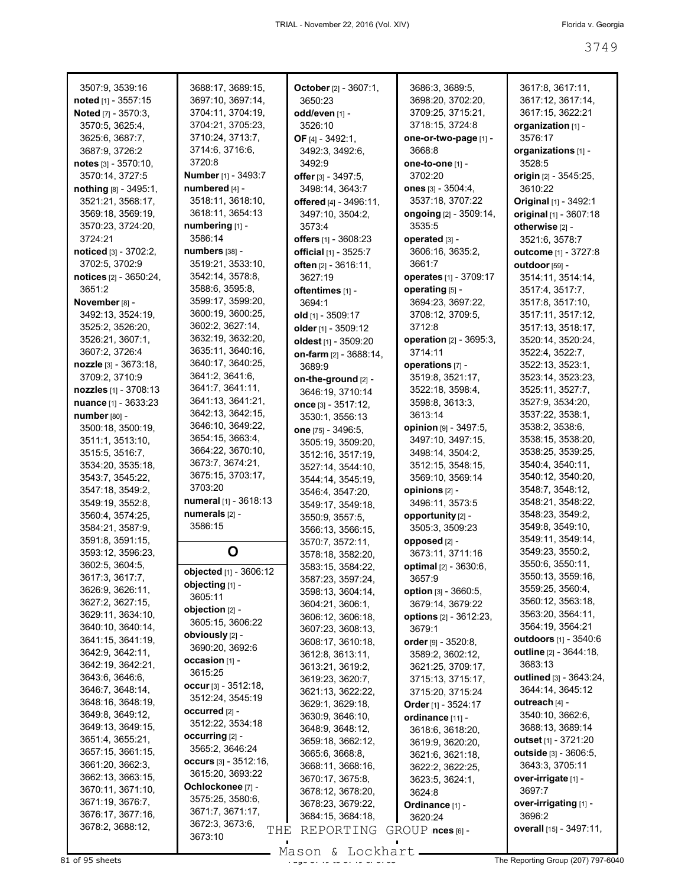3507:9, 3539:16
**noted** [1] - 3557:15
**Noted** [7] - 3570:3, 3570:5, 3625:4, 3625:6, 3687:7, 3687:9, 3726:2
**notes** [3] - 3570:10, 3570:14, 3727:5
**nothing** [8] - 3495:1, 3521:21, 3568:17, 3569:18, 3569:19, 3570:23, 3724:20, 3724:21
**noticed** [3] - 3702:2, 3702:5, 3702:9
**notices** [2] - 3650:24, 3651:2
**November** [8] - 3492:13, 3524:19, 3525:2, 3526:20, 3526:21, 3607:1, 3607:2, 3726:4
**nozzle** [3] - 3673:18, 3709:2, 3710:9
**nozzles** [1] - 3708:13
**nuance** [1] - 3633:23
**number** [80] - 3500:18, 3500:19, 3511:1, 3513:10, 3515:5, 3516:7, 3534:20, 3535:18, 3543:7, 3545:22, 3547:18, 3549:2, 3549:19, 3552:8, 3560:4, 3574:25, 3584:21, 3587:9, 3591:8, 3591:15, 3593:12, 3596:23, 3602:5, 3604:5, 3617:3, 3617:7, 3626:9, 3626:11, 3627:2, 3627:15, 3629:11, 3634:10, 3640:10, 3640:14, 3641:15, 3641:19, 3642:9, 3642:11, 3642:19, 3642:21, 3643:6, 3646:6, 3646:7, 3648:14, 3648:16, 3648:19, 3649:8, 3649:12, 3649:13, 3649:15, 3651:4, 3655:21, 3657:15, 3661:15, 3661:20, 3662:3, 3662:13, 3663:15, 3670:11, 3671:10, 3671:19, 3676:7, 3676:17, 3677:16, 3678:2, 3688:12, 3688:17, 3689:15, 3697:10, 3697:14, 3704:11, 3704:19, 3704:21, 3705:23, 3710:24, 3713:7, 3714:6, 3716:6, 3720:8
**Number** [1] - 3493:7
**numbered** [4] - 3518:11, 3618:10, 3618:11, 3654:13
**numbering** [1] - 3586:14
**numbers** [38] - 3519:21, 3533:10, 3542:14, 3578:8, 3588:6, 3595:8, 3599:17, 3599:20, 3600:19, 3600:25, 3602:2, 3627:14, 3632:19, 3632:20, 3635:11, 3640:16, 3640:17, 3640:25, 3641:2, 3641:6, 3641:7, 3641:11, 3641:13, 3641:21, 3642:13, 3642:15, 3646:10, 3649:22, 3654:15, 3663:4, 3664:22, 3670:10, 3673:7, 3674:21, 3675:15, 3703:17, 3703:20
**numeral** [1] - 3618:13
**numerals** [2] - 3586:15

## O

**objected** [1] - 3606:12
**objecting** [1] - 3605:11
**objection** [2] - 3605:15, 3606:22
**obviously** [2] - 3690:20, 3692:6
**occasion** [1] - 3615:25
**occur** [3] - 3512:18, 3512:24, 3545:19
**occurred** [2] - 3512:22, 3534:18
**occurring** [2] - 3565:2, 3646:24
**occurs** [3] - 3512:16, 3615:20, 3693:22
**Ochlockonee** [7] - 3575:25, 3580:6, 3671:7, 3671:17, 3672:3, 3673:6, 3673:10
**October** [2] - 3607:1, 3650:23
**odd/even** [1] - 3526:10
**OF** [4] - 3492:1, 3492:3, 3492:6, 3492:9
**offer** [3] - 3497:5, 3498:14, 3643:7
**offered** [4] - 3496:11, 3497:10, 3504:2, 3573:4
**offers** [1] - 3608:23
**official** [1] - 3525:7
**often** [2] - 3616:11, 3627:19
**oftentimes** [1] - 3694:1
**old** [1] - 3509:17
**older** [1] - 3509:12
**oldest** [1] - 3509:20
**on-farm** [2] - 3688:14, 3689:9
**on-the-ground** [2] - 3646:19, 3710:14
**once** [3] - 3517:12, 3530:1, 3556:13
**one** [75] - 3496:5, 3505:19, 3509:20, 3512:16, 3517:19, 3527:14, 3544:10, 3544:14, 3545:19, 3546:4, 3547:20, 3549:17, 3549:18, 3550:9, 3557:5, 3566:13, 3566:15, 3570:7, 3572:11, 3578:18, 3582:20, 3583:15, 3584:22, 3587:23, 3597:24, 3598:13, 3604:14, 3604:21, 3606:1, 3606:12, 3606:18, 3607:23, 3608:13, 3608:17, 3610:18, 3612:8, 3613:11, 3613:21, 3619:2, 3619:23, 3620:7, 3621:13, 3622:22, 3629:1, 3629:18, 3630:9, 3646:10, 3648:9, 3648:12, 3659:18, 3662:12, 3665:6, 3668:8, 3668:11, 3668:16, 3670:17, 3675:8, 3678:12, 3678:20, 3678:23, 3679:22, 3684:15, 3684:18, 3686:3, 3689:5, 3698:20, 3702:20, 3709:25, 3715:21, 3718:15, 3724:8
**one-or-two-page** [1] - 3668:8
**one-to-one** [1] - 3702:20
**ones** [3] - 3504:4, 3537:18, 3707:22
**ongoing** [2] - 3509:14, 3535:5
**operated** [3] - 3606:16, 3635:2, 3661:7
**operates** [1] - 3709:17
**operating** [5] - 3694:23, 3697:22, 3708:12, 3709:5, 3712:8
**operation** [2] - 3695:3, 3714:11
**operations** [7] - 3519:8, 3521:17, 3522:18, 3598:4, 3598:8, 3613:3, 3613:14
**opinion** [9] - 3497:5, 3497:10, 3497:15, 3498:14, 3504:2, 3512:15, 3548:15, 3569:10, 3569:14
**opinions** [2] - 3496:11, 3573:5
**opportunity** [2] - 3505:3, 3509:23
**opposed** [2] - 3673:11, 3711:16
**optimal** [2] - 3630:6, 3657:9
**option** [3] - 3660:5, 3679:14, 3679:22
**options** [2] - 3612:23, 3679:1
**order** [9] - 3520:8, 3589:2, 3602:12, 3621:25, 3709:17, 3715:13, 3715:17, 3715:20, 3715:24
**Order** [1] - 3524:17
**ordinance** [11] - 3618:6, 3618:20, 3619:9, 3620:20, 3621:6, 3621:18, 3622:2, 3622:25, 3623:5, 3624:1, 3624:8
**Ordinance** [1] - 3620:24
**ordinances** [6] - 3617:8, 3617:11, 3617:12, 3617:14, 3617:15, 3622:21
**organization** [1] - 3576:17
**organizations** [1] - 3528:5
**origin** [2] - 3545:25, 3610:22
**Original** [1] - 3492:1
**original** [1] - 3607:18
**otherwise** [2] - 3521:6, 3578:7
**outcome** [1] - 3727:8
**outdoor** [59] - 3514:11, 3514:14, 3517:4, 3517:7, 3517:8, 3517:10, 3517:11, 3517:12, 3517:13, 3518:17, 3520:14, 3520:24, 3522:4, 3522:7, 3522:13, 3523:1, 3523:14, 3523:23, 3525:11, 3527:7, 3527:9, 3534:20, 3537:22, 3538:1, 3538:2, 3538:6, 3538:15, 3538:20, 3538:25, 3539:25, 3540:4, 3540:11, 3540:12, 3540:20, 3548:7, 3548:12, 3548:21, 3548:22, 3548:23, 3549:2, 3549:8, 3549:10, 3549:11, 3549:14, 3549:23, 3550:2, 3550:6, 3550:11, 3550:13, 3559:16, 3559:25, 3560:4, 3560:12, 3563:18, 3563:20, 3564:11, 3564:19, 3564:21
**outdoors** [1] - 3540:6
**outline** [2] - 3644:18, 3683:13
**outlined** [3] - 3643:24, 3644:14, 3645:12
**outreach** [4] - 3540:10, 3662:6, 3688:13, 3689:14
**outset** [1] - 3721:20
**outside** [3] - 3606:5, 3643:12, 3705:11
**over-irrigate** [1] - 3697:7
**over-irrigating** [1] - 3696:2
**overall** [15] - 3497:11,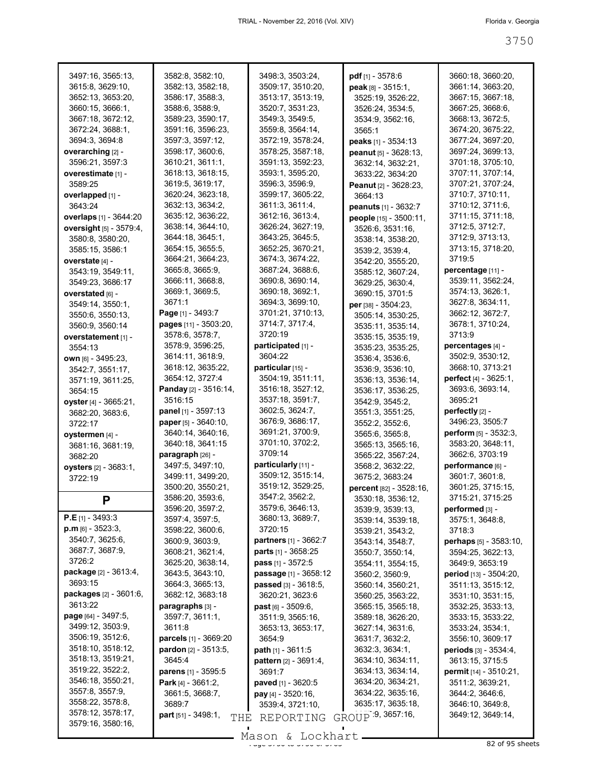3497:16, 3565:13, 3615:8, 3629:10, 3652:13, 3653:20, 3660:15, 3666:1, 3667:18, 3672:12, 3672:24, 3688:1, 3694:3, 3694:8

**overarching** [2] - 3596:21, 3597:3

**overestimate** [1] - 3589:25

**overlapped** [1] - 3643:24

**overlaps** [1] - 3644:20

**oversight** [5] - 3579:4, 3580:8, 3580:20, 3585:15, 3586:1

**overstate** [4] - 3543:19, 3549:11, 3549:23, 3686:17

**overstated** [6] - 3549:14, 3550:1, 3550:6, 3550:13, 3560:9, 3560:14

**overstatement** [1] - 3554:13

**own** [6] - 3495:23, 3542:7, 3551:17, 3571:19, 3611:25, 3654:15

**oyster** [4] - 3665:21, 3682:20, 3683:6, 3722:17

**oystermen** [4] - 3681:16, 3681:19, 3682:20

**oysters** [2] - 3683:1, 3722:19

## P

**P.E** [1] - 3493:3

**p.m** [6] - 3523:3, 3540:7, 3625:6, 3687:7, 3687:9, 3726:2

**package** [2] - 3613:4, 3693:15

**packages** [2] - 3601:6, 3613:22

**page** [64] - 3497:5, 3499:12, 3503:9, 3506:19, 3512:6, 3518:10, 3518:12, 3518:13, 3519:21, 3519:22, 3522:2, 3546:18, 3550:21, 3557:8, 3557:9, 3558:22, 3578:8, 3578:12, 3578:17, 3579:16, 3580:16, 3582:8, 3582:10, 3582:13, 3582:18, 3586:17, 3588:3, 3588:6, 3588:9, 3589:23, 3590:17, 3591:16, 3596:23, 3597:3, 3597:12, 3598:17, 3600:6, 3610:21, 3611:1, 3618:13, 3618:15, 3619:5, 3619:17, 3620:24, 3623:18, 3632:13, 3634:2, 3635:12, 3636:22, 3638:14, 3644:10, 3644:18, 3645:1, 3654:15, 3655:5, 3664:21, 3664:23, 3665:8, 3665:9, 3666:11, 3668:8, 3669:1, 3669:5, 3671:1

**Page** [1] - 3493:7

**pages** [11] - 3503:20, 3578:6, 3578:7, 3578:9, 3596:25, 3614:11, 3618:9, 3618:12, 3635:22, 3654:12, 3727:4

**Panday** [2] - 3516:14, 3516:15

**panel** [1] - 3597:13

**paper** [5] - 3640:10, 3640:14, 3640:16, 3640:18, 3641:15

**paragraph** [26] - 3497:5, 3497:10, 3499:11, 3499:20, 3500:20, 3550:21, 3586:20, 3593:6, 3596:20, 3597:2, 3597:4, 3597:5, 3598:22, 3600:6, 3600:9, 3603:9, 3608:21, 3621:4, 3625:20, 3638:14, 3643:5, 3643:10, 3664:3, 3665:13, 3682:12, 3683:18

**paragraphs** [3] - 3597:7, 3611:1, 3611:8

**parcels** [1] - 3669:20

**pardon** [2] - 3513:5, 3645:4

**parens** [1] - 3595:5

**Park** [4] - 3661:2, 3661:5, 3668:7, 3689:7

**part** [51] - 3498:1, 3498:3, 3503:24, 3509:17, 3510:20, 3513:17, 3513:19, 3520:7, 3531:23, 3549:3, 3549:5, 3559:8, 3564:14, 3572:19, 3578:24, 3578:25, 3587:18, 3591:13, 3592:23, 3593:1, 3595:20, 3596:3, 3596:9, 3599:17, 3605:22, 3611:3, 3611:4, 3612:16, 3613:4, 3626:24, 3627:19, 3643:25, 3645:5, 3652:25, 3670:21, 3674:3, 3674:22, 3687:24, 3688:6, 3690:8, 3690:14, 3690:18, 3692:1, 3694:3, 3699:10, 3701:21, 3710:13, 3714:7, 3717:4, 3720:19

**participated** [1] - 3604:22

**particular** [15] - 3504:19, 3511:11, 3516:18, 3527:12, 3537:18, 3591:7, 3602:5, 3624:7, 3676:9, 3686:17, 3691:21, 3700:9, 3701:10, 3702:2, 3709:14

**particularly** [11] - 3509:12, 3515:14, 3519:12, 3529:25, 3547:2, 3562:2, 3579:6, 3646:13, 3680:13, 3689:7, 3720:15

**partners** [1] - 3662:7

**parts** [1] - 3658:25

**pass** [1] - 3572:5

**passage** [1] - 3658:12

**passed** [3] - 3618:5, 3620:21, 3623:6

**past** [6] - 3509:6, 3511:9, 3565:16, 3653:13, 3653:17, 3654:9

**path** [1] - 3611:5

**pattern** [2] - 3691:4, 3691:7

**paved** [1] - 3620:5

**pay** [4] - 3520:16, 3539:4, 3721:10,

**pdf** [1] - 3578:6

**peak** [8] - 3515:1, 3525:19, 3526:22, 3526:24, 3534:5, 3534:9, 3562:16, 3565:1

**peaks** [1] - 3534:13

**peanut** [5] - 3628:13, 3632:14, 3632:21, 3633:22, 3634:20

**Peanut** [2] - 3628:23, 3664:13

**peanuts** [1] - 3632:7

**people** [15] - 3500:11, 3526:6, 3531:16, 3538:14, 3538:20, 3539:2, 3539:4, 3542:20, 3555:20, 3585:12, 3607:24, 3629:25, 3630:4, 3690:15, 3701:5

**per** [38] - 3504:23, 3505:14, 3530:25, 3535:11, 3535:14, 3535:15, 3535:19, 3535:23, 3535:25, 3536:4, 3536:6, 3536:9, 3536:10, 3536:13, 3536:14, 3536:17, 3536:25, 3542:9, 3545:2, 3551:3, 3551:25, 3552:2, 3552:6, 3565:6, 3565:8, 3565:13, 3565:16, 3565:22, 3567:24, 3568:2, 3632:22, 3675:2, 3683:24

**percent** [82] - 3528:16, 3530:18, 3536:12, 3539:9, 3539:13, 3539:14, 3539:18, 3539:21, 3543:2, 3543:14, 3548:7, 3550:7, 3550:14, 3554:11, 3554:15, 3560:2, 3560:9, 3560:14, 3560:21, 3560:25, 3563:22, 3565:15, 3565:18, 3589:18, 3626:20, 3627:14, 3631:6, 3631:7, 3632:2, 3632:3, 3634:1, 3634:10, 3634:11, 3634:13, 3634:14, 3634:20, 3634:21, 3634:22, 3635:16, 3635:17, 3635:18, 3657:9, 3657:16, 3660:18, 3660:20, 3661:14, 3663:20, 3667:15, 3667:18, 3667:25, 3668:6, 3668:13, 3672:5, 3674:20, 3675:22, 3677:24, 3697:20, 3697:24, 3699:13, 3701:18, 3705:10, 3707:11, 3707:14, 3707:21, 3707:24, 3710:7, 3710:11, 3710:12, 3711:6, 3711:15, 3711:18, 3712:5, 3712:7, 3712:9, 3713:13, 3713:15, 3718:20, 3719:5

**percentage** [11] - 3539:11, 3562:24, 3574:13, 3626:1, 3627:8, 3634:11, 3662:12, 3672:7, 3678:1, 3710:24, 3713:9

**percentages** [4] - 3502:9, 3530:12, 3668:10, 3713:21

**perfect** [4] - 3625:1, 3693:6, 3693:14, 3695:21

**perfectly** [2] - 3496:23, 3505:7

**perform** [5] - 3532:3, 3583:20, 3648:11, 3662:6, 3703:19

**performance** [6] - 3601:7, 3601:8, 3601:25, 3715:15, 3715:21, 3715:25

**performed** [3] - 3575:1, 3648:8, 3718:3

**perhaps** [5] - 3583:10, 3594:25, 3622:13, 3649:9, 3653:19

**period** [13] - 3504:20, 3511:13, 3515:12, 3531:10, 3531:15, 3532:25, 3533:13, 3533:15, 3533:22, 3533:24, 3534:1, 3556:10, 3609:17

**periods** [3] - 3534:4, 3613:15, 3715:5

**permit** [14] - 3510:21, 3511:2, 3639:21, 3644:2, 3646:6, 3646:10, 3649:8, 3649:12, 3649:14,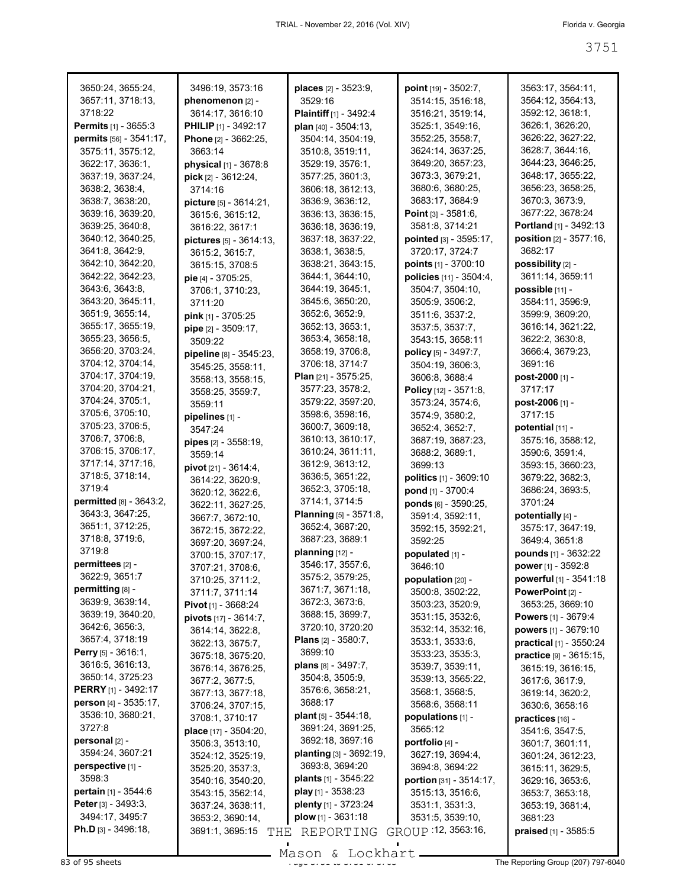3650:24, 3655:24, 3657:11, 3718:13, 3718:22
**Permits** [1] - 3655:3
**permits** [56] - 3541:17, 3575:11, 3575:12, 3622:17, 3636:1, 3637:19, 3637:24, 3638:2, 3638:4, 3638:7, 3638:20, 3639:16, 3639:20, 3639:25, 3640:8, 3640:12, 3640:25, 3641:8, 3642:9, 3642:10, 3642:20, 3642:22, 3642:23, 3643:6, 3643:8, 3643:20, 3645:11, 3651:9, 3655:14, 3655:17, 3655:19, 3655:23, 3656:5, 3656:20, 3703:24, 3704:12, 3704:14, 3704:17, 3704:19, 3704:20, 3704:21, 3704:24, 3705:1, 3705:6, 3705:10, 3705:23, 3706:5, 3706:7, 3706:8, 3706:15, 3706:17, 3717:14, 3717:16, 3718:5, 3718:14, 3719:4
**permitted** [8] - 3643:2, 3643:3, 3647:25, 3651:1, 3712:25, 3718:8, 3719:6, 3719:8
**permittees** [2] - 3622:9, 3651:7
**permitting** [8] - 3639:9, 3639:14, 3639:19, 3640:20, 3642:6, 3656:3, 3657:4, 3718:19
**Perry** [5] - 3616:1, 3616:5, 3616:13, 3650:14, 3725:23
**PERRY** [1] - 3492:17
**person** [4] - 3535:17, 3536:10, 3680:21, 3727:8
**personal** [2] - 3594:24, 3607:21
**perspective** [1] - 3598:3
**pertain** [1] - 3544:6
**Peter** [3] - 3493:3, 3494:17, 3495:7
**Ph.D** [3] - 3496:18, 3496:19, 3573:16
**phenomenon** [2] - 3614:17, 3616:10
**PHILIP** [1] - 3492:17
**Phone** [2] - 3662:25, 3663:14
**physical** [1] - 3678:8
**pick** [2] - 3612:24, 3714:16
**picture** [5] - 3614:21, 3615:6, 3615:12, 3616:22, 3617:1
**pictures** [5] - 3614:13, 3615:2, 3615:7, 3615:15, 3708:5
**pie** [4] - 3705:25, 3706:1, 3710:23, 3711:20
**pink** [1] - 3705:25
**pipe** [2] - 3509:17, 3509:22
**pipeline** [8] - 3545:23, 3545:25, 3558:11, 3558:13, 3558:15, 3558:25, 3559:7, 3559:11
**pipelines** [1] - 3547:24
**pipes** [2] - 3558:19, 3559:14
**pivot** [21] - 3614:4, 3614:22, 3620:9, 3620:12, 3622:6, 3622:11, 3627:25, 3667:7, 3672:10, 3672:15, 3672:22, 3697:20, 3697:24, 3700:15, 3707:17, 3707:21, 3708:6, 3710:25, 3711:2, 3711:7, 3711:14
**Pivot** [1] - 3668:24
**pivots** [17] - 3614:7, 3614:14, 3622:8, 3622:13, 3675:7, 3675:18, 3675:20, 3676:14, 3676:25, 3677:2, 3677:5, 3677:13, 3677:18, 3706:24, 3707:15, 3708:1, 3710:17
**place** [17] - 3504:20, 3506:3, 3513:10, 3524:12, 3525:19, 3525:20, 3537:3, 3540:16, 3540:20, 3543:15, 3562:14, 3637:24, 3638:11, 3653:2, 3690:14, 3691:1, 3695:15
**places** [2] - 3523:9, 3529:16
**Plaintiff** [1] - 3492:4
**plan** [40] - 3504:13, 3504:14, 3504:19, 3510:8, 3519:11, 3529:19, 3576:1, 3577:25, 3601:3, 3606:18, 3612:13, 3636:9, 3636:12, 3636:13, 3636:15, 3636:18, 3636:19, 3637:18, 3637:22, 3638:1, 3638:5, 3638:21, 3643:15, 3644:1, 3644:10, 3644:19, 3645:1, 3645:6, 3650:20, 3652:6, 3652:9, 3652:13, 3653:1, 3653:4, 3658:18, 3658:19, 3706:8, 3706:18, 3714:7
**Plan** [21] - 3575:25, 3577:23, 3578:2, 3579:22, 3597:20, 3598:6, 3598:16, 3600:7, 3609:18, 3610:13, 3610:17, 3610:24, 3611:11, 3612:9, 3612:13, 3636:5, 3651:22, 3652:3, 3705:18, 3714:1, 3714:5
**Planning** [5] - 3571:8, 3652:4, 3687:20, 3687:23, 3689:1
**planning** [12] - 3546:17, 3557:6, 3575:2, 3579:25, 3671:7, 3671:18, 3672:3, 3673:6, 3688:15, 3699:7, 3720:10, 3720:20
**Plans** [2] - 3580:7, 3699:10
**plans** [8] - 3497:7, 3504:8, 3505:9, 3576:6, 3658:21, 3688:17
**plant** [5] - 3544:18, 3691:24, 3691:25, 3692:18, 3697:16
**planting** [3] - 3692:19, 3693:8, 3694:20
**plants** [1] - 3545:22
**play** [1] - 3538:23
**plenty** [1] - 3723:24
**plow** [1] - 3631:18
**point** [19] - 3502:7, 3514:15, 3516:18, 3516:21, 3519:14, 3525:1, 3549:16, 3552:25, 3558:7, 3624:14, 3637:25, 3649:20, 3657:23, 3673:3, 3679:21, 3680:6, 3680:25, 3683:17, 3684:9
**Point** [3] - 3581:6, 3581:8, 3714:21
**pointed** [3] - 3595:17, 3720:17, 3724:7
**points** [1] - 3700:10
**policies** [11] - 3504:4, 3504:7, 3504:10, 3505:9, 3506:2, 3511:6, 3537:2, 3537:5, 3537:7, 3543:15, 3658:11
**policy** [5] - 3497:7, 3504:19, 3606:3, 3606:8, 3688:4
**Policy** [12] - 3571:8, 3573:24, 3574:6, 3574:9, 3580:2, 3652:4, 3652:7, 3687:19, 3687:23, 3688:2, 3689:1, 3699:13
**politics** [1] - 3609:10
**pond** [1] - 3700:4
**ponds** [6] - 3590:25, 3591:4, 3592:11, 3592:15, 3592:21, 3592:25
**populated** [1] - 3646:10
**population** [20] - 3500:8, 3502:22, 3503:23, 3520:9, 3531:15, 3532:6, 3532:14, 3532:16, 3533:1, 3533:6, 3533:23, 3535:3, 3539:7, 3539:11, 3539:13, 3565:22, 3568:1, 3568:5, 3568:6, 3568:11
**populations** [1] - 3565:12
**portfolio** [4] - 3627:19, 3694:4, 3694:8, 3694:22
**portion** [31] - 3514:17, 3515:13, 3516:6, 3531:1, 3531:3, 3531:5, 3539:10, 3563:12, 3563:16, 3563:17, 3564:11, 3564:12, 3564:13, 3592:12, 3618:1, 3626:1, 3626:20, 3626:22, 3627:22, 3628:7, 3644:16, 3644:23, 3646:25, 3648:17, 3655:22, 3656:23, 3658:25, 3670:3, 3673:9, 3677:22, 3678:24
**Portland** [1] - 3492:13
**position** [2] - 3577:16, 3682:17
**possibility** [2] - 3611:14, 3659:11
**possible** [11] - 3584:11, 3596:9, 3599:9, 3609:20, 3616:14, 3621:22, 3622:2, 3630:8, 3666:4, 3679:23, 3691:16
**post-2000** [1] - 3717:17
**post-2006** [1] - 3717:15
**potential** [11] - 3575:16, 3588:12, 3590:6, 3591:4, 3593:15, 3660:23, 3679:22, 3682:3, 3686:24, 3693:5, 3701:24
**potentially** [4] - 3575:17, 3647:19, 3649:4, 3651:8
**pounds** [1] - 3632:22
**power** [1] - 3592:8
**powerful** [1] - 3541:18
**PowerPoint** [2] - 3653:25, 3669:10
**Powers** [1] - 3679:4
**powers** [1] - 3679:10
**practical** [1] - 3550:24
**practice** [9] - 3615:15, 3615:19, 3616:15, 3617:6, 3617:9, 3619:14, 3620:2, 3630:6, 3658:16
**practices** [16] - 3541:6, 3547:5, 3601:7, 3601:11, 3601:24, 3612:23, 3615:11, 3629:5, 3629:16, 3653:6, 3653:7, 3653:18, 3653:19, 3681:4, 3681:23
**praised** [1] - 3585:5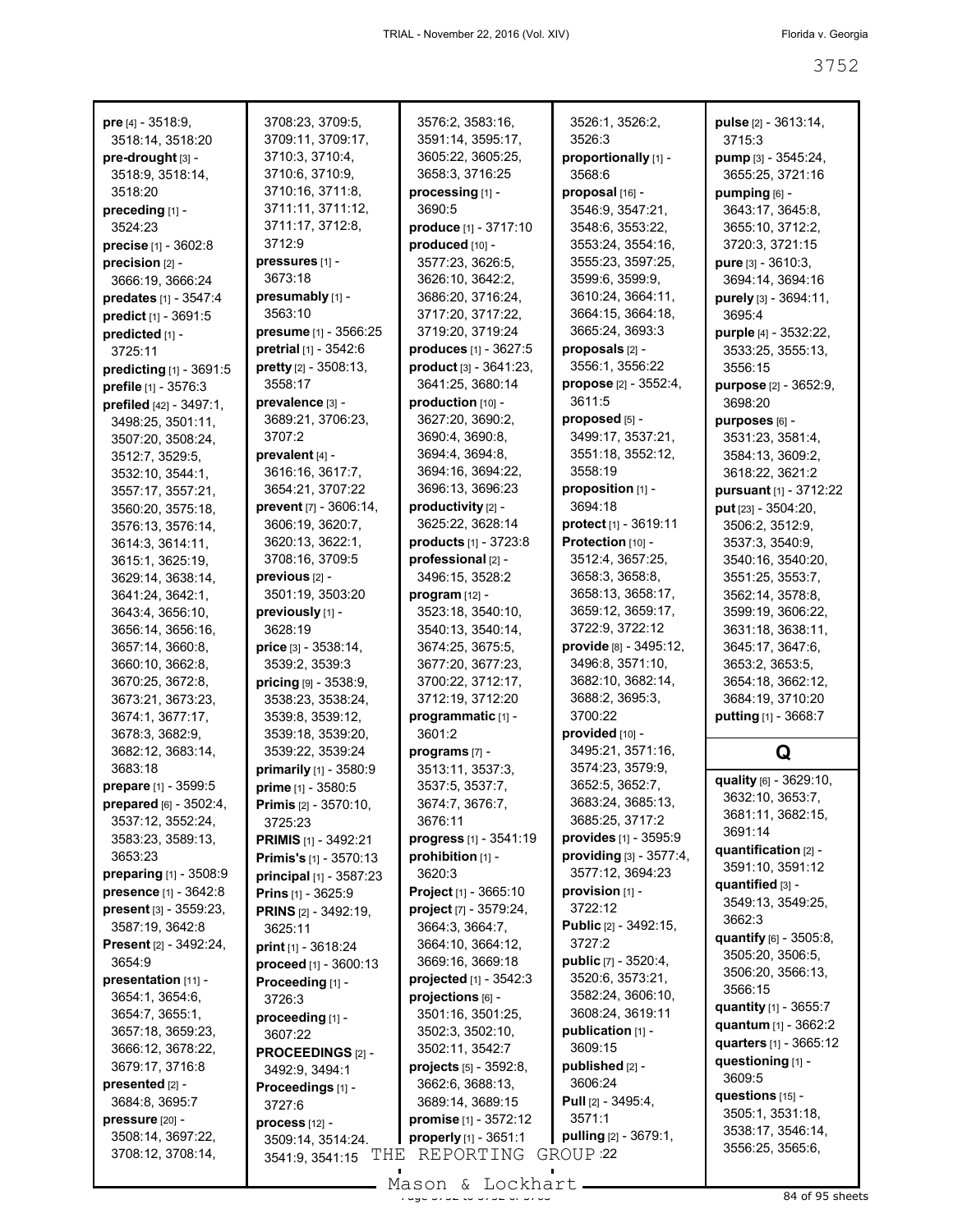**pre** [4] - 3518:9, 3518:14, 3518:20
**pre-drought** [3] - 3518:9, 3518:14, 3518:20
**preceding** [1] - 3524:23
**precise** [1] - 3602:8
**precision** [2] - 3666:19, 3666:24
**predates** [1] - 3547:4
**predict** [1] - 3691:5
**predicted** [1] - 3725:11
**predicting** [1] - 3691:5
**prefile** [1] - 3576:3
**prefiled** [42] - 3497:1, 3498:25, 3501:11, 3507:20, 3508:24, 3512:7, 3529:5, 3532:10, 3544:1, 3557:17, 3557:21, 3560:20, 3575:18, 3576:13, 3576:14, 3614:3, 3614:11, 3615:1, 3625:19, 3629:14, 3638:14, 3641:24, 3642:1, 3643:4, 3656:10, 3656:14, 3656:16, 3657:14, 3660:8, 3660:10, 3662:8, 3670:25, 3672:8, 3673:21, 3673:23, 3674:1, 3677:17, 3678:3, 3682:9, 3682:12, 3683:14, 3683:18
**prepare** [1] - 3599:5
**prepared** [6] - 3502:4, 3537:12, 3552:24, 3583:23, 3589:13, 3653:23
**preparing** [1] - 3508:9
**presence** [1] - 3642:8
**present** [3] - 3559:23, 3587:19, 3642:8
**Present** [2] - 3492:24, 3654:9
**presentation** [11] - 3654:1, 3654:6, 3654:7, 3655:1, 3657:18, 3659:23, 3666:12, 3678:22, 3679:17, 3716:8
**presented** [2] - 3684:8, 3695:7
**pressure** [20] - 3508:14, 3697:22, 3708:12, 3708:14, 3708:23, 3709:5, 3709:11, 3709:17, 3710:3, 3710:4, 3710:6, 3710:9, 3710:16, 3711:8, 3711:11, 3711:12, 3711:17, 3712:8, 3712:9
**pressures** [1] - 3673:18
**presumably** [1] - 3563:10
**presume** [1] - 3566:25
**pretrial** [1] - 3542:6
**pretty** [2] - 3508:13, 3558:17
**prevalence** [3] - 3689:21, 3706:23, 3707:2
**prevalent** [4] - 3616:16, 3617:7, 3654:21, 3707:22
**prevent** [7] - 3606:14, 3606:19, 3620:7, 3620:13, 3622:1, 3708:16, 3709:5
**previous** [2] - 3501:19, 3503:20
**previously** [1] - 3628:19
**price** [3] - 3538:14, 3539:2, 3539:3
**pricing** [9] - 3538:9, 3538:23, 3538:24, 3539:8, 3539:12, 3539:18, 3539:20, 3539:22, 3539:24
**primarily** [1] - 3580:9
**prime** [1] - 3580:5
**Primis** [2] - 3570:10, 3725:23
**PRIMIS** [1] - 3492:21
**Primis's** [1] - 3570:13
**principal** [1] - 3587:23
**Prins** [1] - 3625:9
**PRINS** [2] - 3492:19, 3625:11
**print** [1] - 3618:24
**proceed** [1] - 3600:13
**Proceeding** [1] - 3726:3
**proceeding** [1] - 3607:22
**PROCEEDINGS** [2] - 3492:9, 3494:1
**Proceedings** [1] - 3727:6
**process** [12] - 3509:14, 3514:24, 3541:9, 3541:15, 3576:2, 3583:16, 3591:14, 3595:17, 3605:22, 3605:25, 3658:3, 3716:25
**processing** [1] - 3690:5
**produce** [1] - 3717:10
**produced** [10] - 3577:23, 3626:5, 3626:10, 3642:2, 3686:20, 3716:24, 3717:20, 3717:22, 3719:20, 3719:24
**produces** [1] - 3627:5
**product** [3] - 3641:23, 3641:25, 3680:14
**production** [10] - 3627:20, 3690:2, 3690:4, 3690:8, 3694:4, 3694:8, 3694:16, 3694:22, 3696:13, 3696:23
**productivity** [2] - 3625:22, 3628:14
**products** [1] - 3723:8
**professional** [2] - 3496:15, 3528:2
**program** [12] - 3523:18, 3540:10, 3540:13, 3540:14, 3674:25, 3675:5, 3677:20, 3677:23, 3700:22, 3712:17, 3712:19, 3712:20
**programmatic** [1] - 3601:2
**programs** [7] - 3513:11, 3537:3, 3537:5, 3537:7, 3674:7, 3676:7, 3676:11
**progress** [1] - 3541:19
**prohibition** [1] - 3620:3
**Project** [1] - 3665:10
**project** [7] - 3579:24, 3664:3, 3664:7, 3664:10, 3664:12, 3669:16, 3669:18
**projected** [1] - 3542:3
**projections** [6] - 3501:16, 3501:25, 3502:3, 3502:10, 3502:11, 3542:7
**projects** [5] - 3592:8, 3662:6, 3688:13, 3689:14, 3689:15
**promise** [1] - 3572:12
**properly** [1] - 3651:1
3526:1, 3526:2, 3526:3
**proportionally** [1] - 3568:6
**proposal** [16] - 3546:9, 3547:21, 3548:6, 3553:22, 3553:24, 3554:16, 3555:23, 3597:25, 3599:6, 3599:9, 3610:24, 3664:11, 3664:15, 3664:18, 3665:24, 3693:3
**proposals** [2] - 3556:1, 3556:22
**propose** [2] - 3552:4, 3611:5
**proposed** [5] - 3499:17, 3537:21, 3551:18, 3552:12, 3558:19
**proposition** [1] - 3694:18
**protect** [1] - 3619:11
**Protection** [10] - 3512:4, 3657:25, 3658:3, 3658:8, 3658:13, 3658:17, 3659:12, 3659:17, 3722:9, 3722:12
**provide** [8] - 3495:12, 3496:8, 3571:10, 3682:10, 3682:14, 3688:2, 3695:3, 3700:22
**provided** [10] - 3495:21, 3571:16, 3574:23, 3579:9, 3652:5, 3652:7, 3683:24, 3685:13, 3685:25, 3717:2
**provides** [1] - 3595:9
**providing** [3] - 3577:4, 3577:12, 3694:23
**provision** [1] - 3722:12
**Public** [2] - 3492:15, 3727:2
**public** [7] - 3520:4, 3520:6, 3573:21, 3582:24, 3606:10, 3608:24, 3619:11
**publication** [1] - 3609:15
**published** [2] - 3606:24
**Pull** [2] - 3495:4, 3571:1
**pulling** [2] - 3679:1, 3679:22
**pulse** [2] - 3613:14, 3715:3
**pump** [3] - 3545:24, 3655:25, 3721:16
**pumping** [6] - 3643:17, 3645:8, 3655:10, 3712:2, 3720:3, 3721:15
**pure** [3] - 3610:3, 3694:14, 3694:16
**purely** [3] - 3694:11, 3695:4
**purple** [4] - 3532:22, 3533:25, 3555:13, 3556:15
**purpose** [2] - 3652:9, 3698:20
**purposes** [6] - 3531:23, 3581:4, 3584:13, 3609:2, 3618:22, 3621:2
**pursuant** [1] - 3712:22
**put** [23] - 3504:20, 3506:2, 3512:9, 3537:3, 3540:9, 3540:16, 3540:20, 3551:25, 3553:7, 3562:14, 3578:8, 3599:19, 3606:22, 3631:18, 3638:11, 3645:17, 3647:6, 3653:2, 3653:5, 3654:18, 3662:12, 3684:19, 3710:20
**putting** [1] - 3668:7

## Q

**quality** [6] - 3629:10, 3632:10, 3653:7, 3681:11, 3682:15, 3691:14
**quantification** [2] - 3591:10, 3591:12
**quantified** [3] - 3549:13, 3549:25, 3662:3
**quantify** [6] - 3505:8, 3505:20, 3506:5, 3506:20, 3566:13, 3566:15
**quantity** [1] - 3655:7
**quantum** [1] - 3662:2
**quarters** [1] - 3665:12
**questioning** [1] - 3609:5
**questions** [15] - 3505:1, 3531:18, 3538:17, 3546:14, 3556:25, 3565:6,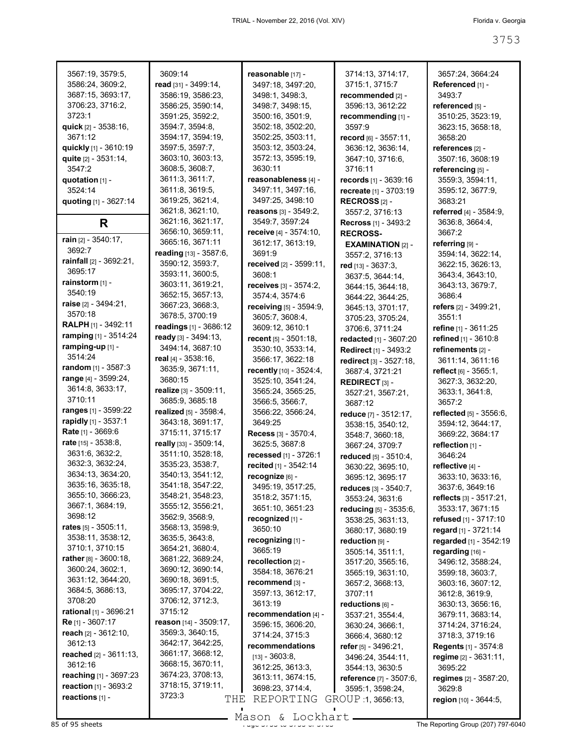3567:19, 3579:5, 3586:24, 3609:2, 3687:15, 3693:17, 3706:23, 3716:2, 3723:1

**quick** [2] - 3538:16, 3671:12

**quickly** [1] - 3610:19

**quite** [2] - 3531:14, 3547:2

**quotation** [1] - 3524:14

**quoting** [1] - 3627:14

## R

**rain** [2] - 3540:17, 3692:7

**rainfall** [2] - 3692:21, 3695:17

**rainstorm** [1] - 3540:19

**raise** [2] - 3494:21, 3570:18

**RALPH** [1] - 3492:11

**ramping** [1] - 3514:24

**ramping-up** [1] - 3514:24

**random** [1] - 3587:3

**range** [4] - 3599:24, 3614:8, 3633:17, 3710:11

**ranges** [1] - 3599:22

**rapidly** [1] - 3537:1

**Rate** [1] - 3669:6

**rate** [15] - 3538:8, 3631:6, 3632:2, 3632:3, 3632:24, 3634:13, 3634:20, 3635:16, 3635:18, 3655:10, 3666:23, 3667:1, 3684:19, 3698:12

**rates** [5] - 3505:11, 3538:11, 3538:12, 3710:1, 3710:15

**rather** [8] - 3600:18, 3600:24, 3602:1, 3631:12, 3644:20, 3684:5, 3686:13, 3708:20

**rational** [1] - 3696:21

**Re** [1] - 3607:17

**reach** [2] - 3612:10, 3612:13

**reached** [2] - 3611:13, 3612:16

**reaching** [1] - 3697:23

**reaction** [1] - 3693:2

**reactions** [1] - 3609:14

**read** [31] - 3499:14, 3586:19, 3586:23, 3586:25, 3590:14, 3591:25, 3592:2, 3594:7, 3594:8, 3594:17, 3594:19, 3597:5, 3597:7, 3603:10, 3603:13, 3608:5, 3608:7, 3611:3, 3611:7, 3611:8, 3619:5, 3619:25, 3621:4, 3621:8, 3621:10, 3621:16, 3621:17, 3656:10, 3659:11, 3665:16, 3671:11

**reading** [13] - 3587:6, 3590:12, 3593:7, 3593:11, 3600:5, 3603:11, 3619:21, 3652:15, 3657:13, 3667:23, 3668:3, 3678:5, 3700:19

**readings** [1] - 3686:12

**ready** [3] - 3494:13, 3494:14, 3687:10

**real** [4] - 3538:16, 3635:9, 3671:11, 3680:15

**realize** [3] - 3509:11, 3685:9, 3685:18

**realized** [5] - 3598:4, 3643:18, 3691:17, 3715:11, 3715:17

**really** [33] - 3509:14, 3511:10, 3528:18, 3535:23, 3538:7, 3540:13, 3541:12, 3541:18, 3547:22, 3548:21, 3548:23, 3555:12, 3556:21, 3562:9, 3568:9, 3568:13, 3598:9, 3635:5, 3643:8, 3654:21, 3680:4, 3681:22, 3689:24, 3690:12, 3690:14, 3690:18, 3691:5, 3695:17, 3704:22, 3706:12, 3712:3, 3715:12

**reason** [14] - 3509:17, 3569:3, 3640:15, 3642:17, 3642:25, 3661:17, 3668:12, 3668:15, 3670:11, 3674:23, 3708:13, 3718:15, 3719:11, 3723:3

**reasonable** [17] - 3497:18, 3497:20, 3498:1, 3498:3, 3498:7, 3498:15, 3500:16, 3501:9, 3502:18, 3502:20, 3502:25, 3503:11, 3503:12, 3503:24, 3572:13, 3595:19, 3630:11

**reasonableness** [4] - 3497:11, 3497:16, 3497:25, 3498:10

**reasons** [3] - 3549:2, 3549:7, 3597:24

**receive** [4] - 3574:10, 3612:17, 3613:19, 3691:9

**received** [2] - 3599:11, 3608:1

**receives** [3] - 3574:2, 3574:4, 3574:6

**receiving** [5] - 3594:9, 3605:7, 3608:4, 3609:12, 3610:1

**recent** [5] - 3501:18, 3530:10, 3533:14, 3566:17, 3622:18

**recently** [10] - 3524:4, 3525:10, 3541:24, 3565:24, 3565:25, 3566:5, 3566:7, 3566:22, 3566:24, 3649:25

**Recess** [3] - 3570:4, 3625:5, 3687:8

**recessed** [1] - 3726:1

**recited** [1] - 3542:14

**recognize** [6] - 3495:19, 3517:25, 3518:2, 3571:15, 3651:10, 3651:23

**recognized** [1] - 3650:10

**recognizing** [1] - 3665:19

**recollection** [2] - 3584:18, 3676:21

**recommend** [3] - 3597:13, 3612:17, 3613:19

**recommendation** [4] - 3596:15, 3606:20, 3714:24, 3715:3

**recommendations** [13] - 3603:8, 3612:25, 3613:3, 3613:11, 3674:15, 3698:23, 3714:4, 3714:13, 3714:17, 3715:1, 3715:7

**recommended** [2] - 3596:13, 3612:22

**recommending** [1] - 3597:9

**record** [6] - 3557:11, 3636:12, 3636:14, 3647:10, 3716:6, 3716:11

**records** [1] - 3639:16

**recreate** [1] - 3703:19

**RECROSS** [2] - 3557:2, 3716:13

**Recross** [1] - 3493:2

**RECROSS-EXAMINATION** [2] - 3557:2, 3716:13

**red** [13] - 3637:3, 3637:5, 3644:14, 3644:15, 3644:18, 3644:22, 3644:25, 3645:13, 3701:17, 3705:23, 3705:24, 3706:6, 3711:24

**redacted** [1] - 3607:20

**Redirect** [1] - 3493:2

**redirect** [3] - 3527:18, 3687:4, 3721:21

**REDIRECT** [3] - 3527:21, 3567:21, 3687:12

**reduce** [7] - 3512:17, 3538:15, 3540:12, 3548:7, 3660:18, 3667:24, 3709:7

**reduced** [5] - 3510:4, 3630:22, 3695:10, 3695:12, 3695:17

**reduces** [3] - 3540:7, 3553:24, 3631:6

**reducing** [5] - 3535:6, 3538:25, 3631:13, 3680:17, 3680:19

**reduction** [9] - 3505:14, 3511:1, 3517:20, 3565:16, 3565:19, 3631:10, 3657:2, 3668:13, 3707:11

**reductions** [6] - 3537:21, 3554:4, 3630:24, 3666:1, 3666:4, 3680:12

**refer** [5] - 3496:21, 3496:24, 3544:11, 3544:13, 3630:5

**reference** [7] - 3507:6, 3595:1, 3598:24, 3620:1, 3656:13, 3657:24, 3664:24

**Referenced** [1] - 3493:7

**referenced** [5] - 3510:25, 3523:19, 3623:15, 3658:18, 3658:20

**references** [2] - 3507:16, 3608:19

**referencing** [5] - 3559:3, 3594:11, 3595:12, 3677:9, 3683:21

**referred** [4] - 3584:9, 3636:8, 3664:4, 3667:2

**referring** [9] - 3594:14, 3622:14, 3622:15, 3626:13, 3643:4, 3643:10, 3643:13, 3679:7, 3686:4

**refers** [2] - 3499:21, 3551:1

**refine** [1] - 3611:25

**refined** [1] - 3610:8

**refinements** [2] - 3611:14, 3611:16

**reflect** [6] - 3565:1, 3627:3, 3632:20, 3633:1, 3641:8, 3657:2

**reflected** [5] - 3556:6, 3594:12, 3644:17, 3669:22, 3684:17

**reflection** [1] - 3646:24

**reflective** [4] - 3633:10, 3633:16, 3637:6, 3649:16

**reflects** [3] - 3517:21, 3533:17, 3671:15

**refused** [1] - 3717:10

**regard** [1] - 3721:14

**regarded** [1] - 3542:19

**regarding** [16] - 3496:12, 3588:24, 3599:18, 3603:7, 3603:16, 3607:12, 3612:8, 3619:9, 3630:13, 3656:16, 3679:11, 3683:14, 3714:24, 3716:24, 3718:3, 3719:16

**Regents** [1] - 3574:8

**regime** [2] - 3631:11, 3695:22

**regimes** [2] - 3587:20, 3629:8

**region** [10] - 3644:5,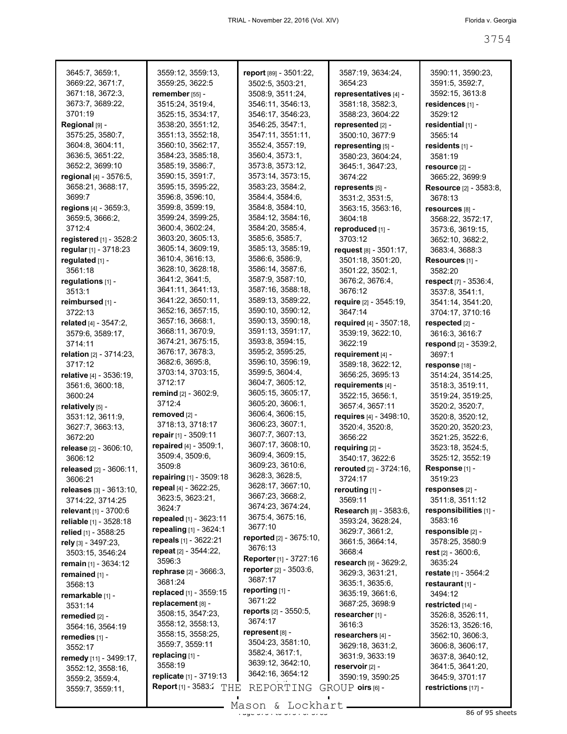3645:7, 3659:1, 3669:22, 3671:7, 3671:18, 3672:3, 3673:7, 3689:22, 3701:19

**Regional** [9] - 3575:25, 3580:7, 3604:8, 3604:11, 3636:5, 3651:22, 3652:2, 3699:10

**regional** [4] - 3576:5, 3658:21, 3688:17, 3699:7

**regions** [4] - 3659:3, 3659:5, 3666:2, 3712:4

**registered** [1] - 3528:2

**regular** [1] - 3718:23

**regulated** [1] - 3561:18

**regulations** [1] - 3513:1

**reimbursed** [1] - 3722:13

**related** [4] - 3547:2, 3579:6, 3589:17, 3714:11

**relation** [2] - 3714:23, 3717:12

**relative** [4] - 3536:19, 3561:6, 3600:18, 3600:24

**relatively** [5] - 3531:12, 3611:9, 3627:7, 3663:13, 3672:20

**release** [2] - 3606:10, 3606:12

**released** [2] - 3606:11, 3606:21

**releases** [3] - 3613:10, 3714:22, 3714:25

**relevant** [1] - 3700:6

**reliable** [1] - 3528:18

**relied** [1] - 3588:25

**rely** [3] - 3497:23, 3503:15, 3546:24

**remain** [1] - 3634:12

**remained** [1] - 3568:13

**remarkable** [1] - 3531:14

**remedied** [2] - 3564:16, 3564:19

**remedies** [1] - 3552:17

**remedy** [11] - 3499:17, 3552:12, 3558:16, 3559:2, 3559:4, 3559:7, 3559:11, 3559:12, 3559:13, 3559:25, 3622:5

**remember** [55] - 3515:24, 3519:4, 3525:15, 3534:17, 3538:20, 3551:12, 3551:13, 3552:18, 3560:10, 3562:17, 3584:23, 3585:18, 3585:19, 3586:7, 3590:15, 3591:7, 3595:15, 3595:22, 3596:8, 3596:10, 3599:8, 3599:19, 3599:24, 3599:25, 3600:4, 3602:24, 3603:20, 3605:13, 3605:14, 3609:19, 3610:4, 3616:13, 3628:10, 3628:18, 3641:2, 3641:5, 3641:11, 3641:13, 3641:22, 3650:11, 3652:16, 3657:15, 3657:16, 3668:1, 3668:11, 3670:9, 3674:21, 3675:15, 3676:17, 3678:3, 3682:6, 3695:8, 3703:14, 3703:15, 3712:17

**remind** [2] - 3602:9, 3712:4

**removed** [2] - 3718:13, 3718:17

**repair** [1] - 3509:11

**repaired** [4] - 3509:1, 3509:4, 3509:6, 3509:8

**repairing** [1] - 3509:18

**repeal** [4] - 3622:25, 3623:5, 3623:21, 3624:7

**repealed** [1] - 3623:11

**repealing** [1] - 3624:1

**repeals** [1] - 3622:21

**repeat** [2] - 3544:22, 3596:3

**rephrase** [2] - 3666:3, 3681:24

**replaced** [1] - 3559:15

**replacement** [8] - 3508:15, 3547:23, 3558:12, 3558:13, 3558:15, 3558:25, 3559:7, 3559:11

**replacing** [1] - 3558:19

**replicate** [1] - 3719:13

**Report** [1] - 3583:2

**report** [89] - 3501:22, 3502:5, 3503:21, 3508:9, 3511:24, 3546:11, 3546:13, 3546:17, 3546:23, 3546:25, 3547:1, 3547:11, 3551:11, 3552:4, 3557:19, 3560:4, 3573:1, 3573:8, 3573:12, 3573:14, 3573:15, 3583:23, 3584:2, 3584:4, 3584:6, 3584:8, 3584:10, 3584:12, 3584:16, 3584:20, 3585:4, 3585:6, 3585:7, 3585:13, 3585:19, 3586:6, 3586:9, 3586:14, 3587:6, 3587:9, 3587:10, 3587:16, 3588:18, 3589:13, 3589:22, 3590:10, 3590:12, 3590:13, 3590:18, 3591:13, 3591:17, 3593:8, 3594:15, 3595:2, 3595:25, 3596:10, 3596:19, 3599:5, 3604:4, 3604:7, 3605:12, 3605:15, 3605:17, 3605:20, 3606:1, 3606:4, 3606:15, 3606:23, 3607:1, 3607:7, 3607:13, 3607:17, 3608:10, 3609:4, 3609:15, 3609:23, 3610:6, 3628:3, 3628:5, 3628:17, 3667:10, 3667:23, 3668:2, 3674:23, 3674:24, 3675:4, 3675:16, 3677:10

**reported** [2] - 3675:10, 3676:13

**Reporter** [1] - 3727:16

**reporter** [2] - 3503:6, 3687:17

**reporting** [1] - 3671:22

**reports** [2] - 3550:5, 3674:17

**represent** [8] - 3504:23, 3581:10, 3582:4, 3617:1, 3639:12, 3642:10, 3642:16, 3654:12, 3587:19, 3634:24, 3654:23

**representatives** [4] - 3581:18, 3582:3, 3588:23, 3604:22

**represented** [2] - 3500:10, 3677:9

**representing** [5] - 3580:23, 3604:24, 3645:1, 3647:23, 3674:22

**represents** [5] - 3531:2, 3531:5, 3563:15, 3563:16, 3604:18

**reproduced** [1] - 3703:12

**request** [8] - 3501:17, 3501:18, 3501:20, 3501:22, 3502:1, 3676:2, 3676:4, 3676:12

**require** [2] - 3545:19, 3647:14

**required** [4] - 3507:18, 3539:19, 3622:10, 3622:19

**requirement** [4] - 3589:18, 3622:12, 3656:25, 3695:13

**requirements** [4] - 3522:15, 3656:1, 3657:4, 3657:11

**requires** [4] - 3498:10, 3520:4, 3520:8, 3656:22

**requiring** [2] - 3540:17, 3622:6

**rerouted** [2] - 3724:16, 3724:17

**rerouting** [1] - 3569:11

**Research** [8] - 3583:6, 3593:24, 3628:24, 3629:7, 3661:2, 3661:5, 3664:14, 3668:4

**research** [9] - 3629:2, 3629:3, 3631:21, 3635:1, 3635:6, 3635:19, 3661:6, 3687:25, 3698:9

**researcher** [1] - 3616:3

**researchers** [4] - 3629:18, 3631:2, 3631:9, 3633:19

**reservoir** [2] - 3590:19, 3590:25

**reservoirs** [6] - 3590:11, 3590:23, 3591:5, 3592:7, 3592:15, 3613:8

**residences** [1] - 3529:12

**residential** [1] - 3565:14

**residents** [1] - 3581:19

**resource** [2] - 3665:22, 3699:9

**Resource** [2] - 3583:8, 3678:13

**resources** [8] - 3568:22, 3572:17, 3573:6, 3619:15, 3652:10, 3682:2, 3683:4, 3688:3

**Resources** [1] - 3582:20

**respect** [7] - 3536:4, 3537:8, 3541:1, 3541:14, 3541:20, 3704:17, 3710:16

**respected** [2] - 3616:3, 3616:7

**respond** [2] - 3539:2, 3697:1

**response** [18] - 3514:24, 3514:25, 3518:3, 3519:11, 3519:24, 3519:25, 3520:2, 3520:7, 3520:8, 3520:12, 3520:20, 3520:23, 3521:25, 3522:6, 3523:18, 3524:5, 3525:12, 3552:19

**Response** [1] - 3519:23

**responses** [2] - 3511:8, 3511:12

**responsibilities** [1] - 3583:16

**responsible** [2] - 3578:25, 3580:9

**rest** [2] - 3600:6, 3635:24

**restate** [1] - 3564:2

**restaurant** [1] - 3494:12

**restricted** [14] - 3526:8, 3526:11, 3526:13, 3526:16, 3562:10, 3606:3, 3606:8, 3606:17, 3637:8, 3640:12, 3641:5, 3641:20, 3645:9, 3701:17

**restrictions** [17] -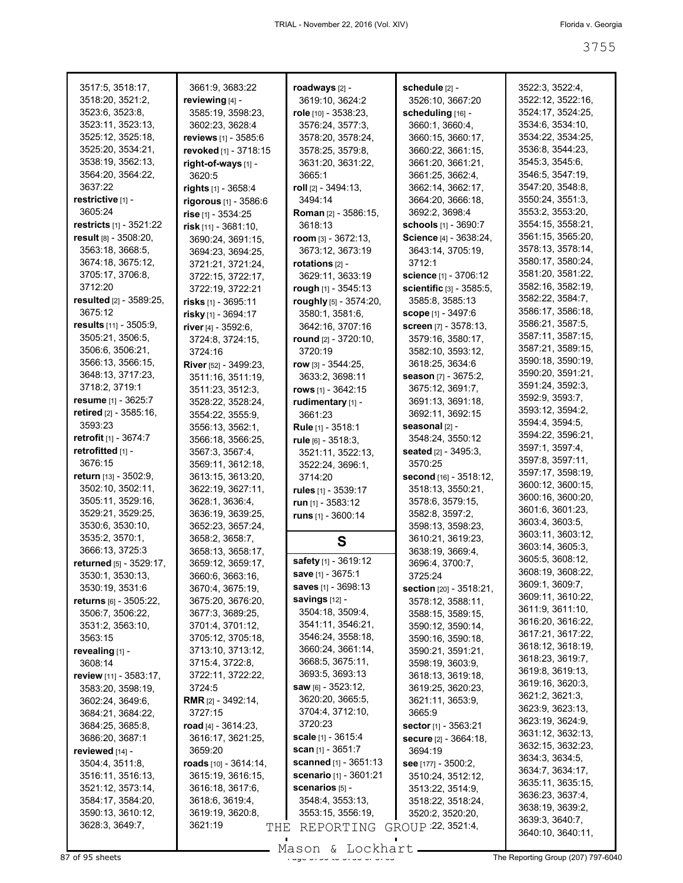3517:5, 3518:17, 3518:20, 3521:2, 3523:6, 3523:8, 3523:11, 3523:13, 3525:12, 3525:18, 3525:20, 3534:21, 3538:19, 3562:13, 3564:20, 3564:22, 3637:22

**restrictive** [1] - 3605:24

**restricts** [1] - 3521:22

**result** [8] - 3508:20, 3563:18, 3668:5, 3674:18, 3675:12, 3705:17, 3706:8, 3712:20

**resulted** [2] - 3589:25, 3675:12

**results** [11] - 3505:9, 3505:21, 3506:5, 3506:6, 3506:21, 3566:13, 3566:15, 3648:13, 3717:23, 3718:2, 3719:1

**resume** [1] - 3625:7

**retired** [2] - 3585:16, 3593:23

**retrofit** [1] - 3674:7

**retrofitted** [1] - 3676:15

**return** [13] - 3502:9, 3502:10, 3502:11, 3505:11, 3529:16, 3529:21, 3529:25, 3530:6, 3530:10, 3535:2, 3570:1, 3666:13, 3725:3

**returned** [5] - 3529:17, 3530:1, 3530:13, 3530:19, 3531:6

**returns** [6] - 3505:22, 3506:7, 3506:22, 3531:2, 3563:10, 3563:15

**revealing** [1] - 3608:14

**review** [11] - 3583:17, 3583:20, 3598:19, 3602:24, 3649:6, 3684:21, 3684:22, 3684:25, 3685:8, 3686:20, 3687:1

**reviewed** [14] - 3504:4, 3511:8, 3516:11, 3516:13, 3521:12, 3573:14, 3584:17, 3584:20, 3590:13, 3610:12, 3628:3, 3649:7, 3661:9, 3683:22

**reviewing** [4] - 3585:19, 3598:23, 3602:23, 3628:4

**reviews** [1] - 3585:6

**revoked** [1] - 3718:15

**right-of-ways** [1] - 3620:5

**rights** [1] - 3658:4

**rigorous** [1] - 3586:6

**rise** [1] - 3534:25

**risk** [11] - 3681:10, 3690:24, 3691:15, 3694:23, 3694:25, 3721:21, 3721:24, 3722:15, 3722:17, 3722:19, 3722:21

**risks** [1] - 3695:11

**risky** [1] - 3694:17

**river** [4] - 3592:6, 3724:8, 3724:15, 3724:16

**River** [52] - 3499:23, 3511:16, 3511:19, 3511:23, 3512:3, 3528:22, 3528:24, 3554:22, 3555:9, 3556:13, 3562:1, 3566:18, 3566:25, 3567:3, 3567:4, 3569:11, 3612:18, 3613:15, 3613:20, 3622:19, 3627:11, 3628:1, 3636:4, 3636:19, 3639:25, 3652:23, 3657:24, 3658:2, 3658:7, 3658:13, 3658:17, 3659:12, 3659:17, 3660:6, 3663:16, 3670:4, 3675:19, 3675:20, 3676:20, 3677:3, 3689:25, 3701:4, 3701:12, 3705:12, 3705:18, 3713:10, 3713:12, 3715:4, 3722:8, 3722:11, 3722:22, 3724:5

**RMR** [2] - 3492:14, 3727:15

**road** [4] - 3614:23, 3616:17, 3621:25, 3659:20

**roads** [10] - 3614:14, 3615:19, 3616:15, 3616:18, 3617:6, 3618:6, 3619:4, 3619:19, 3620:8, 3621:19

**roadways** [2] - 3619:10, 3624:2

**role** [10] - 3538:23, 3576:24, 3577:3, 3578:20, 3578:24, 3578:25, 3579:8, 3631:20, 3631:22, 3665:1

**roll** [2] - 3494:13, 3494:14

**Roman** [2] - 3586:15, 3618:13

**room** [3] - 3672:13, 3673:12, 3673:19

**rotations** [2] - 3629:11, 3633:19

**rough** [1] - 3545:13

**roughly** [5] - 3574:20, 3580:1, 3581:6, 3642:16, 3707:16

**round** [2] - 3720:10, 3720:19

**row** [3] - 3544:25, 3633:2, 3698:11

**rows** [1] - 3642:15

**rudimentary** [1] - 3661:23

**Rule** [1] - 3518:1

**rule** [6] - 3518:3, 3521:11, 3522:13, 3522:24, 3696:1, 3714:20

**rules** [1] - 3539:17

**run** [1] - 3583:12

**runs** [1] - 3600:14

## S

**safety** [1] - 3619:12

**save** [1] - 3675:1

**saves** [1] - 3698:13

**savings** [12] - 3504:18, 3509:4, 3541:11, 3546:21, 3546:24, 3558:18, 3660:24, 3661:14, 3668:5, 3675:11, 3693:5, 3693:13

**saw** [6] - 3523:12, 3620:20, 3665:5, 3704:4, 3712:10, 3720:23

**scale** [1] - 3615:4

**scan** [1] - 3651:7

**scanned** [1] - 3651:13

**scenario** [1] - 3601:21

**scenarios** [5] - 3548:4, 3553:13, 3553:15, 3556:19,

**schedule** [2] - 3526:10, 3667:20

**scheduling** [16] - 3660:1, 3660:4, 3660:15, 3660:17, 3660:22, 3661:15, 3661:20, 3661:21, 3661:25, 3662:4, 3662:14, 3662:17, 3664:20, 3666:18, 3692:2, 3698:4

**schools** [1] - 3690:7

**Science** [4] - 3638:24, 3643:14, 3705:19, 3712:1

**science** [1] - 3706:12

**scientific** [3] - 3585:5, 3585:8, 3585:13

**scope** [1] - 3497:6

**screen** [7] - 3578:13, 3579:16, 3580:17, 3582:10, 3593:12, 3618:25, 3634:6

**season** [7] - 3675:2, 3675:12, 3691:7, 3691:13, 3691:18, 3692:11, 3692:15

**seasonal** [2] - 3548:24, 3550:12

**seated** [2] - 3495:3, 3570:25

**second** [16] - 3518:12, 3518:13, 3550:21, 3578:6, 3579:15, 3582:8, 3597:2, 3598:13, 3598:23, 3610:21, 3619:23, 3638:19, 3669:4, 3696:4, 3700:7, 3725:24

**section** [20] - 3518:21, 3578:12, 3588:11, 3588:15, 3589:15, 3590:12, 3590:14, 3590:16, 3590:18, 3590:21, 3591:21, 3598:19, 3603:9, 3618:13, 3619:18, 3619:25, 3620:23, 3621:11, 3653:9, 3665:9

**sector** [1] - 3563:21

**secure** [2] - 3664:18, 3694:19

**see** [177] - 3500:2, 3510:24, 3512:12, 3513:22, 3514:9, 3518:22, 3518:24, 3520:2, 3520:20, 3520:22, 3521:4, 3522:3, 3522:4, 3522:12, 3522:16, 3524:17, 3524:25, 3534:6, 3534:10, 3534:22, 3534:25, 3536:8, 3544:23, 3545:3, 3545:6, 3546:5, 3547:19, 3547:20, 3548:8, 3550:24, 3551:3, 3553:2, 3553:20, 3554:15, 3558:21, 3561:15, 3565:20, 3578:13, 3578:14, 3580:17, 3580:24, 3581:20, 3581:22, 3582:16, 3582:19, 3582:22, 3584:7, 3586:17, 3586:18, 3586:21, 3587:5, 3587:11, 3587:15, 3587:21, 3589:15, 3590:18, 3590:19, 3590:20, 3591:21, 3591:24, 3592:3, 3592:9, 3593:7, 3593:12, 3594:2, 3594:4, 3594:5, 3594:22, 3596:21, 3597:1, 3597:4, 3597:8, 3597:11, 3597:17, 3598:19, 3600:12, 3600:15, 3600:16, 3600:20, 3601:6, 3601:23, 3603:4, 3603:5, 3603:11, 3603:12, 3603:14, 3605:3, 3605:5, 3608:12, 3608:19, 3608:22, 3609:1, 3609:7, 3609:11, 3610:22, 3611:9, 3611:10, 3616:20, 3616:22, 3617:21, 3617:22, 3618:12, 3618:19, 3618:23, 3619:7, 3619:8, 3619:13, 3619:16, 3620:3, 3621:2, 3621:3, 3623:9, 3623:13, 3623:19, 3624:9, 3631:12, 3632:13, 3632:15, 3632:23, 3634:3, 3634:5, 3634:7, 3634:17, 3635:11, 3635:15, 3636:23, 3637:4, 3638:19, 3639:2, 3639:3, 3640:7, 3640:10, 3640:11,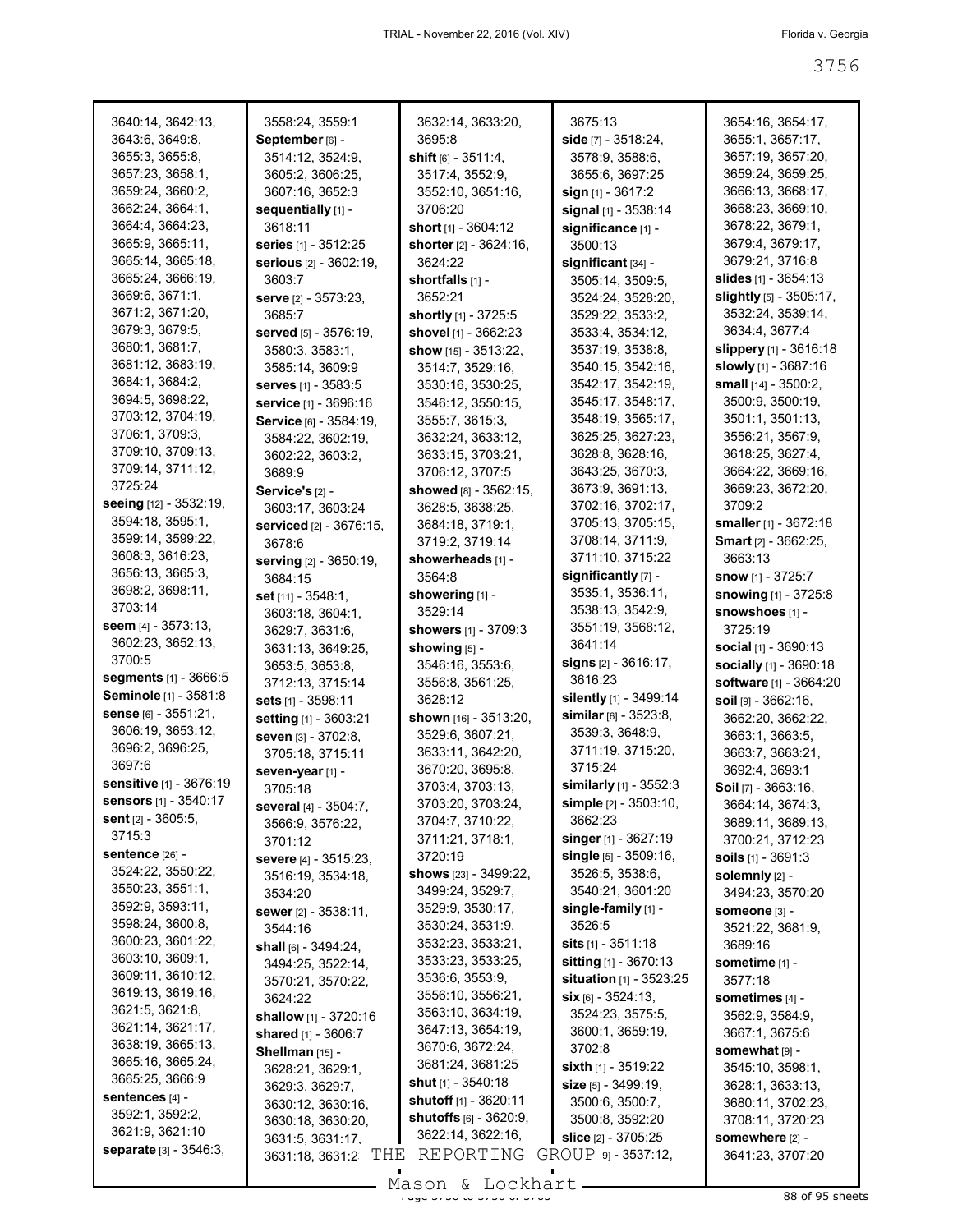3640:14, 3642:13, 3643:6, 3649:8, 3655:3, 3655:8, 3657:23, 3658:1, 3659:24, 3660:2, 3662:24, 3664:1, 3664:4, 3664:23, 3665:9, 3665:11, 3665:14, 3665:18, 3665:24, 3666:19, 3669:6, 3671:1, 3671:2, 3671:20, 3679:3, 3679:5, 3680:1, 3681:7, 3681:12, 3683:19, 3684:1, 3684:2, 3694:5, 3698:22, 3703:12, 3704:19, 3706:1, 3709:3, 3709:10, 3709:13, 3709:14, 3711:12, 3725:24

**seeing** [12] - 3532:19, 3594:18, 3595:1, 3599:14, 3599:22, 3608:3, 3616:23, 3656:13, 3665:3, 3698:2, 3698:11, 3703:14

**seem** [4] - 3573:13, 3602:23, 3652:13, 3700:5

**segments** [1] - 3666:5

**Seminole** [1] - 3581:8

**sense** [6] - 3551:21, 3606:19, 3653:12, 3696:2, 3696:25, 3697:6

**sensitive** [1] - 3676:19

**sensors** [1] - 3540:17

**sent** [2] - 3605:5, 3715:3

**sentence** [26] - 3524:22, 3550:22, 3550:23, 3551:1, 3592:9, 3593:11, 3598:24, 3600:8, 3600:23, 3601:22, 3603:10, 3609:1, 3609:11, 3610:12, 3619:13, 3619:16, 3621:5, 3621:8, 3621:14, 3621:17, 3638:19, 3665:13, 3665:16, 3665:24, 3665:25, 3666:9

**sentences** [4] - 3592:1, 3592:2, 3621:9, 3621:10

**separate** [3] - 3546:3, 3558:24, 3559:1

**September** [6] - 3514:12, 3524:9, 3605:2, 3606:25, 3607:16, 3652:3

**sequentially** [1] - 3618:11

**series** [1] - 3512:25

**serious** [2] - 3602:19, 3603:7

**serve** [2] - 3573:23, 3685:7

**served** [5] - 3576:19, 3580:3, 3583:1, 3585:14, 3609:9

**serves** [1] - 3583:5

**service** [1] - 3696:16

**Service** [6] - 3584:19, 3602:19, 3602:22, 3603:2, 3689:9

**Service's** [2] - 3603:17, 3603:24

**serviced** [2] - 3676:15, 3678:6

**serving** [2] - 3650:19, 3684:15

**set** [11] - 3548:1, 3603:18, 3604:1, 3629:7, 3631:6, 3631:13, 3649:25, 3653:5, 3653:8, 3712:13, 3715:14

**sets** [1] - 3598:11

**setting** [1] - 3603:21

**seven** [3] - 3702:8, 3705:18, 3715:11

**seven-year** [1] - 3705:18

**several** [4] - 3504:7, 3566:9, 3576:22, 3701:12

**severe** [4] - 3515:23, 3516:19, 3534:18, 3534:20

**sewer** [2] - 3538:11, 3544:16

**shall** [6] - 3494:24, 3494:25, 3522:14, 3570:21, 3570:22, 3624:22

**shallow** [1] - 3720:16

**shared** [1] - 3606:7

**Shellman** [15] - 3628:21, 3629:1, 3629:3, 3629:7, 3630:12, 3630:16, 3630:18, 3630:20, 3631:5, 3631:17, 3631:18, 3631:2, 3632:14, 3633:20, 3695:8

**shift** [6] - 3511:4, 3517:4, 3552:9, 3552:10, 3651:16, 3706:20

**short** [1] - 3604:12

**shorter** [2] - 3624:16, 3624:22

**shortfalls** [1] - 3652:21

**shortly** [1] - 3725:5

**shovel** [1] - 3662:23

**show** [15] - 3513:22, 3514:7, 3529:16, 3530:16, 3530:25, 3546:12, 3550:15, 3555:7, 3615:3, 3632:24, 3633:12, 3633:15, 3703:21, 3706:12, 3707:5

**showed** [8] - 3562:15, 3628:5, 3638:25, 3684:18, 3719:1, 3719:2, 3719:14

**showerheads** [1] - 3564:8

**showering** [1] - 3529:14

**showers** [1] - 3709:3

**showing** [5] - 3546:16, 3553:6, 3556:8, 3561:25, 3628:12

**shown** [16] - 3513:20, 3529:6, 3607:21, 3633:11, 3642:20, 3670:20, 3695:8, 3703:4, 3703:13, 3703:20, 3703:24, 3704:7, 3710:22, 3711:21, 3718:1, 3720:19

**shows** [23] - 3499:22, 3499:24, 3529:7, 3529:9, 3530:17, 3530:24, 3531:9, 3532:23, 3533:21, 3533:23, 3533:25, 3536:6, 3553:9, 3556:10, 3556:21, 3563:10, 3634:19, 3647:13, 3654:19, 3670:6, 3672:24, 3681:24, 3681:25

**shut** [1] - 3540:18

**shutoff** [1] - 3620:11

**shutoffs** [6] - 3620:9, 3622:14, 3622:16, 3675:13

**side** [7] - 3518:24, 3578:9, 3588:6, 3655:6, 3697:25

**sign** [1] - 3617:2

**signal** [1] - 3538:14

**significance** [1] - 3500:13

**significant** [34] - 3505:14, 3509:5, 3524:24, 3528:20, 3529:22, 3533:2, 3533:4, 3534:12, 3537:19, 3538:8, 3540:15, 3542:16, 3542:17, 3542:19, 3545:17, 3548:17, 3548:19, 3565:17, 3625:25, 3627:23, 3628:8, 3628:16, 3643:25, 3670:3, 3673:9, 3691:13, 3702:16, 3702:17, 3705:13, 3705:15, 3708:14, 3711:9, 3711:10, 3715:22

**significantly** [7] - 3535:1, 3536:11, 3538:13, 3542:9, 3551:19, 3568:12, 3641:14

**signs** [2] - 3616:17, 3616:23

**silently** [1] - 3499:14

**similar** [6] - 3523:8, 3539:3, 3648:9, 3711:19, 3715:20, 3715:24

**similarly** [1] - 3552:3

**simple** [2] - 3503:10, 3662:23

**singer** [1] - 3627:19

**single** [5] - 3509:16, 3526:5, 3538:6, 3540:21, 3601:20

**single-family** [1] - 3526:5

**sits** [1] - 3511:18

**sitting** [1] - 3670:13

**situation** [1] - 3523:25

**six** [6] - 3524:13, 3524:23, 3575:5, 3600:1, 3659:19, 3702:8

**sixth** [1] - 3519:22

**size** [5] - 3499:19, 3500:6, 3500:7, 3500:8, 3592:20

**slice** [2] - 3705:25

**slide** [9] - 3537:12, 3654:16, 3654:17, 3655:1, 3657:17, 3657:19, 3657:20, 3659:24, 3659:25, 3666:13, 3668:17, 3668:23, 3669:10, 3678:22, 3679:1, 3679:4, 3679:17, 3679:21, 3716:8

**slides** [1] - 3654:13

**slightly** [5] - 3505:17, 3532:24, 3539:14, 3634:4, 3677:4

**slippery** [1] - 3616:18

**slowly** [1] - 3687:16

**small** [14] - 3500:2, 3500:9, 3500:19, 3501:1, 3501:13, 3556:21, 3567:9, 3618:25, 3627:4, 3664:22, 3669:16, 3669:23, 3672:20, 3709:2

**smaller** [1] - 3672:18

**Smart** [2] - 3662:25, 3663:13

**snow** [1] - 3725:7

**snowing** [1] - 3725:8

**snowshoes** [1] - 3725:19

**social** [1] - 3690:13

**socially** [1] - 3690:18

**software** [1] - 3664:20

**soil** [9] - 3662:16, 3662:20, 3662:22, 3663:1, 3663:5, 3663:7, 3663:21, 3692:4, 3693:1

**Soil** [7] - 3663:16, 3664:14, 3674:3, 3689:11, 3689:13, 3700:21, 3712:23

**soils** [1] - 3691:3

**solemnly** [2] - 3494:23, 3570:20

**someone** [3] - 3521:22, 3681:9, 3689:16

**sometime** [1] - 3577:18

**sometimes** [4] - 3562:9, 3584:9, 3667:1, 3675:6

**somewhat** [9] - 3545:10, 3598:1, 3628:1, 3633:13, 3680:11, 3702:23, 3708:11, 3720:23

**somewhere** [2] - 3641:23, 3707:20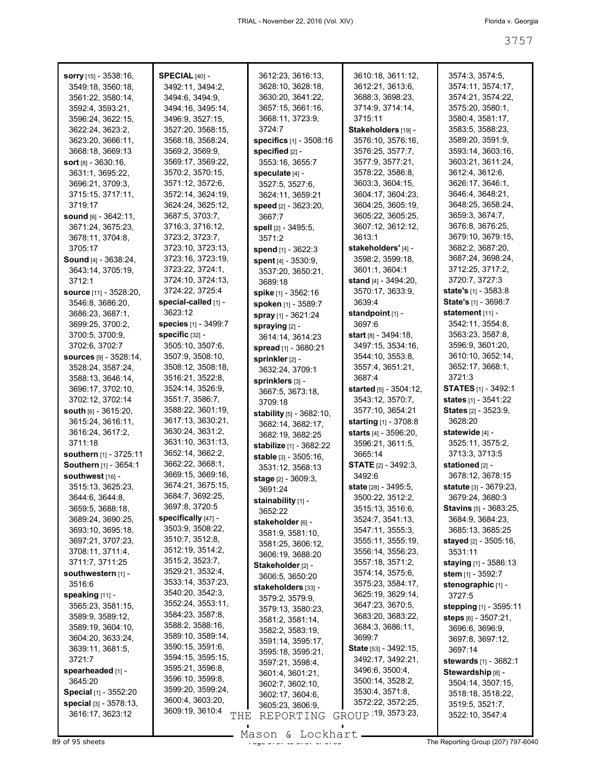**sorry** [15] - 3538:16, 3549:18, 3560:18, 3561:22, 3580:14, 3592:4, 3593:21, 3596:24, 3622:15, 3622:24, 3623:2, 3623:20, 3666:11, 3668:18, 3669:13
**sort** [8] - 3630:16, 3631:1, 3695:22, 3696:21, 3709:3, 3715:15, 3717:11, 3719:17
**sound** [6] - 3642:11, 3671:24, 3675:23, 3678:11, 3704:8, 3705:17
**Sound** [4] - 3638:24, 3643:14, 3705:19, 3712:1
**source** [11] - 3528:20, 3546:8, 3686:20, 3686:23, 3687:1, 3699:25, 3700:2, 3700:5, 3700:9, 3702:6, 3702:7
**sources** [9] - 3528:14, 3528:24, 3587:24, 3588:13, 3646:14, 3696:17, 3702:10, 3702:12, 3702:14
**south** [6] - 3615:20, 3615:24, 3616:11, 3616:24, 3617:2, 3711:18
**southern** [1] - 3725:11
**Southern** [1] - 3654:1
**southwest** [16] - 3515:13, 3625:23, 3644:6, 3644:8, 3659:5, 3688:18, 3689:24, 3690:25, 3693:10, 3695:18, 3697:21, 3707:23, 3708:11, 3711:4, 3711:7, 3711:25
**southwestern** [1] - 3516:6
**speaking** [11] - 3565:23, 3581:15, 3589:9, 3589:12, 3589:19, 3604:10, 3604:20, 3633:24, 3639:11, 3681:5, 3721:7
**spearheaded** [1] - 3645:20
**Special** [1] - 3552:20
**special** [3] - 3578:13, 3616:17, 3623:12
**SPECIAL** [40] - 3492:11, 3494:2, 3494:6, 3494:9, 3494:16, 3495:14, 3496:9, 3527:15, 3527:20, 3568:15, 3568:18, 3568:24, 3569:2, 3569:9, 3569:17, 3569:22, 3570:2, 3570:15, 3571:12, 3572:6, 3572:14, 3624:19, 3624:24, 3625:12, 3687:5, 3703:7, 3716:3, 3716:12, 3723:2, 3723:7, 3723:10, 3723:13, 3723:16, 3723:19, 3723:22, 3724:1, 3724:10, 3724:13, 3724:22, 3725:4
**special-called** [1] - 3623:12
**species** [1] - 3499:7
**specific** [32] - 3505:10, 3507:6, 3507:9, 3508:10, 3508:12, 3508:18, 3516:21, 3522:8, 3524:14, 3526:9, 3551:7, 3586:7, 3588:22, 3601:19, 3617:13, 3630:21, 3630:24, 3631:2, 3631:10, 3631:13, 3652:14, 3662:2, 3662:22, 3668:1, 3669:15, 3669:16, 3674:21, 3675:15, 3684:7, 3692:25, 3697:8, 3720:5
**specifically** [47] - 3503:9, 3508:22, 3510:7, 3512:8, 3512:19, 3514:2, 3515:2, 3523:7, 3529:21, 3532:4, 3533:14, 3537:23, 3540:20, 3542:3, 3552:24, 3553:11, 3584:23, 3587:8, 3588:2, 3588:16, 3589:10, 3589:14, 3590:15, 3591:6, 3594:15, 3595:15, 3595:21, 3596:8, 3596:10, 3599:8, 3599:20, 3599:24, 3600:4, 3603:20, 3609:19, 3610:4, 3612:23, 3616:13, 3628:10, 3628:18, 3630:20, 3641:22, 3657:15, 3661:16, 3668:11, 3723:9, 3724:7
**specifics** [1] - 3508:16
**specified** [2] - 3553:16, 3655:7
**speculate** [4] - 3527:5, 3527:6, 3624:11, 3659:21
**speed** [2] - 3623:20, 3667:7
**spell** [2] - 3495:5, 3571:2
**spend** [1] - 3622:3
**spent** [4] - 3530:9, 3537:20, 3650:21, 3689:18
**spike** [1] - 3562:16
**spoken** [1] - 3589:7
**spray** [1] - 3621:24
**spraying** [2] - 3614:14, 3614:23
**spread** [1] - 3680:21
**sprinkler** [2] - 3632:24, 3709:1
**sprinklers** [3] - 3667:5, 3673:18, 3709:18
**stability** [5] - 3682:10, 3682:14, 3682:17, 3682:19, 3682:25
**stabilize** [1] - 3682:22
**stable** [3] - 3505:16, 3531:12, 3568:13
**stage** [2] - 3609:3, 3691:24
**stainability** [1] - 3652:22
**stakeholder** [6] - 3581:9, 3581:10, 3581:25, 3606:12, 3606:19, 3688:20
**Stakeholder** [2] - 3606:5, 3650:20
**stakeholders** [33] - 3579:2, 3579:9, 3579:13, 3580:23, 3581:2, 3581:14, 3582:2, 3583:19, 3591:14, 3595:17, 3595:18, 3595:21, 3597:21, 3598:4, 3601:4, 3601:21, 3602:7, 3602:10, 3602:17, 3604:6, 3605:23, 3606:9, 3610:18, 3611:12, 3612:21, 3613:6, 3688:3, 3698:23, 3714:9, 3714:14, 3715:11
**Stakeholders** [19] - 3576:10, 3576:16, 3576:25, 3577:7, 3577:9, 3577:21, 3578:22, 3586:8, 3603:3, 3604:15, 3604:17, 3604:23, 3604:25, 3605:19, 3605:22, 3605:25, 3607:12, 3612:12, 3613:1
**stakeholders'** [4] - 3598:2, 3599:18, 3601:1, 3604:1
**stand** [4] - 3494:20, 3570:17, 3633:9, 3639:4
**standpoint** [1] - 3697:6
**start** [8] - 3494:18, 3497:15, 3534:16, 3544:10, 3553:8, 3557:4, 3651:21, 3687:4
**started** [5] - 3504:12, 3543:12, 3570:7, 3577:10, 3654:21
**starting** [1] - 3708:8
**starts** [4] - 3596:20, 3596:21, 3611:5, 3665:14
**STATE** [2] - 3492:3, 3492:6
**state** [28] - 3495:5, 3500:22, 3512:2, 3515:13, 3516:6, 3524:7, 3541:13, 3547:11, 3555:3, 3555:11, 3555:19, 3556:14, 3556:23, 3557:18, 3571:2, 3574:14, 3575:6, 3575:23, 3584:17, 3625:19, 3629:14, 3647:23, 3670:5, 3683:20, 3683:22, 3684:3, 3686:11, 3699:7
**State** [53] - 3492:15, 3492:17, 3492:21, 3496:6, 3500:4, 3500:14, 3528:2, 3530:4, 3571:8, 3572:22, 3572:25, 3573:19, 3573:23, 3574:3, 3574:5, 3574:11, 3574:17, 3574:21, 3574:22, 3575:20, 3580:1, 3580:4, 3581:17, 3583:5, 3588:23, 3589:20, 3591:9, 3593:14, 3603:16, 3603:21, 3611:24, 3612:4, 3612:6, 3626:17, 3646:1, 3646:4, 3648:21, 3648:25, 3658:24, 3659:3, 3674:7, 3676:8, 3676:25, 3679:10, 3679:15, 3682:4, 3687:20, 3687:24, 3698:24, 3712:25, 3717:2, 3720:7, 3727:3
**state's** [1] - 3583:8
**State's** [1] - 3698:7
**statement** [11] - 3542:11, 3554:8, 3563:23, 3587:8, 3596:9, 3601:20, 3610:16, 3652:14, 3652:17, 3668:1, 3721:3
**STATES** [1] - 3492:1
**states** [1] - 3541:22
**States** [2] - 3523:9, 3628:20
**statewide** [4] - 3525:11, 3575:2, 3713:3, 3713:5
**stationed** [2] - 3678:12, 3678:15
**statute** [3] - 3679:23, 3679:24, 3680:3
**Stavins** [5] - 3683:25, 3684:9, 3684:23, 3685:13, 3685:25
**stayed** [2] - 3505:16, 3531:11
**staying** [1] - 3586:13
**stem** [1] - 3592:7
**stenographic** [1] - 3727:5
**stepping** [1] - 3595:11
**steps** [6] - 3507:21, 3696:6, 3696:9, 3697:8, 3697:12, 3697:14
**stewards** [1] - 3682:1
**Stewardship** [8] - 3504:14, 3507:15, 3518:18, 3518:22, 3519:5, 3521:7, 3522:10, 3547:4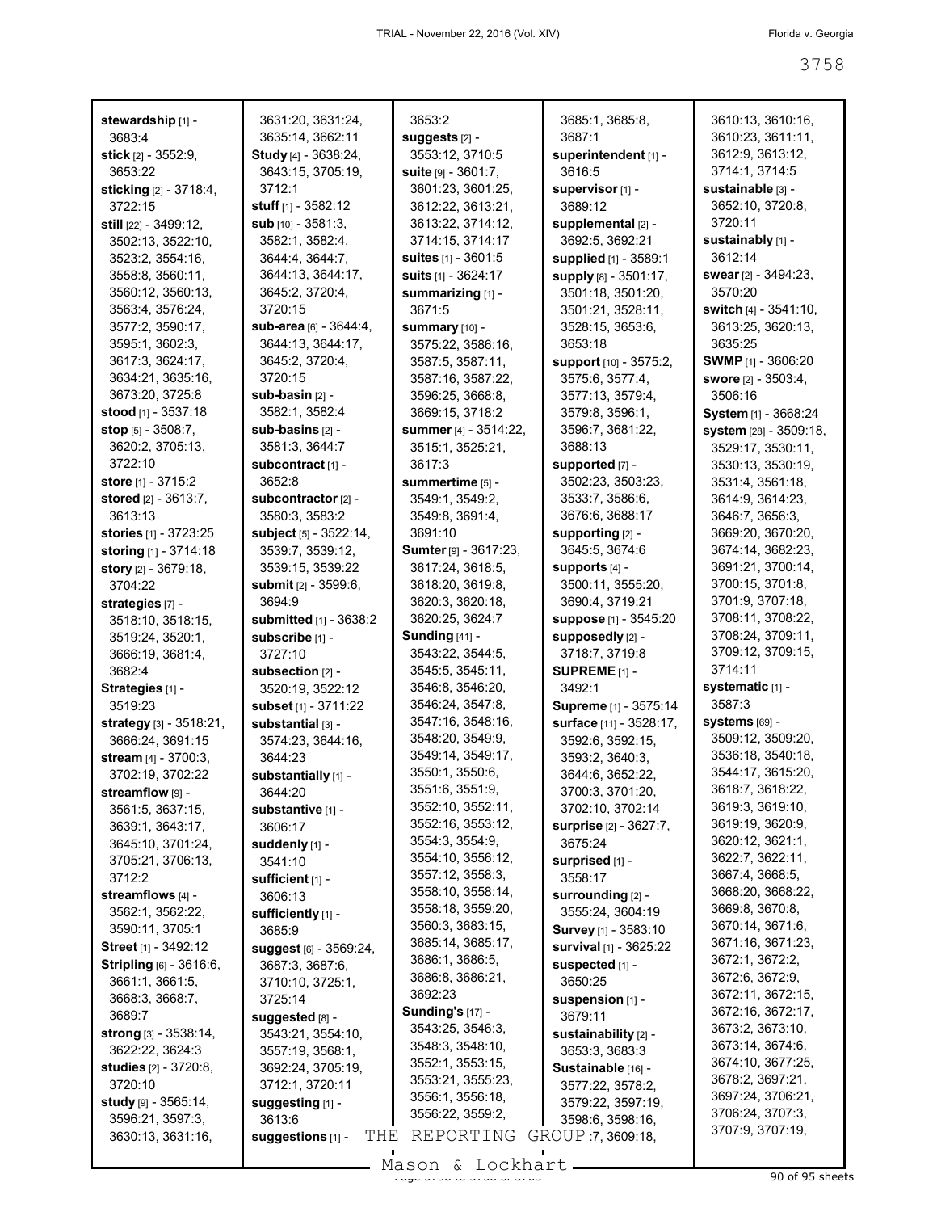**stewardship** [1] - 3683:4
**stick** [2] - 3552:9, 3653:22
**sticking** [2] - 3718:4, 3722:15
**still** [22] - 3499:12, 3502:13, 3522:10, 3523:2, 3554:16, 3558:8, 3560:11, 3560:12, 3560:13, 3563:4, 3576:24, 3577:2, 3590:17, 3595:1, 3602:3, 3617:3, 3624:17, 3634:21, 3635:16, 3673:20, 3725:8
**stood** [1] - 3537:18
**stop** [5] - 3508:7, 3620:2, 3705:13, 3722:10
**store** [1] - 3715:2
**stored** [2] - 3613:7, 3613:13
**stories** [1] - 3723:25
**storing** [1] - 3714:18
**story** [2] - 3679:18, 3704:22
**strategies** [7] - 3518:10, 3518:15, 3519:24, 3520:1, 3666:19, 3681:4, 3682:4
**Strategies** [1] - 3519:23
**strategy** [3] - 3518:21, 3666:24, 3691:15
**stream** [4] - 3700:3, 3702:19, 3702:22
**streamflow** [9] - 3561:5, 3637:15, 3639:1, 3643:17, 3645:10, 3701:24, 3705:21, 3706:13, 3712:2
**streamflows** [4] - 3562:1, 3562:22, 3590:11, 3705:1
**Street** [1] - 3492:12
**Stripling** [6] - 3616:6, 3661:1, 3661:5, 3668:3, 3668:7, 3689:7
**strong** [3] - 3538:14, 3622:22, 3624:3
**studies** [2] - 3720:8, 3720:10
**study** [9] - 3565:14, 3596:21, 3597:3, 3630:13, 3631:16, 3631:20, 3631:24, 3635:14, 3662:11
**Study** [4] - 3638:24, 3643:15, 3705:19, 3712:1
**stuff** [1] - 3582:12
**sub** [10] - 3581:3, 3582:1, 3582:4, 3644:4, 3644:7, 3644:13, 3644:17, 3645:2, 3720:4, 3720:15
**sub-area** [6] - 3644:4, 3644:13, 3644:17, 3645:2, 3720:4, 3720:15
**sub-basin** [2] - 3582:1, 3582:4
**sub-basins** [2] - 3581:3, 3644:7
**subcontract** [1] - 3652:8
**subcontractor** [2] - 3580:3, 3583:2
**subject** [5] - 3522:14, 3539:7, 3539:12, 3539:15, 3539:22
**submit** [2] - 3599:6, 3694:9
**submitted** [1] - 3638:2
**subscribe** [1] - 3727:10
**subsection** [2] - 3520:19, 3522:12
**subset** [1] - 3711:22
**substantial** [3] - 3574:23, 3644:16, 3644:23
**substantially** [1] - 3644:20
**substantive** [1] - 3606:17
**suddenly** [1] - 3541:10
**sufficient** [1] - 3606:13
**sufficiently** [1] - 3685:9
**suggest** [6] - 3569:24, 3687:3, 3687:6, 3710:10, 3725:1, 3725:14
**suggested** [8] - 3543:21, 3554:10, 3557:19, 3568:1, 3692:24, 3705:19, 3712:1, 3720:11
**suggesting** [1] - 3613:6
**suggestions** [1] - 3653:2
**suggests** [2] - 3553:12, 3710:5
**suite** [9] - 3601:7, 3601:23, 3601:25, 3612:22, 3613:21, 3613:22, 3714:12, 3714:15, 3714:17
**suites** [1] - 3601:5
**suits** [1] - 3624:17
**summarizing** [1] - 3671:5
**summary** [10] - 3575:22, 3586:16, 3587:5, 3587:11, 3587:16, 3587:22, 3596:25, 3668:8, 3669:15, 3718:2
**summer** [4] - 3514:22, 3515:1, 3525:21, 3617:3
**summertime** [5] - 3549:1, 3549:2, 3549:8, 3691:4, 3691:10
**Sumter** [9] - 3617:23, 3617:24, 3618:5, 3618:20, 3619:8, 3620:3, 3620:18, 3620:25, 3624:7
**Sunding** [41] - 3543:22, 3544:5, 3545:5, 3545:11, 3546:8, 3546:20, 3546:24, 3547:8, 3547:16, 3548:16, 3548:20, 3549:9, 3549:14, 3549:17, 3550:1, 3550:6, 3551:6, 3551:9, 3552:10, 3552:11, 3552:16, 3553:12, 3554:3, 3554:9, 3554:10, 3556:12, 3557:12, 3558:3, 3558:10, 3558:14, 3558:18, 3559:20, 3560:3, 3683:15, 3685:14, 3685:17, 3686:1, 3686:5, 3686:8, 3686:21, 3692:23
**Sunding's** [17] - 3543:25, 3546:3, 3548:3, 3548:10, 3552:1, 3553:15, 3553:21, 3555:23, 3556:1, 3556:18, 3556:22, 3559:2, 3685:1, 3685:8, 3687:1
**superintendent** [1] - 3616:5
**supervisor** [1] - 3689:12
**supplemental** [2] - 3692:5, 3692:21
**supplied** [1] - 3589:1
**supply** [8] - 3501:17, 3501:18, 3501:20, 3501:21, 3528:11, 3528:15, 3653:6, 3653:18
**support** [10] - 3575:2, 3575:6, 3577:4, 3577:13, 3579:4, 3579:8, 3596:1, 3596:7, 3681:22, 3688:13
**supported** [7] - 3502:23, 3503:23, 3533:7, 3586:6, 3676:6, 3688:17
**supporting** [2] - 3645:5, 3674:6
**supports** [4] - 3500:11, 3555:20, 3690:4, 3719:21
**suppose** [1] - 3545:20
**supposedly** [2] - 3718:7, 3719:8
**SUPREME** [1] - 3492:1
**Supreme** [1] - 3575:14
**surface** [11] - 3528:17, 3592:6, 3592:15, 3593:2, 3640:3, 3644:6, 3652:22, 3700:3, 3701:20, 3702:10, 3702:14
**surprise** [2] - 3627:7, 3675:24
**surprised** [1] - 3558:17
**surrounding** [2] - 3555:24, 3604:19
**Survey** [1] - 3583:10
**survival** [1] - 3625:22
**suspected** [1] - 3650:25
**suspension** [1] - 3679:11
**sustainability** [2] - 3653:3, 3683:3
**Sustainable** [16] - 3577:22, 3578:2, 3579:22, 3597:19, 3598:6, 3598:16, 3607:7, 3609:18, 3610:13, 3610:16, 3610:23, 3611:11, 3612:9, 3613:12, 3714:1, 3714:5
**sustainable** [3] - 3652:10, 3720:8, 3720:11
**sustainably** [1] - 3612:14
**swear** [2] - 3494:23, 3570:20
**switch** [4] - 3541:10, 3613:25, 3620:13, 3635:25
**SWMP** [1] - 3606:20
**swore** [2] - 3503:4, 3506:16
**System** [1] - 3668:24
**system** [28] - 3509:18, 3529:17, 3530:11, 3530:13, 3530:19, 3531:4, 3561:18, 3614:9, 3614:23, 3646:7, 3656:3, 3669:20, 3670:20, 3674:14, 3682:23, 3691:21, 3700:14, 3700:15, 3701:8, 3701:9, 3707:18, 3708:11, 3708:22, 3708:24, 3709:11, 3709:12, 3709:15, 3714:11
**systematic** [1] - 3587:3
**systems** [69] - 3509:12, 3509:20, 3536:18, 3540:18, 3544:17, 3615:20, 3618:7, 3618:22, 3619:3, 3619:10, 3619:19, 3620:9, 3620:12, 3621:1, 3622:7, 3622:11, 3667:4, 3668:5, 3668:20, 3668:22, 3669:8, 3670:8, 3670:14, 3671:6, 3671:16, 3671:23, 3672:1, 3672:2, 3672:6, 3672:9, 3672:11, 3672:15, 3672:16, 3672:17, 3673:2, 3673:10, 3673:14, 3674:6, 3674:10, 3677:25, 3678:2, 3697:21, 3697:24, 3706:21, 3706:24, 3707:3, 3707:9, 3707:19,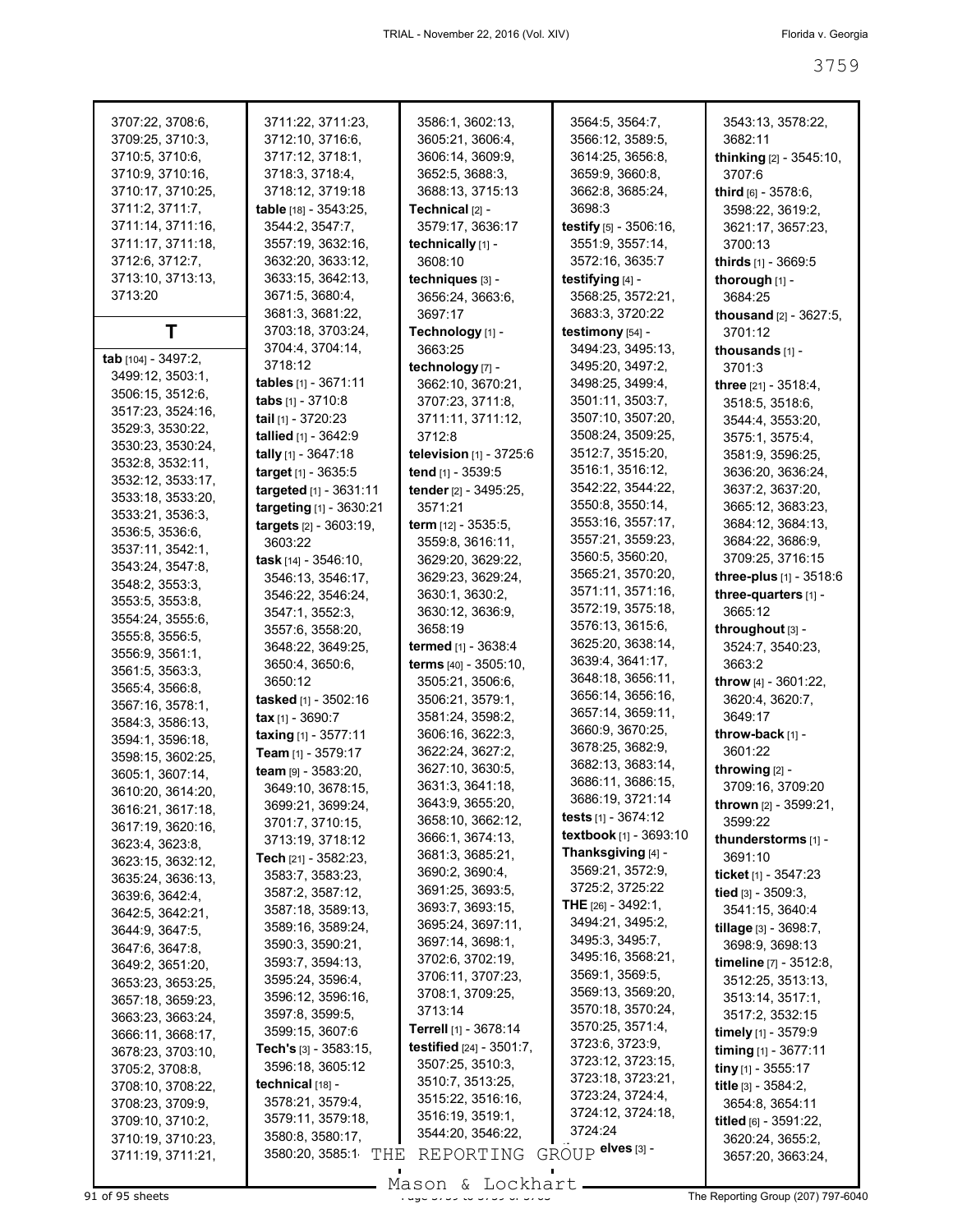3707:22, 3708:6, 3709:25, 3710:3, 3710:5, 3710:6, 3710:9, 3710:16, 3710:17, 3710:25, 3711:2, 3711:7, 3711:14, 3711:16, 3711:17, 3711:18, 3712:6, 3712:7, 3713:10, 3713:13, 3713:20

# T

**tab** [104] - 3497:2, 3499:12, 3503:1, 3506:15, 3512:6, 3517:23, 3524:16, 3529:3, 3530:22, 3530:23, 3530:24, 3532:8, 3532:11, 3532:12, 3533:17, 3533:18, 3533:20, 3533:21, 3536:3, 3536:5, 3536:6, 3537:11, 3542:1, 3543:24, 3547:8, 3548:2, 3553:3, 3553:5, 3553:8, 3554:24, 3555:6, 3555:8, 3556:5, 3556:9, 3561:1, 3561:5, 3563:3, 3565:4, 3566:8, 3567:16, 3578:1, 3584:3, 3586:13, 3594:1, 3596:18, 3598:15, 3602:25, 3605:1, 3607:14, 3610:20, 3614:20, 3616:21, 3617:18, 3617:19, 3620:16, 3623:4, 3623:8, 3623:15, 3632:12, 3635:24, 3636:13, 3639:6, 3642:4, 3642:5, 3642:21, 3644:9, 3647:5, 3647:6, 3647:8, 3649:2, 3651:20, 3653:23, 3653:25, 3657:18, 3659:23, 3663:23, 3663:24, 3666:11, 3668:17, 3678:23, 3703:10, 3705:2, 3708:8, 3708:10, 3708:22, 3708:23, 3709:9, 3709:10, 3710:2, 3710:19, 3710:23, 3711:19, 3711:21, 3711:22, 3711:23, 3712:10, 3716:6, 3717:12, 3718:1, 3718:3, 3718:4, 3718:12, 3719:18

**table** [18] - 3543:25, 3544:2, 3547:7, 3557:19, 3632:16, 3632:20, 3633:12, 3633:15, 3642:13, 3671:5, 3680:4, 3681:3, 3681:22, 3703:18, 3703:24, 3704:4, 3704:14, 3718:12

**tables** [1] - 3671:11

**tabs** [1] - 3710:8

**tail** [1] - 3720:23

**tallied** [1] - 3642:9

**tally** [1] - 3647:18

**target** [1] - 3635:5

**targeted** [1] - 3631:11

**targeting** [1] - 3630:21

**targets** [2] - 3603:19, 3603:22

**task** [14] - 3546:10, 3546:13, 3546:17, 3546:22, 3546:24, 3547:1, 3552:3, 3557:6, 3558:20, 3648:22, 3649:25, 3650:4, 3650:6, 3650:12

**tasked** [1] - 3502:16

**tax** [1] - 3690:7

**taxing** [1] - 3577:11

**Team** [1] - 3579:17

**team** [9] - 3583:20, 3649:10, 3678:15, 3699:21, 3699:24, 3701:7, 3710:15, 3713:19, 3718:12

**Tech** [21] - 3582:23, 3583:7, 3583:23, 3587:2, 3587:12, 3587:18, 3589:13, 3589:16, 3589:24, 3590:3, 3590:21, 3593:7, 3594:13, 3595:24, 3596:4, 3596:12, 3596:16, 3597:8, 3599:5, 3599:15, 3607:6

**Tech's** [3] - 3583:15, 3596:18, 3605:12

**technical** [18] - 3578:21, 3579:4, 3579:11, 3579:18, 3580:8, 3580:17, 3580:20, 3585:1, 3586:1, 3602:13, 3605:21, 3606:4, 3606:14, 3609:9, 3652:5, 3688:3, 3688:13, 3715:13

**Technical** [2] - 3579:17, 3636:17

**technically** [1] - 3608:10

**techniques** [3] - 3656:24, 3663:6, 3697:17

**Technology** [1] - 3663:25

**technology** [7] - 3662:10, 3670:21, 3707:23, 3711:8, 3711:11, 3711:12, 3712:8

**television** [1] - 3725:6

**tend** [1] - 3539:5

**tender** [2] - 3495:25, 3571:21

**term** [12] - 3535:5, 3559:8, 3616:11, 3629:20, 3629:22, 3629:23, 3629:24, 3630:1, 3630:2, 3630:12, 3636:9, 3658:19

**termed** [1] - 3638:4

**terms** [40] - 3505:10, 3505:21, 3506:6, 3506:21, 3579:1, 3581:24, 3598:2, 3606:16, 3622:3, 3622:24, 3627:2, 3627:10, 3630:5, 3631:3, 3641:18, 3643:9, 3655:20, 3658:10, 3662:12, 3666:1, 3674:13, 3681:23, 3685:21, 3690:2, 3690:4, 3691:25, 3693:5, 3693:7, 3693:15, 3695:24, 3697:11, 3697:14, 3698:1, 3702:6, 3702:19, 3706:11, 3707:23, 3708:1, 3709:25, 3713:14

**Terrell** [1] - 3678:14

**testified** [24] - 3501:7, 3507:25, 3510:3, 3510:7, 3513:25, 3515:22, 3516:16, 3516:19, 3519:1, 3544:20, 3546:22, 3564:5, 3564:7, 3566:12, 3589:5, 3614:25, 3656:8, 3659:9, 3660:8, 3662:8, 3685:24, 3698:3

**testify** [5] - 3506:16, 3551:9, 3557:14, 3572:16, 3635:7

**testifying** [4] - 3568:25, 3572:21, 3683:3, 3720:22

**testimony** [54] - 3494:23, 3495:13, 3495:20, 3497:2, 3498:25, 3499:4, 3501:11, 3503:7, 3507:10, 3507:20, 3508:24, 3509:25, 3512:7, 3515:20, 3516:1, 3516:12, 3542:22, 3544:22, 3550:8, 3550:14, 3553:16, 3557:17, 3557:21, 3559:23, 3560:5, 3560:20, 3565:21, 3570:20, 3571:11, 3571:16, 3572:19, 3575:18, 3576:13, 3615:6, 3625:20, 3638:14, 3639:4, 3641:17, 3648:18, 3656:11, 3656:14, 3656:16, 3657:14, 3659:11, 3660:9, 3670:25, 3678:25, 3682:9, 3682:13, 3683:14, 3686:11, 3686:15, 3686:19, 3721:14

**tests** [1] - 3674:12

**textbook** [1] - 3693:10

**Thanksgiving** [4] - 3569:21, 3572:9, 3725:2, 3725:22

**THE** [26] - 3492:1, 3494:21, 3495:2, 3495:3, 3495:7, 3495:16, 3568:21, 3569:1, 3569:5, 3569:13, 3569:20, 3570:18, 3570:24, 3570:25, 3571:4, 3723:6, 3723:9, 3723:12, 3723:15, 3723:18, 3723:21, 3723:24, 3724:4, 3724:12, 3724:18, 3724:24

**themselves** [3] - 3543:13, 3578:22, 3682:11

**thinking** [2] - 3545:10, 3707:6

**third** [6] - 3578:6, 3598:22, 3619:2, 3621:17, 3657:23, 3700:13

**thirds** [1] - 3669:5

**thorough** [1] - 3684:25

**thousand** [2] - 3627:5, 3701:12

**thousands** [1] - 3701:3

**three** [21] - 3518:4, 3518:5, 3518:6, 3544:4, 3553:20, 3575:1, 3575:4, 3581:9, 3596:25, 3636:20, 3636:24, 3637:2, 3637:20, 3665:12, 3683:23, 3684:12, 3684:13, 3684:22, 3686:9, 3709:25, 3716:15

**three-plus** [1] - 3518:6

**three-quarters** [1] - 3665:12

**throughout** [3] - 3524:7, 3540:23, 3663:2

**throw** [4] - 3601:22, 3620:4, 3620:7, 3649:17

**throw-back** [1] - 3601:22

**throwing** [2] - 3709:16, 3709:20

**thrown** [2] - 3599:21, 3599:22

**thunderstorms** [1] - 3691:10

**ticket** [1] - 3547:23

**tied** [3] - 3509:3, 3541:15, 3640:4

**tillage** [3] - 3698:7, 3698:9, 3698:13

**timeline** [7] - 3512:8, 3512:25, 3513:13, 3513:14, 3517:1, 3517:2, 3532:15

**timely** [1] - 3579:9

**timing** [1] - 3677:11

**tiny** [1] - 3555:17

**title** [3] - 3584:2, 3654:8, 3654:11

**titled** [6] - 3591:22, 3620:24, 3655:2, 3657:20, 3663:24,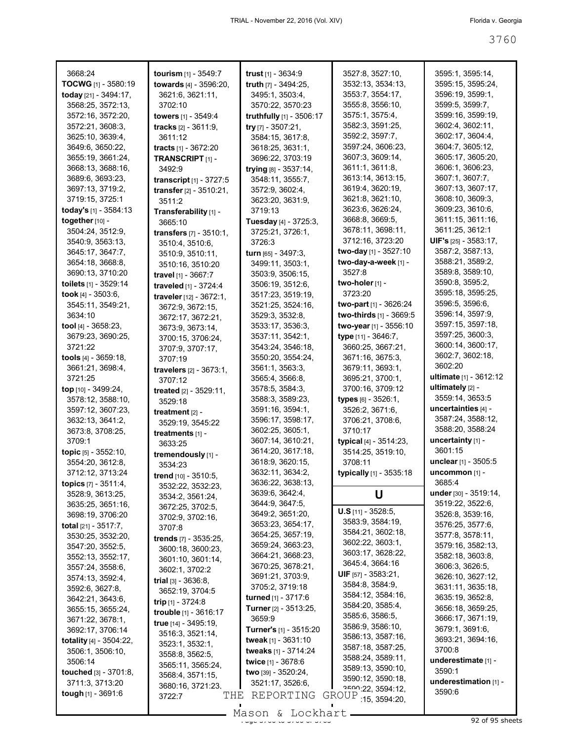3668:24
**TOCWG** [1] - 3580:19
**today** [21] - 3494:17, 3568:25, 3572:13, 3572:16, 3572:20, 3572:21, 3608:3, 3625:10, 3639:4, 3649:6, 3650:22, 3655:19, 3661:24, 3668:13, 3688:16, 3689:6, 3693:23, 3697:13, 3719:2, 3719:15, 3725:1
**today's** [1] - 3584:13
**together** [10] - 3504:24, 3512:9, 3540:9, 3563:13, 3645:17, 3647:7, 3654:18, 3668:8, 3690:13, 3710:20
**toilets** [1] - 3529:14
**took** [4] - 3503:6, 3545:11, 3549:21, 3634:10
**tool** [4] - 3658:23, 3679:23, 3690:25, 3721:22
**tools** [4] - 3659:18, 3661:21, 3698:4, 3721:25
**top** [10] - 3499:24, 3578:12, 3588:10, 3597:12, 3607:23, 3632:13, 3641:2, 3673:8, 3708:25, 3709:1
**topic** [5] - 3552:10, 3554:20, 3612:8, 3712:12, 3713:24
**topics** [7] - 3511:4, 3528:9, 3613:25, 3635:25, 3651:16, 3698:19, 3706:20
**total** [21] - 3517:7, 3530:25, 3532:20, 3547:20, 3552:5, 3552:13, 3552:17, 3557:24, 3558:6, 3574:13, 3592:4, 3592:6, 3627:8, 3642:21, 3643:6, 3655:15, 3655:24, 3671:22, 3678:1, 3692:17, 3706:14
**totality** [4] - 3504:22, 3506:1, 3506:10, 3506:14
**touched** [3] - 3701:8, 3711:3, 3713:20
**tough** [1] - 3691:6
**tourism** [1] - 3549:7
**towards** [4] - 3596:20, 3621:6, 3621:11, 3702:10
**towers** [1] - 3549:4
**tracks** [2] - 3611:9, 3611:12
**tracts** [1] - 3672:20
**TRANSCRIPT** [1] - 3492:9
**transcript** [1] - 3727:5
**transfer** [2] - 3510:21, 3511:2
**Transferability** [1] - 3665:10
**transfers** [7] - 3510:1, 3510:4, 3510:6, 3510:9, 3510:11, 3510:16, 3510:20
**travel** [1] - 3667:7
**traveled** [1] - 3724:4
**traveler** [12] - 3672:1, 3672:9, 3672:15, 3672:17, 3672:21, 3673:9, 3673:14, 3700:15, 3706:24, 3707:9, 3707:17, 3707:19
**travelers** [2] - 3673:1, 3707:12
**treated** [2] - 3529:11, 3529:18
**treatment** [2] - 3529:19, 3545:22
**treatments** [1] - 3633:25
**tremendously** [1] - 3534:23
**trend** [10] - 3510:5, 3532:22, 3532:23, 3534:2, 3561:24, 3672:25, 3702:5, 3702:9, 3702:16, 3707:8
**trends** [7] - 3535:25, 3600:18, 3600:23, 3601:10, 3601:14, 3602:1, 3702:2
**trial** [3] - 3636:8, 3652:19, 3704:5
**trip** [1] - 3724:8
**trouble** [1] - 3616:17
**true** [14] - 3495:19, 3516:3, 3521:14, 3523:1, 3532:1, 3558:8, 3562:5, 3565:11, 3565:24, 3568:4, 3571:15, 3680:16, 3721:23, 3722:7
**trust** [1] - 3634:9
**truth** [7] - 3494:25, 3495:1, 3503:4, 3570:22, 3570:23
**truthfully** [1] - 3506:17
**try** [7] - 3507:21, 3584:15, 3617:8, 3618:25, 3631:1, 3696:22, 3703:19
**trying** [8] - 3537:14, 3548:11, 3555:7, 3572:9, 3602:4, 3623:20, 3631:9, 3719:13
**Tuesday** [4] - 3725:3, 3725:21, 3726:1, 3726:3
**turn** [65] - 3497:3, 3499:11, 3503:1, 3503:9, 3506:15, 3506:19, 3512:6, 3517:23, 3519:19, 3521:25, 3524:16, 3529:3, 3532:8, 3533:17, 3536:3, 3537:11, 3542:1, 3543:24, 3546:18, 3550:20, 3554:24, 3561:1, 3563:3, 3565:4, 3566:8, 3578:5, 3584:3, 3588:3, 3589:23, 3591:16, 3594:1, 3596:17, 3598:17, 3602:25, 3605:1, 3607:14, 3610:21, 3614:20, 3617:18, 3618:9, 3620:15, 3632:11, 3634:2, 3636:22, 3638:13, 3639:6, 3642:4, 3644:9, 3647:5, 3649:2, 3651:20, 3653:23, 3654:17, 3654:25, 3657:19, 3659:23, 3663:23, 3664:21, 3668:23, 3670:25, 3678:21, 3691:21, 3703:9, 3705:2, 3719:18
**turned** [1] - 3717:6
**Turner** [2] - 3513:25, 3659:9
**Turner's** [1] - 3515:20
**tweak** [1] - 3631:10
**tweaks** [1] - 3714:24
**twice** [1] - 3678:6
**two** [39] - 3520:24, 3521:17, 3526:6, 3527:8, 3527:10, 3532:13, 3534:13, 3553:7, 3554:17, 3555:8, 3556:10, 3575:1, 3575:4, 3582:3, 3591:25, 3592:2, 3597:7, 3597:24, 3606:23, 3607:3, 3609:14, 3611:1, 3611:8, 3613:14, 3613:15, 3619:4, 3620:19, 3621:8, 3621:10, 3623:6, 3626:24, 3668:8, 3669:5, 3678:11, 3698:11, 3712:16, 3723:20
**two-day** [1] - 3527:10
**two-day-a-week** [1] - 3527:8
**two-holer** [1] - 3723:20
**two-part** [1] - 3626:24
**two-thirds** [1] - 3669:5
**two-year** [1] - 3556:10
**type** [11] - 3646:7, 3660:25, 3667:21, 3671:16, 3675:3, 3679:11, 3693:1, 3695:21, 3700:1, 3700:16, 3709:12
**types** [6] - 3526:1, 3526:2, 3671:6, 3706:21, 3708:6, 3710:17
**typical** [4] - 3514:23, 3514:25, 3519:10, 3708:11
**typically** [1] - 3535:18

## U

**U.S** [11] - 3528:5, 3583:9, 3584:19, 3584:21, 3602:18, 3602:22, 3603:1, 3603:17, 3628:22, 3645:4, 3664:16
**UIF** [57] - 3583:21, 3584:8, 3584:9, 3584:12, 3584:16, 3584:20, 3585:4, 3585:6, 3586:5, 3586:9, 3586:10, 3586:13, 3587:16, 3587:18, 3587:25, 3588:24, 3589:11, 3589:13, 3590:10, 3590:12, 3590:18, 3590:22, 3594:12, 3594:15, 3594:20, 3595:1, 3595:14, 3595:15, 3595:24, 3596:19, 3599:1, 3599:5, 3599:7, 3599:16, 3599:19, 3602:4, 3602:11, 3602:17, 3604:4, 3604:7, 3605:12, 3605:17, 3605:20, 3606:1, 3606:23, 3607:1, 3607:7, 3607:13, 3607:17, 3608:10, 3609:3, 3609:23, 3610:6, 3611:15, 3611:16, 3611:25, 3612:1
**UIF's** [25] - 3583:17, 3587:2, 3587:13, 3588:21, 3589:2, 3589:8, 3589:10, 3590:8, 3595:2, 3595:18, 3595:25, 3596:5, 3596:6, 3596:14, 3597:9, 3597:15, 3597:18, 3597:25, 3600:3, 3600:14, 3600:17, 3602:7, 3602:18, 3602:20
**ultimate** [1] - 3612:12
**ultimately** [2] - 3559:14, 3653:5
**uncertainties** [4] - 3587:24, 3588:12, 3588:20, 3588:24
**uncertainty** [1] - 3601:15
**unclear** [1] - 3505:5
**uncommon** [1] - 3685:4
**under** [30] - 3519:14, 3519:22, 3522:6, 3526:8, 3539:16, 3576:25, 3577:6, 3577:8, 3578:11, 3579:16, 3582:13, 3582:18, 3603:8, 3606:3, 3626:5, 3626:10, 3627:12, 3631:11, 3635:18, 3635:19, 3652:8, 3656:18, 3659:25, 3666:17, 3671:19, 3679:1, 3691:6, 3693:21, 3694:16, 3700:8
**underestimate** [1] - 3590:1
**underestimation** [1] - 3590:6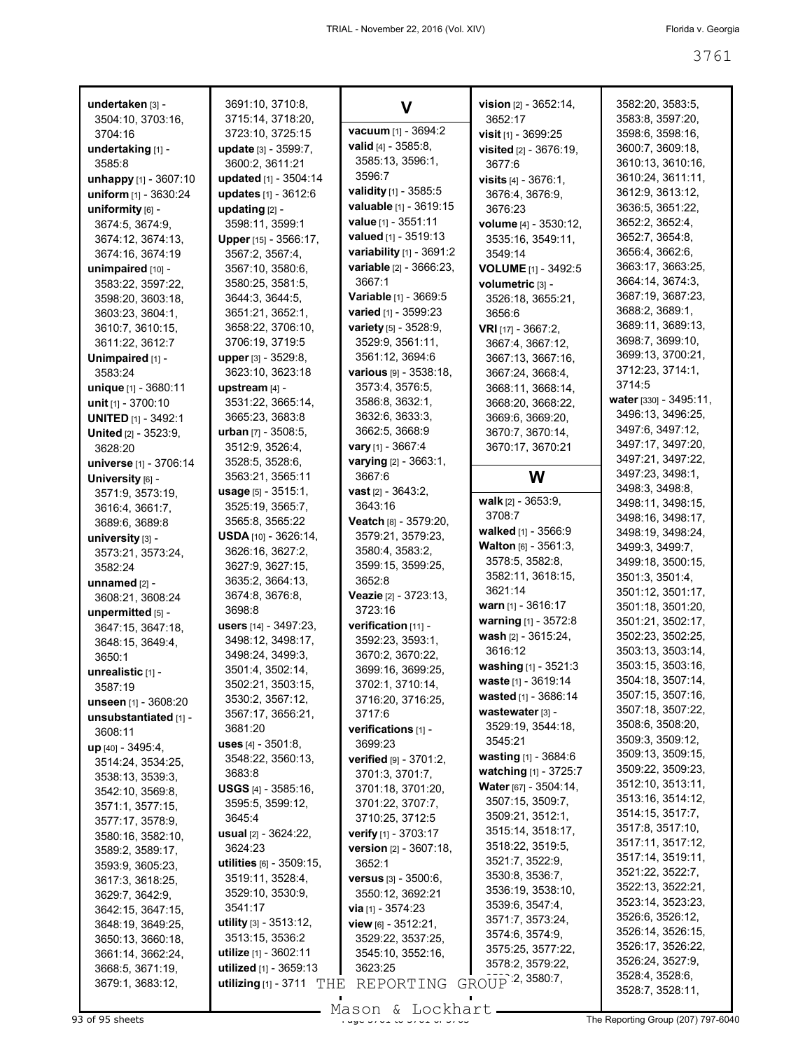**undertaken** [3] - 3504:10, 3703:16, 3704:16
**undertaking** [1] - 3585:8
**unhappy** [1] - 3607:10
**uniform** [1] - 3630:24
**uniformity** [6] - 3674:5, 3674:9, 3674:12, 3674:13, 3674:16, 3674:19
**unimpaired** [10] - 3583:22, 3597:22, 3598:20, 3603:18, 3603:23, 3604:1, 3610:7, 3610:15, 3611:22, 3612:7
**Unimpaired** [1] - 3583:24
**unique** [1] - 3680:11
**unit** [1] - 3700:10
**UNITED** [1] - 3492:1
**United** [2] - 3523:9, 3628:20
**universe** [1] - 3706:14
**University** [6] - 3571:9, 3573:19, 3616:4, 3661:7, 3689:6, 3689:8
**university** [3] - 3573:21, 3573:24, 3582:24
**unnamed** [2] - 3608:21, 3608:24
**unpermitted** [5] - 3647:15, 3647:18, 3648:15, 3649:4, 3650:1
**unrealistic** [1] - 3587:19
**unseen** [1] - 3608:20
**unsubstantiated** [1] - 3608:11
**up** [40] - 3495:4, 3514:24, 3534:25, 3538:13, 3539:3, 3542:10, 3569:8, 3571:1, 3577:15, 3577:17, 3578:9, 3580:16, 3582:10, 3589:2, 3589:17, 3593:9, 3605:23, 3617:3, 3618:25, 3629:7, 3642:9, 3642:15, 3647:15, 3648:19, 3649:25, 3650:13, 3660:18, 3661:14, 3662:24, 3668:5, 3671:19, 3679:1, 3683:12, 3691:10, 3710:8, 3715:14, 3718:20, 3723:10, 3725:15
**update** [3] - 3599:7, 3600:2, 3611:21
**updated** [1] - 3504:14
**updates** [1] - 3612:6
**updating** [2] - 3598:11, 3599:1
**Upper** [15] - 3566:17, 3567:2, 3567:4, 3567:10, 3580:6, 3580:25, 3581:5, 3644:3, 3644:5, 3651:21, 3652:1, 3658:22, 3706:10, 3706:19, 3719:5
**upper** [3] - 3529:8, 3623:10, 3623:18
**upstream** [4] - 3531:22, 3665:14, 3665:23, 3683:8
**urban** [7] - 3508:5, 3512:9, 3526:4, 3528:5, 3528:6, 3563:21, 3565:11
**usage** [5] - 3515:1, 3525:19, 3565:7, 3565:8, 3565:22
**USDA** [10] - 3626:14, 3626:16, 3627:2, 3627:9, 3627:15, 3635:2, 3664:13, 3674:8, 3676:8, 3698:8
**users** [14] - 3497:23, 3498:12, 3498:17, 3498:24, 3499:3, 3501:4, 3502:14, 3502:21, 3503:15, 3530:2, 3567:12, 3567:17, 3656:21, 3681:20
**uses** [4] - 3501:8, 3548:22, 3560:13, 3683:8
**USGS** [4] - 3585:16, 3595:5, 3599:12, 3645:4
**usual** [2] - 3624:22, 3624:23
**utilities** [6] - 3509:15, 3519:11, 3528:4, 3529:10, 3530:9, 3541:17
**utility** [3] - 3513:12, 3513:15, 3536:2
**utilize** [1] - 3602:11
**utilized** [1] - 3659:13
**utilizing** [1] - 3711

## V

**vacuum** [1] - 3694:2
**valid** [4] - 3585:8, 3585:13, 3596:1, 3596:7
**validity** [1] - 3585:5
**valuable** [1] - 3619:15
**value** [1] - 3551:11
**valued** [1] - 3519:13
**variability** [1] - 3691:2
**variable** [2] - 3666:23, 3667:1
**Variable** [1] - 3669:5
**varied** [1] - 3599:23
**variety** [5] - 3528:9, 3529:9, 3561:11, 3561:12, 3694:6
**various** [9] - 3538:18, 3573:4, 3576:5, 3586:8, 3632:1, 3632:6, 3633:3, 3662:5, 3668:9
**vary** [1] - 3667:4
**varying** [2] - 3663:1, 3667:6
**vast** [2] - 3643:2, 3643:16
**Veatch** [8] - 3579:20, 3579:21, 3579:23, 3580:4, 3583:2, 3599:15, 3599:25, 3652:8
**Veazie** [2] - 3723:13, 3723:16
**verification** [11] - 3592:23, 3593:1, 3670:2, 3670:22, 3699:16, 3699:25, 3702:1, 3710:14, 3716:20, 3716:25, 3717:6
**verifications** [1] - 3699:23
**verified** [9] - 3701:2, 3701:3, 3701:7, 3701:18, 3701:20, 3701:22, 3707:7, 3710:25, 3712:5
**verify** [1] - 3703:17
**version** [2] - 3607:18, 3652:1
**versus** [3] - 3500:6, 3550:12, 3692:21
**via** [1] - 3574:23
**view** [6] - 3512:21, 3529:22, 3537:25, 3545:10, 3552:16, 3623:25
**vision** [2] - 3652:14, 3652:17
**visit** [1] - 3699:25
**visited** [2] - 3676:19, 3677:6
**visits** [4] - 3676:1, 3676:4, 3676:9, 3676:23
**volume** [4] - 3530:12, 3535:16, 3549:11, 3549:14
**VOLUME** [1] - 3492:5
**volumetric** [3] - 3526:18, 3655:21, 3656:6
**VRI** [17] - 3667:2, 3667:4, 3667:12, 3667:13, 3667:16, 3667:24, 3668:4, 3668:11, 3668:14, 3668:20, 3668:22, 3669:6, 3669:20, 3670:7, 3670:14, 3670:17, 3670:21

## W

**walk** [2] - 3653:9, 3708:7
**walked** [1] - 3566:9
**Walton** [6] - 3561:3, 3578:5, 3582:8, 3582:11, 3618:15, 3621:14
**warn** [1] - 3616:17
**warning** [1] - 3572:8
**wash** [2] - 3615:24, 3616:12
**washing** [1] - 3521:3
**waste** [1] - 3619:14
**wasted** [1] - 3686:14
**wastewater** [3] - 3529:19, 3544:18, 3545:21
**wasting** [1] - 3684:6
**watching** [1] - 3725:7
**Water** [67] - 3504:14, 3507:15, 3509:7, 3509:21, 3512:1, 3515:14, 3518:17, 3518:22, 3519:5, 3521:7, 3522:9, 3530:8, 3536:7, 3536:19, 3538:10, 3539:6, 3547:4, 3571:7, 3573:24, 3574:6, 3574:9, 3575:25, 3577:22, 3578:2, 3579:22, 3580:2, 3580:7, 3582:20, 3583:5, 3583:8, 3597:20, 3598:6, 3598:16, 3600:7, 3609:18, 3610:13, 3610:16, 3610:24, 3611:11, 3612:9, 3613:12, 3636:5, 3651:22, 3652:2, 3652:4, 3652:7, 3654:8, 3656:4, 3662:6, 3663:17, 3663:25, 3664:14, 3674:3, 3687:19, 3687:23, 3688:2, 3689:1, 3689:11, 3689:13, 3698:7, 3699:10, 3699:13, 3700:21, 3712:23, 3714:1, 3714:5
**water** [330] - 3495:11, 3496:13, 3496:25, 3497:6, 3497:12, 3497:17, 3497:20, 3497:21, 3497:22, 3497:23, 3498:1, 3498:3, 3498:8, 3498:11, 3498:15, 3498:16, 3498:17, 3498:19, 3498:24, 3499:3, 3499:7, 3499:18, 3500:15, 3501:3, 3501:4, 3501:12, 3501:17, 3501:18, 3501:20, 3501:21, 3502:17, 3502:23, 3502:25, 3503:13, 3503:14, 3503:15, 3503:16, 3504:18, 3507:14, 3507:15, 3507:16, 3507:18, 3507:22, 3508:6, 3508:20, 3509:3, 3509:12, 3509:13, 3509:15, 3509:22, 3509:23, 3512:10, 3513:11, 3513:16, 3514:12, 3514:15, 3517:7, 3517:8, 3517:10, 3517:11, 3517:12, 3517:14, 3519:11, 3521:22, 3522:7, 3522:13, 3522:21, 3523:14, 3523:23, 3526:6, 3526:12, 3526:14, 3526:15, 3526:17, 3526:22, 3526:24, 3527:9, 3528:4, 3528:6, 3528:7, 3528:11,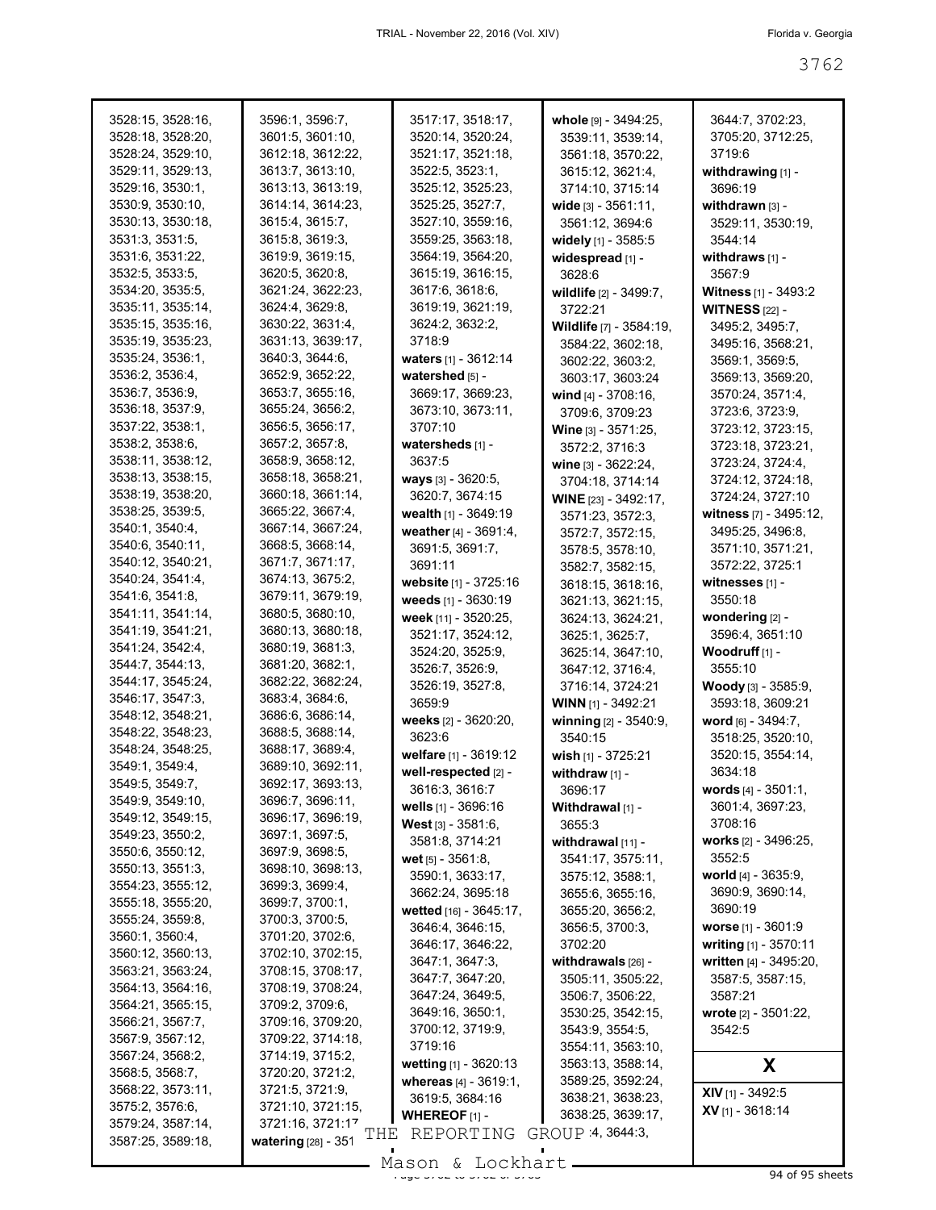3528:15, 3528:16, 3528:18, 3528:20, 3528:24, 3529:10, 3529:11, 3529:13, 3529:16, 3530:1, 3530:9, 3530:10, 3530:13, 3530:18, 3531:3, 3531:5, 3531:6, 3531:22, 3532:5, 3533:5, 3534:20, 3535:5, 3535:11, 3535:14, 3535:15, 3535:16, 3535:19, 3535:23, 3535:24, 3536:1, 3536:2, 3536:4, 3536:7, 3536:9, 3536:18, 3537:9, 3537:22, 3538:1, 3538:2, 3538:6, 3538:11, 3538:12, 3538:13, 3538:15, 3538:19, 3538:20, 3538:25, 3539:5, 3540:1, 3540:4, 3540:6, 3540:11, 3540:12, 3540:21, 3540:24, 3541:4, 3541:6, 3541:8, 3541:11, 3541:14, 3541:19, 3541:21, 3541:24, 3542:4, 3544:7, 3544:13, 3544:17, 3545:24, 3546:17, 3547:3, 3548:12, 3548:21, 3548:22, 3548:23, 3548:24, 3548:25, 3549:1, 3549:4, 3549:5, 3549:7, 3549:9, 3549:10, 3549:12, 3549:15, 3549:23, 3550:2, 3550:6, 3550:12, 3550:13, 3551:3, 3554:23, 3555:12, 3555:18, 3555:20, 3555:24, 3559:8, 3560:1, 3560:4, 3560:12, 3560:13, 3563:21, 3563:24, 3564:13, 3564:16, 3564:21, 3565:15, 3566:21, 3567:7, 3567:9, 3567:12, 3567:24, 3568:2, 3568:5, 3568:7, 3568:22, 3573:11, 3575:2, 3576:6, 3579:24, 3587:14, 3587:25, 3589:18,

3596:1, 3596:7, 3601:5, 3601:10, 3612:18, 3612:22, 3613:7, 3613:10, 3613:13, 3613:19, 3614:14, 3614:23, 3615:4, 3615:7, 3615:8, 3619:3, 3619:9, 3619:15, 3620:5, 3620:8, 3621:24, 3622:23, 3624:4, 3629:8, 3630:22, 3631:4, 3631:13, 3639:17, 3640:3, 3644:6, 3652:9, 3652:22, 3653:7, 3655:16, 3655:24, 3656:2, 3656:5, 3656:17, 3657:2, 3657:8, 3658:9, 3658:12, 3658:18, 3658:21, 3660:18, 3661:14, 3665:22, 3667:4, 3667:14, 3667:24, 3668:5, 3668:14, 3671:7, 3671:17, 3674:13, 3675:2, 3679:11, 3679:19, 3680:5, 3680:10, 3680:13, 3680:18, 3680:19, 3681:3, 3681:20, 3682:1, 3682:22, 3682:24, 3683:4, 3684:6, 3686:6, 3686:14, 3688:5, 3688:14, 3688:17, 3689:4, 3689:10, 3692:11, 3692:17, 3693:13, 3696:7, 3696:11, 3696:17, 3696:19, 3697:1, 3697:5, 3697:9, 3698:5, 3698:10, 3698:13, 3699:3, 3699:4, 3699:7, 3700:1, 3700:3, 3700:5, 3701:20, 3702:6, 3702:10, 3702:15, 3708:15, 3708:17, 3708:19, 3708:24, 3709:2, 3709:6, 3709:16, 3709:20, 3709:22, 3714:18, 3714:19, 3715:2, 3720:20, 3721:2, 3721:5, 3721:9, 3721:10, 3721:15, 3721:16, 3721:17

**watering** [28] - 351

3517:17, 3518:17, 3520:14, 3520:24, 3521:17, 3521:18, 3522:5, 3523:1, 3525:12, 3525:23, 3525:25, 3527:7, 3527:10, 3559:16, 3559:25, 3563:18, 3564:19, 3564:20, 3615:19, 3616:15, 3617:6, 3618:6, 3619:19, 3621:19, 3624:2, 3632:2, 3718:9

**waters** [1] - 3612:14

**watershed** [5] - 3669:17, 3669:23, 3673:10, 3673:11, 3707:10

**watersheds** [1] - 3637:5

**ways** [3] - 3620:5, 3620:7, 3674:15

**wealth** [1] - 3649:19

**weather** [4] - 3691:4, 3691:5, 3691:7, 3691:11

**website** [1] - 3725:16

**weeds** [1] - 3630:19

**week** [11] - 3520:25, 3521:17, 3524:12, 3524:20, 3525:9, 3526:7, 3526:9, 3526:19, 3527:8, 3659:9

**weeks** [2] - 3620:20, 3623:6

**welfare** [1] - 3619:12

**well-respected** [2] - 3616:3, 3616:7

**wells** [1] - 3696:16

**West** [3] - 3581:6, 3581:8, 3714:21

**wet** [5] - 3561:8, 3590:1, 3633:17, 3662:24, 3695:18

**wetted** [16] - 3645:17, 3646:4, 3646:15, 3646:17, 3646:22, 3647:1, 3647:3, 3647:7, 3647:20, 3647:24, 3649:5, 3649:16, 3650:1, 3700:12, 3719:9, 3719:16

**wetting** [1] - 3620:13

**whereas** [4] - 3619:1, 3619:5, 3684:16

**WHEREOF** [1] -

**whole** [9] - 3494:25, 3539:11, 3539:14, 3561:18, 3570:22, 3615:12, 3621:4, 3714:10, 3715:14

**wide** [3] - 3561:11, 3561:12, 3694:6

**widely** [1] - 3585:5

**widespread** [1] - 3628:6

**wildlife** [2] - 3499:7, 3722:21

**Wildlife** [7] - 3584:19, 3584:22, 3602:18, 3602:22, 3603:2, 3603:17, 3603:24

**wind** [4] - 3708:16, 3709:6, 3709:23

**Wine** [3] - 3571:25, 3572:2, 3716:3

**wine** [3] - 3622:24, 3704:18, 3714:14

**WINE** [23] - 3492:17, 3571:23, 3572:3, 3572:7, 3572:15, 3578:5, 3578:10, 3582:7, 3582:15, 3618:15, 3618:16, 3621:13, 3621:15, 3624:13, 3624:21, 3625:1, 3625:7, 3625:14, 3647:10, 3647:12, 3716:4, 3716:14, 3724:21

**WINN** [1] - 3492:21

**winning** [2] - 3540:9, 3540:15

**wish** [1] - 3725:21

**withdraw** [1] - 3696:17

**Withdrawal** [1] - 3655:3

**withdrawal** [11] - 3541:17, 3575:11, 3575:12, 3588:1, 3655:6, 3655:16, 3655:20, 3656:2, 3656:5, 3700:3, 3702:20

**withdrawals** [26] - 3505:11, 3505:22, 3506:7, 3506:22, 3530:25, 3542:15, 3543:9, 3554:5, 3554:11, 3563:10, 3563:13, 3588:14, 3589:25, 3592:24, 3638:21, 3638:23, 3638:25, 3639:17, 3640:4, 3644:3,

3644:7, 3702:23, 3705:20, 3712:25, 3719:6

**withdrawing** [1] - 3696:19

**withdrawn** [3] - 3529:11, 3530:19, 3544:14

**withdraws** [1] - 3567:9

**Witness** [1] - 3493:2

**WITNESS** [22] - 3495:2, 3495:7, 3495:16, 3568:21, 3569:1, 3569:5, 3569:13, 3569:20, 3570:24, 3571:4, 3723:6, 3723:9, 3723:12, 3723:15, 3723:18, 3723:21, 3723:24, 3724:4, 3724:12, 3724:18, 3724:24, 3727:10

**witness** [7] - 3495:12, 3495:25, 3496:8, 3571:10, 3571:21, 3572:22, 3725:1

**witnesses** [1] - 3550:18

**wondering** [2] - 3596:4, 3651:10

**Woodruff** [1] - 3555:10

**Woody** [3] - 3585:9, 3593:18, 3609:21

**word** [6] - 3494:7, 3518:25, 3520:10, 3520:15, 3554:14, 3634:18

**words** [4] - 3501:1, 3601:4, 3697:23, 3708:16

**works** [2] - 3496:25, 3552:5

**world** [4] - 3635:9, 3690:9, 3690:14, 3690:19

**worse** [1] - 3601:9

**writing** [1] - 3570:11

**written** [4] - 3495:20, 3587:5, 3587:15, 3587:21

**wrote** [2] - 3501:22, 3542:5

## X

**XIV** [1] - 3492:5

**XV** [1] - 3618:14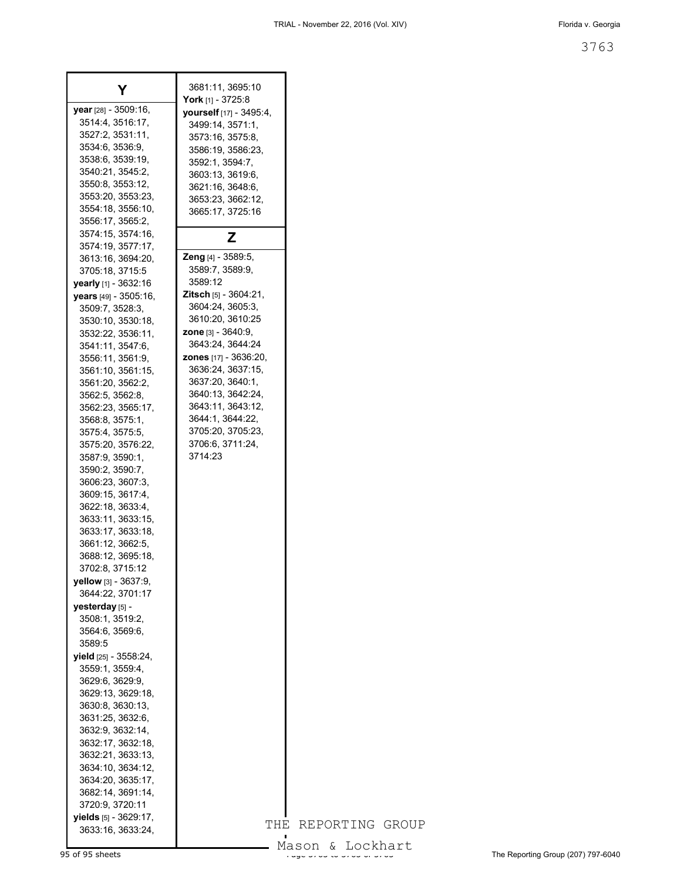## Y

**year** [28] - 3509:16, 3514:4, 3516:17, 3527:2, 3531:11, 3534:6, 3536:9, 3538:6, 3539:19, 3540:21, 3545:2, 3550:8, 3553:12, 3553:20, 3553:23, 3554:18, 3556:10, 3556:17, 3565:2, 3574:15, 3574:16, 3574:19, 3577:17, 3613:16, 3694:20, 3705:18, 3715:5

**yearly** [1] - 3632:16

**years** [49] - 3505:16, 3509:7, 3528:3, 3530:10, 3530:18, 3532:22, 3536:11, 3541:11, 3547:6, 3556:11, 3561:9, 3561:10, 3561:15, 3561:20, 3562:2, 3562:5, 3562:8, 3562:23, 3565:17, 3568:8, 3575:1, 3575:4, 3575:5, 3575:20, 3576:22, 3587:9, 3590:1, 3590:2, 3590:7, 3606:23, 3607:3, 3609:15, 3617:4, 3622:18, 3633:4, 3633:11, 3633:15, 3633:17, 3633:18, 3661:12, 3662:5, 3688:12, 3695:18, 3702:8, 3715:12

**yellow** [3] - 3637:9, 3644:22, 3701:17

**yesterday** [5] - 3508:1, 3519:2, 3564:6, 3569:6, 3589:5

**yield** [25] - 3558:24, 3559:1, 3559:4, 3629:6, 3629:9, 3629:13, 3629:18, 3630:8, 3630:13, 3631:25, 3632:6, 3632:9, 3632:14, 3632:17, 3632:18, 3632:21, 3633:13, 3634:10, 3634:12, 3634:20, 3635:17, 3682:14, 3691:14, 3720:9, 3720:11

**yields** [5] - 3629:17, 3633:16, 3633:24, 3681:11, 3695:10

**York** [1] - 3725:8

**yourself** [17] - 3495:4, 3499:14, 3571:1, 3573:16, 3575:8, 3586:19, 3586:23, 3592:1, 3594:7, 3603:13, 3619:6, 3621:16, 3648:6, 3653:23, 3662:12, 3665:17, 3725:16

## Z

**Zeng** [4] - 3589:5, 3589:7, 3589:9, 3589:12

**Zitsch** [5] - 3604:21, 3604:24, 3605:3, 3610:20, 3610:25

**zone** [3] - 3640:9, 3643:24, 3644:24

**zones** [17] - 3636:20, 3636:24, 3637:15, 3637:20, 3640:1, 3640:13, 3642:24, 3643:11, 3643:12, 3644:1, 3644:22, 3705:20, 3705:23, 3706:6, 3711:24, 3714:23